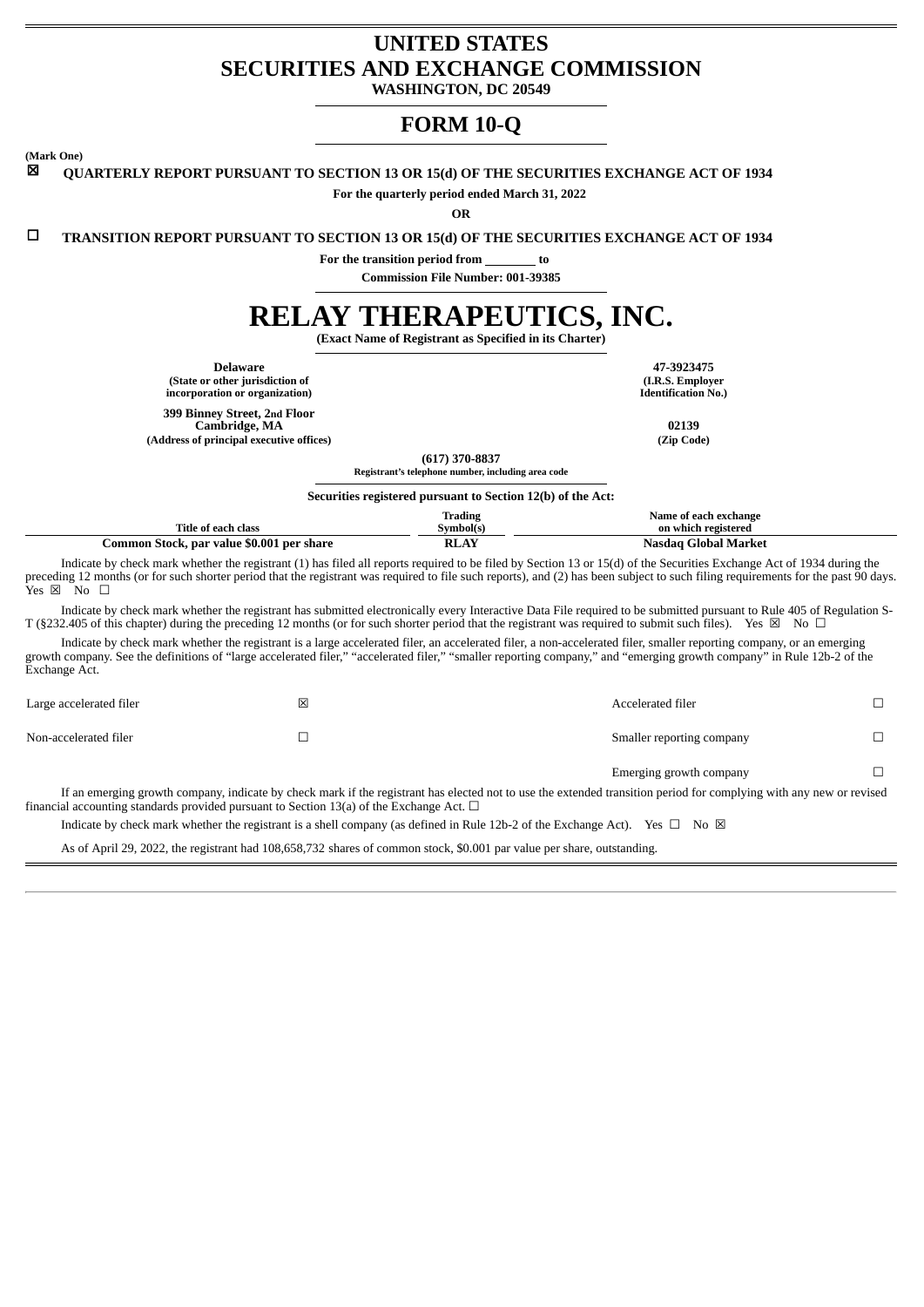# UNITED STATES
# SECURITIES AND EXCHANGE COMMISSION

**WASHINGTON, DC 20549**

## FORM 10-Q

**(Mark One)**

☒ **QUARTERLY REPORT PURSUANT TO SECTION 13 OR 15(d) OF THE SECURITIES EXCHANGE ACT OF 1934**

**For the quarterly period ended March 31, 2022**

**OR**

☐ **TRANSITION REPORT PURSUANT TO SECTION 13 OR 15(d) OF THE SECURITIES EXCHANGE ACT OF 1934**

**For the transition period from ________ to**

**Commission File Number: 001-39385**

# RELAY THERAPEUTICS, INC.

**(Exact Name of Registrant as Specified in its Charter)**

| | |
|---|---|
| **Delaware** | **47-3923475** |
| **(State or other jurisdiction of incorporation or organization)** | **(I.R.S. Employer Identification No.)** |
| **399 Binney Street, 2nd Floor Cambridge, MA** | **02139** |
| **(Address of principal executive offices)** | **(Zip Code)** |

**(617) 370-8837**
**Registrant's telephone number, including area code**

**Securities registered pursuant to Section 12(b) of the Act:**

| Title of each class | Trading Symbol(s) | Name of each exchange on which registered |
|---|---|---|
| **Common Stock, par value $0.001 per share** | **RLAY** | **Nasdaq Global Market** |

Indicate by check mark whether the registrant (1) has filed all reports required to be filed by Section 13 or 15(d) of the Securities Exchange Act of 1934 during the preceding 12 months (or for such shorter period that the registrant was required to file such reports), and (2) has been subject to such filing requirements for the past 90 days. Yes ☒ No ☐

Indicate by check mark whether the registrant has submitted electronically every Interactive Data File required to be submitted pursuant to Rule 405 of Regulation S-T (§232.405 of this chapter) during the preceding 12 months (or for such shorter period that the registrant was required to submit such files). Yes ☒ No ☐

Indicate by check mark whether the registrant is a large accelerated filer, an accelerated filer, a non-accelerated filer, smaller reporting company, or an emerging growth company. See the definitions of "large accelerated filer," "accelerated filer," "smaller reporting company," and "emerging growth company" in Rule 12b-2 of the Exchange Act.

| | | | |
|---|---|---|---|
| Large accelerated filer | ☒ | Accelerated filer | ☐ |
| Non-accelerated filer | ☐ | Smaller reporting company | ☐ |
| | | Emerging growth company | ☐ |

If an emerging growth company, indicate by check mark if the registrant has elected not to use the extended transition period for complying with any new or revised financial accounting standards provided pursuant to Section 13(a) of the Exchange Act. ☐

Indicate by check mark whether the registrant is a shell company (as defined in Rule 12b-2 of the Exchange Act). Yes ☐ No ☒

As of April 29, 2022, the registrant had 108,658,732 shares of common stock, $0.001 par value per share, outstanding.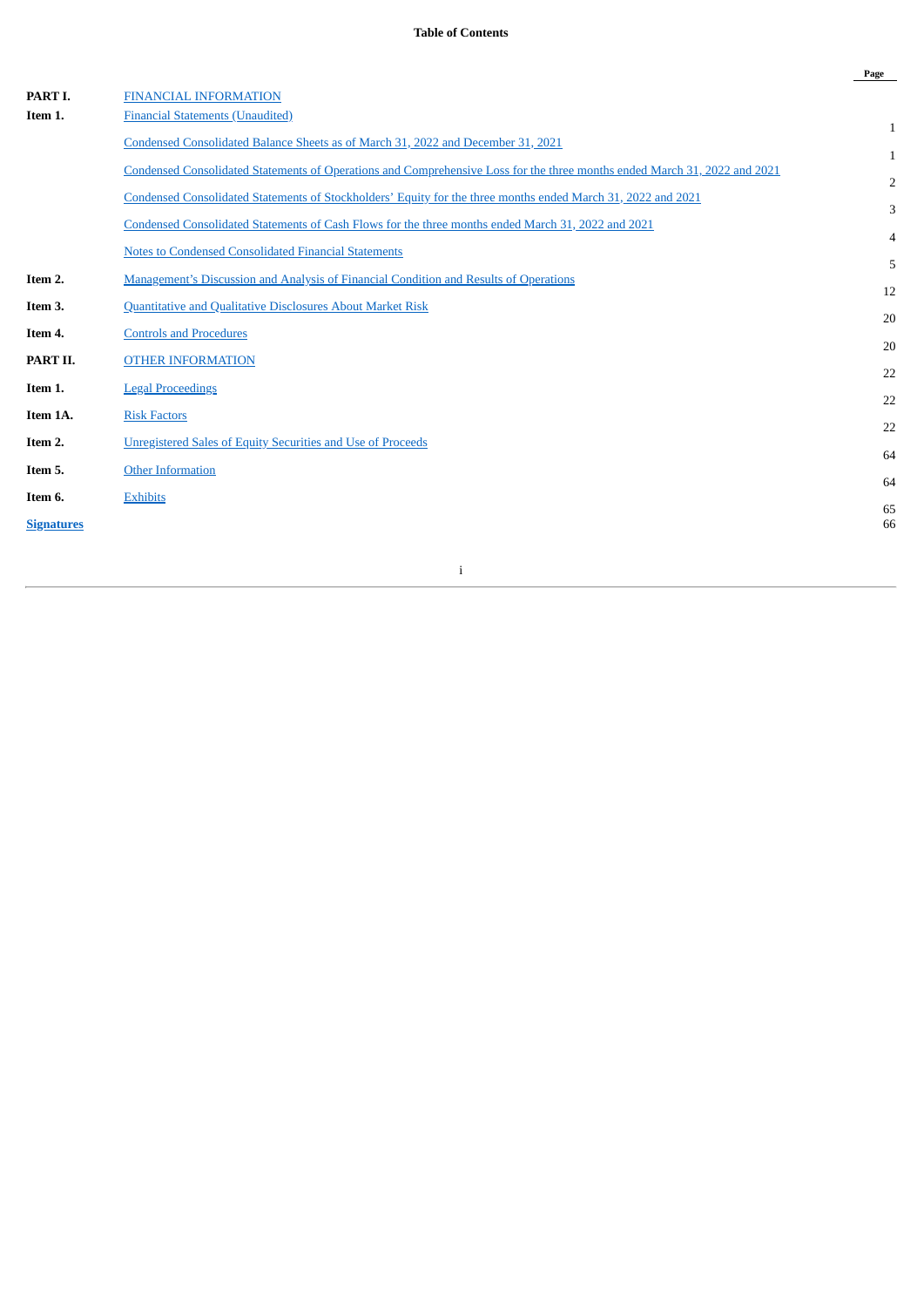**Table of Contents**

| | | Page |
|---|---|---|
| **PART I.** | FINANCIAL INFORMATION | 1 |
| **Item 1.** | Financial Statements (Unaudited) | 1 |
| | Condensed Consolidated Balance Sheets as of March 31, 2022 and December 31, 2021 | 2 |
| | Condensed Consolidated Statements of Operations and Comprehensive Loss for the three months ended March 31, 2022 and 2021 | 3 |
| | Condensed Consolidated Statements of Stockholders' Equity for the three months ended March 31, 2022 and 2021 | 4 |
| | Condensed Consolidated Statements of Cash Flows for the three months ended March 31, 2022 and 2021 | 5 |
| | Notes to Condensed Consolidated Financial Statements | 12 |
| **Item 2.** | Management's Discussion and Analysis of Financial Condition and Results of Operations | 20 |
| **Item 3.** | Quantitative and Qualitative Disclosures About Market Risk | 20 |
| **Item 4.** | Controls and Procedures | 22 |
| **PART II.** | OTHER INFORMATION | 22 |
| **Item 1.** | Legal Proceedings | 22 |
| **Item 1A.** | Risk Factors | 64 |
| **Item 2.** | Unregistered Sales of Equity Securities and Use of Proceeds | 64 |
| **Item 5.** | Other Information | 65 |
| **Item 6.** | Exhibits | 66 |
| **Signatures** | | |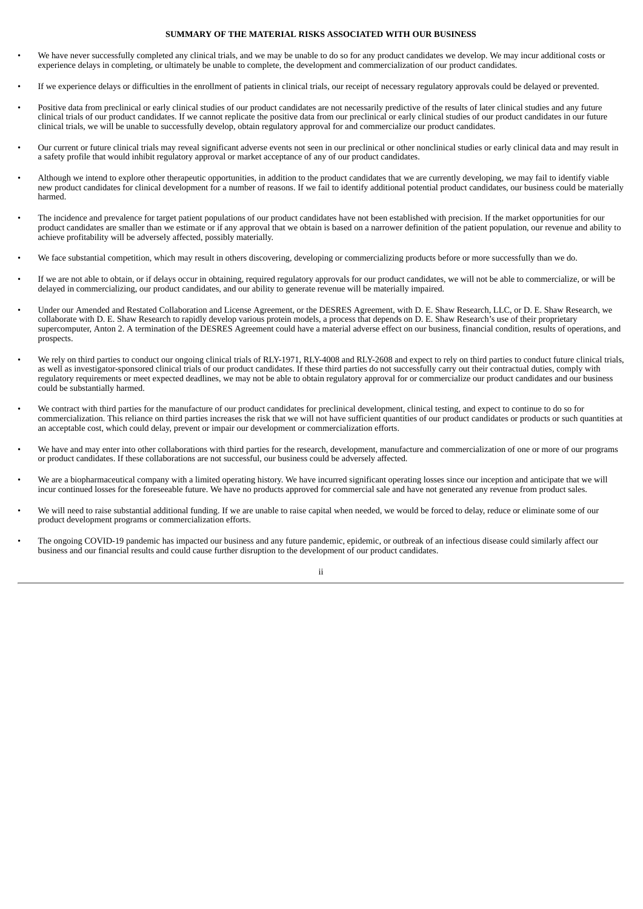## SUMMARY OF THE MATERIAL RISKS ASSOCIATED WITH OUR BUSINESS

- We have never successfully completed any clinical trials, and we may be unable to do so for any product candidates we develop. We may incur additional costs or experience delays in completing, or ultimately be unable to complete, the development and commercialization of our product candidates.
- If we experience delays or difficulties in the enrollment of patients in clinical trials, our receipt of necessary regulatory approvals could be delayed or prevented.
- Positive data from preclinical or early clinical studies of our product candidates are not necessarily predictive of the results of later clinical studies and any future clinical trials of our product candidates. If we cannot replicate the positive data from our preclinical or early clinical studies of our product candidates in our future clinical trials, we will be unable to successfully develop, obtain regulatory approval for and commercialize our product candidates.
- Our current or future clinical trials may reveal significant adverse events not seen in our preclinical or other nonclinical studies or early clinical data and may result in a safety profile that would inhibit regulatory approval or market acceptance of any of our product candidates.
- Although we intend to explore other therapeutic opportunities, in addition to the product candidates that we are currently developing, we may fail to identify viable new product candidates for clinical development for a number of reasons. If we fail to identify additional potential product candidates, our business could be materially harmed.
- The incidence and prevalence for target patient populations of our product candidates have not been established with precision. If the market opportunities for our product candidates are smaller than we estimate or if any approval that we obtain is based on a narrower definition of the patient population, our revenue and ability to achieve profitability will be adversely affected, possibly materially.
- We face substantial competition, which may result in others discovering, developing or commercializing products before or more successfully than we do.
- If we are not able to obtain, or if delays occur in obtaining, required regulatory approvals for our product candidates, we will not be able to commercialize, or will be delayed in commercializing, our product candidates, and our ability to generate revenue will be materially impaired.
- Under our Amended and Restated Collaboration and License Agreement, or the DESRES Agreement, with D. E. Shaw Research, LLC, or D. E. Shaw Research, we collaborate with D. E. Shaw Research to rapidly develop various protein models, a process that depends on D. E. Shaw Research's use of their proprietary supercomputer, Anton 2. A termination of the DESRES Agreement could have a material adverse effect on our business, financial condition, results of operations, and prospects.
- We rely on third parties to conduct our ongoing clinical trials of RLY-1971, RLY-4008 and RLY-2608 and expect to rely on third parties to conduct future clinical trials, as well as investigator-sponsored clinical trials of our product candidates. If these third parties do not successfully carry out their contractual duties, comply with regulatory requirements or meet expected deadlines, we may not be able to obtain regulatory approval for or commercialize our product candidates and our business could be substantially harmed.
- We contract with third parties for the manufacture of our product candidates for preclinical development, clinical testing, and expect to continue to do so for commercialization. This reliance on third parties increases the risk that we will not have sufficient quantities of our product candidates or products or such quantities at an acceptable cost, which could delay, prevent or impair our development or commercialization efforts.
- We have and may enter into other collaborations with third parties for the research, development, manufacture and commercialization of one or more of our programs or product candidates. If these collaborations are not successful, our business could be adversely affected.
- We are a biopharmaceutical company with a limited operating history. We have incurred significant operating losses since our inception and anticipate that we will incur continued losses for the foreseeable future. We have no products approved for commercial sale and have not generated any revenue from product sales.
- We will need to raise substantial additional funding. If we are unable to raise capital when needed, we would be forced to delay, reduce or eliminate some of our product development programs or commercialization efforts.
- The ongoing COVID-19 pandemic has impacted our business and any future pandemic, epidemic, or outbreak of an infectious disease could similarly affect our business and our financial results and could cause further disruption to the development of our product candidates.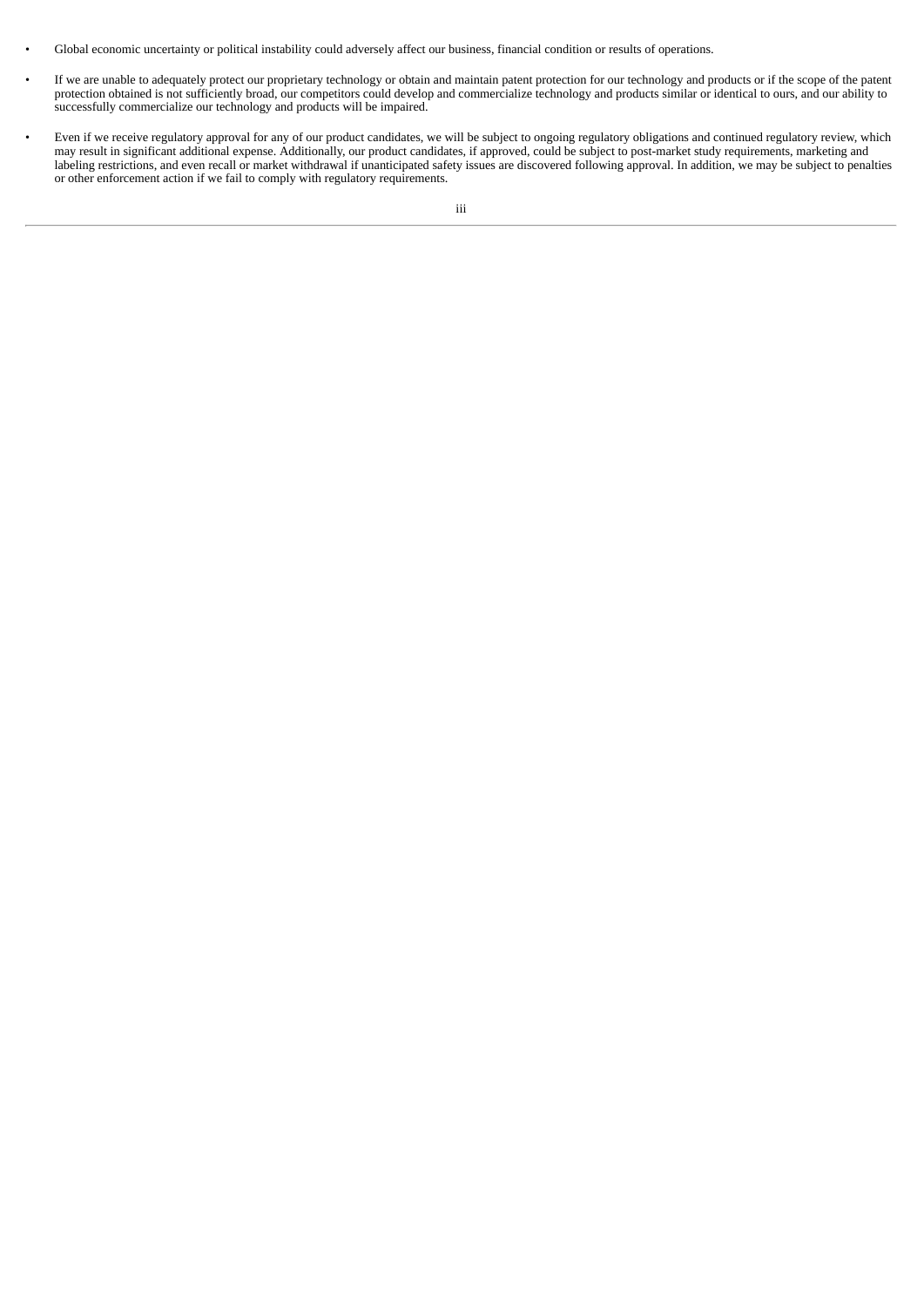- Global economic uncertainty or political instability could adversely affect our business, financial condition or results of operations.
- If we are unable to adequately protect our proprietary technology or obtain and maintain patent protection for our technology and products or if the scope of the patent protection obtained is not sufficiently broad, our competitors could develop and commercialize technology and products similar or identical to ours, and our ability to successfully commercialize our technology and products will be impaired.
- Even if we receive regulatory approval for any of our product candidates, we will be subject to ongoing regulatory obligations and continued regulatory review, which may result in significant additional expense. Additionally, our product candidates, if approved, could be subject to post-market study requirements, marketing and labeling restrictions, and even recall or market withdrawal if unanticipated safety issues are discovered following approval. In addition, we may be subject to penalties or other enforcement action if we fail to comply with regulatory requirements.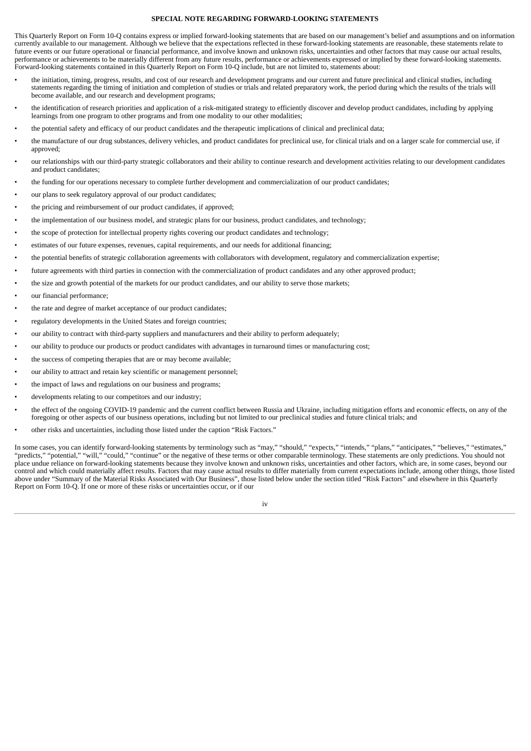**SPECIAL NOTE REGARDING FORWARD-LOOKING STATEMENTS**

This Quarterly Report on Form 10-Q contains express or implied forward-looking statements that are based on our management's belief and assumptions and on information currently available to our management. Although we believe that the expectations reflected in these forward-looking statements are reasonable, these statements relate to future events or our future operational or financial performance, and involve known and unknown risks, uncertainties and other factors that may cause our actual results, performance or achievements to be materially different from any future results, performance or achievements expressed or implied by these forward-looking statements. Forward-looking statements contained in this Quarterly Report on Form 10-Q include, but are not limited to, statements about:

- the initiation, timing, progress, results, and cost of our research and development programs and our current and future preclinical and clinical studies, including statements regarding the timing of initiation and completion of studies or trials and related preparatory work, the period during which the results of the trials will become available, and our research and development programs;
- the identification of research priorities and application of a risk-mitigated strategy to efficiently discover and develop product candidates, including by applying learnings from one program to other programs and from one modality to our other modalities;
- the potential safety and efficacy of our product candidates and the therapeutic implications of clinical and preclinical data;
- the manufacture of our drug substances, delivery vehicles, and product candidates for preclinical use, for clinical trials and on a larger scale for commercial use, if approved;
- our relationships with our third-party strategic collaborators and their ability to continue research and development activities relating to our development candidates and product candidates;
- the funding for our operations necessary to complete further development and commercialization of our product candidates;
- our plans to seek regulatory approval of our product candidates;
- the pricing and reimbursement of our product candidates, if approved;
- the implementation of our business model, and strategic plans for our business, product candidates, and technology;
- the scope of protection for intellectual property rights covering our product candidates and technology;
- estimates of our future expenses, revenues, capital requirements, and our needs for additional financing;
- the potential benefits of strategic collaboration agreements with collaborators with development, regulatory and commercialization expertise;
- future agreements with third parties in connection with the commercialization of product candidates and any other approved product;
- the size and growth potential of the markets for our product candidates, and our ability to serve those markets;
- our financial performance;
- the rate and degree of market acceptance of our product candidates;
- regulatory developments in the United States and foreign countries;
- our ability to contract with third-party suppliers and manufacturers and their ability to perform adequately;
- our ability to produce our products or product candidates with advantages in turnaround times or manufacturing cost;
- the success of competing therapies that are or may become available;
- our ability to attract and retain key scientific or management personnel;
- the impact of laws and regulations on our business and programs;
- developments relating to our competitors and our industry;
- the effect of the ongoing COVID-19 pandemic and the current conflict between Russia and Ukraine, including mitigation efforts and economic effects, on any of the foregoing or other aspects of our business operations, including but not limited to our preclinical studies and future clinical trials; and
- other risks and uncertainties, including those listed under the caption "Risk Factors."

In some cases, you can identify forward-looking statements by terminology such as "may," "should," "expects," "intends," "plans," "anticipates," "believes," "estimates," "predicts," "potential," "will," "could," "continue" or the negative of these terms or other comparable terminology. These statements are only predictions. You should not place undue reliance on forward-looking statements because they involve known and unknown risks, uncertainties and other factors, which are, in some cases, beyond our control and which could materially affect results. Factors that may cause actual results to differ materially from current expectations include, among other things, those listed above under "Summary of the Material Risks Associated with Our Business", those listed below under the section titled "Risk Factors" and elsewhere in this Quarterly Report on Form 10-Q. If one or more of these risks or uncertainties occur, or if our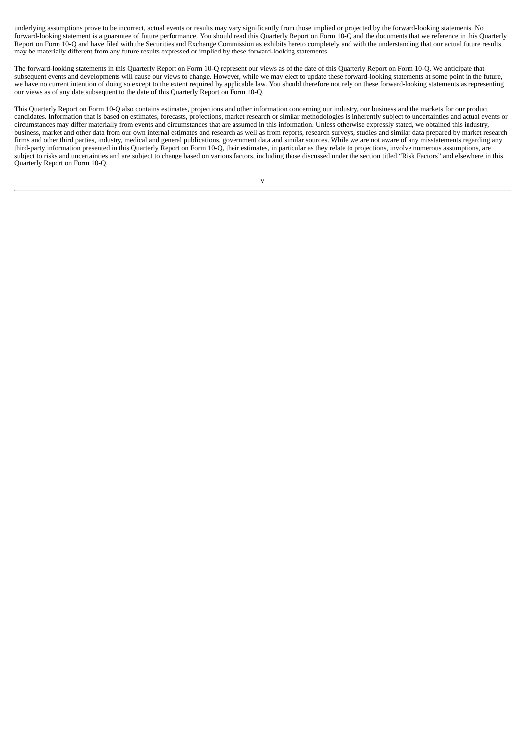underlying assumptions prove to be incorrect, actual events or results may vary significantly from those implied or projected by the forward-looking statements. No forward-looking statement is a guarantee of future performance. You should read this Quarterly Report on Form 10-Q and the documents that we reference in this Quarterly Report on Form 10-Q and have filed with the Securities and Exchange Commission as exhibits hereto completely and with the understanding that our actual future results may be materially different from any future results expressed or implied by these forward-looking statements.

The forward-looking statements in this Quarterly Report on Form 10-Q represent our views as of the date of this Quarterly Report on Form 10-Q. We anticipate that subsequent events and developments will cause our views to change. However, while we may elect to update these forward-looking statements at some point in the future, we have no current intention of doing so except to the extent required by applicable law. You should therefore not rely on these forward-looking statements as representing our views as of any date subsequent to the date of this Quarterly Report on Form 10-Q.

This Quarterly Report on Form 10-Q also contains estimates, projections and other information concerning our industry, our business and the markets for our product candidates. Information that is based on estimates, forecasts, projections, market research or similar methodologies is inherently subject to uncertainties and actual events or circumstances may differ materially from events and circumstances that are assumed in this information. Unless otherwise expressly stated, we obtained this industry, business, market and other data from our own internal estimates and research as well as from reports, research surveys, studies and similar data prepared by market research firms and other third parties, industry, medical and general publications, government data and similar sources. While we are not aware of any misstatements regarding any third-party information presented in this Quarterly Report on Form 10-Q, their estimates, in particular as they relate to projections, involve numerous assumptions, are subject to risks and uncertainties and are subject to change based on various factors, including those discussed under the section titled "Risk Factors" and elsewhere in this Quarterly Report on Form 10-Q.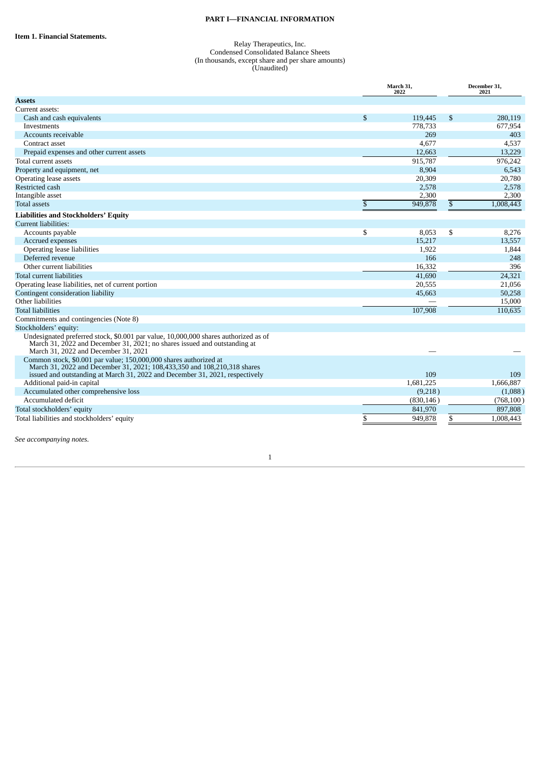## PART I—FINANCIAL INFORMATION

### Item 1. Financial Statements.

Relay Therapeutics, Inc.
Condensed Consolidated Balance Sheets
(In thousands, except share and per share amounts)
(Unaudited)

| | March 31, 2022 | December 31, 2021 |
|---|---|---|
| **Assets** | | |
| Current assets: | | |
| Cash and cash equivalents | $ 119,445 | $ 280,119 |
| Investments | 778,733 | 677,954 |
| Accounts receivable | 269 | 403 |
| Contract asset | 4,677 | 4,537 |
| Prepaid expenses and other current assets | 12,663 | 13,229 |
| Total current assets | 915,787 | 976,242 |
| Property and equipment, net | 8,904 | 6,543 |
| Operating lease assets | 20,309 | 20,780 |
| Restricted cash | 2,578 | 2,578 |
| Intangible asset | 2,300 | 2,300 |
| Total assets | $ 949,878 | $ 1,008,443 |
| **Liabilities and Stockholders' Equity** | | |
| Current liabilities: | | |
| Accounts payable | $ 8,053 | $ 8,276 |
| Accrued expenses | 15,217 | 13,557 |
| Operating lease liabilities | 1,922 | 1,844 |
| Deferred revenue | 166 | 248 |
| Other current liabilities | 16,332 | 396 |
| Total current liabilities | 41,690 | 24,321 |
| Operating lease liabilities, net of current portion | 20,555 | 21,056 |
| Contingent consideration liability | 45,663 | 50,258 |
| Other liabilities | — | 15,000 |
| Total liabilities | 107,908 | 110,635 |
| Commitments and contingencies (Note 8) | | |
| Stockholders' equity: | | |
| Undesignated preferred stock, $0.001 par value, 10,000,000 shares authorized as of March 31, 2022 and December 31, 2021; no shares issued and outstanding at March 31, 2022 and December 31, 2021 | — | — |
| Common stock, $0.001 par value; 150,000,000 shares authorized at March 31, 2022 and December 31, 2021; 108,433,350 and 108,210,318 shares issued and outstanding at March 31, 2022 and December 31, 2021, respectively | 109 | 109 |
| Additional paid-in capital | 1,681,225 | 1,666,887 |
| Accumulated other comprehensive loss | (9,218) | (1,088) |
| Accumulated deficit | (830,146) | (768,100) |
| Total stockholders' equity | 841,970 | 897,808 |
| Total liabilities and stockholders' equity | $ 949,878 | $ 1,008,443 |

*See accompanying notes.*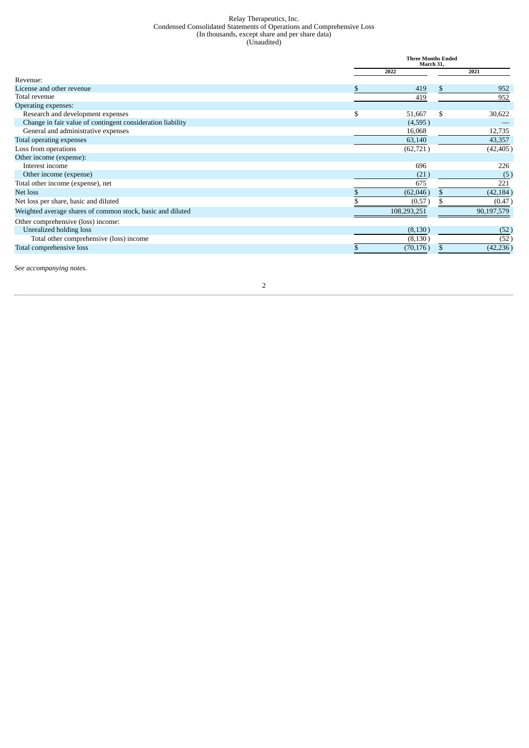Relay Therapeutics, Inc.
Condensed Consolidated Statements of Operations and Comprehensive Loss
(In thousands, except share and per share data)
(Unaudited)

| | Three Months Ended March 31, | |
|---|---|---|
| | 2022 | 2021 |
| Revenue: | | |
| License and other revenue | $ 419 | $ 952 |
| Total revenue | 419 | 952 |
| Operating expenses: | | |
| Research and development expenses | $ 51,667 | $ 30,622 |
| Change in fair value of contingent consideration liability | (4,595) | — |
| General and administrative expenses | 16,068 | 12,735 |
| Total operating expenses | 63,140 | 43,357 |
| Loss from operations | (62,721) | (42,405) |
| Other income (expense): | | |
| Interest income | 696 | 226 |
| Other income (expense) | (21) | (5) |
| Total other income (expense), net | 675 | 221 |
| Net loss | $ (62,046) | $ (42,184) |
| Net loss per share, basic and diluted | $ (0.57) | $ (0.47) |
| Weighted average shares of common stock, basic and diluted | 108,293,251 | 90,197,579 |
| Other comprehensive (loss) income: | | |
| Unrealized holding loss | (8,130) | (52) |
| Total other comprehensive (loss) income | (8,130) | (52) |
| Total comprehensive loss | $ (70,176) | $ (42,236) |

*See accompanying notes.*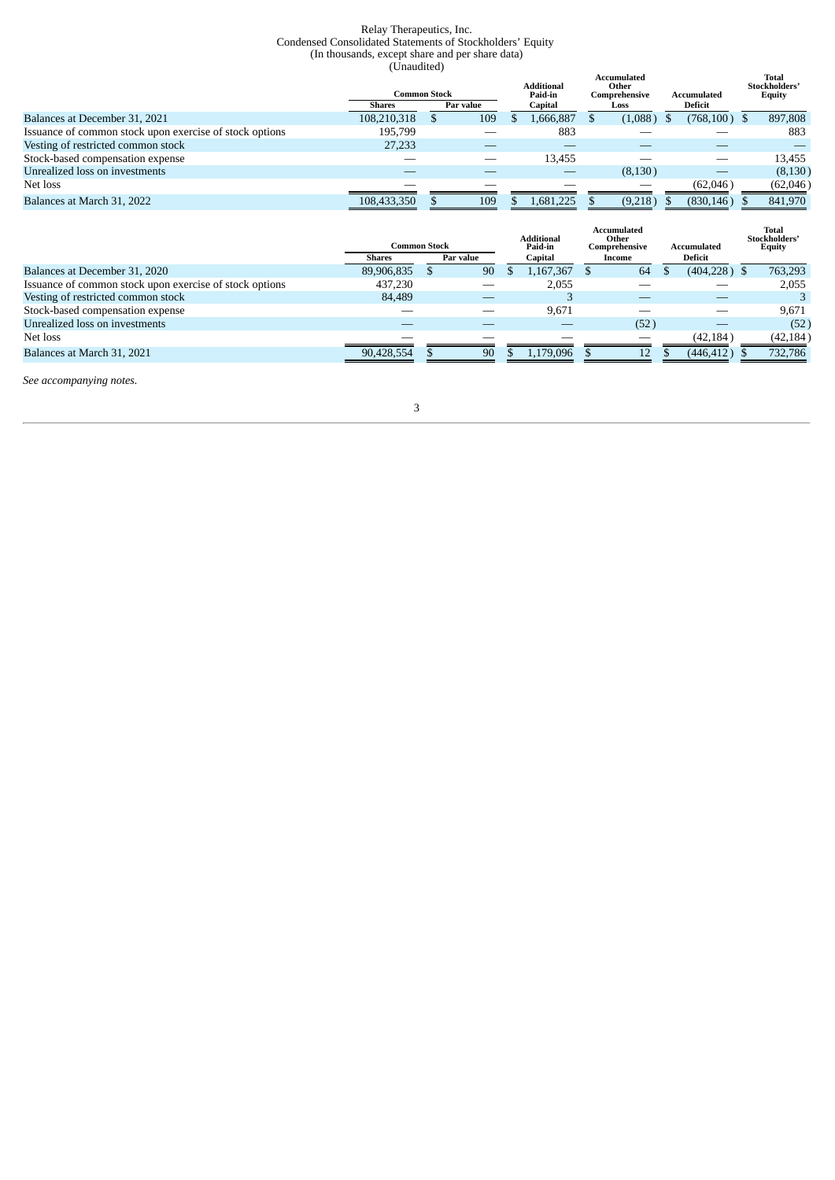Relay Therapeutics, Inc.
Condensed Consolidated Statements of Stockholders' Equity
(In thousands, except share and per share data)
(Unaudited)

| | Common Stock | | Additional Paid-in Capital | Accumulated Other Comprehensive Loss | Accumulated Deficit | Total Stockholders' Equity |
|---|---|---|---|---|---|---|
| | Shares | Par value | | | | |
| Balances at December 31, 2021 | 108,210,318 | $ 109 | $ 1,666,887 | $ (1,088) | $ (768,100) | $ 897,808 |
| Issuance of common stock upon exercise of stock options | 195,799 | — | 883 | — | — | 883 |
| Vesting of restricted common stock | 27,233 | — | — | — | — | — |
| Stock-based compensation expense | — | — | 13,455 | — | — | 13,455 |
| Unrealized loss on investments | — | — | — | (8,130) | — | (8,130) |
| Net loss | — | — | — | — | (62,046) | (62,046) |
| Balances at March 31, 2022 | 108,433,350 | $ 109 | $ 1,681,225 | $ (9,218) | $ (830,146) | $ 841,970 |

| | Common Stock | | Additional Paid-in Capital | Accumulated Other Comprehensive Income | Accumulated Deficit | Total Stockholders' Equity |
|---|---|---|---|---|---|---|
| | Shares | Par value | | | | |
| Balances at December 31, 2020 | 89,906,835 | $ 90 | $ 1,167,367 | $ 64 | $ (404,228) | $ 763,293 |
| Issuance of common stock upon exercise of stock options | 437,230 | — | 2,055 | — | — | 2,055 |
| Vesting of restricted common stock | 84,489 | — | 3 | — | — | 3 |
| Stock-based compensation expense | — | — | 9,671 | — | — | 9,671 |
| Unrealized loss on investments | — | — | — | (52) | — | (52) |
| Net loss | — | — | — | — | (42,184) | (42,184) |
| Balances at March 31, 2021 | 90,428,554 | $ 90 | $ 1,179,096 | $ 12 | $ (446,412) | $ 732,786 |

*See accompanying notes.*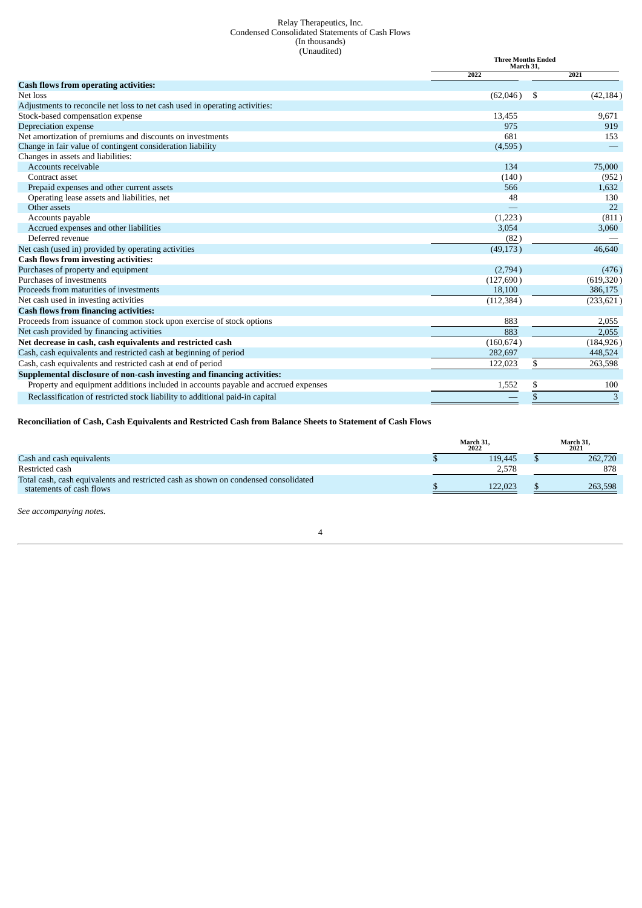Relay Therapeutics, Inc.
Condensed Consolidated Statements of Cash Flows
(In thousands)
(Unaudited)

| | Three Months Ended March 31, | |
|---|---|---|
| | 2022 | 2021 |
| **Cash flows from operating activities:** | | |
| Net loss | (62,046) | $ (42,184) |
| Adjustments to reconcile net loss to net cash used in operating activities: | | |
| Stock-based compensation expense | 13,455 | 9,671 |
| Depreciation expense | 975 | 919 |
| Net amortization of premiums and discounts on investments | 681 | 153 |
| Change in fair value of contingent consideration liability | (4,595) | — |
| Changes in assets and liabilities: | | |
| Accounts receivable | 134 | 75,000 |
| Contract asset | (140) | (952) |
| Prepaid expenses and other current assets | 566 | 1,632 |
| Operating lease assets and liabilities, net | 48 | 130 |
| Other assets | — | 22 |
| Accounts payable | (1,223) | (811) |
| Accrued expenses and other liabilities | 3,054 | 3,060 |
| Deferred revenue | (82) | — |
| Net cash (used in) provided by operating activities | (49,173) | 46,640 |
| **Cash flows from investing activities:** | | |
| Purchases of property and equipment | (2,794) | (476) |
| Purchases of investments | (127,690) | (619,320) |
| Proceeds from maturities of investments | 18,100 | 386,175 |
| Net cash used in investing activities | (112,384) | (233,621) |
| **Cash flows from financing activities:** | | |
| Proceeds from issuance of common stock upon exercise of stock options | 883 | 2,055 |
| Net cash provided by financing activities | 883 | 2,055 |
| **Net decrease in cash, cash equivalents and restricted cash** | (160,674) | (184,926) |
| Cash, cash equivalents and restricted cash at beginning of period | 282,697 | 448,524 |
| Cash, cash equivalents and restricted cash at end of period | 122,023 | $ 263,598 |
| **Supplemental disclosure of non-cash investing and financing activities:** | | |
| Property and equipment additions included in accounts payable and accrued expenses | 1,552 | $ 100 |
| Reclassification of restricted stock liability to additional paid-in capital | — | $ 3 |

**Reconciliation of Cash, Cash Equivalents and Restricted Cash from Balance Sheets to Statement of Cash Flows**

| | March 31, 2022 | March 31, 2021 |
|---|---|---|
| Cash and cash equivalents | $ 119,445 | $ 262,720 |
| Restricted cash | 2,578 | 878 |
| Total cash, cash equivalents and restricted cash as shown on condensed consolidated statements of cash flows | $ 122,023 | $ 263,598 |

*See accompanying notes.*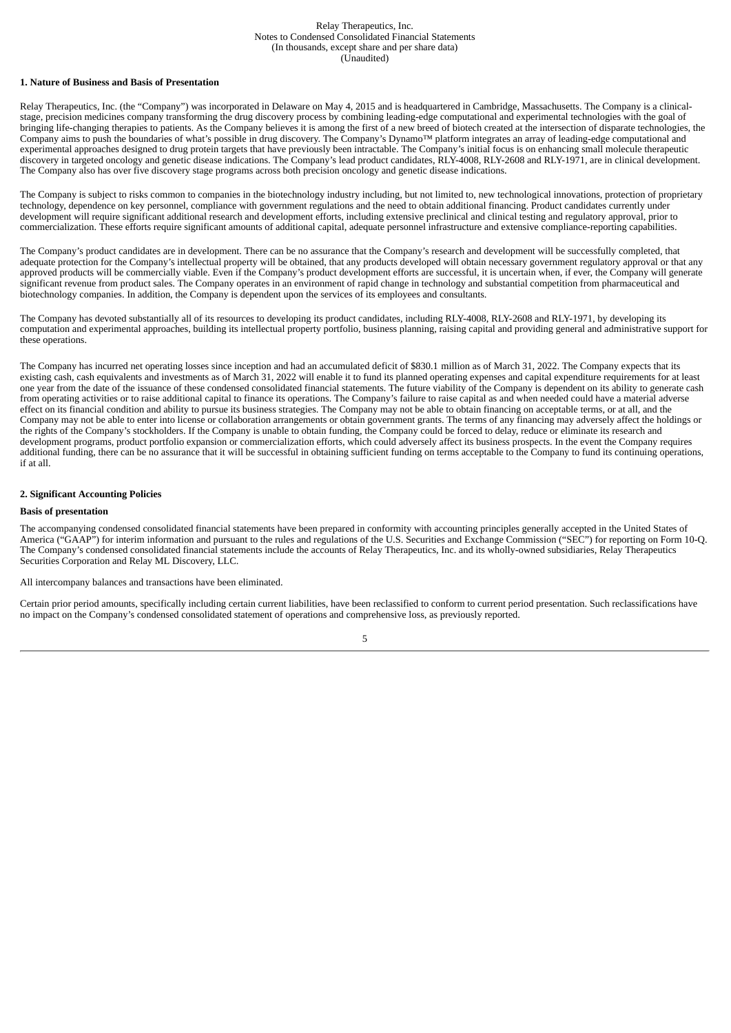Relay Therapeutics, Inc.
Notes to Condensed Consolidated Financial Statements
(In thousands, except share and per share data)
(Unaudited)

**1. Nature of Business and Basis of Presentation**

Relay Therapeutics, Inc. (the "Company") was incorporated in Delaware on May 4, 2015 and is headquartered in Cambridge, Massachusetts. The Company is a clinical-stage, precision medicines company transforming the drug discovery process by combining leading-edge computational and experimental technologies with the goal of bringing life-changing therapies to patients. As the Company believes it is among the first of a new breed of biotech created at the intersection of disparate technologies, the Company aims to push the boundaries of what's possible in drug discovery. The Company's Dynamo™ platform integrates an array of leading-edge computational and experimental approaches designed to drug protein targets that have previously been intractable. The Company's initial focus is on enhancing small molecule therapeutic discovery in targeted oncology and genetic disease indications. The Company's lead product candidates, RLY-4008, RLY-2608 and RLY-1971, are in clinical development. The Company also has over five discovery stage programs across both precision oncology and genetic disease indications.

The Company is subject to risks common to companies in the biotechnology industry including, but not limited to, new technological innovations, protection of proprietary technology, dependence on key personnel, compliance with government regulations and the need to obtain additional financing. Product candidates currently under development will require significant additional research and development efforts, including extensive preclinical and clinical testing and regulatory approval, prior to commercialization. These efforts require significant amounts of additional capital, adequate personnel infrastructure and extensive compliance-reporting capabilities.

The Company's product candidates are in development. There can be no assurance that the Company's research and development will be successfully completed, that adequate protection for the Company's intellectual property will be obtained, that any products developed will obtain necessary government regulatory approval or that any approved products will be commercially viable. Even if the Company's product development efforts are successful, it is uncertain when, if ever, the Company will generate significant revenue from product sales. The Company operates in an environment of rapid change in technology and substantial competition from pharmaceutical and biotechnology companies. In addition, the Company is dependent upon the services of its employees and consultants.

The Company has devoted substantially all of its resources to developing its product candidates, including RLY-4008, RLY-2608 and RLY-1971, by developing its computation and experimental approaches, building its intellectual property portfolio, business planning, raising capital and providing general and administrative support for these operations.

The Company has incurred net operating losses since inception and had an accumulated deficit of $830.1 million as of March 31, 2022. The Company expects that its existing cash, cash equivalents and investments as of March 31, 2022 will enable it to fund its planned operating expenses and capital expenditure requirements for at least one year from the date of the issuance of these condensed consolidated financial statements. The future viability of the Company is dependent on its ability to generate cash from operating activities or to raise additional capital to finance its operations. The Company's failure to raise capital as and when needed could have a material adverse effect on its financial condition and ability to pursue its business strategies. The Company may not be able to obtain financing on acceptable terms, or at all, and the Company may not be able to enter into license or collaboration arrangements or obtain government grants. The terms of any financing may adversely affect the holdings or the rights of the Company's stockholders. If the Company is unable to obtain funding, the Company could be forced to delay, reduce or eliminate its research and development programs, product portfolio expansion or commercialization efforts, which could adversely affect its business prospects. In the event the Company requires additional funding, there can be no assurance that it will be successful in obtaining sufficient funding on terms acceptable to the Company to fund its continuing operations, if at all.

**2. Significant Accounting Policies**

**Basis of presentation**

The accompanying condensed consolidated financial statements have been prepared in conformity with accounting principles generally accepted in the United States of America ("GAAP") for interim information and pursuant to the rules and regulations of the U.S. Securities and Exchange Commission ("SEC") for reporting on Form 10-Q. The Company's condensed consolidated financial statements include the accounts of Relay Therapeutics, Inc. and its wholly-owned subsidiaries, Relay Therapeutics Securities Corporation and Relay ML Discovery, LLC.

All intercompany balances and transactions have been eliminated.

Certain prior period amounts, specifically including certain current liabilities, have been reclassified to conform to current period presentation. Such reclassifications have no impact on the Company's condensed consolidated statement of operations and comprehensive loss, as previously reported.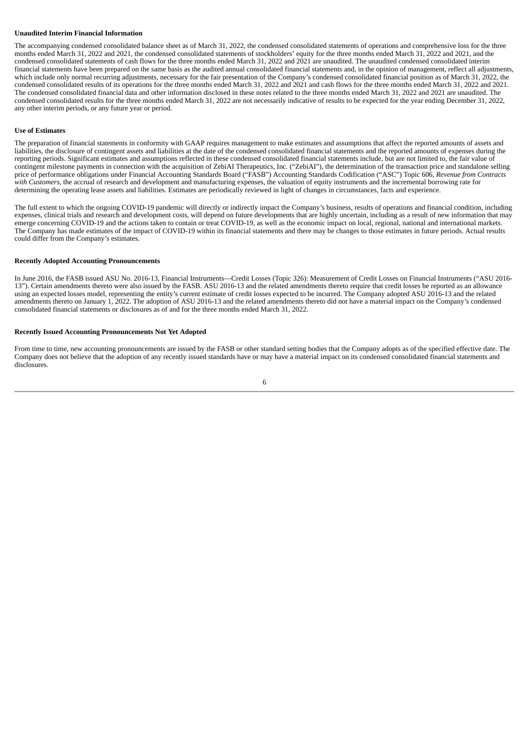**Unaudited Interim Financial Information**

The accompanying condensed consolidated balance sheet as of March 31, 2022, the condensed consolidated statements of operations and comprehensive loss for the three months ended March 31, 2022 and 2021, the condensed consolidated statements of stockholders' equity for the three months ended March 31, 2022 and 2021, and the condensed consolidated statements of cash flows for the three months ended March 31, 2022 and 2021 are unaudited. The unaudited condensed consolidated interim financial statements have been prepared on the same basis as the audited annual consolidated financial statements and, in the opinion of management, reflect all adjustments, which include only normal recurring adjustments, necessary for the fair presentation of the Company's condensed consolidated financial position as of March 31, 2022, the condensed consolidated results of its operations for the three months ended March 31, 2022 and 2021 and cash flows for the three months ended March 31, 2022 and 2021. The condensed consolidated financial data and other information disclosed in these notes related to the three months ended March 31, 2022 and 2021 are unaudited. The condensed consolidated results for the three months ended March 31, 2022 are not necessarily indicative of results to be expected for the year ending December 31, 2022, any other interim periods, or any future year or period.

**Use of Estimates**

The preparation of financial statements in conformity with GAAP requires management to make estimates and assumptions that affect the reported amounts of assets and liabilities, the disclosure of contingent assets and liabilities at the date of the condensed consolidated financial statements and the reported amounts of expenses during the reporting periods. Significant estimates and assumptions reflected in these condensed consolidated financial statements include, but are not limited to, the fair value of contingent milestone payments in connection with the acquisition of ZebiAI Therapeutics, Inc. ("ZebiAI"), the determination of the transaction price and standalone selling price of performance obligations under Financial Accounting Standards Board ("FASB") Accounting Standards Codification ("ASC") Topic 606, *Revenue from Contracts with Customers*, the accrual of research and development and manufacturing expenses, the valuation of equity instruments and the incremental borrowing rate for determining the operating lease assets and liabilities. Estimates are periodically reviewed in light of changes in circumstances, facts and experience.

The full extent to which the ongoing COVID-19 pandemic will directly or indirectly impact the Company's business, results of operations and financial condition, including expenses, clinical trials and research and development costs, will depend on future developments that are highly uncertain, including as a result of new information that may emerge concerning COVID-19 and the actions taken to contain or treat COVID-19, as well as the economic impact on local, regional, national and international markets. The Company has made estimates of the impact of COVID-19 within its financial statements and there may be changes to those estimates in future periods. Actual results could differ from the Company's estimates.

**Recently Adopted Accounting Pronouncements**

In June 2016, the FASB issued ASU No. 2016-13, Financial Instruments—Credit Losses (Topic 326): Measurement of Credit Losses on Financial Instruments ("ASU 2016-13"). Certain amendments thereto were also issued by the FASB. ASU 2016-13 and the related amendments thereto require that credit losses be reported as an allowance using an expected losses model, representing the entity's current estimate of credit losses expected to be incurred. The Company adopted ASU 2016-13 and the related amendments thereto on January 1, 2022. The adoption of ASU 2016-13 and the related amendments thereto did not have a material impact on the Company's condensed consolidated financial statements or disclosures as of and for the three months ended March 31, 2022.

**Recently Issued Accounting Pronouncements Not Yet Adopted**

From time to time, new accounting pronouncements are issued by the FASB or other standard setting bodies that the Company adopts as of the specified effective date. The Company does not believe that the adoption of any recently issued standards have or may have a material impact on its condensed consolidated financial statements and disclosures.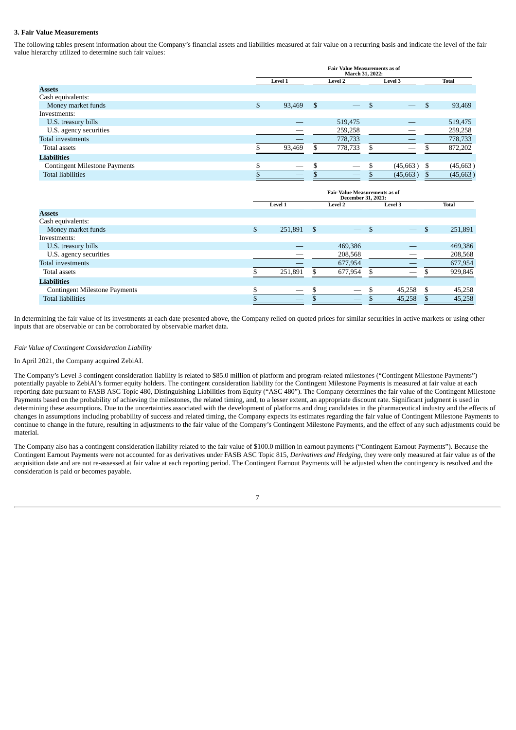### 3. Fair Value Measurements

The following tables present information about the Company's financial assets and liabilities measured at fair value on a recurring basis and indicate the level of the fair value hierarchy utilized to determine such fair values:

| | Fair Value Measurements as of March 31, 2022: | | | |
|---|---|---|---|---|
| | Level 1 | Level 2 | Level 3 | Total |
| **Assets** | | | | |
| Cash equivalents: | | | | |
| Money market funds | $ 93,469 | $ — | $ — | $ 93,469 |
| Investments: | | | | |
| U.S. treasury bills | — | 519,475 | — | 519,475 |
| U.S. agency securities | — | 259,258 | — | 259,258 |
| Total investments | — | 778,733 | — | 778,733 |
| Total assets | $ 93,469 | $ 778,733 | $ — | $ 872,202 |
| **Liabilities** | | | | |
| Contingent Milestone Payments | $ — | $ — | $ (45,663) | $ (45,663) |
| Total liabilities | $ — | $ — | $ (45,663) | $ (45,663) |

| | Fair Value Measurements as of December 31, 2021: | | | |
|---|---|---|---|---|
| | Level 1 | Level 2 | Level 3 | Total |
| **Assets** | | | | |
| Cash equivalents: | | | | |
| Money market funds | $ 251,891 | $ — | $ — | $ 251,891 |
| Investments: | | | | |
| U.S. treasury bills | — | 469,386 | — | 469,386 |
| U.S. agency securities | — | 208,568 | — | 208,568 |
| Total investments | — | 677,954 | — | 677,954 |
| Total assets | $ 251,891 | $ 677,954 | $ — | $ 929,845 |
| **Liabilities** | | | | |
| Contingent Milestone Payments | $ — | $ — | $ 45,258 | $ 45,258 |
| Total liabilities | $ — | $ — | $ 45,258 | $ 45,258 |

In determining the fair value of its investments at each date presented above, the Company relied on quoted prices for similar securities in active markets or using other inputs that are observable or can be corroborated by observable market data.

*Fair Value of Contingent Consideration Liability*

In April 2021, the Company acquired ZebiAI.

The Company's Level 3 contingent consideration liability is related to $85.0 million of platform and program-related milestones ("Contingent Milestone Payments") potentially payable to ZebiAI's former equity holders. The contingent consideration liability for the Contingent Milestone Payments is measured at fair value at each reporting date pursuant to FASB ASC Topic 480, Distinguishing Liabilities from Equity ("ASC 480"). The Company determines the fair value of the Contingent Milestone Payments based on the probability of achieving the milestones, the related timing, and, to a lesser extent, an appropriate discount rate. Significant judgment is used in determining these assumptions. Due to the uncertainties associated with the development of platforms and drug candidates in the pharmaceutical industry and the effects of changes in assumptions including probability of success and related timing, the Company expects its estimates regarding the fair value of Contingent Milestone Payments to continue to change in the future, resulting in adjustments to the fair value of the Company's Contingent Milestone Payments, and the effect of any such adjustments could be material.

The Company also has a contingent consideration liability related to the fair value of $100.0 million in earnout payments ("Contingent Earnout Payments"). Because the Contingent Earnout Payments were not accounted for as derivatives under FASB ASC Topic 815, *Derivatives and Hedging*, they were only measured at fair value as of the acquisition date and are not re-assessed at fair value at each reporting period. The Contingent Earnout Payments will be adjusted when the contingency is resolved and the consideration is paid or becomes payable.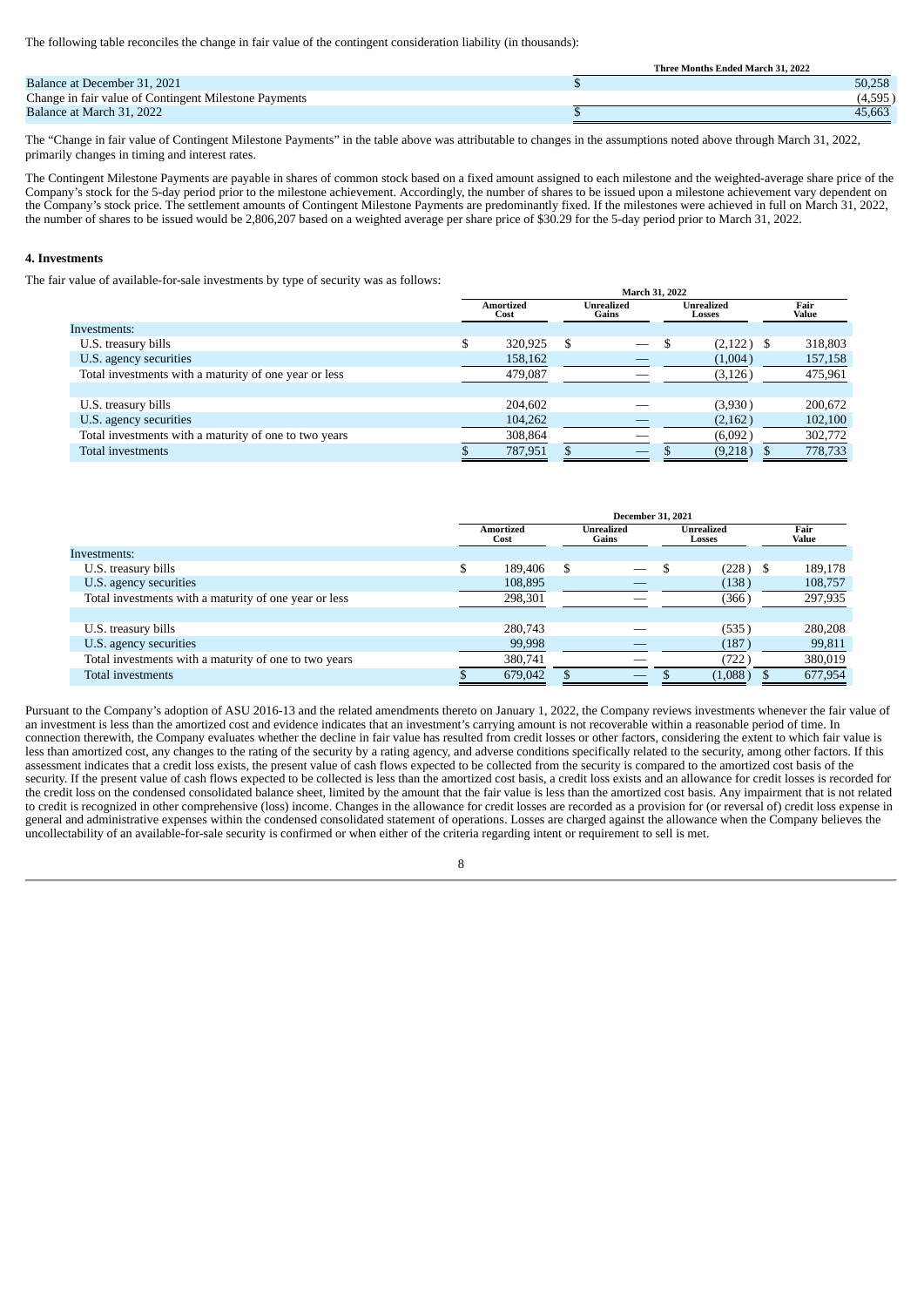The following table reconciles the change in fair value of the contingent consideration liability (in thousands):

| | Three Months Ended March 31, 2022 |
|---|---|
| Balance at December 31, 2021 | $ 50,258 |
| Change in fair value of Contingent Milestone Payments | (4,595) |
| Balance at March 31, 2022 | $ 45,663 |

The "Change in fair value of Contingent Milestone Payments" in the table above was attributable to changes in the assumptions noted above through March 31, 2022, primarily changes in timing and interest rates.

The Contingent Milestone Payments are payable in shares of common stock based on a fixed amount assigned to each milestone and the weighted-average share price of the Company's stock for the 5-day period prior to the milestone achievement. Accordingly, the number of shares to be issued upon a milestone achievement vary dependent on the Company's stock price. The settlement amounts of Contingent Milestone Payments are predominantly fixed. If the milestones were achieved in full on March 31, 2022, the number of shares to be issued would be 2,806,207 based on a weighted average per share price of $30.29 for the 5-day period prior to March 31, 2022.

**4. Investments**

The fair value of available-for-sale investments by type of security was as follows:

| | March 31, 2022 | | | |
|---|---|---|---|---|
| | Amortized Cost | Unrealized Gains | Unrealized Losses | Fair Value |
| Investments: | | | | |
| U.S. treasury bills | $ 320,925 | $ — | $ (2,122) | $ 318,803 |
| U.S. agency securities | 158,162 | — | (1,004) | 157,158 |
| Total investments with a maturity of one year or less | 479,087 | — | (3,126) | 475,961 |
| | | | | |
| U.S. treasury bills | 204,602 | — | (3,930) | 200,672 |
| U.S. agency securities | 104,262 | — | (2,162) | 102,100 |
| Total investments with a maturity of one to two years | 308,864 | — | (6,092) | 302,772 |
| Total investments | $ 787,951 | $ — | $ (9,218) | $ 778,733 |

| | December 31, 2021 | | | |
|---|---|---|---|---|
| | Amortized Cost | Unrealized Gains | Unrealized Losses | Fair Value |
| Investments: | | | | |
| U.S. treasury bills | $ 189,406 | $ — | $ (228) | $ 189,178 |
| U.S. agency securities | 108,895 | — | (138) | 108,757 |
| Total investments with a maturity of one year or less | 298,301 | — | (366) | 297,935 |
| | | | | |
| U.S. treasury bills | 280,743 | — | (535) | 280,208 |
| U.S. agency securities | 99,998 | — | (187) | 99,811 |
| Total investments with a maturity of one to two years | 380,741 | — | (722) | 380,019 |
| Total investments | $ 679,042 | $ — | $ (1,088) | $ 677,954 |

Pursuant to the Company's adoption of ASU 2016-13 and the related amendments thereto on January 1, 2022, the Company reviews investments whenever the fair value of an investment is less than the amortized cost and evidence indicates that an investment's carrying amount is not recoverable within a reasonable period of time. In connection therewith, the Company evaluates whether the decline in fair value has resulted from credit losses or other factors, considering the extent to which fair value is less than amortized cost, any changes to the rating of the security by a rating agency, and adverse conditions specifically related to the security, among other factors. If this assessment indicates that a credit loss exists, the present value of cash flows expected to be collected from the security is compared to the amortized cost basis of the security. If the present value of cash flows expected to be collected is less than the amortized cost basis, a credit loss exists and an allowance for credit losses is recorded for the credit loss on the condensed consolidated balance sheet, limited by the amount that the fair value is less than the amortized cost basis. Any impairment that is not related to credit is recognized in other comprehensive (loss) income. Changes in the allowance for credit losses are recorded as a provision for (or reversal of) credit loss expense in general and administrative expenses within the condensed consolidated statement of operations. Losses are charged against the allowance when the Company believes the uncollectability of an available-for-sale security is confirmed or when either of the criteria regarding intent or requirement to sell is met.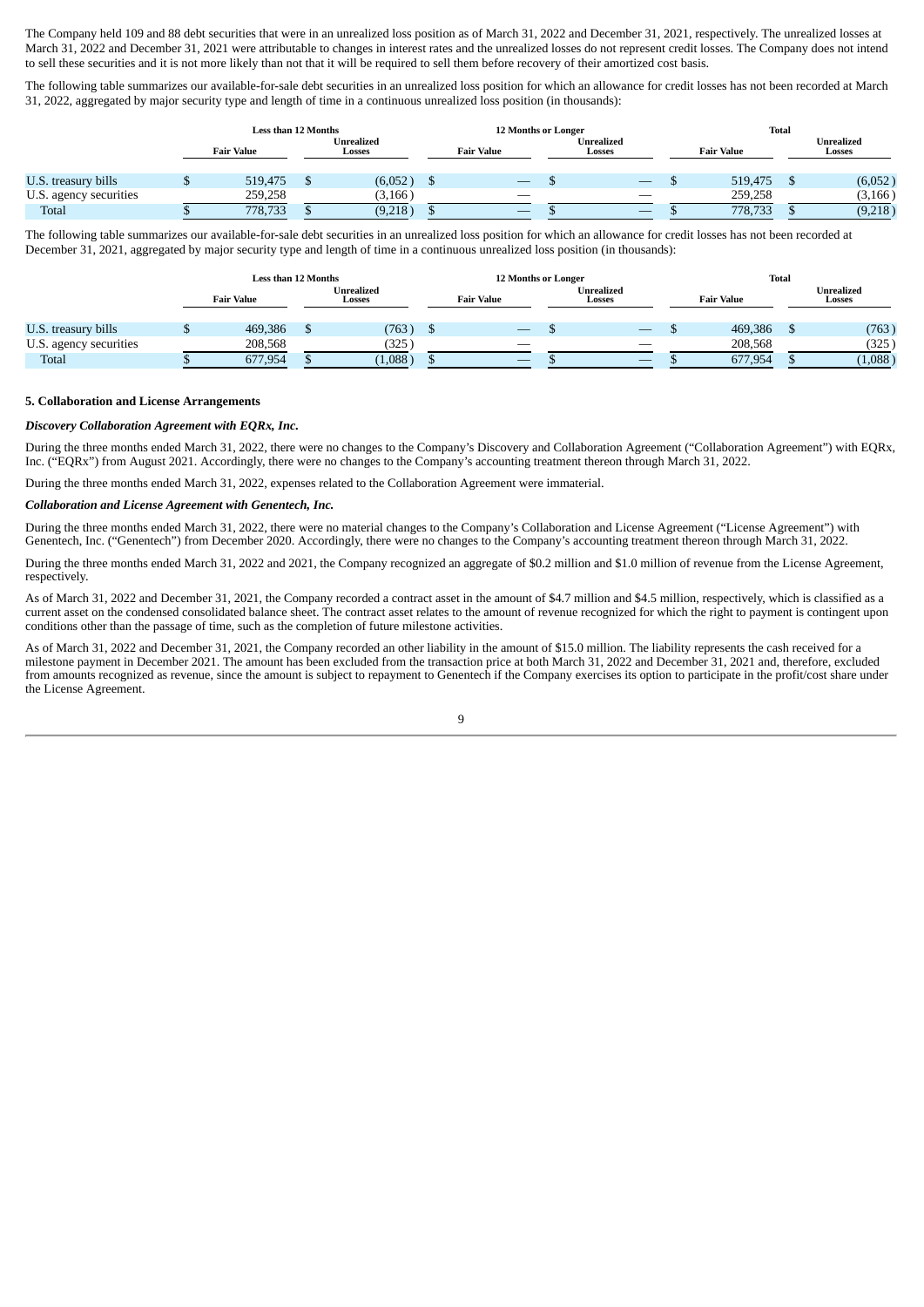The Company held 109 and 88 debt securities that were in an unrealized loss position as of March 31, 2022 and December 31, 2021, respectively. The unrealized losses at March 31, 2022 and December 31, 2021 were attributable to changes in interest rates and the unrealized losses do not represent credit losses. The Company does not intend to sell these securities and it is not more likely than not that it will be required to sell them before recovery of their amortized cost basis.

The following table summarizes our available-for-sale debt securities in an unrealized loss position for which an allowance for credit losses has not been recorded at March 31, 2022, aggregated by major security type and length of time in a continuous unrealized loss position (in thousands):

| | Less than 12 Months | | 12 Months or Longer | | Total | |
|---|---|---|---|---|---|---|
| | Fair Value | Unrealized Losses | Fair Value | Unrealized Losses | Fair Value | Unrealized Losses |
| U.S. treasury bills | $ 519,475 | $ (6,052) | $ — | $ — | $ 519,475 | $ (6,052) |
| U.S. agency securities | 259,258 | (3,166) | — | — | 259,258 | (3,166) |
| Total | $ 778,733 | $ (9,218) | $ — | $ — | $ 778,733 | $ (9,218) |

The following table summarizes our available-for-sale debt securities in an unrealized loss position for which an allowance for credit losses has not been recorded at December 31, 2021, aggregated by major security type and length of time in a continuous unrealized loss position (in thousands):

| | Less than 12 Months | | 12 Months or Longer | | Total | |
|---|---|---|---|---|---|---|
| | Fair Value | Unrealized Losses | Fair Value | Unrealized Losses | Fair Value | Unrealized Losses |
| U.S. treasury bills | $ 469,386 | $ (763) | $ — | $ — | $ 469,386 | $ (763) |
| U.S. agency securities | 208,568 | (325) | — | — | 208,568 | (325) |
| Total | $ 677,954 | $ (1,088) | $ — | $ — | $ 677,954 | $ (1,088) |

### 5. Collaboration and License Arrangements

***Discovery Collaboration Agreement with EQRx, Inc.***

During the three months ended March 31, 2022, there were no changes to the Company's Discovery and Collaboration Agreement ("Collaboration Agreement") with EQRx, Inc. ("EQRx") from August 2021. Accordingly, there were no changes to the Company's accounting treatment thereon through March 31, 2022.

During the three months ended March 31, 2022, expenses related to the Collaboration Agreement were immaterial.

***Collaboration and License Agreement with Genentech, Inc.***

During the three months ended March 31, 2022, there were no material changes to the Company's Collaboration and License Agreement ("License Agreement") with Genentech, Inc. ("Genentech") from December 2020. Accordingly, there were no changes to the Company's accounting treatment thereon through March 31, 2022.

During the three months ended March 31, 2022 and 2021, the Company recognized an aggregate of $0.2 million and $1.0 million of revenue from the License Agreement, respectively.

As of March 31, 2022 and December 31, 2021, the Company recorded a contract asset in the amount of $4.7 million and $4.5 million, respectively, which is classified as a current asset on the condensed consolidated balance sheet. The contract asset relates to the amount of revenue recognized for which the right to payment is contingent upon conditions other than the passage of time, such as the completion of future milestone activities.

As of March 31, 2022 and December 31, 2021, the Company recorded an other liability in the amount of $15.0 million. The liability represents the cash received for a milestone payment in December 2021. The amount has been excluded from the transaction price at both March 31, 2022 and December 31, 2021 and, therefore, excluded from amounts recognized as revenue, since the amount is subject to repayment to Genentech if the Company exercises its option to participate in the profit/cost share under the License Agreement.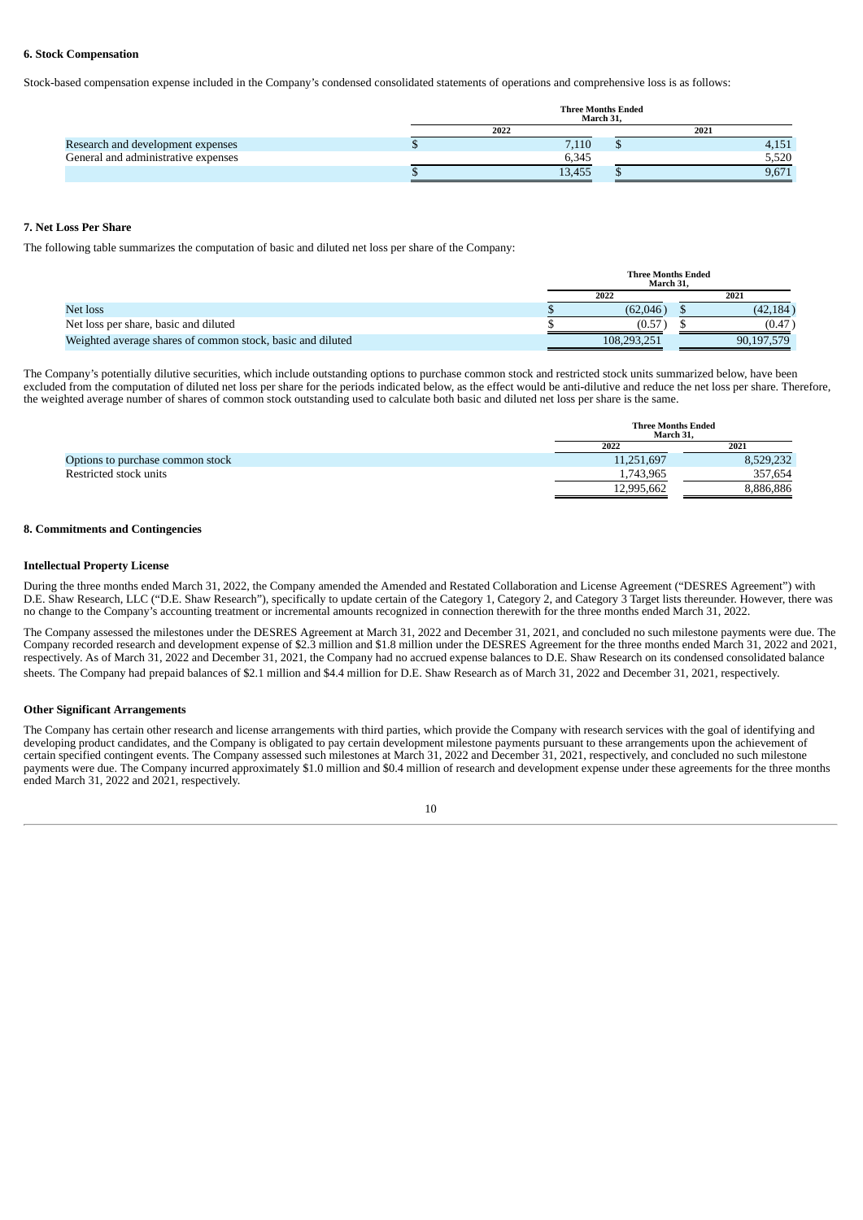### 6. Stock Compensation

Stock-based compensation expense included in the Company's condensed consolidated statements of operations and comprehensive loss is as follows:

| | Three Months Ended March 31, | |
|---|---|---|
| | 2022 | 2021 |
| Research and development expenses | $ 7,110 | $ 4,151 |
| General and administrative expenses | 6,345 | 5,520 |
| | $ 13,455 | $ 9,671 |

### 7. Net Loss Per Share

The following table summarizes the computation of basic and diluted net loss per share of the Company:

| | Three Months Ended March 31, | |
|---|---|---|
| | 2022 | 2021 |
| Net loss | $ (62,046) | $ (42,184) |
| Net loss per share, basic and diluted | $ (0.57) | $ (0.47) |
| Weighted average shares of common stock, basic and diluted | 108,293,251 | 90,197,579 |

The Company's potentially dilutive securities, which include outstanding options to purchase common stock and restricted stock units summarized below, have been excluded from the computation of diluted net loss per share for the periods indicated below, as the effect would be anti-dilutive and reduce the net loss per share. Therefore, the weighted average number of shares of common stock outstanding used to calculate both basic and diluted net loss per share is the same.

| | Three Months Ended March 31, | |
|---|---|---|
| | 2022 | 2021 |
| Options to purchase common stock | 11,251,697 | 8,529,232 |
| Restricted stock units | 1,743,965 | 357,654 |
| | 12,995,662 | 8,886,886 |

### 8. Commitments and Contingencies

#### Intellectual Property License

During the three months ended March 31, 2022, the Company amended the Amended and Restated Collaboration and License Agreement ("DESRES Agreement") with D.E. Shaw Research, LLC ("D.E. Shaw Research"), specifically to update certain of the Category 1, Category 2, and Category 3 Target lists thereunder. However, there was no change to the Company's accounting treatment or incremental amounts recognized in connection therewith for the three months ended March 31, 2022.

The Company assessed the milestones under the DESRES Agreement at March 31, 2022 and December 31, 2021, and concluded no such milestone payments were due. The Company recorded research and development expense of $2.3 million and $1.8 million under the DESRES Agreement for the three months ended March 31, 2022 and 2021, respectively. As of March 31, 2022 and December 31, 2021, the Company had no accrued expense balances to D.E. Shaw Research on its condensed consolidated balance sheets. The Company had prepaid balances of $2.1 million and $4.4 million for D.E. Shaw Research as of March 31, 2022 and December 31, 2021, respectively.

#### Other Significant Arrangements

The Company has certain other research and license arrangements with third parties, which provide the Company with research services with the goal of identifying and developing product candidates, and the Company is obligated to pay certain development milestone payments pursuant to these arrangements upon the achievement of certain specified contingent events. The Company assessed such milestones at March 31, 2022 and December 31, 2021, respectively, and concluded no such milestone payments were due. The Company incurred approximately $1.0 million and $0.4 million of research and development expense under these agreements for the three months ended March 31, 2022 and 2021, respectively.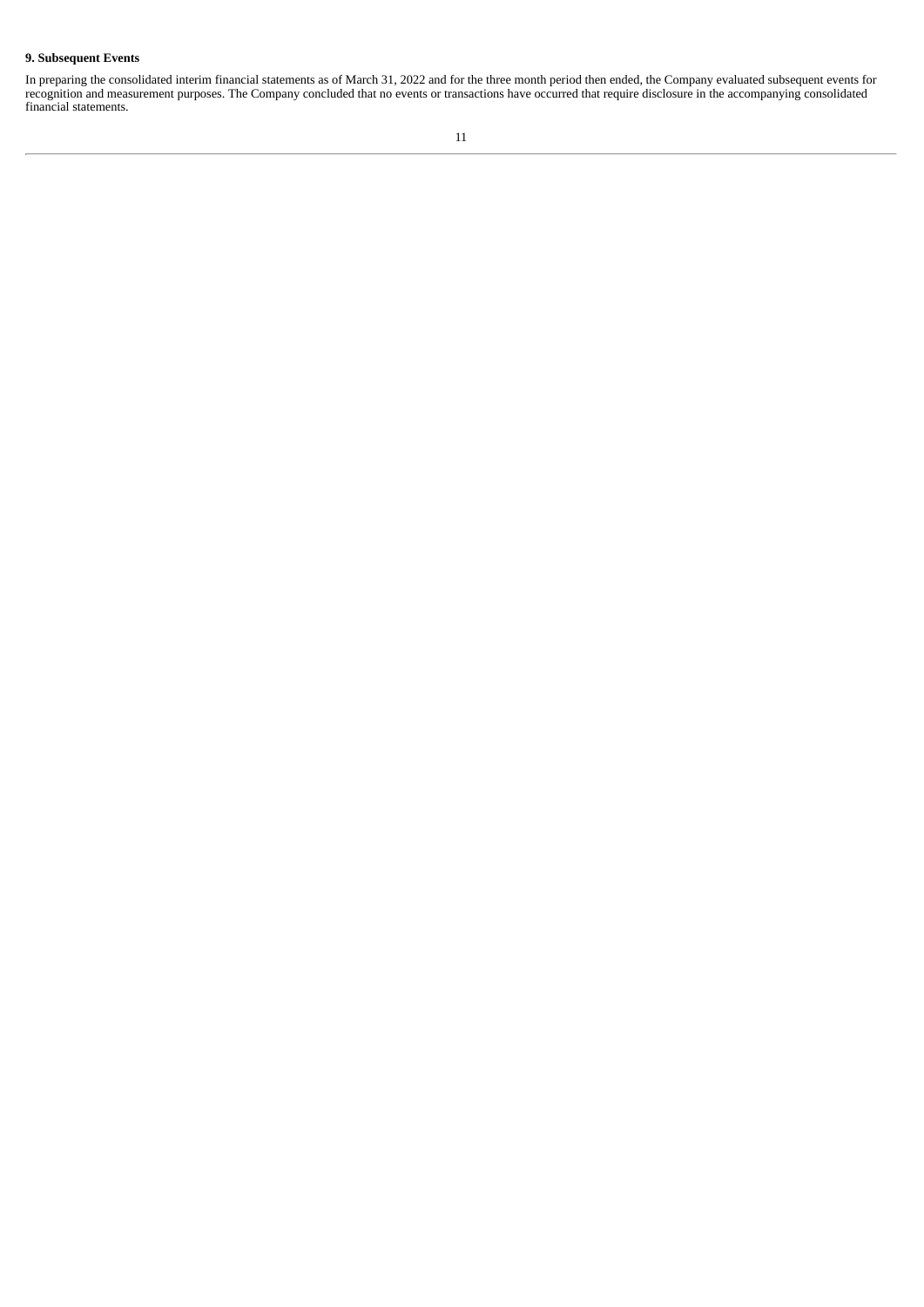**9. Subsequent Events**

In preparing the consolidated interim financial statements as of March 31, 2022 and for the three month period then ended, the Company evaluated subsequent events for recognition and measurement purposes. The Company concluded that no events or transactions have occurred that require disclosure in the accompanying consolidated financial statements.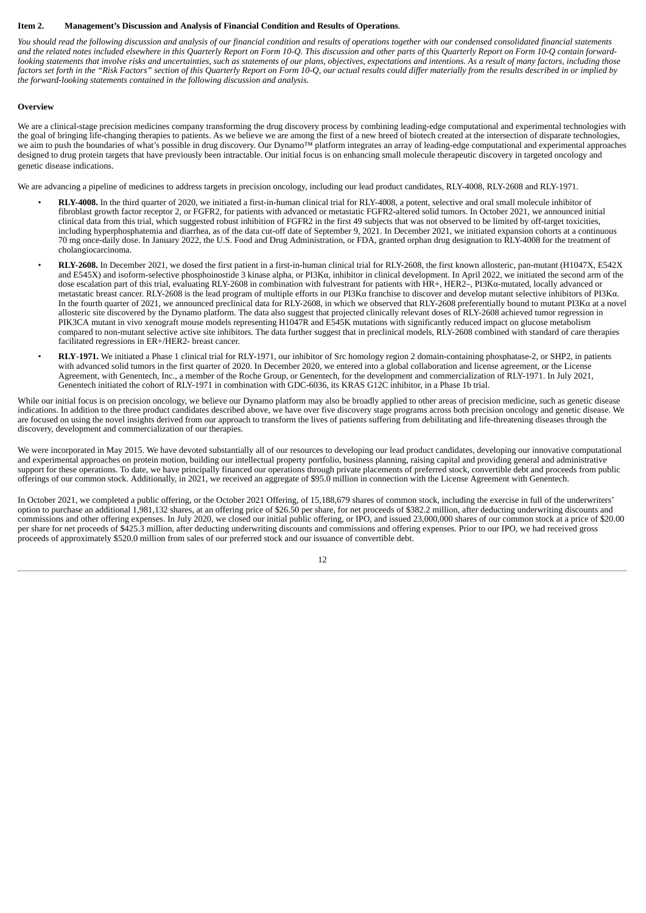**Item 2. Management's Discussion and Analysis of Financial Condition and Results of Operations**.

*You should read the following discussion and analysis of our financial condition and results of operations together with our condensed consolidated financial statements and the related notes included elsewhere in this Quarterly Report on Form 10-Q. This discussion and other parts of this Quarterly Report on Form 10-Q contain forward-looking statements that involve risks and uncertainties, such as statements of our plans, objectives, expectations and intentions. As a result of many factors, including those factors set forth in the "Risk Factors" section of this Quarterly Report on Form 10-Q, our actual results could differ materially from the results described in or implied by the forward-looking statements contained in the following discussion and analysis.*

**Overview**

We are a clinical-stage precision medicines company transforming the drug discovery process by combining leading-edge computational and experimental technologies with the goal of bringing life-changing therapies to patients. As we believe we are among the first of a new breed of biotech created at the intersection of disparate technologies, we aim to push the boundaries of what's possible in drug discovery. Our Dynamo™ platform integrates an array of leading-edge computational and experimental approaches designed to drug protein targets that have previously been intractable. Our initial focus is on enhancing small molecule therapeutic discovery in targeted oncology and genetic disease indications.

We are advancing a pipeline of medicines to address targets in precision oncology, including our lead product candidates, RLY-4008, RLY-2608 and RLY-1971.

- **RLY-4008.** In the third quarter of 2020, we initiated a first-in-human clinical trial for RLY-4008, a potent, selective and oral small molecule inhibitor of fibroblast growth factor receptor 2, or FGFR2, for patients with advanced or metastatic FGFR2-altered solid tumors. In October 2021, we announced initial clinical data from this trial, which suggested robust inhibition of FGFR2 in the first 49 subjects that was not observed to be limited by off-target toxicities, including hyperphosphatemia and diarrhea, as of the data cut-off date of September 9, 2021. In December 2021, we initiated expansion cohorts at a continuous 70 mg once-daily dose. In January 2022, the U.S. Food and Drug Administration, or FDA, granted orphan drug designation to RLY-4008 for the treatment of cholangiocarcinoma.
- **RLY-2608.** In December 2021, we dosed the first patient in a first-in-human clinical trial for RLY-2608, the first known allosteric, pan-mutant (H1047X, E542X and E545X) and isoform-selective phosphoinostide 3 kinase alpha, or PI3Kα, inhibitor in clinical development. In April 2022, we initiated the second arm of the dose escalation part of this trial, evaluating RLY-2608 in combination with fulvestrant for patients with HR+, HER2–, PI3Kα-mutated, locally advanced or metastatic breast cancer. RLY-2608 is the lead program of multiple efforts in our PI3Kα franchise to discover and develop mutant selective inhibitors of PI3Kα. In the fourth quarter of 2021, we announced preclinical data for RLY-2608, in which we observed that RLY-2608 preferentially bound to mutant PI3Kα at a novel allosteric site discovered by the Dynamo platform. The data also suggest that projected clinically relevant doses of RLY-2608 achieved tumor regression in PIK3CA mutant in vivo xenograft mouse models representing H1047R and E545K mutations with significantly reduced impact on glucose metabolism compared to non-mutant selective active site inhibitors. The data further suggest that in preclinical models, RLY-2608 combined with standard of care therapies facilitated regressions in ER+/HER2- breast cancer.
- **RLY-1971.** We initiated a Phase 1 clinical trial for RLY-1971, our inhibitor of Src homology region 2 domain-containing phosphatase-2, or SHP2, in patients with advanced solid tumors in the first quarter of 2020. In December 2020, we entered into a global collaboration and license agreement, or the License Agreement, with Genentech, Inc., a member of the Roche Group, or Genentech, for the development and commercialization of RLY-1971. In July 2021, Genentech initiated the cohort of RLY-1971 in combination with GDC-6036, its KRAS G12C inhibitor, in a Phase 1b trial.

While our initial focus is on precision oncology, we believe our Dynamo platform may also be broadly applied to other areas of precision medicine, such as genetic disease indications. In addition to the three product candidates described above, we have over five discovery stage programs across both precision oncology and genetic disease. We are focused on using the novel insights derived from our approach to transform the lives of patients suffering from debilitating and life-threatening diseases through the discovery, development and commercialization of our therapies.

We were incorporated in May 2015. We have devoted substantially all of our resources to developing our lead product candidates, developing our innovative computational and experimental approaches on protein motion, building our intellectual property portfolio, business planning, raising capital and providing general and administrative support for these operations. To date, we have principally financed our operations through private placements of preferred stock, convertible debt and proceeds from public offerings of our common stock. Additionally, in 2021, we received an aggregate of $95.0 million in connection with the License Agreement with Genentech.

In October 2021, we completed a public offering, or the October 2021 Offering, of 15,188,679 shares of common stock, including the exercise in full of the underwriters' option to purchase an additional 1,981,132 shares, at an offering price of $26.50 per share, for net proceeds of $382.2 million, after deducting underwriting discounts and commissions and other offering expenses. In July 2020, we closed our initial public offering, or IPO, and issued 23,000,000 shares of our common stock at a price of $20.00 per share for net proceeds of $425.3 million, after deducting underwriting discounts and commissions and offering expenses. Prior to our IPO, we had received gross proceeds of approximately $520.0 million from sales of our preferred stock and our issuance of convertible debt.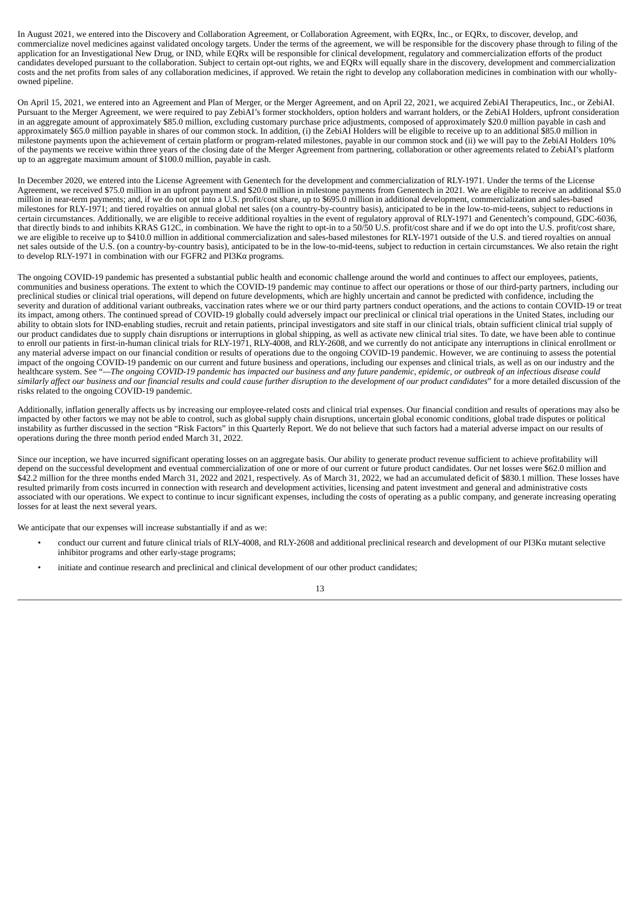In August 2021, we entered into the Discovery and Collaboration Agreement, or Collaboration Agreement, with EQRx, Inc., or EQRx, to discover, develop, and commercialize novel medicines against validated oncology targets. Under the terms of the agreement, we will be responsible for the discovery phase through to filing of the application for an Investigational New Drug, or IND, while EQRx will be responsible for clinical development, regulatory and commercialization efforts of the product candidates developed pursuant to the collaboration. Subject to certain opt-out rights, we and EQRx will equally share in the discovery, development and commercialization costs and the net profits from sales of any collaboration medicines, if approved. We retain the right to develop any collaboration medicines in combination with our wholly-owned pipeline.

On April 15, 2021, we entered into an Agreement and Plan of Merger, or the Merger Agreement, and on April 22, 2021, we acquired ZebiAI Therapeutics, Inc., or ZebiAI. Pursuant to the Merger Agreement, we were required to pay ZebiAI's former stockholders, option holders and warrant holders, or the ZebiAI Holders, upfront consideration in an aggregate amount of approximately $85.0 million, excluding customary purchase price adjustments, composed of approximately $20.0 million payable in cash and approximately $65.0 million payable in shares of our common stock. In addition, (i) the ZebiAI Holders will be eligible to receive up to an additional $85.0 million in milestone payments upon the achievement of certain platform or program-related milestones, payable in our common stock and (ii) we will pay to the ZebiAI Holders 10% of the payments we receive within three years of the closing date of the Merger Agreement from partnering, collaboration or other agreements related to ZebiAI's platform up to an aggregate maximum amount of $100.0 million, payable in cash.

In December 2020, we entered into the License Agreement with Genentech for the development and commercialization of RLY-1971. Under the terms of the License Agreement, we received $75.0 million in an upfront payment and $20.0 million in milestone payments from Genentech in 2021. We are eligible to receive an additional $5.0 million in near-term payments; and, if we do not opt into a U.S. profit/cost share, up to $695.0 million in additional development, commercialization and sales-based milestones for RLY-1971; and tiered royalties on annual global net sales (on a country-by-country basis), anticipated to be in the low-to-mid-teens, subject to reductions in certain circumstances. Additionally, we are eligible to receive additional royalties in the event of regulatory approval of RLY-1971 and Genentech's compound, GDC-6036, that directly binds to and inhibits KRAS G12C, in combination. We have the right to opt-in to a 50/50 U.S. profit/cost share and if we do opt into the U.S. profit/cost share, we are eligible to receive up to $410.0 million in additional commercialization and sales-based milestones for RLY-1971 outside of the U.S. and tiered royalties on annual net sales outside of the U.S. (on a country-by-country basis), anticipated to be in the low-to-mid-teens, subject to reduction in certain circumstances. We also retain the right to develop RLY-1971 in combination with our FGFR2 and PI3Kα programs.

The ongoing COVID-19 pandemic has presented a substantial public health and economic challenge around the world and continues to affect our employees, patients, communities and business operations. The extent to which the COVID-19 pandemic may continue to affect our operations or those of our third-party partners, including our preclinical studies or clinical trial operations, will depend on future developments, which are highly uncertain and cannot be predicted with confidence, including the severity and duration of additional variant outbreaks, vaccination rates where we or our third party partners conduct operations, and the actions to contain COVID-19 or treat its impact, among others. The continued spread of COVID-19 globally could adversely impact our preclinical or clinical trial operations in the United States, including our ability to obtain slots for IND-enabling studies, recruit and retain patients, principal investigators and site staff in our clinical trials, obtain sufficient clinical trial supply of our product candidates due to supply chain disruptions or interruptions in global shipping, as well as activate new clinical trial sites. To date, we have been able to continue to enroll our patients in first-in-human clinical trials for RLY-1971, RLY-4008, and RLY-2608, and we currently do not anticipate any interruptions in clinical enrollment or any material adverse impact on our financial condition or results of operations due to the ongoing COVID-19 pandemic. However, we are continuing to assess the potential impact of the ongoing COVID-19 pandemic on our current and future business and operations, including our expenses and clinical trials, as well as on our industry and the healthcare system. See "*—The ongoing COVID-19 pandemic has impacted our business and any future pandemic, epidemic, or outbreak of an infectious disease could similarly affect our business and our financial results and could cause further disruption to the development of our product candidates*" for a more detailed discussion of the risks related to the ongoing COVID-19 pandemic.

Additionally, inflation generally affects us by increasing our employee-related costs and clinical trial expenses. Our financial condition and results of operations may also be impacted by other factors we may not be able to control, such as global supply chain disruptions, uncertain global economic conditions, global trade disputes or political instability as further discussed in the section "Risk Factors" in this Quarterly Report. We do not believe that such factors had a material adverse impact on our results of operations during the three month period ended March 31, 2022.

Since our inception, we have incurred significant operating losses on an aggregate basis. Our ability to generate product revenue sufficient to achieve profitability will depend on the successful development and eventual commercialization of one or more of our current or future product candidates. Our net losses were $62.0 million and $42.2 million for the three months ended March 31, 2022 and 2021, respectively. As of March 31, 2022, we had an accumulated deficit of $830.1 million. These losses have resulted primarily from costs incurred in connection with research and development activities, licensing and patent investment and general and administrative costs associated with our operations. We expect to continue to incur significant expenses, including the costs of operating as a public company, and generate increasing operating losses for at least the next several years.

We anticipate that our expenses will increase substantially if and as we:

- conduct our current and future clinical trials of RLY-4008, and RLY-2608 and additional preclinical research and development of our PI3Kα mutant selective inhibitor programs and other early-stage programs;
- initiate and continue research and preclinical and clinical development of our other product candidates;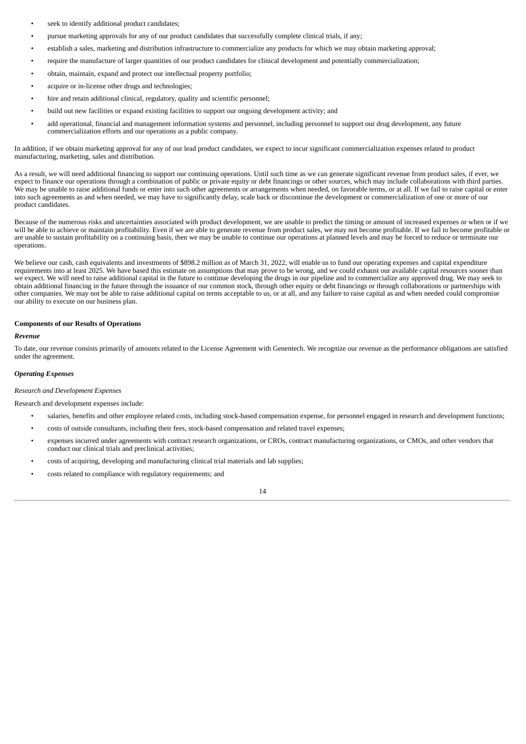- seek to identify additional product candidates;
- pursue marketing approvals for any of our product candidates that successfully complete clinical trials, if any;
- establish a sales, marketing and distribution infrastructure to commercialize any products for which we may obtain marketing approval;
- require the manufacture of larger quantities of our product candidates for clinical development and potentially commercialization;
- obtain, maintain, expand and protect our intellectual property portfolio;
- acquire or in-license other drugs and technologies;
- hire and retain additional clinical, regulatory, quality and scientific personnel;
- build out new facilities or expand existing facilities to support our ongoing development activity; and
- add operational, financial and management information systems and personnel, including personnel to support our drug development, any future commercialization efforts and our operations as a public company.

In addition, if we obtain marketing approval for any of our lead product candidates, we expect to incur significant commercialization expenses related to product manufacturing, marketing, sales and distribution.

As a result, we will need additional financing to support our continuing operations. Until such time as we can generate significant revenue from product sales, if ever, we expect to finance our operations through a combination of public or private equity or debt financings or other sources, which may include collaborations with third parties. We may be unable to raise additional funds or enter into such other agreements or arrangements when needed, on favorable terms, or at all. If we fail to raise capital or enter into such agreements as and when needed, we may have to significantly delay, scale back or discontinue the development or commercialization of one or more of our product candidates.

Because of the numerous risks and uncertainties associated with product development, we are unable to predict the timing or amount of increased expenses or when or if we will be able to achieve or maintain profitability. Even if we are able to generate revenue from product sales, we may not become profitable. If we fail to become profitable or are unable to sustain profitability on a continuing basis, then we may be unable to continue our operations at planned levels and may be forced to reduce or terminate our operations.

We believe our cash, cash equivalents and investments of $898.2 million as of March 31, 2022, will enable us to fund our operating expenses and capital expenditure requirements into at least 2025. We have based this estimate on assumptions that may prove to be wrong, and we could exhaust our available capital resources sooner than we expect. We will need to raise additional capital in the future to continue developing the drugs in our pipeline and to commercialize any approved drug. We may seek to obtain additional financing in the future through the issuance of our common stock, through other equity or debt financings or through collaborations or partnerships with other companies. We may not be able to raise additional capital on terms acceptable to us, or at all, and any failure to raise capital as and when needed could compromise our ability to execute on our business plan.

**Components of our Results of Operations**

***Revenue***

To date, our revenue consists primarily of amounts related to the License Agreement with Genentech. We recognize our revenue as the performance obligations are satisfied under the agreement.

***Operating Expenses***

*Research and Development Expenses*

Research and development expenses include:

- salaries, benefits and other employee related costs, including stock-based compensation expense, for personnel engaged in research and development functions;
- costs of outside consultants, including their fees, stock-based compensation and related travel expenses;
- expenses incurred under agreements with contract research organizations, or CROs, contract manufacturing organizations, or CMOs, and other vendors that conduct our clinical trials and preclinical activities;
- costs of acquiring, developing and manufacturing clinical trial materials and lab supplies;
- costs related to compliance with regulatory requirements; and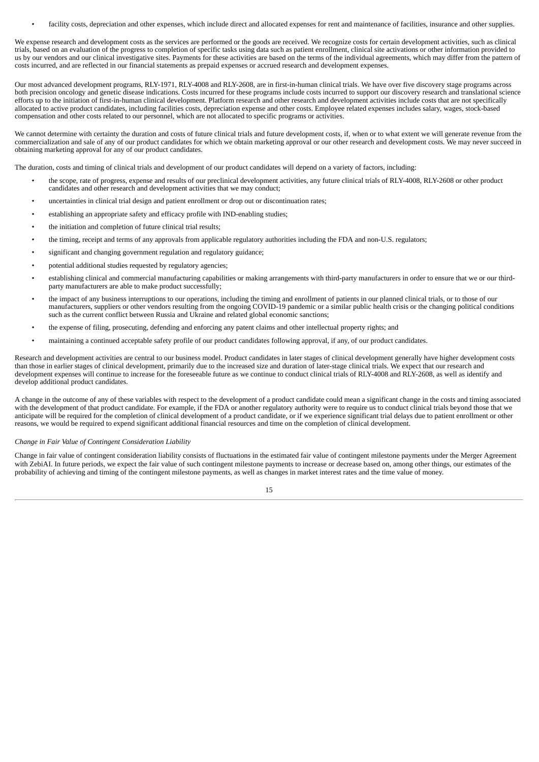- facility costs, depreciation and other expenses, which include direct and allocated expenses for rent and maintenance of facilities, insurance and other supplies.

We expense research and development costs as the services are performed or the goods are received. We recognize costs for certain development activities, such as clinical trials, based on an evaluation of the progress to completion of specific tasks using data such as patient enrollment, clinical site activations or other information provided to us by our vendors and our clinical investigative sites. Payments for these activities are based on the terms of the individual agreements, which may differ from the pattern of costs incurred, and are reflected in our financial statements as prepaid expenses or accrued research and development expenses.

Our most advanced development programs, RLY-1971, RLY-4008 and RLY-2608, are in first-in-human clinical trials. We have over five discovery stage programs across both precision oncology and genetic disease indications. Costs incurred for these programs include costs incurred to support our discovery research and translational science efforts up to the initiation of first-in-human clinical development. Platform research and other research and development activities include costs that are not specifically allocated to active product candidates, including facilities costs, depreciation expense and other costs. Employee related expenses includes salary, wages, stock-based compensation and other costs related to our personnel, which are not allocated to specific programs or activities.

We cannot determine with certainty the duration and costs of future clinical trials and future development costs, if, when or to what extent we will generate revenue from the commercialization and sale of any of our product candidates for which we obtain marketing approval or our other research and development costs. We may never succeed in obtaining marketing approval for any of our product candidates.

The duration, costs and timing of clinical trials and development of our product candidates will depend on a variety of factors, including:

- the scope, rate of progress, expense and results of our preclinical development activities, any future clinical trials of RLY-4008, RLY-2608 or other product candidates and other research and development activities that we may conduct;
- uncertainties in clinical trial design and patient enrollment or drop out or discontinuation rates;
- establishing an appropriate safety and efficacy profile with IND-enabling studies;
- the initiation and completion of future clinical trial results;
- the timing, receipt and terms of any approvals from applicable regulatory authorities including the FDA and non-U.S. regulators;
- significant and changing government regulation and regulatory guidance;
- potential additional studies requested by regulatory agencies;
- establishing clinical and commercial manufacturing capabilities or making arrangements with third-party manufacturers in order to ensure that we or our third-party manufacturers are able to make product successfully;
- the impact of any business interruptions to our operations, including the timing and enrollment of patients in our planned clinical trials, or to those of our manufacturers, suppliers or other vendors resulting from the ongoing COVID-19 pandemic or a similar public health crisis or the changing political conditions such as the current conflict between Russia and Ukraine and related global economic sanctions;
- the expense of filing, prosecuting, defending and enforcing any patent claims and other intellectual property rights; and
- maintaining a continued acceptable safety profile of our product candidates following approval, if any, of our product candidates.

Research and development activities are central to our business model. Product candidates in later stages of clinical development generally have higher development costs than those in earlier stages of clinical development, primarily due to the increased size and duration of later-stage clinical trials. We expect that our research and development expenses will continue to increase for the foreseeable future as we continue to conduct clinical trials of RLY-4008 and RLY-2608, as well as identify and develop additional product candidates.

A change in the outcome of any of these variables with respect to the development of a product candidate could mean a significant change in the costs and timing associated with the development of that product candidate. For example, if the FDA or another regulatory authority were to require us to conduct clinical trials beyond those that we anticipate will be required for the completion of clinical development of a product candidate, or if we experience significant trial delays due to patient enrollment or other reasons, we would be required to expend significant additional financial resources and time on the completion of clinical development.

*Change in Fair Value of Contingent Consideration Liability*

Change in fair value of contingent consideration liability consists of fluctuations in the estimated fair value of contingent milestone payments under the Merger Agreement with ZebiAI. In future periods, we expect the fair value of such contingent milestone payments to increase or decrease based on, among other things, our estimates of the probability of achieving and timing of the contingent milestone payments, as well as changes in market interest rates and the time value of money.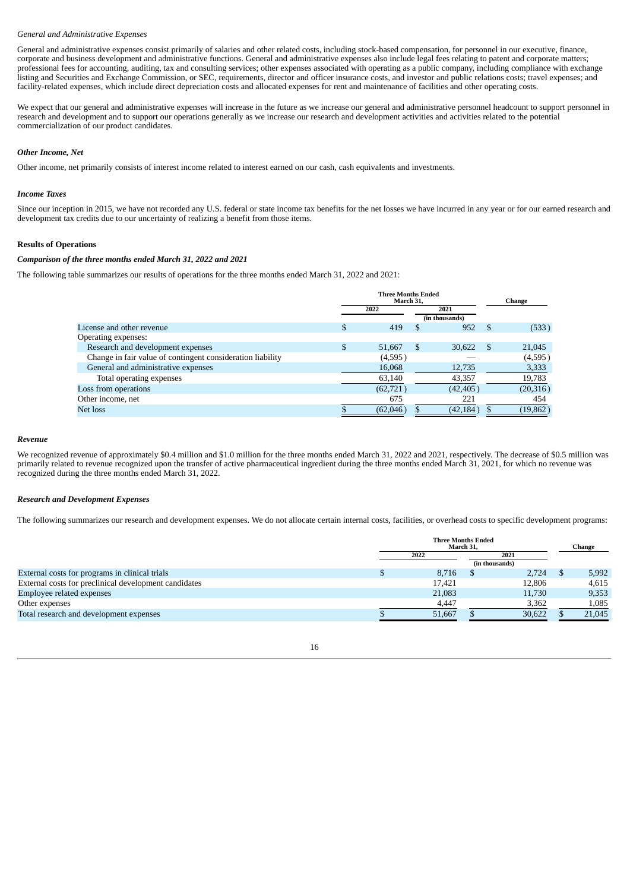*General and Administrative Expenses*

General and administrative expenses consist primarily of salaries and other related costs, including stock-based compensation, for personnel in our executive, finance, corporate and business development and administrative functions. General and administrative expenses also include legal fees relating to patent and corporate matters; professional fees for accounting, auditing, tax and consulting services; other expenses associated with operating as a public company, including compliance with exchange listing and Securities and Exchange Commission, or SEC, requirements, director and officer insurance costs, and investor and public relations costs; travel expenses; and facility-related expenses, which include direct depreciation costs and allocated expenses for rent and maintenance of facilities and other operating costs.

We expect that our general and administrative expenses will increase in the future as we increase our general and administrative personnel headcount to support personnel in research and development and to support our operations generally as we increase our research and development activities and activities related to the potential commercialization of our product candidates.

***Other Income, Net***

Other income, net primarily consists of interest income related to interest earned on our cash, cash equivalents and investments.

***Income Taxes***

Since our inception in 2015, we have not recorded any U.S. federal or state income tax benefits for the net losses we have incurred in any year or for our earned research and development tax credits due to our uncertainty of realizing a benefit from those items.

**Results of Operations**

***Comparison of the three months ended March 31, 2022 and 2021***

The following table summarizes our results of operations for the three months ended March 31, 2022 and 2021:

| | Three Months Ended March 31, | | Change |
|---|---|---|---|
| | 2022 | 2021 | |
| | (in thousands) | | |
| License and other revenue | $ 419 | $ 952 | $ (533) |
| Operating expenses: | | | |
| Research and development expenses | $ 51,667 | $ 30,622 | $ 21,045 |
| Change in fair value of contingent consideration liability | (4,595) | — | (4,595) |
| General and administrative expenses | 16,068 | 12,735 | 3,333 |
| Total operating expenses | 63,140 | 43,357 | 19,783 |
| Loss from operations | (62,721) | (42,405) | (20,316) |
| Other income, net | 675 | 221 | 454 |
| Net loss | $ (62,046) | $ (42,184) | $ (19,862) |

***Revenue***

We recognized revenue of approximately $0.4 million and $1.0 million for the three months ended March 31, 2022 and 2021, respectively. The decrease of $0.5 million was primarily related to revenue recognized upon the transfer of active pharmaceutical ingredient during the three months ended March 31, 2021, for which no revenue was recognized during the three months ended March 31, 2022.

***Research and Development Expenses***

The following summarizes our research and development expenses. We do not allocate certain internal costs, facilities, or overhead costs to specific development programs:

| | Three Months Ended March 31, | | Change |
|---|---|---|---|
| | 2022 | 2021 | |
| | (in thousands) | | |
| External costs for programs in clinical trials | $ 8,716 | $ 2,724 | $ 5,992 |
| External costs for preclinical development candidates | 17,421 | 12,806 | 4,615 |
| Employee related expenses | 21,083 | 11,730 | 9,353 |
| Other expenses | 4,447 | 3,362 | 1,085 |
| Total research and development expenses | $ 51,667 | $ 30,622 | $ 21,045 |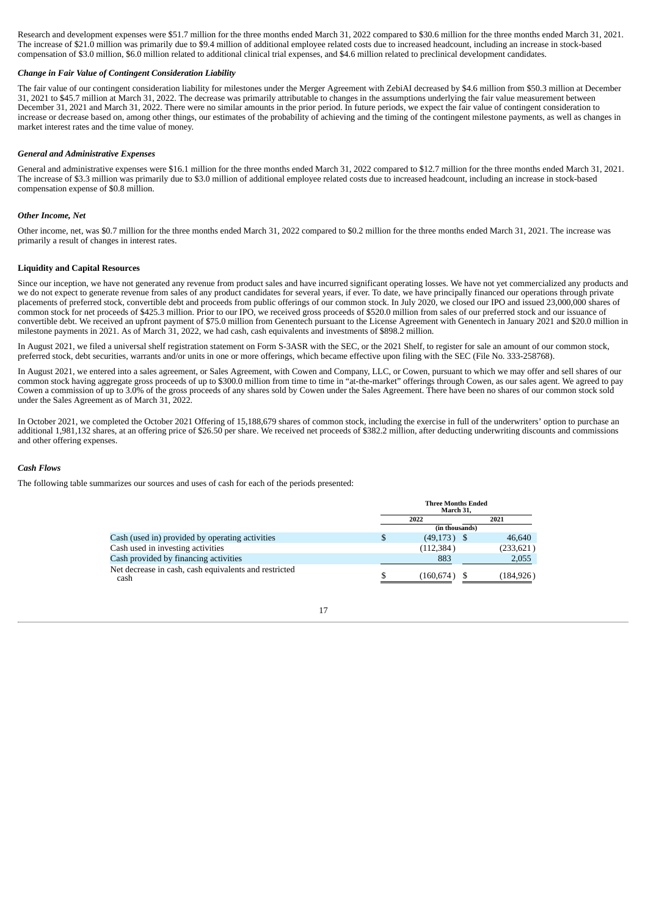Research and development expenses were $51.7 million for the three months ended March 31, 2022 compared to $30.6 million for the three months ended March 31, 2021. The increase of $21.0 million was primarily due to $9.4 million of additional employee related costs due to increased headcount, including an increase in stock-based compensation of $3.0 million, $6.0 million related to additional clinical trial expenses, and $4.6 million related to preclinical development candidates.

***Change in Fair Value of Contingent Consideration Liability***

The fair value of our contingent consideration liability for milestones under the Merger Agreement with ZebiAI decreased by $4.6 million from $50.3 million at December 31, 2021 to $45.7 million at March 31, 2022. The decrease was primarily attributable to changes in the assumptions underlying the fair value measurement between December 31, 2021 and March 31, 2022. There were no similar amounts in the prior period. In future periods, we expect the fair value of contingent consideration to increase or decrease based on, among other things, our estimates of the probability of achieving and the timing of the contingent milestone payments, as well as changes in market interest rates and the time value of money.

***General and Administrative Expenses***

General and administrative expenses were $16.1 million for the three months ended March 31, 2022 compared to $12.7 million for the three months ended March 31, 2021. The increase of $3.3 million was primarily due to $3.0 million of additional employee related costs due to increased headcount, including an increase in stock-based compensation expense of $0.8 million.

***Other Income, Net***

Other income, net, was $0.7 million for the three months ended March 31, 2022 compared to $0.2 million for the three months ended March 31, 2021. The increase was primarily a result of changes in interest rates.

**Liquidity and Capital Resources**

Since our inception, we have not generated any revenue from product sales and have incurred significant operating losses. We have not yet commercialized any products and we do not expect to generate revenue from sales of any product candidates for several years, if ever. To date, we have principally financed our operations through private placements of preferred stock, convertible debt and proceeds from public offerings of our common stock. In July 2020, we closed our IPO and issued 23,000,000 shares of common stock for net proceeds of $425.3 million. Prior to our IPO, we received gross proceeds of $520.0 million from sales of our preferred stock and our issuance of convertible debt. We received an upfront payment of $75.0 million from Genentech pursuant to the License Agreement with Genentech in January 2021 and $20.0 million in milestone payments in 2021. As of March 31, 2022, we had cash, cash equivalents and investments of $898.2 million.

In August 2021, we filed a universal shelf registration statement on Form S-3ASR with the SEC, or the 2021 Shelf, to register for sale an amount of our common stock, preferred stock, debt securities, warrants and/or units in one or more offerings, which became effective upon filing with the SEC (File No. 333-258768).

In August 2021, we entered into a sales agreement, or Sales Agreement, with Cowen and Company, LLC, or Cowen, pursuant to which we may offer and sell shares of our common stock having aggregate gross proceeds of up to $300.0 million from time to time in "at-the-market" offerings through Cowen, as our sales agent. We agreed to pay Cowen a commission of up to 3.0% of the gross proceeds of any shares sold by Cowen under the Sales Agreement. There have been no shares of our common stock sold under the Sales Agreement as of March 31, 2022.

In October 2021, we completed the October 2021 Offering of 15,188,679 shares of common stock, including the exercise in full of the underwriters' option to purchase an additional 1,981,132 shares, at an offering price of $26.50 per share. We received net proceeds of $382.2 million, after deducting underwriting discounts and commissions and other offering expenses.

***Cash Flows***

The following table summarizes our sources and uses of cash for each of the periods presented:

| | Three Months Ended March 31, | |
|---|---|---|
| | 2022 | 2021 |
| | (in thousands) | |
| Cash (used in) provided by operating activities | $ (49,173) | $ 46,640 |
| Cash used in investing activities | (112,384) | (233,621) |
| Cash provided by financing activities | 883 | 2,055 |
| Net decrease in cash, cash equivalents and restricted cash | $ (160,674) | $ (184,926) |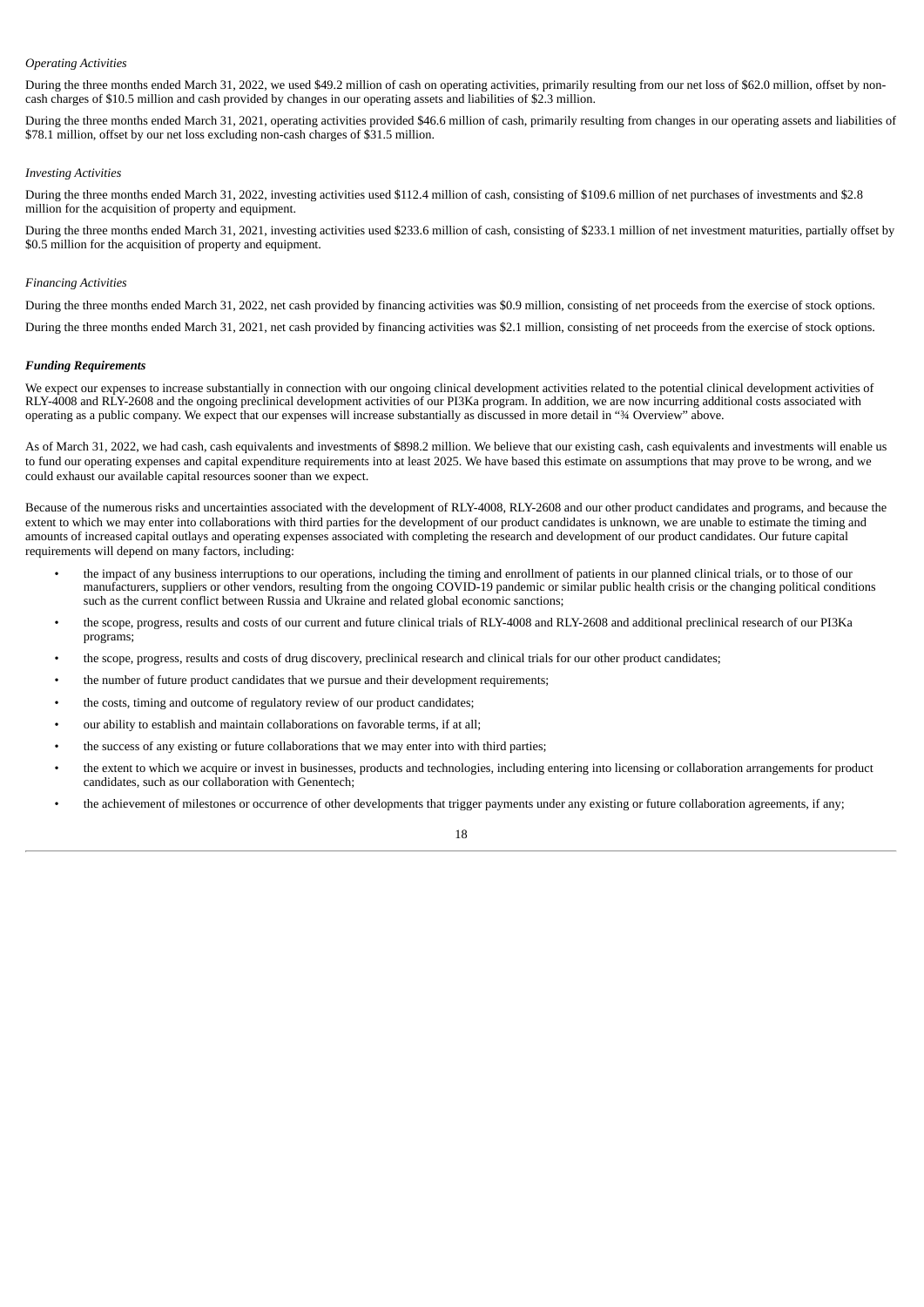*Operating Activities*

During the three months ended March 31, 2022, we used $49.2 million of cash on operating activities, primarily resulting from our net loss of $62.0 million, offset by non-cash charges of $10.5 million and cash provided by changes in our operating assets and liabilities of $2.3 million.

During the three months ended March 31, 2021, operating activities provided $46.6 million of cash, primarily resulting from changes in our operating assets and liabilities of $78.1 million, offset by our net loss excluding non-cash charges of $31.5 million.

*Investing Activities*

During the three months ended March 31, 2022, investing activities used $112.4 million of cash, consisting of $109.6 million of net purchases of investments and $2.8 million for the acquisition of property and equipment.

During the three months ended March 31, 2021, investing activities used $233.6 million of cash, consisting of $233.1 million of net investment maturities, partially offset by $0.5 million for the acquisition of property and equipment.

*Financing Activities*

During the three months ended March 31, 2022, net cash provided by financing activities was $0.9 million, consisting of net proceeds from the exercise of stock options.

During the three months ended March 31, 2021, net cash provided by financing activities was $2.1 million, consisting of net proceeds from the exercise of stock options.

***Funding Requirements***

We expect our expenses to increase substantially in connection with our ongoing clinical development activities related to the potential clinical development activities of RLY-4008 and RLY-2608 and the ongoing preclinical development activities of our PI3Ka program. In addition, we are now incurring additional costs associated with operating as a public company. We expect that our expenses will increase substantially as discussed in more detail in "¾ Overview" above.

As of March 31, 2022, we had cash, cash equivalents and investments of $898.2 million. We believe that our existing cash, cash equivalents and investments will enable us to fund our operating expenses and capital expenditure requirements into at least 2025. We have based this estimate on assumptions that may prove to be wrong, and we could exhaust our available capital resources sooner than we expect.

Because of the numerous risks and uncertainties associated with the development of RLY-4008, RLY-2608 and our other product candidates and programs, and because the extent to which we may enter into collaborations with third parties for the development of our product candidates is unknown, we are unable to estimate the timing and amounts of increased capital outlays and operating expenses associated with completing the research and development of our product candidates. Our future capital requirements will depend on many factors, including:

- the impact of any business interruptions to our operations, including the timing and enrollment of patients in our planned clinical trials, or to those of our manufacturers, suppliers or other vendors, resulting from the ongoing COVID-19 pandemic or similar public health crisis or the changing political conditions such as the current conflict between Russia and Ukraine and related global economic sanctions;
- the scope, progress, results and costs of our current and future clinical trials of RLY-4008 and RLY-2608 and additional preclinical research of our PI3Ka programs;
- the scope, progress, results and costs of drug discovery, preclinical research and clinical trials for our other product candidates;
- the number of future product candidates that we pursue and their development requirements;
- the costs, timing and outcome of regulatory review of our product candidates;
- our ability to establish and maintain collaborations on favorable terms, if at all;
- the success of any existing or future collaborations that we may enter into with third parties;
- the extent to which we acquire or invest in businesses, products and technologies, including entering into licensing or collaboration arrangements for product candidates, such as our collaboration with Genentech;
- the achievement of milestones or occurrence of other developments that trigger payments under any existing or future collaboration agreements, if any;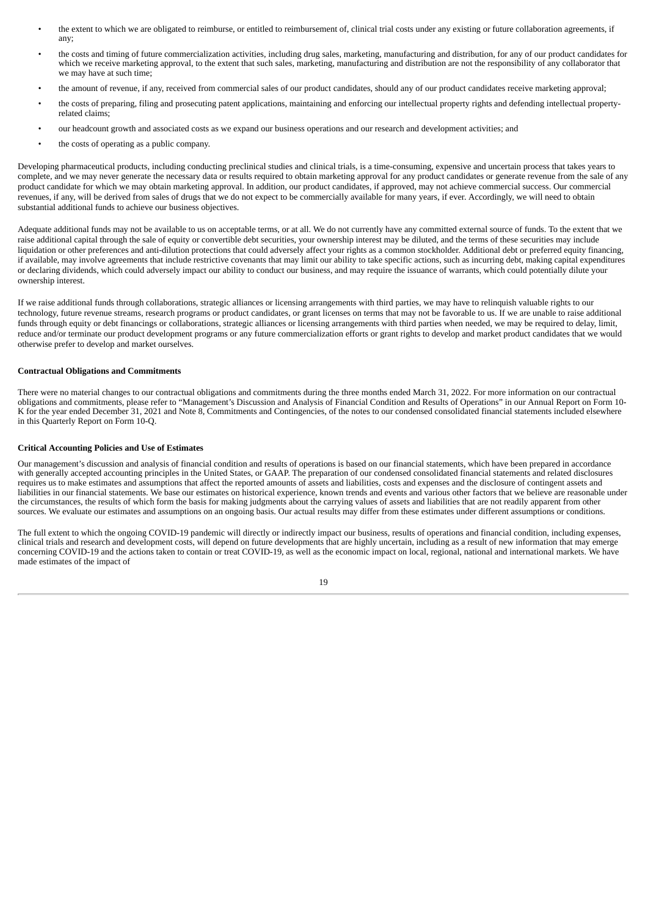- the extent to which we are obligated to reimburse, or entitled to reimbursement of, clinical trial costs under any existing or future collaboration agreements, if any;
- the costs and timing of future commercialization activities, including drug sales, marketing, manufacturing and distribution, for any of our product candidates for which we receive marketing approval, to the extent that such sales, marketing, manufacturing and distribution are not the responsibility of any collaborator that we may have at such time;
- the amount of revenue, if any, received from commercial sales of our product candidates, should any of our product candidates receive marketing approval;
- the costs of preparing, filing and prosecuting patent applications, maintaining and enforcing our intellectual property rights and defending intellectual property-related claims;
- our headcount growth and associated costs as we expand our business operations and our research and development activities; and
- the costs of operating as a public company.

Developing pharmaceutical products, including conducting preclinical studies and clinical trials, is a time-consuming, expensive and uncertain process that takes years to complete, and we may never generate the necessary data or results required to obtain marketing approval for any product candidates or generate revenue from the sale of any product candidate for which we may obtain marketing approval. In addition, our product candidates, if approved, may not achieve commercial success. Our commercial revenues, if any, will be derived from sales of drugs that we do not expect to be commercially available for many years, if ever. Accordingly, we will need to obtain substantial additional funds to achieve our business objectives.

Adequate additional funds may not be available to us on acceptable terms, or at all. We do not currently have any committed external source of funds. To the extent that we raise additional capital through the sale of equity or convertible debt securities, your ownership interest may be diluted, and the terms of these securities may include liquidation or other preferences and anti-dilution protections that could adversely affect your rights as a common stockholder. Additional debt or preferred equity financing, if available, may involve agreements that include restrictive covenants that may limit our ability to take specific actions, such as incurring debt, making capital expenditures or declaring dividends, which could adversely impact our ability to conduct our business, and may require the issuance of warrants, which could potentially dilute your ownership interest.

If we raise additional funds through collaborations, strategic alliances or licensing arrangements with third parties, we may have to relinquish valuable rights to our technology, future revenue streams, research programs or product candidates, or grant licenses on terms that may not be favorable to us. If we are unable to raise additional funds through equity or debt financings or collaborations, strategic alliances or licensing arrangements with third parties when needed, we may be required to delay, limit, reduce and/or terminate our product development programs or any future commercialization efforts or grant rights to develop and market product candidates that we would otherwise prefer to develop and market ourselves.

**Contractual Obligations and Commitments**

There were no material changes to our contractual obligations and commitments during the three months ended March 31, 2022. For more information on our contractual obligations and commitments, please refer to "Management's Discussion and Analysis of Financial Condition and Results of Operations" in our Annual Report on Form 10-K for the year ended December 31, 2021 and Note 8, Commitments and Contingencies, of the notes to our condensed consolidated financial statements included elsewhere in this Quarterly Report on Form 10-Q.

**Critical Accounting Policies and Use of Estimates**

Our management's discussion and analysis of financial condition and results of operations is based on our financial statements, which have been prepared in accordance with generally accepted accounting principles in the United States, or GAAP. The preparation of our condensed consolidated financial statements and related disclosures requires us to make estimates and assumptions that affect the reported amounts of assets and liabilities, costs and expenses and the disclosure of contingent assets and liabilities in our financial statements. We base our estimates on historical experience, known trends and events and various other factors that we believe are reasonable under the circumstances, the results of which form the basis for making judgments about the carrying values of assets and liabilities that are not readily apparent from other sources. We evaluate our estimates and assumptions on an ongoing basis. Our actual results may differ from these estimates under different assumptions or conditions.

The full extent to which the ongoing COVID-19 pandemic will directly or indirectly impact our business, results of operations and financial condition, including expenses, clinical trials and research and development costs, will depend on future developments that are highly uncertain, including as a result of new information that may emerge concerning COVID-19 and the actions taken to contain or treat COVID-19, as well as the economic impact on local, regional, national and international markets. We have made estimates of the impact of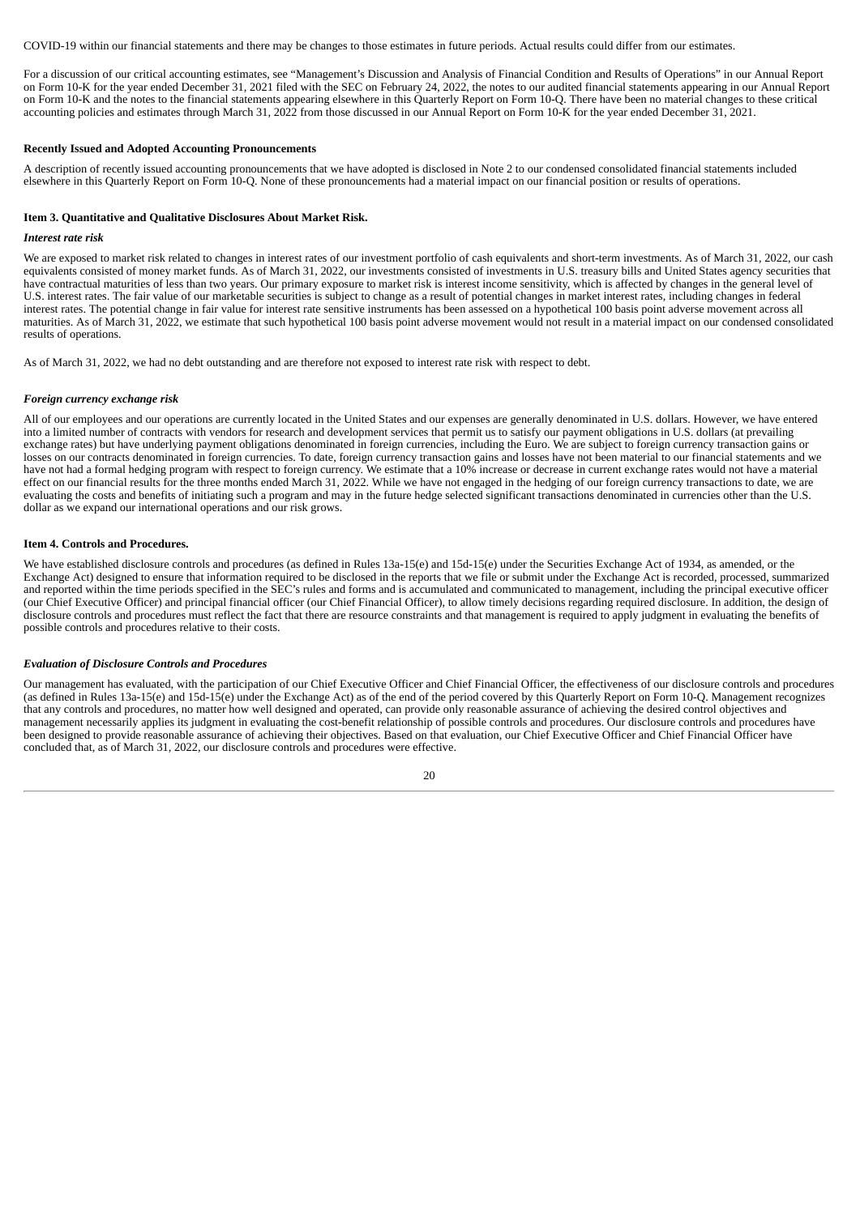COVID-19 within our financial statements and there may be changes to those estimates in future periods. Actual results could differ from our estimates.

For a discussion of our critical accounting estimates, see "Management's Discussion and Analysis of Financial Condition and Results of Operations" in our Annual Report on Form 10-K for the year ended December 31, 2021 filed with the SEC on February 24, 2022, the notes to our audited financial statements appearing in our Annual Report on Form 10-K and the notes to the financial statements appearing elsewhere in this Quarterly Report on Form 10-Q. There have been no material changes to these critical accounting policies and estimates through March 31, 2022 from those discussed in our Annual Report on Form 10-K for the year ended December 31, 2021.

**Recently Issued and Adopted Accounting Pronouncements**

A description of recently issued accounting pronouncements that we have adopted is disclosed in Note 2 to our condensed consolidated financial statements included elsewhere in this Quarterly Report on Form 10-Q. None of these pronouncements had a material impact on our financial position or results of operations.

**Item 3. Quantitative and Qualitative Disclosures About Market Risk.**

***Interest rate risk***

We are exposed to market risk related to changes in interest rates of our investment portfolio of cash equivalents and short-term investments. As of March 31, 2022, our cash equivalents consisted of money market funds. As of March 31, 2022, our investments consisted of investments in U.S. treasury bills and United States agency securities that have contractual maturities of less than two years. Our primary exposure to market risk is interest income sensitivity, which is affected by changes in the general level of U.S. interest rates. The fair value of our marketable securities is subject to change as a result of potential changes in market interest rates, including changes in federal interest rates. The potential change in fair value for interest rate sensitive instruments has been assessed on a hypothetical 100 basis point adverse movement across all maturities. As of March 31, 2022, we estimate that such hypothetical 100 basis point adverse movement would not result in a material impact on our condensed consolidated results of operations.

As of March 31, 2022, we had no debt outstanding and are therefore not exposed to interest rate risk with respect to debt.

***Foreign currency exchange risk***

All of our employees and our operations are currently located in the United States and our expenses are generally denominated in U.S. dollars. However, we have entered into a limited number of contracts with vendors for research and development services that permit us to satisfy our payment obligations in U.S. dollars (at prevailing exchange rates) but have underlying payment obligations denominated in foreign currencies, including the Euro. We are subject to foreign currency transaction gains or losses on our contracts denominated in foreign currencies. To date, foreign currency transaction gains and losses have not been material to our financial statements and we have not had a formal hedging program with respect to foreign currency. We estimate that a 10% increase or decrease in current exchange rates would not have a material effect on our financial results for the three months ended March 31, 2022. While we have not engaged in the hedging of our foreign currency transactions to date, we are evaluating the costs and benefits of initiating such a program and may in the future hedge selected significant transactions denominated in currencies other than the U.S. dollar as we expand our international operations and our risk grows.

**Item 4. Controls and Procedures.**

We have established disclosure controls and procedures (as defined in Rules 13a-15(e) and 15d-15(e) under the Securities Exchange Act of 1934, as amended, or the Exchange Act) designed to ensure that information required to be disclosed in the reports that we file or submit under the Exchange Act is recorded, processed, summarized and reported within the time periods specified in the SEC's rules and forms and is accumulated and communicated to management, including the principal executive officer (our Chief Executive Officer) and principal financial officer (our Chief Financial Officer), to allow timely decisions regarding required disclosure. In addition, the design of disclosure controls and procedures must reflect the fact that there are resource constraints and that management is required to apply judgment in evaluating the benefits of possible controls and procedures relative to their costs.

***Evaluation of Disclosure Controls and Procedures***

Our management has evaluated, with the participation of our Chief Executive Officer and Chief Financial Officer, the effectiveness of our disclosure controls and procedures (as defined in Rules 13a-15(e) and 15d-15(e) under the Exchange Act) as of the end of the period covered by this Quarterly Report on Form 10-Q. Management recognizes that any controls and procedures, no matter how well designed and operated, can provide only reasonable assurance of achieving the desired control objectives and management necessarily applies its judgment in evaluating the cost-benefit relationship of possible controls and procedures. Our disclosure controls and procedures have been designed to provide reasonable assurance of achieving their objectives. Based on that evaluation, our Chief Executive Officer and Chief Financial Officer have concluded that, as of March 31, 2022, our disclosure controls and procedures were effective.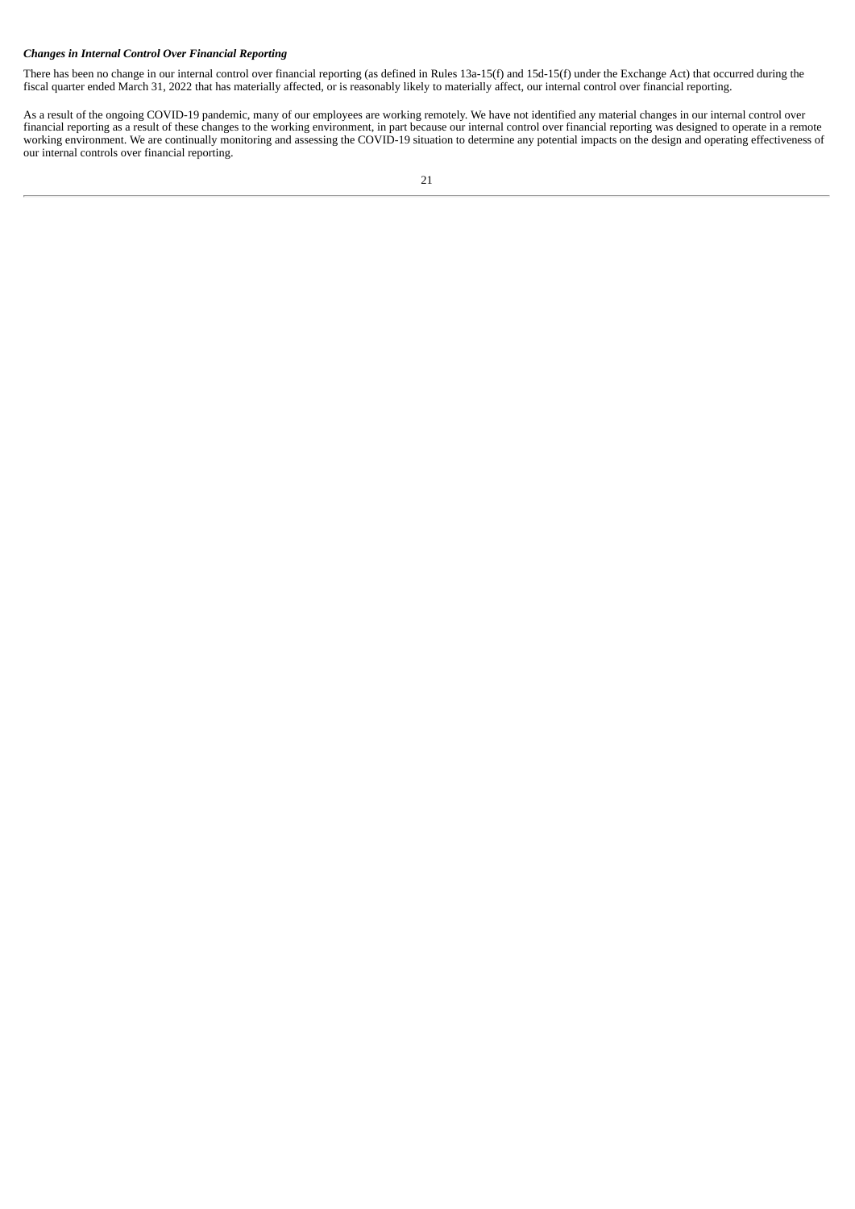***Changes in Internal Control Over Financial Reporting***

There has been no change in our internal control over financial reporting (as defined in Rules 13a-15(f) and 15d-15(f) under the Exchange Act) that occurred during the fiscal quarter ended March 31, 2022 that has materially affected, or is reasonably likely to materially affect, our internal control over financial reporting.

As a result of the ongoing COVID-19 pandemic, many of our employees are working remotely. We have not identified any material changes in our internal control over financial reporting as a result of these changes to the working environment, in part because our internal control over financial reporting was designed to operate in a remote working environment. We are continually monitoring and assessing the COVID-19 situation to determine any potential impacts on the design and operating effectiveness of our internal controls over financial reporting.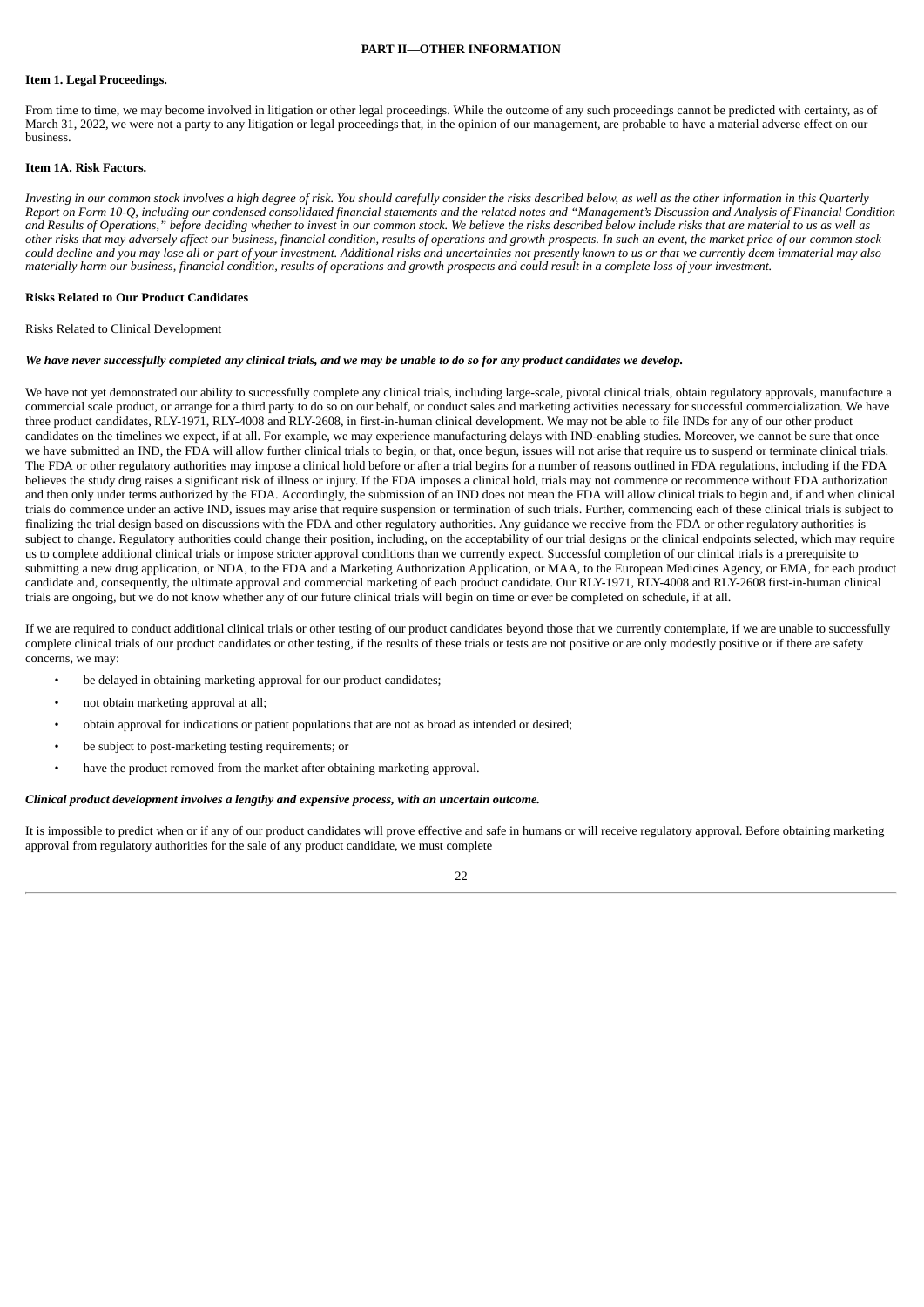## PART II—OTHER INFORMATION

### Item 1. Legal Proceedings.

From time to time, we may become involved in litigation or other legal proceedings. While the outcome of any such proceedings cannot be predicted with certainty, as of March 31, 2022, we were not a party to any litigation or legal proceedings that, in the opinion of our management, are probable to have a material adverse effect on our business.

### Item 1A. Risk Factors.

*Investing in our common stock involves a high degree of risk. You should carefully consider the risks described below, as well as the other information in this Quarterly Report on Form 10-Q, including our condensed consolidated financial statements and the related notes and "Management's Discussion and Analysis of Financial Condition and Results of Operations," before deciding whether to invest in our common stock. We believe the risks described below include risks that are material to us as well as other risks that may adversely affect our business, financial condition, results of operations and growth prospects. In such an event, the market price of our common stock could decline and you may lose all or part of your investment. Additional risks and uncertainties not presently known to us or that we currently deem immaterial may also materially harm our business, financial condition, results of operations and growth prospects and could result in a complete loss of your investment.*

**Risks Related to Our Product Candidates**

Risks Related to Clinical Development

***We have never successfully completed any clinical trials, and we may be unable to do so for any product candidates we develop.***

We have not yet demonstrated our ability to successfully complete any clinical trials, including large-scale, pivotal clinical trials, obtain regulatory approvals, manufacture a commercial scale product, or arrange for a third party to do so on our behalf, or conduct sales and marketing activities necessary for successful commercialization. We have three product candidates, RLY-1971, RLY-4008 and RLY-2608, in first-in-human clinical development. We may not be able to file INDs for any of our other product candidates on the timelines we expect, if at all. For example, we may experience manufacturing delays with IND-enabling studies. Moreover, we cannot be sure that once we have submitted an IND, the FDA will allow further clinical trials to begin, or that, once begun, issues will not arise that require us to suspend or terminate clinical trials. The FDA or other regulatory authorities may impose a clinical hold before or after a trial begins for a number of reasons outlined in FDA regulations, including if the FDA believes the study drug raises a significant risk of illness or injury. If the FDA imposes a clinical hold, trials may not commence or recommence without FDA authorization and then only under terms authorized by the FDA. Accordingly, the submission of an IND does not mean the FDA will allow clinical trials to begin and, if and when clinical trials do commence under an active IND, issues may arise that require suspension or termination of such trials. Further, commencing each of these clinical trials is subject to finalizing the trial design based on discussions with the FDA and other regulatory authorities. Any guidance we receive from the FDA or other regulatory authorities is subject to change. Regulatory authorities could change their position, including, on the acceptability of our trial designs or the clinical endpoints selected, which may require us to complete additional clinical trials or impose stricter approval conditions than we currently expect. Successful completion of our clinical trials is a prerequisite to submitting a new drug application, or NDA, to the FDA and a Marketing Authorization Application, or MAA, to the European Medicines Agency, or EMA, for each product candidate and, consequently, the ultimate approval and commercial marketing of each product candidate. Our RLY-1971, RLY-4008 and RLY-2608 first-in-human clinical trials are ongoing, but we do not know whether any of our future clinical trials will begin on time or ever be completed on schedule, if at all.

If we are required to conduct additional clinical trials or other testing of our product candidates beyond those that we currently contemplate, if we are unable to successfully complete clinical trials of our product candidates or other testing, if the results of these trials or tests are not positive or are only modestly positive or if there are safety concerns, we may:

- be delayed in obtaining marketing approval for our product candidates;
- not obtain marketing approval at all;
- obtain approval for indications or patient populations that are not as broad as intended or desired;
- be subject to post-marketing testing requirements; or
- have the product removed from the market after obtaining marketing approval.

***Clinical product development involves a lengthy and expensive process, with an uncertain outcome.***

It is impossible to predict when or if any of our product candidates will prove effective and safe in humans or will receive regulatory approval. Before obtaining marketing approval from regulatory authorities for the sale of any product candidate, we must complete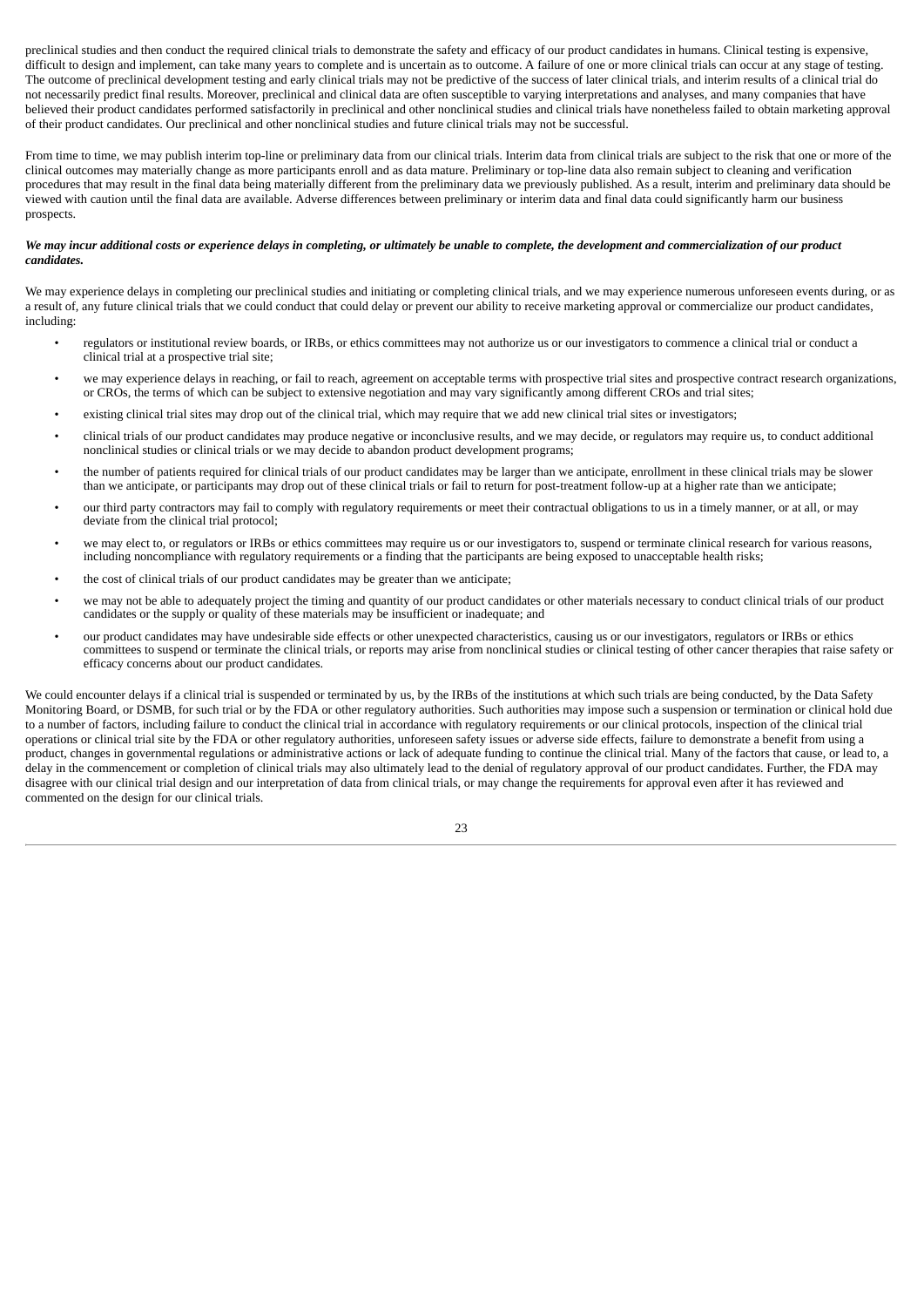preclinical studies and then conduct the required clinical trials to demonstrate the safety and efficacy of our product candidates in humans. Clinical testing is expensive, difficult to design and implement, can take many years to complete and is uncertain as to outcome. A failure of one or more clinical trials can occur at any stage of testing. The outcome of preclinical development testing and early clinical trials may not be predictive of the success of later clinical trials, and interim results of a clinical trial do not necessarily predict final results. Moreover, preclinical and clinical data are often susceptible to varying interpretations and analyses, and many companies that have believed their product candidates performed satisfactorily in preclinical and other nonclinical studies and clinical trials have nonetheless failed to obtain marketing approval of their product candidates. Our preclinical and other nonclinical studies and future clinical trials may not be successful.

From time to time, we may publish interim top-line or preliminary data from our clinical trials. Interim data from clinical trials are subject to the risk that one or more of the clinical outcomes may materially change as more participants enroll and as data mature. Preliminary or top-line data also remain subject to cleaning and verification procedures that may result in the final data being materially different from the preliminary data we previously published. As a result, interim and preliminary data should be viewed with caution until the final data are available. Adverse differences between preliminary or interim data and final data could significantly harm our business prospects.

***We may incur additional costs or experience delays in completing, or ultimately be unable to complete, the development and commercialization of our product candidates.***

We may experience delays in completing our preclinical studies and initiating or completing clinical trials, and we may experience numerous unforeseen events during, or as a result of, any future clinical trials that we could conduct that could delay or prevent our ability to receive marketing approval or commercialize our product candidates, including:

- regulators or institutional review boards, or IRBs, or ethics committees may not authorize us or our investigators to commence a clinical trial or conduct a clinical trial at a prospective trial site;
- we may experience delays in reaching, or fail to reach, agreement on acceptable terms with prospective trial sites and prospective contract research organizations, or CROs, the terms of which can be subject to extensive negotiation and may vary significantly among different CROs and trial sites;
- existing clinical trial sites may drop out of the clinical trial, which may require that we add new clinical trial sites or investigators;
- clinical trials of our product candidates may produce negative or inconclusive results, and we may decide, or regulators may require us, to conduct additional nonclinical studies or clinical trials or we may decide to abandon product development programs;
- the number of patients required for clinical trials of our product candidates may be larger than we anticipate, enrollment in these clinical trials may be slower than we anticipate, or participants may drop out of these clinical trials or fail to return for post-treatment follow-up at a higher rate than we anticipate;
- our third party contractors may fail to comply with regulatory requirements or meet their contractual obligations to us in a timely manner, or at all, or may deviate from the clinical trial protocol;
- we may elect to, or regulators or IRBs or ethics committees may require us or our investigators to, suspend or terminate clinical research for various reasons, including noncompliance with regulatory requirements or a finding that the participants are being exposed to unacceptable health risks;
- the cost of clinical trials of our product candidates may be greater than we anticipate;
- we may not be able to adequately project the timing and quantity of our product candidates or other materials necessary to conduct clinical trials of our product candidates or the supply or quality of these materials may be insufficient or inadequate; and
- our product candidates may have undesirable side effects or other unexpected characteristics, causing us or our investigators, regulators or IRBs or ethics committees to suspend or terminate the clinical trials, or reports may arise from nonclinical studies or clinical testing of other cancer therapies that raise safety or efficacy concerns about our product candidates.

We could encounter delays if a clinical trial is suspended or terminated by us, by the IRBs of the institutions at which such trials are being conducted, by the Data Safety Monitoring Board, or DSMB, for such trial or by the FDA or other regulatory authorities. Such authorities may impose such a suspension or termination or clinical hold due to a number of factors, including failure to conduct the clinical trial in accordance with regulatory requirements or our clinical protocols, inspection of the clinical trial operations or clinical trial site by the FDA or other regulatory authorities, unforeseen safety issues or adverse side effects, failure to demonstrate a benefit from using a product, changes in governmental regulations or administrative actions or lack of adequate funding to continue the clinical trial. Many of the factors that cause, or lead to, a delay in the commencement or completion of clinical trials may also ultimately lead to the denial of regulatory approval of our product candidates. Further, the FDA may disagree with our clinical trial design and our interpretation of data from clinical trials, or may change the requirements for approval even after it has reviewed and commented on the design for our clinical trials.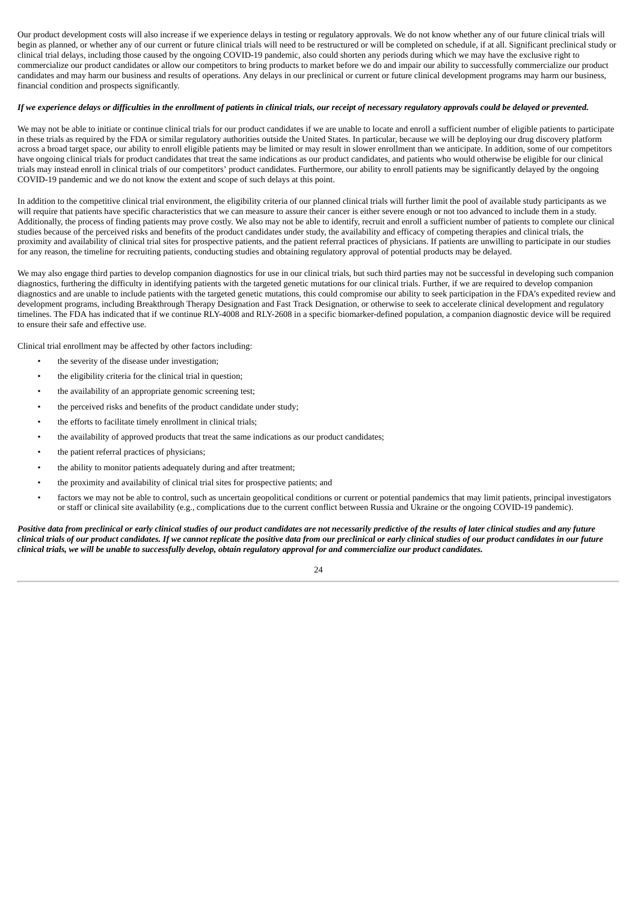Our product development costs will also increase if we experience delays in testing or regulatory approvals. We do not know whether any of our future clinical trials will begin as planned, or whether any of our current or future clinical trials will need to be restructured or will be completed on schedule, if at all. Significant preclinical study or clinical trial delays, including those caused by the ongoing COVID-19 pandemic, also could shorten any periods during which we may have the exclusive right to commercialize our product candidates or allow our competitors to bring products to market before we do and impair our ability to successfully commercialize our product candidates and may harm our business and results of operations. Any delays in our preclinical or current or future clinical development programs may harm our business, financial condition and prospects significantly.

*If we experience delays or difficulties in the enrollment of patients in clinical trials, our receipt of necessary regulatory approvals could be delayed or prevented.*

We may not be able to initiate or continue clinical trials for our product candidates if we are unable to locate and enroll a sufficient number of eligible patients to participate in these trials as required by the FDA or similar regulatory authorities outside the United States. In particular, because we will be deploying our drug discovery platform across a broad target space, our ability to enroll eligible patients may be limited or may result in slower enrollment than we anticipate. In addition, some of our competitors have ongoing clinical trials for product candidates that treat the same indications as our product candidates, and patients who would otherwise be eligible for our clinical trials may instead enroll in clinical trials of our competitors' product candidates. Furthermore, our ability to enroll patients may be significantly delayed by the ongoing COVID-19 pandemic and we do not know the extent and scope of such delays at this point.

In addition to the competitive clinical trial environment, the eligibility criteria of our planned clinical trials will further limit the pool of available study participants as we will require that patients have specific characteristics that we can measure to assure their cancer is either severe enough or not too advanced to include them in a study. Additionally, the process of finding patients may prove costly. We also may not be able to identify, recruit and enroll a sufficient number of patients to complete our clinical studies because of the perceived risks and benefits of the product candidates under study, the availability and efficacy of competing therapies and clinical trials, the proximity and availability of clinical trial sites for prospective patients, and the patient referral practices of physicians. If patients are unwilling to participate in our studies for any reason, the timeline for recruiting patients, conducting studies and obtaining regulatory approval of potential products may be delayed.

We may also engage third parties to develop companion diagnostics for use in our clinical trials, but such third parties may not be successful in developing such companion diagnostics, furthering the difficulty in identifying patients with the targeted genetic mutations for our clinical trials. Further, if we are required to develop companion diagnostics and are unable to include patients with the targeted genetic mutations, this could compromise our ability to seek participation in the FDA's expedited review and development programs, including Breakthrough Therapy Designation and Fast Track Designation, or otherwise to seek to accelerate clinical development and regulatory timelines. The FDA has indicated that if we continue RLY-4008 and RLY-2608 in a specific biomarker-defined population, a companion diagnostic device will be required to ensure their safe and effective use.

Clinical trial enrollment may be affected by other factors including:

- the severity of the disease under investigation;
- the eligibility criteria for the clinical trial in question;
- the availability of an appropriate genomic screening test;
- the perceived risks and benefits of the product candidate under study;
- the efforts to facilitate timely enrollment in clinical trials;
- the availability of approved products that treat the same indications as our product candidates;
- the patient referral practices of physicians;
- the ability to monitor patients adequately during and after treatment;
- the proximity and availability of clinical trial sites for prospective patients; and
- factors we may not be able to control, such as uncertain geopolitical conditions or current or potential pandemics that may limit patients, principal investigators or staff or clinical site availability (e.g., complications due to the current conflict between Russia and Ukraine or the ongoing COVID-19 pandemic).

***Positive data from preclinical or early clinical studies of our product candidates are not necessarily predictive of the results of later clinical studies and any future clinical trials of our product candidates. If we cannot replicate the positive data from our preclinical or early clinical studies of our product candidates in our future clinical trials, we will be unable to successfully develop, obtain regulatory approval for and commercialize our product candidates.***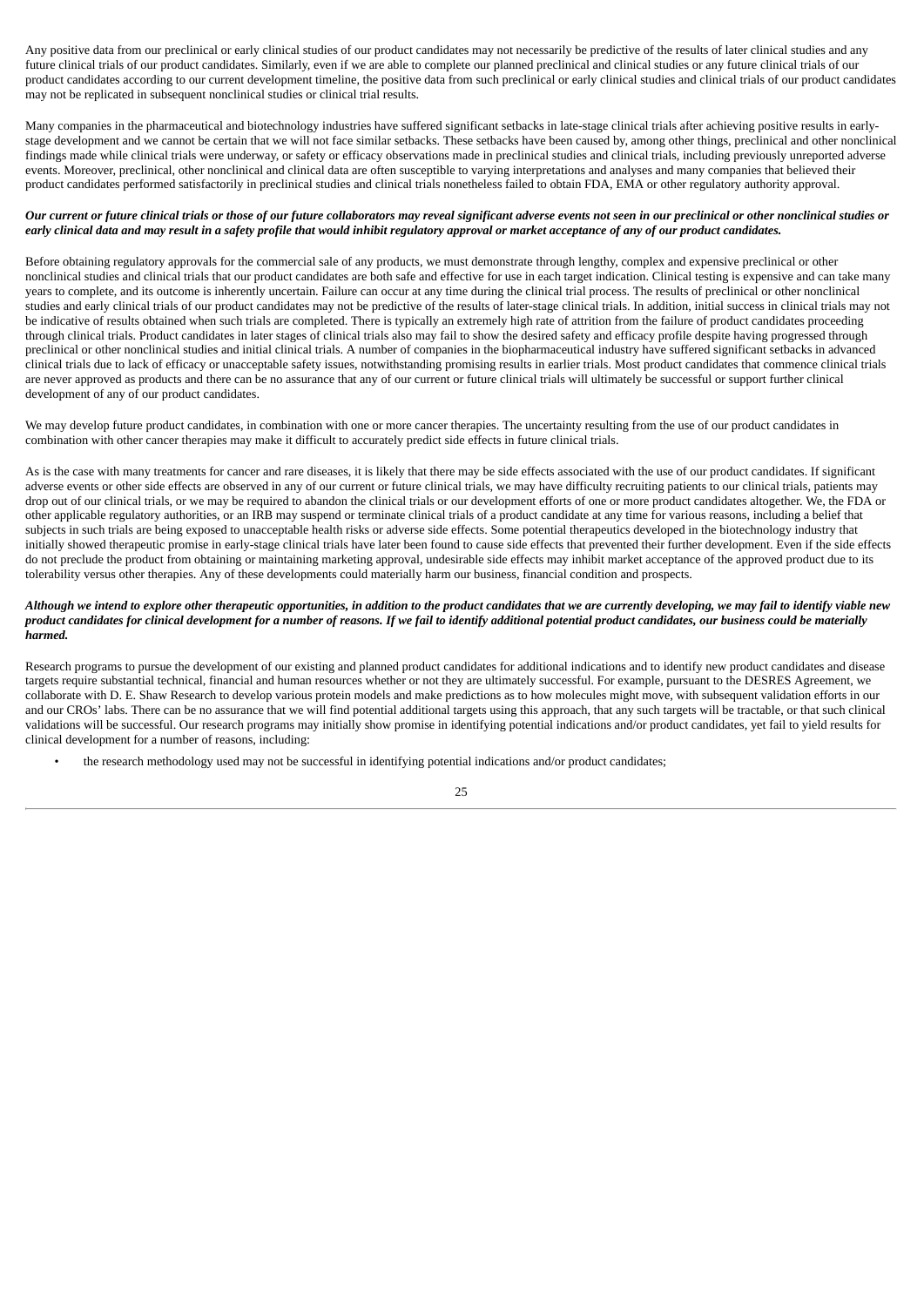Any positive data from our preclinical or early clinical studies of our product candidates may not necessarily be predictive of the results of later clinical studies and any future clinical trials of our product candidates. Similarly, even if we are able to complete our planned preclinical and clinical studies or any future clinical trials of our product candidates according to our current development timeline, the positive data from such preclinical or early clinical studies and clinical trials of our product candidates may not be replicated in subsequent nonclinical studies or clinical trial results.

Many companies in the pharmaceutical and biotechnology industries have suffered significant setbacks in late-stage clinical trials after achieving positive results in early-stage development and we cannot be certain that we will not face similar setbacks. These setbacks have been caused by, among other things, preclinical and other nonclinical findings made while clinical trials were underway, or safety or efficacy observations made in preclinical studies and clinical trials, including previously unreported adverse events. Moreover, preclinical, other nonclinical and clinical data are often susceptible to varying interpretations and analyses and many companies that believed their product candidates performed satisfactorily in preclinical studies and clinical trials nonetheless failed to obtain FDA, EMA or other regulatory authority approval.

***Our current or future clinical trials or those of our future collaborators may reveal significant adverse events not seen in our preclinical or other nonclinical studies or early clinical data and may result in a safety profile that would inhibit regulatory approval or market acceptance of any of our product candidates.***

Before obtaining regulatory approvals for the commercial sale of any products, we must demonstrate through lengthy, complex and expensive preclinical or other nonclinical studies and clinical trials that our product candidates are both safe and effective for use in each target indication. Clinical testing is expensive and can take many years to complete, and its outcome is inherently uncertain. Failure can occur at any time during the clinical trial process. The results of preclinical or other nonclinical studies and early clinical trials of our product candidates may not be predictive of the results of later-stage clinical trials. In addition, initial success in clinical trials may not be indicative of results obtained when such trials are completed. There is typically an extremely high rate of attrition from the failure of product candidates proceeding through clinical trials. Product candidates in later stages of clinical trials also may fail to show the desired safety and efficacy profile despite having progressed through preclinical or other nonclinical studies and initial clinical trials. A number of companies in the biopharmaceutical industry have suffered significant setbacks in advanced clinical trials due to lack of efficacy or unacceptable safety issues, notwithstanding promising results in earlier trials. Most product candidates that commence clinical trials are never approved as products and there can be no assurance that any of our current or future clinical trials will ultimately be successful or support further clinical development of any of our product candidates.

We may develop future product candidates, in combination with one or more cancer therapies. The uncertainty resulting from the use of our product candidates in combination with other cancer therapies may make it difficult to accurately predict side effects in future clinical trials.

As is the case with many treatments for cancer and rare diseases, it is likely that there may be side effects associated with the use of our product candidates. If significant adverse events or other side effects are observed in any of our current or future clinical trials, we may have difficulty recruiting patients to our clinical trials, patients may drop out of our clinical trials, or we may be required to abandon the clinical trials or our development efforts of one or more product candidates altogether. We, the FDA or other applicable regulatory authorities, or an IRB may suspend or terminate clinical trials of a product candidate at any time for various reasons, including a belief that subjects in such trials are being exposed to unacceptable health risks or adverse side effects. Some potential therapeutics developed in the biotechnology industry that initially showed therapeutic promise in early-stage clinical trials have later been found to cause side effects that prevented their further development. Even if the side effects do not preclude the product from obtaining or maintaining marketing approval, undesirable side effects may inhibit market acceptance of the approved product due to its tolerability versus other therapies. Any of these developments could materially harm our business, financial condition and prospects.

***Although we intend to explore other therapeutic opportunities, in addition to the product candidates that we are currently developing, we may fail to identify viable new product candidates for clinical development for a number of reasons. If we fail to identify additional potential product candidates, our business could be materially harmed.***

Research programs to pursue the development of our existing and planned product candidates for additional indications and to identify new product candidates and disease targets require substantial technical, financial and human resources whether or not they are ultimately successful. For example, pursuant to the DESRES Agreement, we collaborate with D. E. Shaw Research to develop various protein models and make predictions as to how molecules might move, with subsequent validation efforts in our and our CROs' labs. There can be no assurance that we will find potential additional targets using this approach, that any such targets will be tractable, or that such clinical validations will be successful. Our research programs may initially show promise in identifying potential indications and/or product candidates, yet fail to yield results for clinical development for a number of reasons, including:

- the research methodology used may not be successful in identifying potential indications and/or product candidates;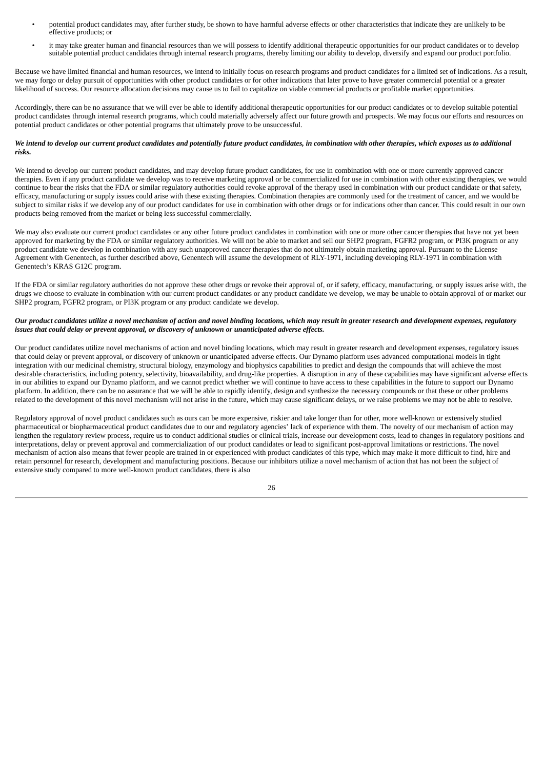- potential product candidates may, after further study, be shown to have harmful adverse effects or other characteristics that indicate they are unlikely to be effective products; or
- it may take greater human and financial resources than we will possess to identify additional therapeutic opportunities for our product candidates or to develop suitable potential product candidates through internal research programs, thereby limiting our ability to develop, diversify and expand our product portfolio.

Because we have limited financial and human resources, we intend to initially focus on research programs and product candidates for a limited set of indications. As a result, we may forgo or delay pursuit of opportunities with other product candidates or for other indications that later prove to have greater commercial potential or a greater likelihood of success. Our resource allocation decisions may cause us to fail to capitalize on viable commercial products or profitable market opportunities.

Accordingly, there can be no assurance that we will ever be able to identify additional therapeutic opportunities for our product candidates or to develop suitable potential product candidates through internal research programs, which could materially adversely affect our future growth and prospects. We may focus our efforts and resources on potential product candidates or other potential programs that ultimately prove to be unsuccessful.

***We intend to develop our current product candidates and potentially future product candidates, in combination with other therapies, which exposes us to additional risks.***

We intend to develop our current product candidates, and may develop future product candidates, for use in combination with one or more currently approved cancer therapies. Even if any product candidate we develop was to receive marketing approval or be commercialized for use in combination with other existing therapies, we would continue to bear the risks that the FDA or similar regulatory authorities could revoke approval of the therapy used in combination with our product candidate or that safety, efficacy, manufacturing or supply issues could arise with these existing therapies. Combination therapies are commonly used for the treatment of cancer, and we would be subject to similar risks if we develop any of our product candidates for use in combination with other drugs or for indications other than cancer. This could result in our own products being removed from the market or being less successful commercially.

We may also evaluate our current product candidates or any other future product candidates in combination with one or more other cancer therapies that have not yet been approved for marketing by the FDA or similar regulatory authorities. We will not be able to market and sell our SHP2 program, FGFR2 program, or PI3K program or any product candidate we develop in combination with any such unapproved cancer therapies that do not ultimately obtain marketing approval. Pursuant to the License Agreement with Genentech, as further described above, Genentech will assume the development of RLY-1971, including developing RLY-1971 in combination with Genentech's KRAS G12C program.

If the FDA or similar regulatory authorities do not approve these other drugs or revoke their approval of, or if safety, efficacy, manufacturing, or supply issues arise with, the drugs we choose to evaluate in combination with our current product candidates or any product candidate we develop, we may be unable to obtain approval of or market our SHP2 program, FGFR2 program, or PI3K program or any product candidate we develop.

***Our product candidates utilize a novel mechanism of action and novel binding locations, which may result in greater research and development expenses, regulatory issues that could delay or prevent approval, or discovery of unknown or unanticipated adverse effects.***

Our product candidates utilize novel mechanisms of action and novel binding locations, which may result in greater research and development expenses, regulatory issues that could delay or prevent approval, or discovery of unknown or unanticipated adverse effects. Our Dynamo platform uses advanced computational models in tight integration with our medicinal chemistry, structural biology, enzymology and biophysics capabilities to predict and design the compounds that will achieve the most desirable characteristics, including potency, selectivity, bioavailability, and drug-like properties. A disruption in any of these capabilities may have significant adverse effects in our abilities to expand our Dynamo platform, and we cannot predict whether we will continue to have access to these capabilities in the future to support our Dynamo platform. In addition, there can be no assurance that we will be able to rapidly identify, design and synthesize the necessary compounds or that these or other problems related to the development of this novel mechanism will not arise in the future, which may cause significant delays, or we raise problems we may not be able to resolve.

Regulatory approval of novel product candidates such as ours can be more expensive, riskier and take longer than for other, more well-known or extensively studied pharmaceutical or biopharmaceutical product candidates due to our and regulatory agencies' lack of experience with them. The novelty of our mechanism of action may lengthen the regulatory review process, require us to conduct additional studies or clinical trials, increase our development costs, lead to changes in regulatory positions and interpretations, delay or prevent approval and commercialization of our product candidates or lead to significant post-approval limitations or restrictions. The novel mechanism of action also means that fewer people are trained in or experienced with product candidates of this type, which may make it more difficult to find, hire and retain personnel for research, development and manufacturing positions. Because our inhibitors utilize a novel mechanism of action that has not been the subject of extensive study compared to more well-known product candidates, there is also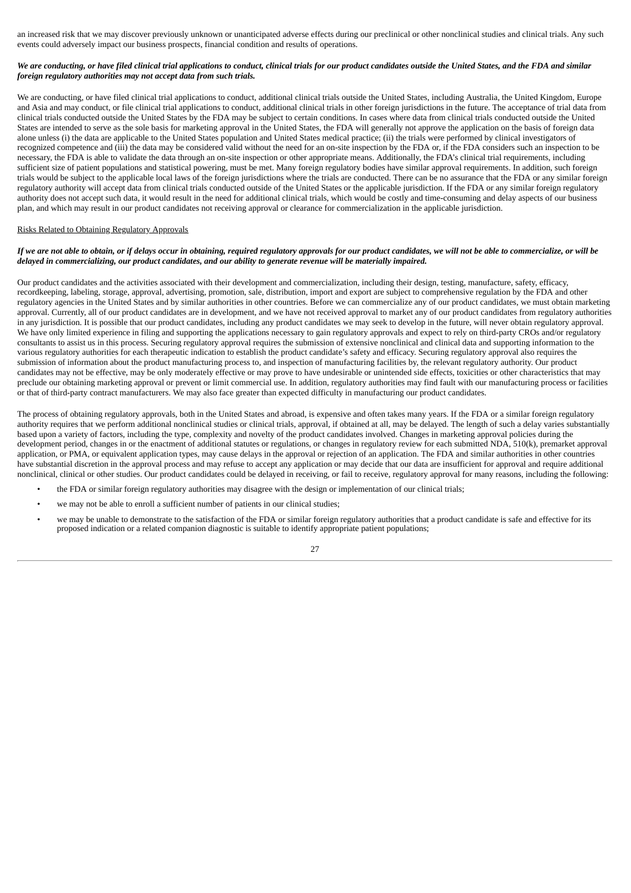an increased risk that we may discover previously unknown or unanticipated adverse effects during our preclinical or other nonclinical studies and clinical trials. Any such events could adversely impact our business prospects, financial condition and results of operations.

***We are conducting, or have filed clinical trial applications to conduct, clinical trials for our product candidates outside the United States, and the FDA and similar foreign regulatory authorities may not accept data from such trials.***

We are conducting, or have filed clinical trial applications to conduct, additional clinical trials outside the United States, including Australia, the United Kingdom, Europe and Asia and may conduct, or file clinical trial applications to conduct, additional clinical trials in other foreign jurisdictions in the future. The acceptance of trial data from clinical trials conducted outside the United States by the FDA may be subject to certain conditions. In cases where data from clinical trials conducted outside the United States are intended to serve as the sole basis for marketing approval in the United States, the FDA will generally not approve the application on the basis of foreign data alone unless (i) the data are applicable to the United States population and United States medical practice; (ii) the trials were performed by clinical investigators of recognized competence and (iii) the data may be considered valid without the need for an on-site inspection by the FDA or, if the FDA considers such an inspection to be necessary, the FDA is able to validate the data through an on-site inspection or other appropriate means. Additionally, the FDA's clinical trial requirements, including sufficient size of patient populations and statistical powering, must be met. Many foreign regulatory bodies have similar approval requirements. In addition, such foreign trials would be subject to the applicable local laws of the foreign jurisdictions where the trials are conducted. There can be no assurance that the FDA or any similar foreign regulatory authority will accept data from clinical trials conducted outside of the United States or the applicable jurisdiction. If the FDA or any similar foreign regulatory authority does not accept such data, it would result in the need for additional clinical trials, which would be costly and time-consuming and delay aspects of our business plan, and which may result in our product candidates not receiving approval or clearance for commercialization in the applicable jurisdiction.

Risks Related to Obtaining Regulatory Approvals

***If we are not able to obtain, or if delays occur in obtaining, required regulatory approvals for our product candidates, we will not be able to commercialize, or will be delayed in commercializing, our product candidates, and our ability to generate revenue will be materially impaired.***

Our product candidates and the activities associated with their development and commercialization, including their design, testing, manufacture, safety, efficacy, recordkeeping, labeling, storage, approval, advertising, promotion, sale, distribution, import and export are subject to comprehensive regulation by the FDA and other regulatory agencies in the United States and by similar authorities in other countries. Before we can commercialize any of our product candidates, we must obtain marketing approval. Currently, all of our product candidates are in development, and we have not received approval to market any of our product candidates from regulatory authorities in any jurisdiction. It is possible that our product candidates, including any product candidates we may seek to develop in the future, will never obtain regulatory approval. We have only limited experience in filing and supporting the applications necessary to gain regulatory approvals and expect to rely on third-party CROs and/or regulatory consultants to assist us in this process. Securing regulatory approval requires the submission of extensive nonclinical and clinical data and supporting information to the various regulatory authorities for each therapeutic indication to establish the product candidate's safety and efficacy. Securing regulatory approval also requires the submission of information about the product manufacturing process to, and inspection of manufacturing facilities by, the relevant regulatory authority. Our product candidates may not be effective, may be only moderately effective or may prove to have undesirable or unintended side effects, toxicities or other characteristics that may preclude our obtaining marketing approval or prevent or limit commercial use. In addition, regulatory authorities may find fault with our manufacturing process or facilities or that of third-party contract manufacturers. We may also face greater than expected difficulty in manufacturing our product candidates.

The process of obtaining regulatory approvals, both in the United States and abroad, is expensive and often takes many years. If the FDA or a similar foreign regulatory authority requires that we perform additional nonclinical studies or clinical trials, approval, if obtained at all, may be delayed. The length of such a delay varies substantially based upon a variety of factors, including the type, complexity and novelty of the product candidates involved. Changes in marketing approval policies during the development period, changes in or the enactment of additional statutes or regulations, or changes in regulatory review for each submitted NDA, 510(k), premarket approval application, or PMA, or equivalent application types, may cause delays in the approval or rejection of an application. The FDA and similar authorities in other countries have substantial discretion in the approval process and may refuse to accept any application or may decide that our data are insufficient for approval and require additional nonclinical, clinical or other studies. Our product candidates could be delayed in receiving, or fail to receive, regulatory approval for many reasons, including the following:

- the FDA or similar foreign regulatory authorities may disagree with the design or implementation of our clinical trials;
- we may not be able to enroll a sufficient number of patients in our clinical studies;
- we may be unable to demonstrate to the satisfaction of the FDA or similar foreign regulatory authorities that a product candidate is safe and effective for its proposed indication or a related companion diagnostic is suitable to identify appropriate patient populations;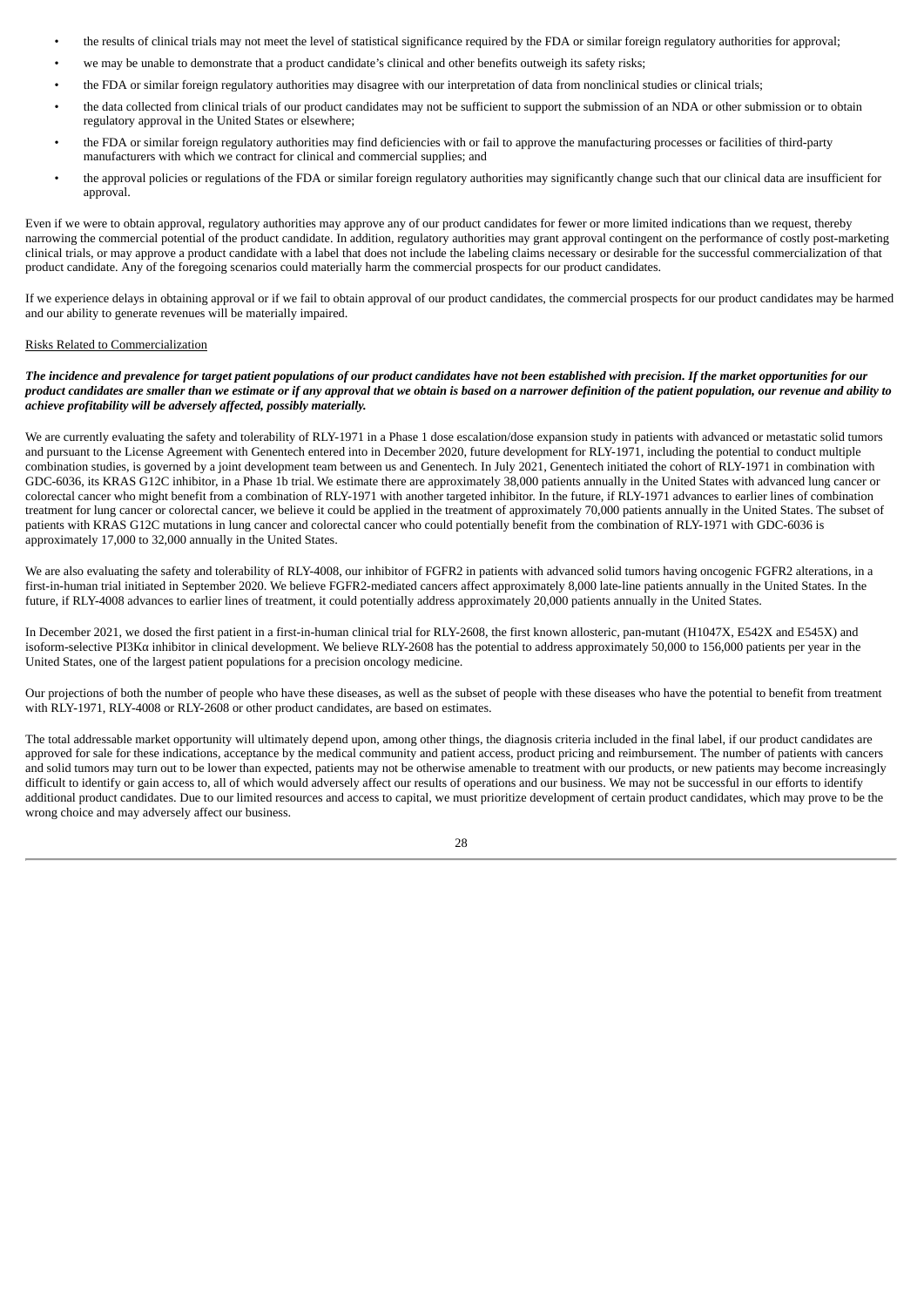- the results of clinical trials may not meet the level of statistical significance required by the FDA or similar foreign regulatory authorities for approval;
- we may be unable to demonstrate that a product candidate's clinical and other benefits outweigh its safety risks;
- the FDA or similar foreign regulatory authorities may disagree with our interpretation of data from nonclinical studies or clinical trials;
- the data collected from clinical trials of our product candidates may not be sufficient to support the submission of an NDA or other submission or to obtain regulatory approval in the United States or elsewhere;
- the FDA or similar foreign regulatory authorities may find deficiencies with or fail to approve the manufacturing processes or facilities of third-party manufacturers with which we contract for clinical and commercial supplies; and
- the approval policies or regulations of the FDA or similar foreign regulatory authorities may significantly change such that our clinical data are insufficient for approval.

Even if we were to obtain approval, regulatory authorities may approve any of our product candidates for fewer or more limited indications than we request, thereby narrowing the commercial potential of the product candidate. In addition, regulatory authorities may grant approval contingent on the performance of costly post-marketing clinical trials, or may approve a product candidate with a label that does not include the labeling claims necessary or desirable for the successful commercialization of that product candidate. Any of the foregoing scenarios could materially harm the commercial prospects for our product candidates.

If we experience delays in obtaining approval or if we fail to obtain approval of our product candidates, the commercial prospects for our product candidates may be harmed and our ability to generate revenues will be materially impaired.

Risks Related to Commercialization

***The incidence and prevalence for target patient populations of our product candidates have not been established with precision. If the market opportunities for our product candidates are smaller than we estimate or if any approval that we obtain is based on a narrower definition of the patient population, our revenue and ability to achieve profitability will be adversely affected, possibly materially.***

We are currently evaluating the safety and tolerability of RLY-1971 in a Phase 1 dose escalation/dose expansion study in patients with advanced or metastatic solid tumors and pursuant to the License Agreement with Genentech entered into in December 2020, future development for RLY-1971, including the potential to conduct multiple combination studies, is governed by a joint development team between us and Genentech. In July 2021, Genentech initiated the cohort of RLY-1971 in combination with GDC-6036, its KRAS G12C inhibitor, in a Phase 1b trial. We estimate there are approximately 38,000 patients annually in the United States with advanced lung cancer or colorectal cancer who might benefit from a combination of RLY-1971 with another targeted inhibitor. In the future, if RLY-1971 advances to earlier lines of combination treatment for lung cancer or colorectal cancer, we believe it could be applied in the treatment of approximately 70,000 patients annually in the United States. The subset of patients with KRAS G12C mutations in lung cancer and colorectal cancer who could potentially benefit from the combination of RLY-1971 with GDC-6036 is approximately 17,000 to 32,000 annually in the United States.

We are also evaluating the safety and tolerability of RLY-4008, our inhibitor of FGFR2 in patients with advanced solid tumors having oncogenic FGFR2 alterations, in a first-in-human trial initiated in September 2020. We believe FGFR2-mediated cancers affect approximately 8,000 late-line patients annually in the United States. In the future, if RLY-4008 advances to earlier lines of treatment, it could potentially address approximately 20,000 patients annually in the United States.

In December 2021, we dosed the first patient in a first-in-human clinical trial for RLY-2608, the first known allosteric, pan-mutant (H1047X, E542X and E545X) and isoform-selective PI3Kα inhibitor in clinical development. We believe RLY-2608 has the potential to address approximately 50,000 to 156,000 patients per year in the United States, one of the largest patient populations for a precision oncology medicine.

Our projections of both the number of people who have these diseases, as well as the subset of people with these diseases who have the potential to benefit from treatment with RLY-1971, RLY-4008 or RLY-2608 or other product candidates, are based on estimates.

The total addressable market opportunity will ultimately depend upon, among other things, the diagnosis criteria included in the final label, if our product candidates are approved for sale for these indications, acceptance by the medical community and patient access, product pricing and reimbursement. The number of patients with cancers and solid tumors may turn out to be lower than expected, patients may not be otherwise amenable to treatment with our products, or new patients may become increasingly difficult to identify or gain access to, all of which would adversely affect our results of operations and our business. We may not be successful in our efforts to identify additional product candidates. Due to our limited resources and access to capital, we must prioritize development of certain product candidates, which may prove to be the wrong choice and may adversely affect our business.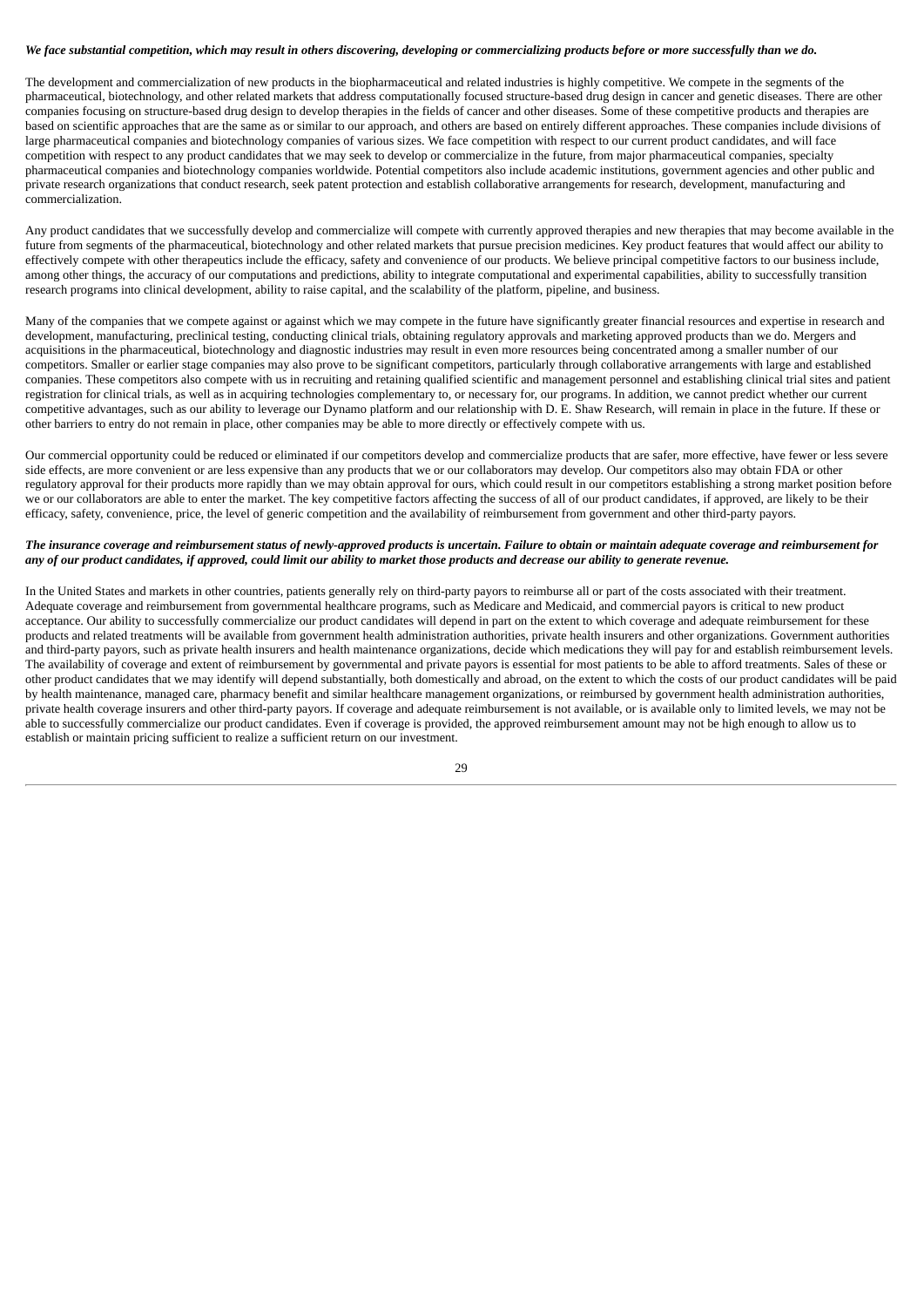***We face substantial competition, which may result in others discovering, developing or commercializing products before or more successfully than we do.***

The development and commercialization of new products in the biopharmaceutical and related industries is highly competitive. We compete in the segments of the pharmaceutical, biotechnology, and other related markets that address computationally focused structure-based drug design in cancer and genetic diseases. There are other companies focusing on structure-based drug design to develop therapies in the fields of cancer and other diseases. Some of these competitive products and therapies are based on scientific approaches that are the same as or similar to our approach, and others are based on entirely different approaches. These companies include divisions of large pharmaceutical companies and biotechnology companies of various sizes. We face competition with respect to our current product candidates, and will face competition with respect to any product candidates that we may seek to develop or commercialize in the future, from major pharmaceutical companies, specialty pharmaceutical companies and biotechnology companies worldwide. Potential competitors also include academic institutions, government agencies and other public and private research organizations that conduct research, seek patent protection and establish collaborative arrangements for research, development, manufacturing and commercialization.

Any product candidates that we successfully develop and commercialize will compete with currently approved therapies and new therapies that may become available in the future from segments of the pharmaceutical, biotechnology and other related markets that pursue precision medicines. Key product features that would affect our ability to effectively compete with other therapeutics include the efficacy, safety and convenience of our products. We believe principal competitive factors to our business include, among other things, the accuracy of our computations and predictions, ability to integrate computational and experimental capabilities, ability to successfully transition research programs into clinical development, ability to raise capital, and the scalability of the platform, pipeline, and business.

Many of the companies that we compete against or against which we may compete in the future have significantly greater financial resources and expertise in research and development, manufacturing, preclinical testing, conducting clinical trials, obtaining regulatory approvals and marketing approved products than we do. Mergers and acquisitions in the pharmaceutical, biotechnology and diagnostic industries may result in even more resources being concentrated among a smaller number of our competitors. Smaller or earlier stage companies may also prove to be significant competitors, particularly through collaborative arrangements with large and established companies. These competitors also compete with us in recruiting and retaining qualified scientific and management personnel and establishing clinical trial sites and patient registration for clinical trials, as well as in acquiring technologies complementary to, or necessary for, our programs. In addition, we cannot predict whether our current competitive advantages, such as our ability to leverage our Dynamo platform and our relationship with D. E. Shaw Research, will remain in place in the future. If these or other barriers to entry do not remain in place, other companies may be able to more directly or effectively compete with us.

Our commercial opportunity could be reduced or eliminated if our competitors develop and commercialize products that are safer, more effective, have fewer or less severe side effects, are more convenient or are less expensive than any products that we or our collaborators may develop. Our competitors also may obtain FDA or other regulatory approval for their products more rapidly than we may obtain approval for ours, which could result in our competitors establishing a strong market position before we or our collaborators are able to enter the market. The key competitive factors affecting the success of all of our product candidates, if approved, are likely to be their efficacy, safety, convenience, price, the level of generic competition and the availability of reimbursement from government and other third-party payors.

***The insurance coverage and reimbursement status of newly-approved products is uncertain. Failure to obtain or maintain adequate coverage and reimbursement for any of our product candidates, if approved, could limit our ability to market those products and decrease our ability to generate revenue.***

In the United States and markets in other countries, patients generally rely on third-party payors to reimburse all or part of the costs associated with their treatment. Adequate coverage and reimbursement from governmental healthcare programs, such as Medicare and Medicaid, and commercial payors is critical to new product acceptance. Our ability to successfully commercialize our product candidates will depend in part on the extent to which coverage and adequate reimbursement for these products and related treatments will be available from government health administration authorities, private health insurers and other organizations. Government authorities and third-party payors, such as private health insurers and health maintenance organizations, decide which medications they will pay for and establish reimbursement levels. The availability of coverage and extent of reimbursement by governmental and private payors is essential for most patients to be able to afford treatments. Sales of these or other product candidates that we may identify will depend substantially, both domestically and abroad, on the extent to which the costs of our product candidates will be paid by health maintenance, managed care, pharmacy benefit and similar healthcare management organizations, or reimbursed by government health administration authorities, private health coverage insurers and other third-party payors. If coverage and adequate reimbursement is not available, or is available only to limited levels, we may not be able to successfully commercialize our product candidates. Even if coverage is provided, the approved reimbursement amount may not be high enough to allow us to establish or maintain pricing sufficient to realize a sufficient return on our investment.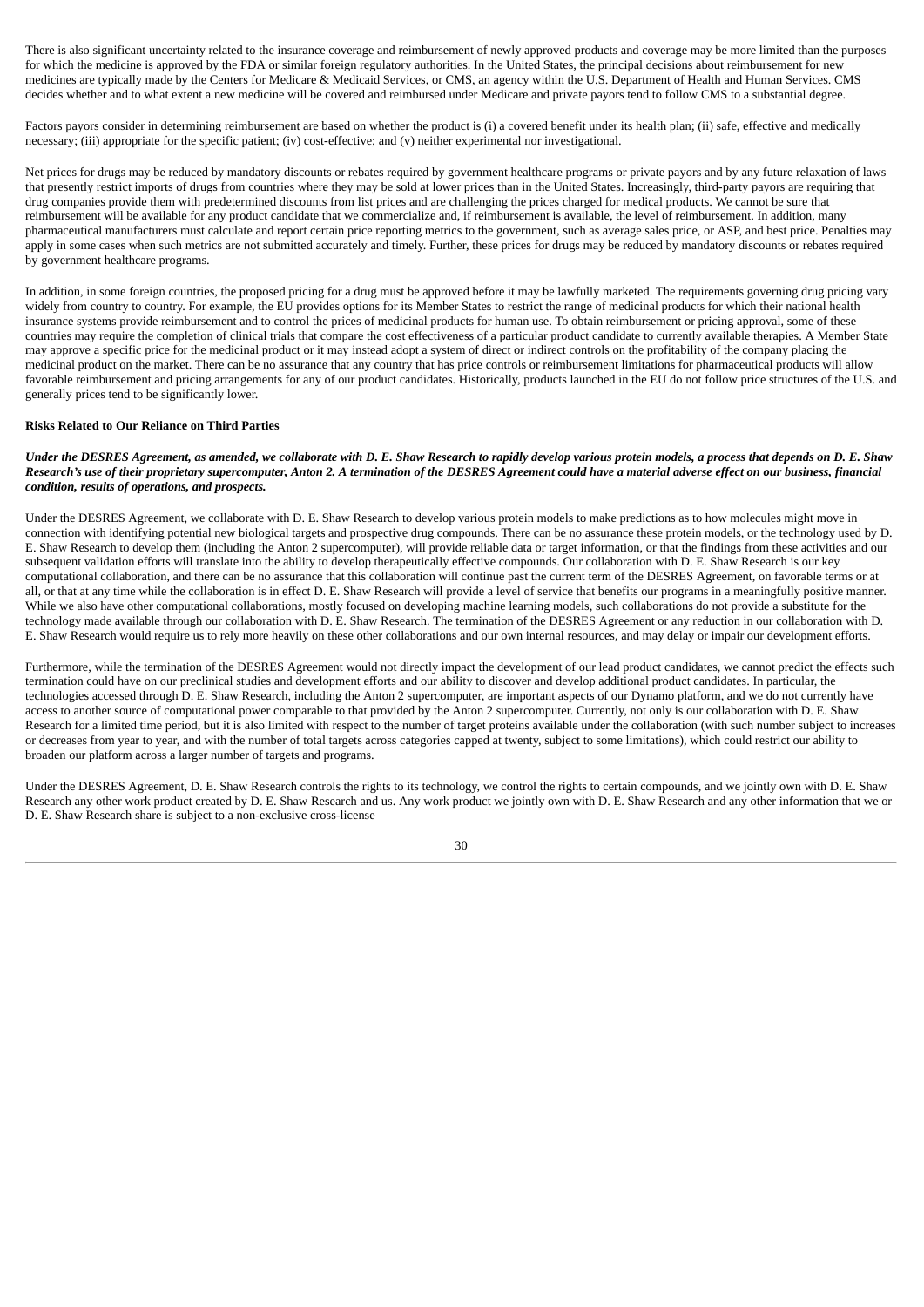There is also significant uncertainty related to the insurance coverage and reimbursement of newly approved products and coverage may be more limited than the purposes for which the medicine is approved by the FDA or similar foreign regulatory authorities. In the United States, the principal decisions about reimbursement for new medicines are typically made by the Centers for Medicare & Medicaid Services, or CMS, an agency within the U.S. Department of Health and Human Services. CMS decides whether and to what extent a new medicine will be covered and reimbursed under Medicare and private payors tend to follow CMS to a substantial degree.

Factors payors consider in determining reimbursement are based on whether the product is (i) a covered benefit under its health plan; (ii) safe, effective and medically necessary; (iii) appropriate for the specific patient; (iv) cost-effective; and (v) neither experimental nor investigational.

Net prices for drugs may be reduced by mandatory discounts or rebates required by government healthcare programs or private payors and by any future relaxation of laws that presently restrict imports of drugs from countries where they may be sold at lower prices than in the United States. Increasingly, third-party payors are requiring that drug companies provide them with predetermined discounts from list prices and are challenging the prices charged for medical products. We cannot be sure that reimbursement will be available for any product candidate that we commercialize and, if reimbursement is available, the level of reimbursement. In addition, many pharmaceutical manufacturers must calculate and report certain price reporting metrics to the government, such as average sales price, or ASP, and best price. Penalties may apply in some cases when such metrics are not submitted accurately and timely. Further, these prices for drugs may be reduced by mandatory discounts or rebates required by government healthcare programs.

In addition, in some foreign countries, the proposed pricing for a drug must be approved before it may be lawfully marketed. The requirements governing drug pricing vary widely from country to country. For example, the EU provides options for its Member States to restrict the range of medicinal products for which their national health insurance systems provide reimbursement and to control the prices of medicinal products for human use. To obtain reimbursement or pricing approval, some of these countries may require the completion of clinical trials that compare the cost effectiveness of a particular product candidate to currently available therapies. A Member State may approve a specific price for the medicinal product or it may instead adopt a system of direct or indirect controls on the profitability of the company placing the medicinal product on the market. There can be no assurance that any country that has price controls or reimbursement limitations for pharmaceutical products will allow favorable reimbursement and pricing arrangements for any of our product candidates. Historically, products launched in the EU do not follow price structures of the U.S. and generally prices tend to be significantly lower.

**Risks Related to Our Reliance on Third Parties**

***Under the DESRES Agreement, as amended, we collaborate with D. E. Shaw Research to rapidly develop various protein models, a process that depends on D. E. Shaw Research's use of their proprietary supercomputer, Anton 2. A termination of the DESRES Agreement could have a material adverse effect on our business, financial condition, results of operations, and prospects.***

Under the DESRES Agreement, we collaborate with D. E. Shaw Research to develop various protein models to make predictions as to how molecules might move in connection with identifying potential new biological targets and prospective drug compounds. There can be no assurance these protein models, or the technology used by D. E. Shaw Research to develop them (including the Anton 2 supercomputer), will provide reliable data or target information, or that the findings from these activities and our subsequent validation efforts will translate into the ability to develop therapeutically effective compounds. Our collaboration with D. E. Shaw Research is our key computational collaboration, and there can be no assurance that this collaboration will continue past the current term of the DESRES Agreement, on favorable terms or at all, or that at any time while the collaboration is in effect D. E. Shaw Research will provide a level of service that benefits our programs in a meaningfully positive manner. While we also have other computational collaborations, mostly focused on developing machine learning models, such collaborations do not provide a substitute for the technology made available through our collaboration with D. E. Shaw Research. The termination of the DESRES Agreement or any reduction in our collaboration with D. E. Shaw Research would require us to rely more heavily on these other collaborations and our own internal resources, and may delay or impair our development efforts.

Furthermore, while the termination of the DESRES Agreement would not directly impact the development of our lead product candidates, we cannot predict the effects such termination could have on our preclinical studies and development efforts and our ability to discover and develop additional product candidates. In particular, the technologies accessed through D. E. Shaw Research, including the Anton 2 supercomputer, are important aspects of our Dynamo platform, and we do not currently have access to another source of computational power comparable to that provided by the Anton 2 supercomputer. Currently, not only is our collaboration with D. E. Shaw Research for a limited time period, but it is also limited with respect to the number of target proteins available under the collaboration (with such number subject to increases or decreases from year to year, and with the number of total targets across categories capped at twenty, subject to some limitations), which could restrict our ability to broaden our platform across a larger number of targets and programs.

Under the DESRES Agreement, D. E. Shaw Research controls the rights to its technology, we control the rights to certain compounds, and we jointly own with D. E. Shaw Research any other work product created by D. E. Shaw Research and us. Any work product we jointly own with D. E. Shaw Research and any other information that we or D. E. Shaw Research share is subject to a non-exclusive cross-license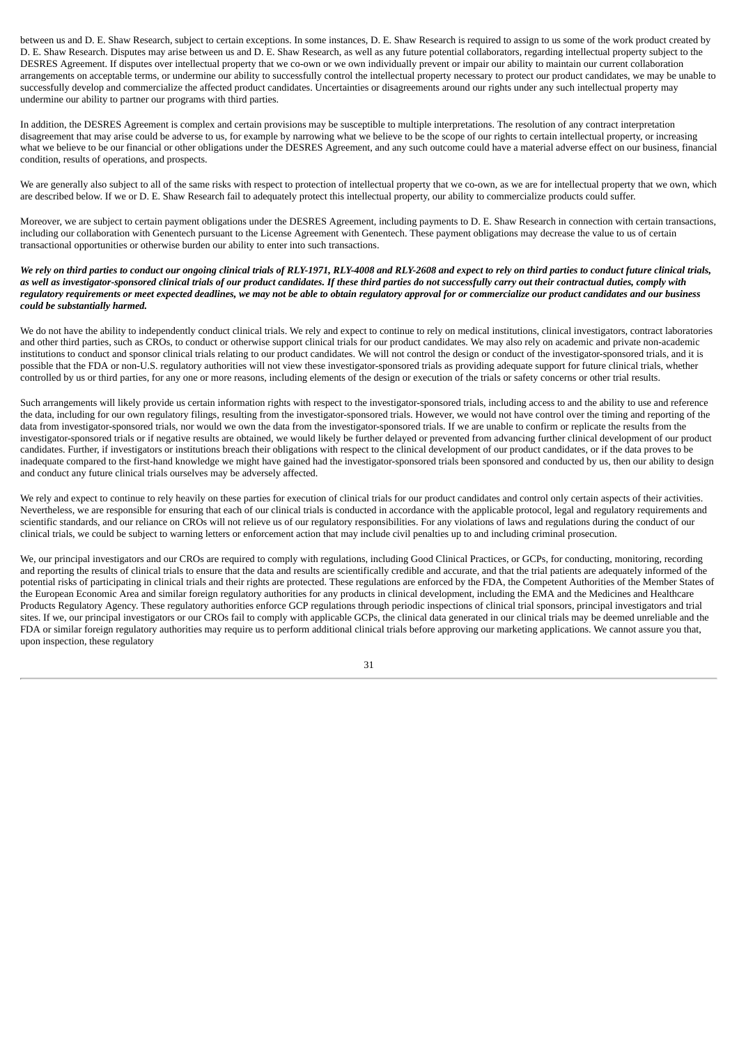between us and D. E. Shaw Research, subject to certain exceptions. In some instances, D. E. Shaw Research is required to assign to us some of the work product created by D. E. Shaw Research. Disputes may arise between us and D. E. Shaw Research, as well as any future potential collaborators, regarding intellectual property subject to the DESRES Agreement. If disputes over intellectual property that we co-own or we own individually prevent or impair our ability to maintain our current collaboration arrangements on acceptable terms, or undermine our ability to successfully control the intellectual property necessary to protect our product candidates, we may be unable to successfully develop and commercialize the affected product candidates. Uncertainties or disagreements around our rights under any such intellectual property may undermine our ability to partner our programs with third parties.

In addition, the DESRES Agreement is complex and certain provisions may be susceptible to multiple interpretations. The resolution of any contract interpretation disagreement that may arise could be adverse to us, for example by narrowing what we believe to be the scope of our rights to certain intellectual property, or increasing what we believe to be our financial or other obligations under the DESRES Agreement, and any such outcome could have a material adverse effect on our business, financial condition, results of operations, and prospects.

We are generally also subject to all of the same risks with respect to protection of intellectual property that we co-own, as we are for intellectual property that we own, which are described below. If we or D. E. Shaw Research fail to adequately protect this intellectual property, our ability to commercialize products could suffer.

Moreover, we are subject to certain payment obligations under the DESRES Agreement, including payments to D. E. Shaw Research in connection with certain transactions, including our collaboration with Genentech pursuant to the License Agreement with Genentech. These payment obligations may decrease the value to us of certain transactional opportunities or otherwise burden our ability to enter into such transactions.

***We rely on third parties to conduct our ongoing clinical trials of RLY-1971, RLY-4008 and RLY-2608 and expect to rely on third parties to conduct future clinical trials, as well as investigator-sponsored clinical trials of our product candidates. If these third parties do not successfully carry out their contractual duties, comply with regulatory requirements or meet expected deadlines, we may not be able to obtain regulatory approval for or commercialize our product candidates and our business could be substantially harmed.***

We do not have the ability to independently conduct clinical trials. We rely and expect to continue to rely on medical institutions, clinical investigators, contract laboratories and other third parties, such as CROs, to conduct or otherwise support clinical trials for our product candidates. We may also rely on academic and private non-academic institutions to conduct and sponsor clinical trials relating to our product candidates. We will not control the design or conduct of the investigator-sponsored trials, and it is possible that the FDA or non-U.S. regulatory authorities will not view these investigator-sponsored trials as providing adequate support for future clinical trials, whether controlled by us or third parties, for any one or more reasons, including elements of the design or execution of the trials or safety concerns or other trial results.

Such arrangements will likely provide us certain information rights with respect to the investigator-sponsored trials, including access to and the ability to use and reference the data, including for our own regulatory filings, resulting from the investigator-sponsored trials. However, we would not have control over the timing and reporting of the data from investigator-sponsored trials, nor would we own the data from the investigator-sponsored trials. If we are unable to confirm or replicate the results from the investigator-sponsored trials or if negative results are obtained, we would likely be further delayed or prevented from advancing further clinical development of our product candidates. Further, if investigators or institutions breach their obligations with respect to the clinical development of our product candidates, or if the data proves to be inadequate compared to the first-hand knowledge we might have gained had the investigator-sponsored trials been sponsored and conducted by us, then our ability to design and conduct any future clinical trials ourselves may be adversely affected.

We rely and expect to continue to rely heavily on these parties for execution of clinical trials for our product candidates and control only certain aspects of their activities. Nevertheless, we are responsible for ensuring that each of our clinical trials is conducted in accordance with the applicable protocol, legal and regulatory requirements and scientific standards, and our reliance on CROs will not relieve us of our regulatory responsibilities. For any violations of laws and regulations during the conduct of our clinical trials, we could be subject to warning letters or enforcement action that may include civil penalties up to and including criminal prosecution.

We, our principal investigators and our CROs are required to comply with regulations, including Good Clinical Practices, or GCPs, for conducting, monitoring, recording and reporting the results of clinical trials to ensure that the data and results are scientifically credible and accurate, and that the trial patients are adequately informed of the potential risks of participating in clinical trials and their rights are protected. These regulations are enforced by the FDA, the Competent Authorities of the Member States of the European Economic Area and similar foreign regulatory authorities for any products in clinical development, including the EMA and the Medicines and Healthcare Products Regulatory Agency. These regulatory authorities enforce GCP regulations through periodic inspections of clinical trial sponsors, principal investigators and trial sites. If we, our principal investigators or our CROs fail to comply with applicable GCPs, the clinical data generated in our clinical trials may be deemed unreliable and the FDA or similar foreign regulatory authorities may require us to perform additional clinical trials before approving our marketing applications. We cannot assure you that, upon inspection, these regulatory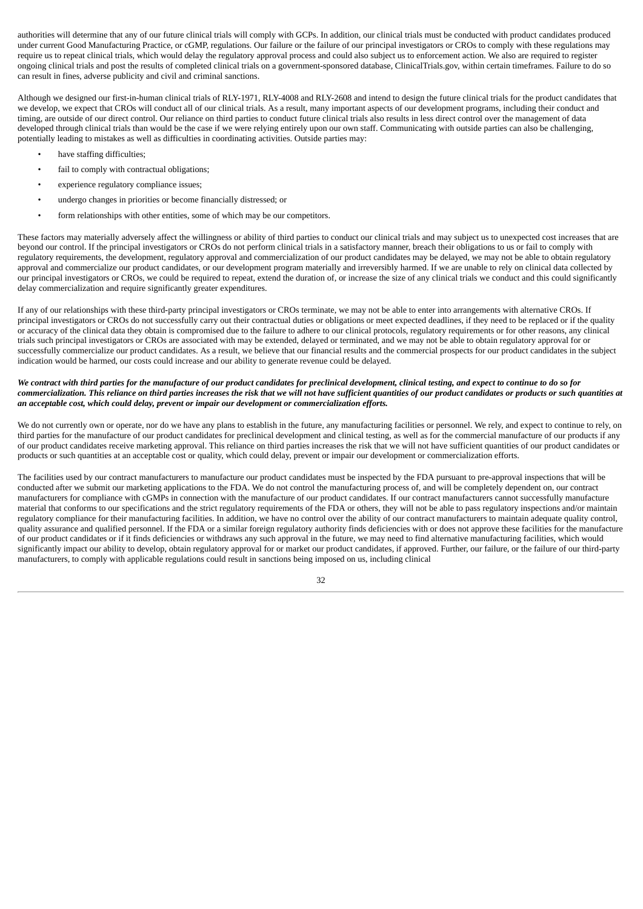authorities will determine that any of our future clinical trials will comply with GCPs. In addition, our clinical trials must be conducted with product candidates produced under current Good Manufacturing Practice, or cGMP, regulations. Our failure or the failure of our principal investigators or CROs to comply with these regulations may require us to repeat clinical trials, which would delay the regulatory approval process and could also subject us to enforcement action. We also are required to register ongoing clinical trials and post the results of completed clinical trials on a government-sponsored database, ClinicalTrials.gov, within certain timeframes. Failure to do so can result in fines, adverse publicity and civil and criminal sanctions.

Although we designed our first-in-human clinical trials of RLY-1971, RLY-4008 and RLY-2608 and intend to design the future clinical trials for the product candidates that we develop, we expect that CROs will conduct all of our clinical trials. As a result, many important aspects of our development programs, including their conduct and timing, are outside of our direct control. Our reliance on third parties to conduct future clinical trials also results in less direct control over the management of data developed through clinical trials than would be the case if we were relying entirely upon our own staff. Communicating with outside parties can also be challenging, potentially leading to mistakes as well as difficulties in coordinating activities. Outside parties may:

- have staffing difficulties;
- fail to comply with contractual obligations;
- experience regulatory compliance issues;
- undergo changes in priorities or become financially distressed; or
- form relationships with other entities, some of which may be our competitors.

These factors may materially adversely affect the willingness or ability of third parties to conduct our clinical trials and may subject us to unexpected cost increases that are beyond our control. If the principal investigators or CROs do not perform clinical trials in a satisfactory manner, breach their obligations to us or fail to comply with regulatory requirements, the development, regulatory approval and commercialization of our product candidates may be delayed, we may not be able to obtain regulatory approval and commercialize our product candidates, or our development program materially and irreversibly harmed. If we are unable to rely on clinical data collected by our principal investigators or CROs, we could be required to repeat, extend the duration of, or increase the size of any clinical trials we conduct and this could significantly delay commercialization and require significantly greater expenditures.

If any of our relationships with these third-party principal investigators or CROs terminate, we may not be able to enter into arrangements with alternative CROs. If principal investigators or CROs do not successfully carry out their contractual duties or obligations or meet expected deadlines, if they need to be replaced or if the quality or accuracy of the clinical data they obtain is compromised due to the failure to adhere to our clinical protocols, regulatory requirements or for other reasons, any clinical trials such principal investigators or CROs are associated with may be extended, delayed or terminated, and we may not be able to obtain regulatory approval for or successfully commercialize our product candidates. As a result, we believe that our financial results and the commercial prospects for our product candidates in the subject indication would be harmed, our costs could increase and our ability to generate revenue could be delayed.

***We contract with third parties for the manufacture of our product candidates for preclinical development, clinical testing, and expect to continue to do so for commercialization. This reliance on third parties increases the risk that we will not have sufficient quantities of our product candidates or products or such quantities at an acceptable cost, which could delay, prevent or impair our development or commercialization efforts.***

We do not currently own or operate, nor do we have any plans to establish in the future, any manufacturing facilities or personnel. We rely, and expect to continue to rely, on third parties for the manufacture of our product candidates for preclinical development and clinical testing, as well as for the commercial manufacture of our products if any of our product candidates receive marketing approval. This reliance on third parties increases the risk that we will not have sufficient quantities of our product candidates or products or such quantities at an acceptable cost or quality, which could delay, prevent or impair our development or commercialization efforts.

The facilities used by our contract manufacturers to manufacture our product candidates must be inspected by the FDA pursuant to pre-approval inspections that will be conducted after we submit our marketing applications to the FDA. We do not control the manufacturing process of, and will be completely dependent on, our contract manufacturers for compliance with cGMPs in connection with the manufacture of our product candidates. If our contract manufacturers cannot successfully manufacture material that conforms to our specifications and the strict regulatory requirements of the FDA or others, they will not be able to pass regulatory inspections and/or maintain regulatory compliance for their manufacturing facilities. In addition, we have no control over the ability of our contract manufacturers to maintain adequate quality control, quality assurance and qualified personnel. If the FDA or a similar foreign regulatory authority finds deficiencies with or does not approve these facilities for the manufacture of our product candidates or if it finds deficiencies or withdraws any such approval in the future, we may need to find alternative manufacturing facilities, which would significantly impact our ability to develop, obtain regulatory approval for or market our product candidates, if approved. Further, our failure, or the failure of our third-party manufacturers, to comply with applicable regulations could result in sanctions being imposed on us, including clinical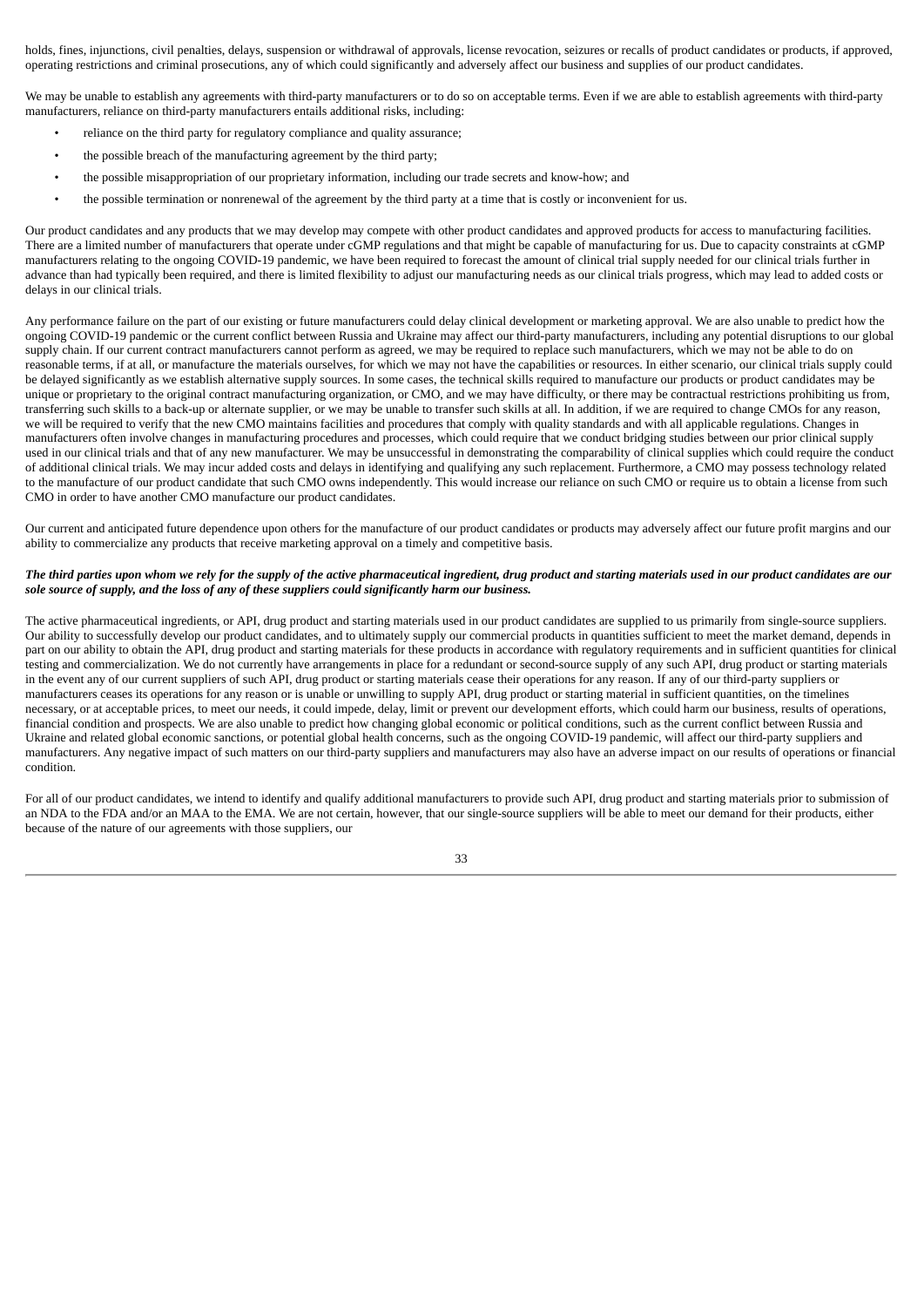holds, fines, injunctions, civil penalties, delays, suspension or withdrawal of approvals, license revocation, seizures or recalls of product candidates or products, if approved, operating restrictions and criminal prosecutions, any of which could significantly and adversely affect our business and supplies of our product candidates.

We may be unable to establish any agreements with third-party manufacturers or to do so on acceptable terms. Even if we are able to establish agreements with third-party manufacturers, reliance on third-party manufacturers entails additional risks, including:

- reliance on the third party for regulatory compliance and quality assurance;
- the possible breach of the manufacturing agreement by the third party;
- the possible misappropriation of our proprietary information, including our trade secrets and know-how; and
- the possible termination or nonrenewal of the agreement by the third party at a time that is costly or inconvenient for us.

Our product candidates and any products that we may develop may compete with other product candidates and approved products for access to manufacturing facilities. There are a limited number of manufacturers that operate under cGMP regulations and that might be capable of manufacturing for us. Due to capacity constraints at cGMP manufacturers relating to the ongoing COVID-19 pandemic, we have been required to forecast the amount of clinical trial supply needed for our clinical trials further in advance than had typically been required, and there is limited flexibility to adjust our manufacturing needs as our clinical trials progress, which may lead to added costs or delays in our clinical trials.

Any performance failure on the part of our existing or future manufacturers could delay clinical development or marketing approval. We are also unable to predict how the ongoing COVID-19 pandemic or the current conflict between Russia and Ukraine may affect our third-party manufacturers, including any potential disruptions to our global supply chain. If our current contract manufacturers cannot perform as agreed, we may be required to replace such manufacturers, which we may not be able to do on reasonable terms, if at all, or manufacture the materials ourselves, for which we may not have the capabilities or resources. In either scenario, our clinical trials supply could be delayed significantly as we establish alternative supply sources. In some cases, the technical skills required to manufacture our products or product candidates may be unique or proprietary to the original contract manufacturing organization, or CMO, and we may have difficulty, or there may be contractual restrictions prohibiting us from, transferring such skills to a back-up or alternate supplier, or we may be unable to transfer such skills at all. In addition, if we are required to change CMOs for any reason, we will be required to verify that the new CMO maintains facilities and procedures that comply with quality standards and with all applicable regulations. Changes in manufacturers often involve changes in manufacturing procedures and processes, which could require that we conduct bridging studies between our prior clinical supply used in our clinical trials and that of any new manufacturer. We may be unsuccessful in demonstrating the comparability of clinical supplies which could require the conduct of additional clinical trials. We may incur added costs and delays in identifying and qualifying any such replacement. Furthermore, a CMO may possess technology related to the manufacture of our product candidate that such CMO owns independently. This would increase our reliance on such CMO or require us to obtain a license from such CMO in order to have another CMO manufacture our product candidates.

Our current and anticipated future dependence upon others for the manufacture of our product candidates or products may adversely affect our future profit margins and our ability to commercialize any products that receive marketing approval on a timely and competitive basis.

***The third parties upon whom we rely for the supply of the active pharmaceutical ingredient, drug product and starting materials used in our product candidates are our sole source of supply, and the loss of any of these suppliers could significantly harm our business.***

The active pharmaceutical ingredients, or API, drug product and starting materials used in our product candidates are supplied to us primarily from single-source suppliers. Our ability to successfully develop our product candidates, and to ultimately supply our commercial products in quantities sufficient to meet the market demand, depends in part on our ability to obtain the API, drug product and starting materials for these products in accordance with regulatory requirements and in sufficient quantities for clinical testing and commercialization. We do not currently have arrangements in place for a redundant or second-source supply of any such API, drug product or starting materials in the event any of our current suppliers of such API, drug product or starting materials cease their operations for any reason. If any of our third-party suppliers or manufacturers ceases its operations for any reason or is unable or unwilling to supply API, drug product or starting material in sufficient quantities, on the timelines necessary, or at acceptable prices, to meet our needs, it could impede, delay, limit or prevent our development efforts, which could harm our business, results of operations, financial condition and prospects. We are also unable to predict how changing global economic or political conditions, such as the current conflict between Russia and Ukraine and related global economic sanctions, or potential global health concerns, such as the ongoing COVID-19 pandemic, will affect our third-party suppliers and manufacturers. Any negative impact of such matters on our third-party suppliers and manufacturers may also have an adverse impact on our results of operations or financial condition.

For all of our product candidates, we intend to identify and qualify additional manufacturers to provide such API, drug product and starting materials prior to submission of an NDA to the FDA and/or an MAA to the EMA. We are not certain, however, that our single-source suppliers will be able to meet our demand for their products, either because of the nature of our agreements with those suppliers, our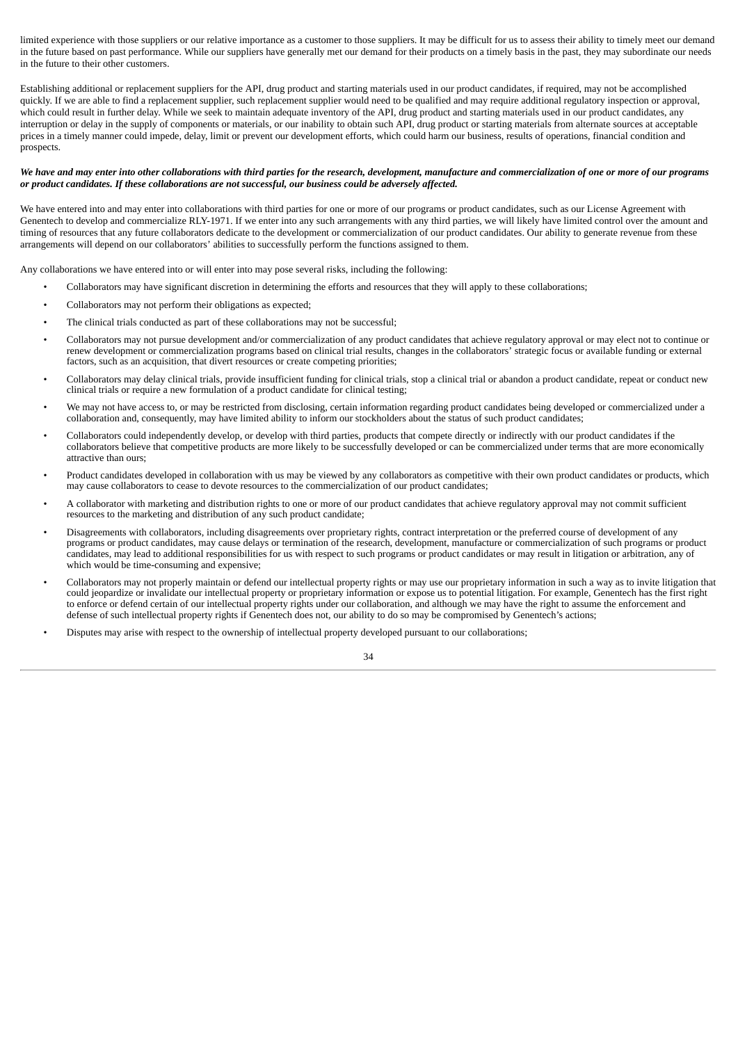limited experience with those suppliers or our relative importance as a customer to those suppliers. It may be difficult for us to assess their ability to timely meet our demand in the future based on past performance. While our suppliers have generally met our demand for their products on a timely basis in the past, they may subordinate our needs in the future to their other customers.

Establishing additional or replacement suppliers for the API, drug product and starting materials used in our product candidates, if required, may not be accomplished quickly. If we are able to find a replacement supplier, such replacement supplier would need to be qualified and may require additional regulatory inspection or approval, which could result in further delay. While we seek to maintain adequate inventory of the API, drug product and starting materials used in our product candidates, any interruption or delay in the supply of components or materials, or our inability to obtain such API, drug product or starting materials from alternate sources at acceptable prices in a timely manner could impede, delay, limit or prevent our development efforts, which could harm our business, results of operations, financial condition and prospects.

***We have and may enter into other collaborations with third parties for the research, development, manufacture and commercialization of one or more of our programs or product candidates. If these collaborations are not successful, our business could be adversely affected.***

We have entered into and may enter into collaborations with third parties for one or more of our programs or product candidates, such as our License Agreement with Genentech to develop and commercialize RLY-1971. If we enter into any such arrangements with any third parties, we will likely have limited control over the amount and timing of resources that any future collaborators dedicate to the development or commercialization of our product candidates. Our ability to generate revenue from these arrangements will depend on our collaborators' abilities to successfully perform the functions assigned to them.

Any collaborations we have entered into or will enter into may pose several risks, including the following:

- Collaborators may have significant discretion in determining the efforts and resources that they will apply to these collaborations;
- Collaborators may not perform their obligations as expected;
- The clinical trials conducted as part of these collaborations may not be successful;
- Collaborators may not pursue development and/or commercialization of any product candidates that achieve regulatory approval or may elect not to continue or renew development or commercialization programs based on clinical trial results, changes in the collaborators' strategic focus or available funding or external factors, such as an acquisition, that divert resources or create competing priorities;
- Collaborators may delay clinical trials, provide insufficient funding for clinical trials, stop a clinical trial or abandon a product candidate, repeat or conduct new clinical trials or require a new formulation of a product candidate for clinical testing;
- We may not have access to, or may be restricted from disclosing, certain information regarding product candidates being developed or commercialized under a collaboration and, consequently, may have limited ability to inform our stockholders about the status of such product candidates;
- Collaborators could independently develop, or develop with third parties, products that compete directly or indirectly with our product candidates if the collaborators believe that competitive products are more likely to be successfully developed or can be commercialized under terms that are more economically attractive than ours;
- Product candidates developed in collaboration with us may be viewed by any collaborators as competitive with their own product candidates or products, which may cause collaborators to cease to devote resources to the commercialization of our product candidates;
- A collaborator with marketing and distribution rights to one or more of our product candidates that achieve regulatory approval may not commit sufficient resources to the marketing and distribution of any such product candidate;
- Disagreements with collaborators, including disagreements over proprietary rights, contract interpretation or the preferred course of development of any programs or product candidates, may cause delays or termination of the research, development, manufacture or commercialization of such programs or product candidates, may lead to additional responsibilities for us with respect to such programs or product candidates or may result in litigation or arbitration, any of which would be time-consuming and expensive;
- Collaborators may not properly maintain or defend our intellectual property rights or may use our proprietary information in such a way as to invite litigation that could jeopardize or invalidate our intellectual property or proprietary information or expose us to potential litigation. For example, Genentech has the first right to enforce or defend certain of our intellectual property rights under our collaboration, and although we may have the right to assume the enforcement and defense of such intellectual property rights if Genentech does not, our ability to do so may be compromised by Genentech's actions;
- Disputes may arise with respect to the ownership of intellectual property developed pursuant to our collaborations;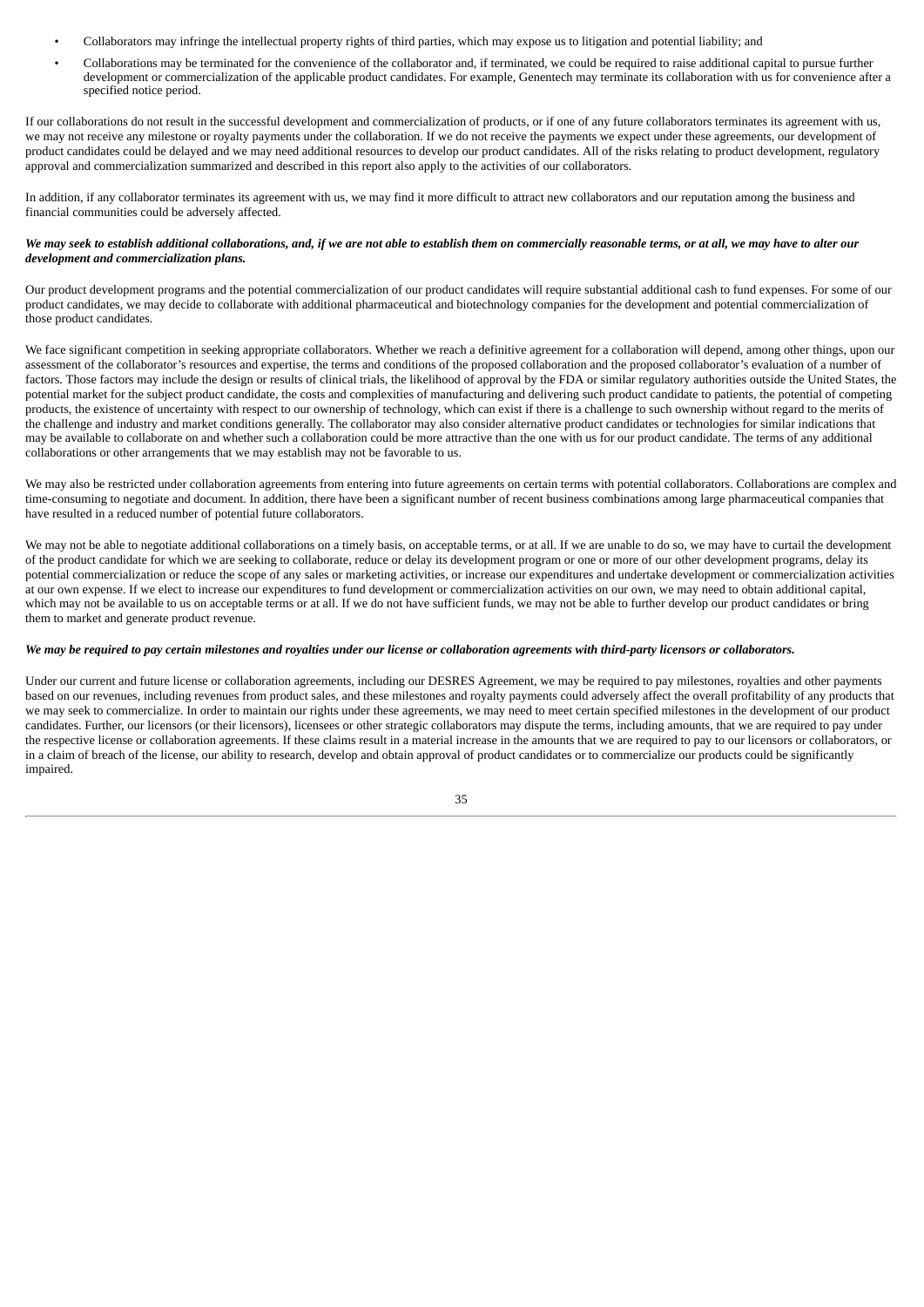- Collaborators may infringe the intellectual property rights of third parties, which may expose us to litigation and potential liability; and
- Collaborations may be terminated for the convenience of the collaborator and, if terminated, we could be required to raise additional capital to pursue further development or commercialization of the applicable product candidates. For example, Genentech may terminate its collaboration with us for convenience after a specified notice period.

If our collaborations do not result in the successful development and commercialization of products, or if one of any future collaborators terminates its agreement with us, we may not receive any milestone or royalty payments under the collaboration. If we do not receive the payments we expect under these agreements, our development of product candidates could be delayed and we may need additional resources to develop our product candidates. All of the risks relating to product development, regulatory approval and commercialization summarized and described in this report also apply to the activities of our collaborators.

In addition, if any collaborator terminates its agreement with us, we may find it more difficult to attract new collaborators and our reputation among the business and financial communities could be adversely affected.

***We may seek to establish additional collaborations, and, if we are not able to establish them on commercially reasonable terms, or at all, we may have to alter our development and commercialization plans.***

Our product development programs and the potential commercialization of our product candidates will require substantial additional cash to fund expenses. For some of our product candidates, we may decide to collaborate with additional pharmaceutical and biotechnology companies for the development and potential commercialization of those product candidates.

We face significant competition in seeking appropriate collaborators. Whether we reach a definitive agreement for a collaboration will depend, among other things, upon our assessment of the collaborator's resources and expertise, the terms and conditions of the proposed collaboration and the proposed collaborator's evaluation of a number of factors. Those factors may include the design or results of clinical trials, the likelihood of approval by the FDA or similar regulatory authorities outside the United States, the potential market for the subject product candidate, the costs and complexities of manufacturing and delivering such product candidate to patients, the potential of competing products, the existence of uncertainty with respect to our ownership of technology, which can exist if there is a challenge to such ownership without regard to the merits of the challenge and industry and market conditions generally. The collaborator may also consider alternative product candidates or technologies for similar indications that may be available to collaborate on and whether such a collaboration could be more attractive than the one with us for our product candidate. The terms of any additional collaborations or other arrangements that we may establish may not be favorable to us.

We may also be restricted under collaboration agreements from entering into future agreements on certain terms with potential collaborators. Collaborations are complex and time-consuming to negotiate and document. In addition, there have been a significant number of recent business combinations among large pharmaceutical companies that have resulted in a reduced number of potential future collaborators.

We may not be able to negotiate additional collaborations on a timely basis, on acceptable terms, or at all. If we are unable to do so, we may have to curtail the development of the product candidate for which we are seeking to collaborate, reduce or delay its development program or one or more of our other development programs, delay its potential commercialization or reduce the scope of any sales or marketing activities, or increase our expenditures and undertake development or commercialization activities at our own expense. If we elect to increase our expenditures to fund development or commercialization activities on our own, we may need to obtain additional capital, which may not be available to us on acceptable terms or at all. If we do not have sufficient funds, we may not be able to further develop our product candidates or bring them to market and generate product revenue.

***We may be required to pay certain milestones and royalties under our license or collaboration agreements with third-party licensors or collaborators.***

Under our current and future license or collaboration agreements, including our DESRES Agreement, we may be required to pay milestones, royalties and other payments based on our revenues, including revenues from product sales, and these milestones and royalty payments could adversely affect the overall profitability of any products that we may seek to commercialize. In order to maintain our rights under these agreements, we may need to meet certain specified milestones in the development of our product candidates. Further, our licensors (or their licensors), licensees or other strategic collaborators may dispute the terms, including amounts, that we are required to pay under the respective license or collaboration agreements. If these claims result in a material increase in the amounts that we are required to pay to our licensors or collaborators, or in a claim of breach of the license, our ability to research, develop and obtain approval of product candidates or to commercialize our products could be significantly impaired.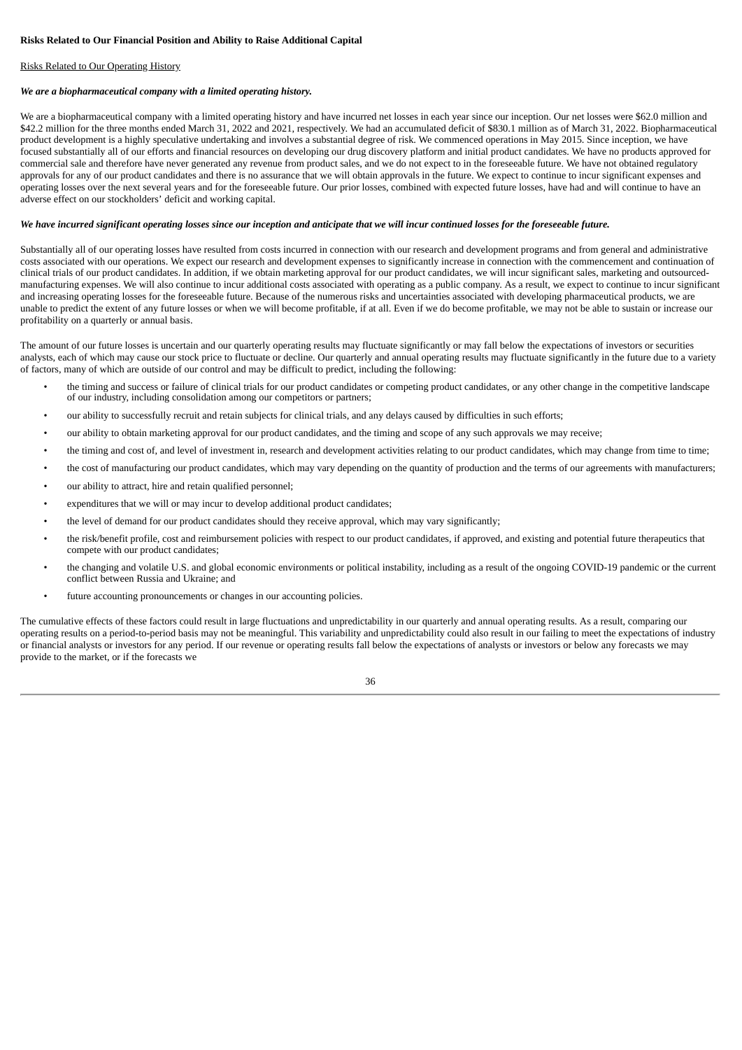**Risks Related to Our Financial Position and Ability to Raise Additional Capital**

Risks Related to Our Operating History

***We are a biopharmaceutical company with a limited operating history.***

We are a biopharmaceutical company with a limited operating history and have incurred net losses in each year since our inception. Our net losses were $62.0 million and $42.2 million for the three months ended March 31, 2022 and 2021, respectively. We had an accumulated deficit of $830.1 million as of March 31, 2022. Biopharmaceutical product development is a highly speculative undertaking and involves a substantial degree of risk. We commenced operations in May 2015. Since inception, we have focused substantially all of our efforts and financial resources on developing our drug discovery platform and initial product candidates. We have no products approved for commercial sale and therefore have never generated any revenue from product sales, and we do not expect to in the foreseeable future. We have not obtained regulatory approvals for any of our product candidates and there is no assurance that we will obtain approvals in the future. We expect to continue to incur significant expenses and operating losses over the next several years and for the foreseeable future. Our prior losses, combined with expected future losses, have had and will continue to have an adverse effect on our stockholders' deficit and working capital.

***We have incurred significant operating losses since our inception and anticipate that we will incur continued losses for the foreseeable future.***

Substantially all of our operating losses have resulted from costs incurred in connection with our research and development programs and from general and administrative costs associated with our operations. We expect our research and development expenses to significantly increase in connection with the commencement and continuation of clinical trials of our product candidates. In addition, if we obtain marketing approval for our product candidates, we will incur significant sales, marketing and outsourced-manufacturing expenses. We will also continue to incur additional costs associated with operating as a public company. As a result, we expect to continue to incur significant and increasing operating losses for the foreseeable future. Because of the numerous risks and uncertainties associated with developing pharmaceutical products, we are unable to predict the extent of any future losses or when we will become profitable, if at all. Even if we do become profitable, we may not be able to sustain or increase our profitability on a quarterly or annual basis.

The amount of our future losses is uncertain and our quarterly operating results may fluctuate significantly or may fall below the expectations of investors or securities analysts, each of which may cause our stock price to fluctuate or decline. Our quarterly and annual operating results may fluctuate significantly in the future due to a variety of factors, many of which are outside of our control and may be difficult to predict, including the following:

- the timing and success or failure of clinical trials for our product candidates or competing product candidates, or any other change in the competitive landscape of our industry, including consolidation among our competitors or partners;
- our ability to successfully recruit and retain subjects for clinical trials, and any delays caused by difficulties in such efforts;
- our ability to obtain marketing approval for our product candidates, and the timing and scope of any such approvals we may receive;
- the timing and cost of, and level of investment in, research and development activities relating to our product candidates, which may change from time to time;
- the cost of manufacturing our product candidates, which may vary depending on the quantity of production and the terms of our agreements with manufacturers;
- our ability to attract, hire and retain qualified personnel;
- expenditures that we will or may incur to develop additional product candidates;
- the level of demand for our product candidates should they receive approval, which may vary significantly;
- the risk/benefit profile, cost and reimbursement policies with respect to our product candidates, if approved, and existing and potential future therapeutics that compete with our product candidates;
- the changing and volatile U.S. and global economic environments or political instability, including as a result of the ongoing COVID-19 pandemic or the current conflict between Russia and Ukraine; and
- future accounting pronouncements or changes in our accounting policies.

The cumulative effects of these factors could result in large fluctuations and unpredictability in our quarterly and annual operating results. As a result, comparing our operating results on a period-to-period basis may not be meaningful. This variability and unpredictability could also result in our failing to meet the expectations of industry or financial analysts or investors for any period. If our revenue or operating results fall below the expectations of analysts or investors or below any forecasts we may provide to the market, or if the forecasts we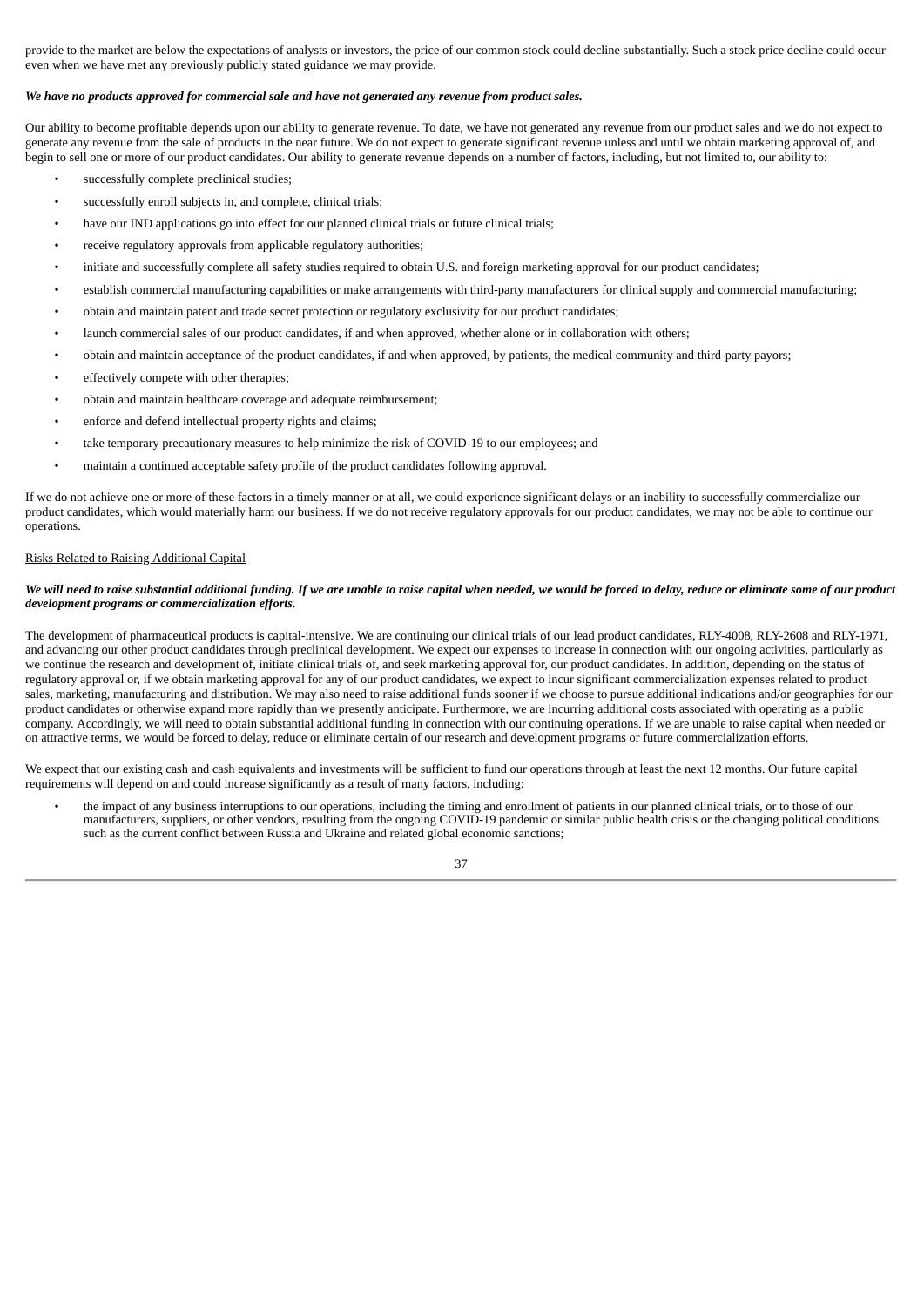provide to the market are below the expectations of analysts or investors, the price of our common stock could decline substantially. Such a stock price decline could occur even when we have met any previously publicly stated guidance we may provide.

***We have no products approved for commercial sale and have not generated any revenue from product sales.***

Our ability to become profitable depends upon our ability to generate revenue. To date, we have not generated any revenue from our product sales and we do not expect to generate any revenue from the sale of products in the near future. We do not expect to generate significant revenue unless and until we obtain marketing approval of, and begin to sell one or more of our product candidates. Our ability to generate revenue depends on a number of factors, including, but not limited to, our ability to:

- successfully complete preclinical studies;
- successfully enroll subjects in, and complete, clinical trials;
- have our IND applications go into effect for our planned clinical trials or future clinical trials;
- receive regulatory approvals from applicable regulatory authorities;
- initiate and successfully complete all safety studies required to obtain U.S. and foreign marketing approval for our product candidates;
- establish commercial manufacturing capabilities or make arrangements with third-party manufacturers for clinical supply and commercial manufacturing;
- obtain and maintain patent and trade secret protection or regulatory exclusivity for our product candidates;
- launch commercial sales of our product candidates, if and when approved, whether alone or in collaboration with others;
- obtain and maintain acceptance of the product candidates, if and when approved, by patients, the medical community and third-party payors;
- effectively compete with other therapies;
- obtain and maintain healthcare coverage and adequate reimbursement;
- enforce and defend intellectual property rights and claims;
- take temporary precautionary measures to help minimize the risk of COVID-19 to our employees; and
- maintain a continued acceptable safety profile of the product candidates following approval.

If we do not achieve one or more of these factors in a timely manner or at all, we could experience significant delays or an inability to successfully commercialize our product candidates, which would materially harm our business. If we do not receive regulatory approvals for our product candidates, we may not be able to continue our operations.

Risks Related to Raising Additional Capital

***We will need to raise substantial additional funding. If we are unable to raise capital when needed, we would be forced to delay, reduce or eliminate some of our product development programs or commercialization efforts.***

The development of pharmaceutical products is capital-intensive. We are continuing our clinical trials of our lead product candidates, RLY-4008, RLY-2608 and RLY-1971, and advancing our other product candidates through preclinical development. We expect our expenses to increase in connection with our ongoing activities, particularly as we continue the research and development of, initiate clinical trials of, and seek marketing approval for, our product candidates. In addition, depending on the status of regulatory approval or, if we obtain marketing approval for any of our product candidates, we expect to incur significant commercialization expenses related to product sales, marketing, manufacturing and distribution. We may also need to raise additional funds sooner if we choose to pursue additional indications and/or geographies for our product candidates or otherwise expand more rapidly than we presently anticipate. Furthermore, we are incurring additional costs associated with operating as a public company. Accordingly, we will need to obtain substantial additional funding in connection with our continuing operations. If we are unable to raise capital when needed or on attractive terms, we would be forced to delay, reduce or eliminate certain of our research and development programs or future commercialization efforts.

We expect that our existing cash and cash equivalents and investments will be sufficient to fund our operations through at least the next 12 months. Our future capital requirements will depend on and could increase significantly as a result of many factors, including:

- the impact of any business interruptions to our operations, including the timing and enrollment of patients in our planned clinical trials, or to those of our manufacturers, suppliers, or other vendors, resulting from the ongoing COVID-19 pandemic or similar public health crisis or the changing political conditions such as the current conflict between Russia and Ukraine and related global economic sanctions;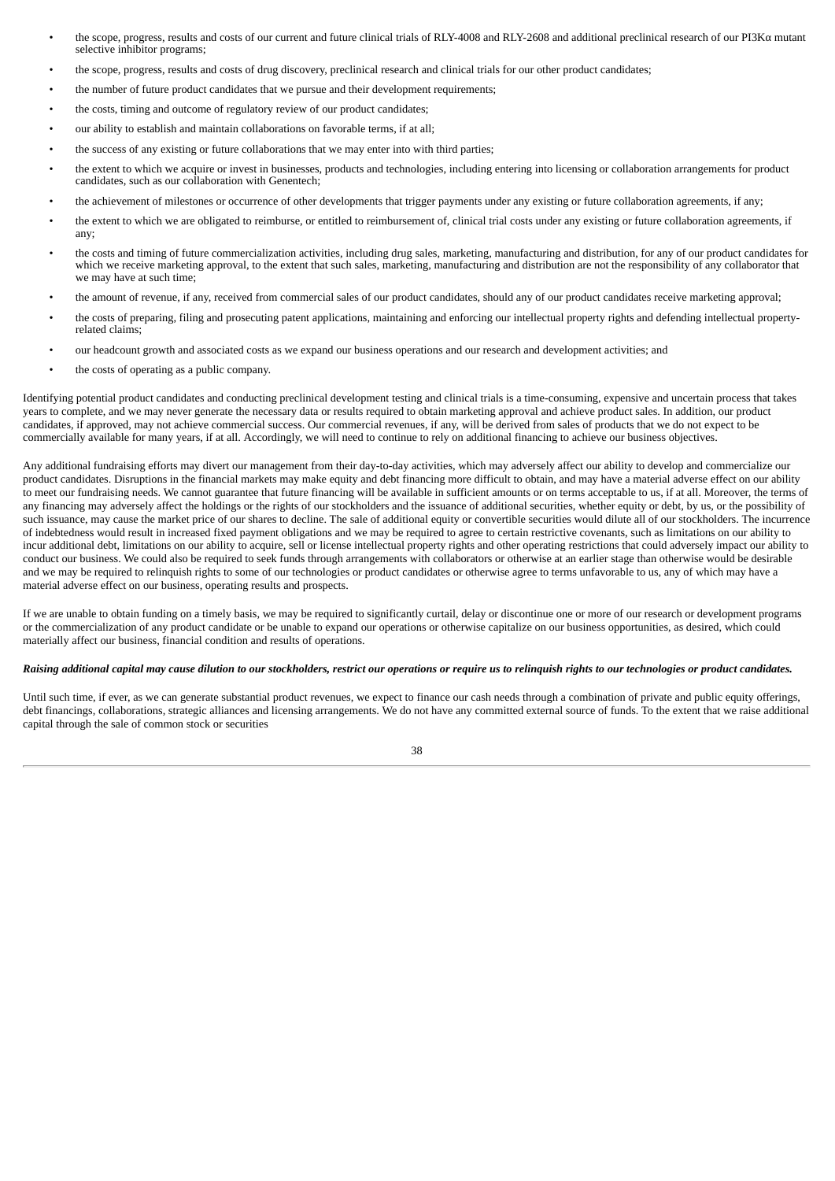- the scope, progress, results and costs of our current and future clinical trials of RLY-4008 and RLY-2608 and additional preclinical research of our PI3Kα mutant selective inhibitor programs;
- the scope, progress, results and costs of drug discovery, preclinical research and clinical trials for our other product candidates;
- the number of future product candidates that we pursue and their development requirements;
- the costs, timing and outcome of regulatory review of our product candidates;
- our ability to establish and maintain collaborations on favorable terms, if at all;
- the success of any existing or future collaborations that we may enter into with third parties;
- the extent to which we acquire or invest in businesses, products and technologies, including entering into licensing or collaboration arrangements for product candidates, such as our collaboration with Genentech;
- the achievement of milestones or occurrence of other developments that trigger payments under any existing or future collaboration agreements, if any;
- the extent to which we are obligated to reimburse, or entitled to reimbursement of, clinical trial costs under any existing or future collaboration agreements, if any;
- the costs and timing of future commercialization activities, including drug sales, marketing, manufacturing and distribution, for any of our product candidates for which we receive marketing approval, to the extent that such sales, marketing, manufacturing and distribution are not the responsibility of any collaborator that we may have at such time;
- the amount of revenue, if any, received from commercial sales of our product candidates, should any of our product candidates receive marketing approval;
- the costs of preparing, filing and prosecuting patent applications, maintaining and enforcing our intellectual property rights and defending intellectual property-related claims;
- our headcount growth and associated costs as we expand our business operations and our research and development activities; and
- the costs of operating as a public company.

Identifying potential product candidates and conducting preclinical development testing and clinical trials is a time-consuming, expensive and uncertain process that takes years to complete, and we may never generate the necessary data or results required to obtain marketing approval and achieve product sales. In addition, our product candidates, if approved, may not achieve commercial success. Our commercial revenues, if any, will be derived from sales of products that we do not expect to be commercially available for many years, if at all. Accordingly, we will need to continue to rely on additional financing to achieve our business objectives.

Any additional fundraising efforts may divert our management from their day-to-day activities, which may adversely affect our ability to develop and commercialize our product candidates. Disruptions in the financial markets may make equity and debt financing more difficult to obtain, and may have a material adverse effect on our ability to meet our fundraising needs. We cannot guarantee that future financing will be available in sufficient amounts or on terms acceptable to us, if at all. Moreover, the terms of any financing may adversely affect the holdings or the rights of our stockholders and the issuance of additional securities, whether equity or debt, by us, or the possibility of such issuance, may cause the market price of our shares to decline. The sale of additional equity or convertible securities would dilute all of our stockholders. The incurrence of indebtedness would result in increased fixed payment obligations and we may be required to agree to certain restrictive covenants, such as limitations on our ability to incur additional debt, limitations on our ability to acquire, sell or license intellectual property rights and other operating restrictions that could adversely impact our ability to conduct our business. We could also be required to seek funds through arrangements with collaborators or otherwise at an earlier stage than otherwise would be desirable and we may be required to relinquish rights to some of our technologies or product candidates or otherwise agree to terms unfavorable to us, any of which may have a material adverse effect on our business, operating results and prospects.

If we are unable to obtain funding on a timely basis, we may be required to significantly curtail, delay or discontinue one or more of our research or development programs or the commercialization of any product candidate or be unable to expand our operations or otherwise capitalize on our business opportunities, as desired, which could materially affect our business, financial condition and results of operations.

***Raising additional capital may cause dilution to our stockholders, restrict our operations or require us to relinquish rights to our technologies or product candidates.***

Until such time, if ever, as we can generate substantial product revenues, we expect to finance our cash needs through a combination of private and public equity offerings, debt financings, collaborations, strategic alliances and licensing arrangements. We do not have any committed external source of funds. To the extent that we raise additional capital through the sale of common stock or securities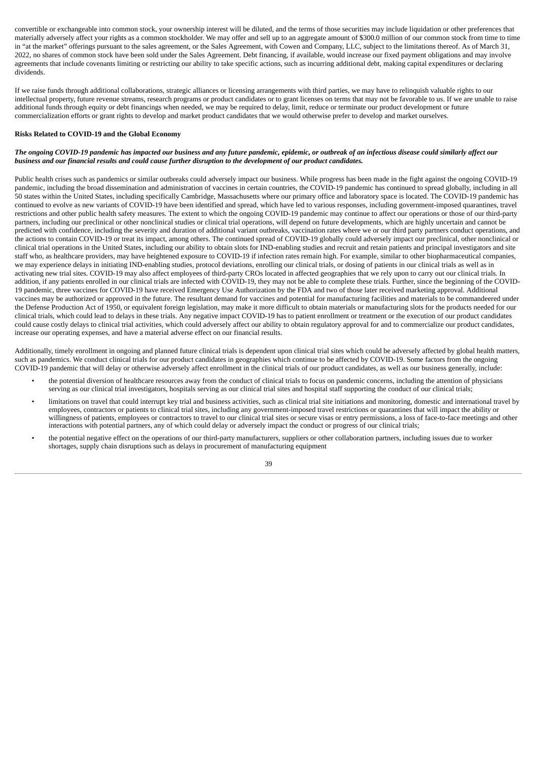convertible or exchangeable into common stock, your ownership interest will be diluted, and the terms of those securities may include liquidation or other preferences that materially adversely affect your rights as a common stockholder. We may offer and sell up to an aggregate amount of $300.0 million of our common stock from time to time in "at the market" offerings pursuant to the sales agreement, or the Sales Agreement, with Cowen and Company, LLC, subject to the limitations thereof. As of March 31, 2022, no shares of common stock have been sold under the Sales Agreement. Debt financing, if available, would increase our fixed payment obligations and may involve agreements that include covenants limiting or restricting our ability to take specific actions, such as incurring additional debt, making capital expenditures or declaring dividends.

If we raise funds through additional collaborations, strategic alliances or licensing arrangements with third parties, we may have to relinquish valuable rights to our intellectual property, future revenue streams, research programs or product candidates or to grant licenses on terms that may not be favorable to us. If we are unable to raise additional funds through equity or debt financings when needed, we may be required to delay, limit, reduce or terminate our product development or future commercialization efforts or grant rights to develop and market product candidates that we would otherwise prefer to develop and market ourselves.

**Risks Related to COVID-19 and the Global Economy**

***The ongoing COVID-19 pandemic has impacted our business and any future pandemic, epidemic, or outbreak of an infectious disease could similarly affect our business and our financial results and could cause further disruption to the development of our product candidates.***

Public health crises such as pandemics or similar outbreaks could adversely impact our business. While progress has been made in the fight against the ongoing COVID-19 pandemic, including the broad dissemination and administration of vaccines in certain countries, the COVID-19 pandemic has continued to spread globally, including in all 50 states within the United States, including specifically Cambridge, Massachusetts where our primary office and laboratory space is located. The COVID-19 pandemic has continued to evolve as new variants of COVID-19 have been identified and spread, which have led to various responses, including government-imposed quarantines, travel restrictions and other public health safety measures. The extent to which the ongoing COVID-19 pandemic may continue to affect our operations or those of our third-party partners, including our preclinical or other nonclinical studies or clinical trial operations, will depend on future developments, which are highly uncertain and cannot be predicted with confidence, including the severity and duration of additional variant outbreaks, vaccination rates where we or our third party partners conduct operations, and the actions to contain COVID-19 or treat its impact, among others. The continued spread of COVID-19 globally could adversely impact our preclinical, other nonclinical or clinical trial operations in the United States, including our ability to obtain slots for IND-enabling studies and recruit and retain patients and principal investigators and site staff who, as healthcare providers, may have heightened exposure to COVID-19 if infection rates remain high. For example, similar to other biopharmaceutical companies, we may experience delays in initiating IND-enabling studies, protocol deviations, enrolling our clinical trials, or dosing of patients in our clinical trials as well as in activating new trial sites. COVID-19 may also affect employees of third-party CROs located in affected geographies that we rely upon to carry out our clinical trials. In addition, if any patients enrolled in our clinical trials are infected with COVID-19, they may not be able to complete these trials. Further, since the beginning of the COVID-19 pandemic, three vaccines for COVID-19 have received Emergency Use Authorization by the FDA and two of those later received marketing approval. Additional vaccines may be authorized or approved in the future. The resultant demand for vaccines and potential for manufacturing facilities and materials to be commandeered under the Defense Production Act of 1950, or equivalent foreign legislation, may make it more difficult to obtain materials or manufacturing slots for the products needed for our clinical trials, which could lead to delays in these trials. Any negative impact COVID-19 has to patient enrollment or treatment or the execution of our product candidates could cause costly delays to clinical trial activities, which could adversely affect our ability to obtain regulatory approval for and to commercialize our product candidates, increase our operating expenses, and have a material adverse effect on our financial results.

Additionally, timely enrollment in ongoing and planned future clinical trials is dependent upon clinical trial sites which could be adversely affected by global health matters, such as pandemics. We conduct clinical trials for our product candidates in geographies which continue to be affected by COVID-19. Some factors from the ongoing COVID-19 pandemic that will delay or otherwise adversely affect enrollment in the clinical trials of our product candidates, as well as our business generally, include:

- the potential diversion of healthcare resources away from the conduct of clinical trials to focus on pandemic concerns, including the attention of physicians serving as our clinical trial investigators, hospitals serving as our clinical trial sites and hospital staff supporting the conduct of our clinical trials;
- limitations on travel that could interrupt key trial and business activities, such as clinical trial site initiations and monitoring, domestic and international travel by employees, contractors or patients to clinical trial sites, including any government-imposed travel restrictions or quarantines that will impact the ability or willingness of patients, employees or contractors to travel to our clinical trial sites or secure visas or entry permissions, a loss of face-to-face meetings and other interactions with potential partners, any of which could delay or adversely impact the conduct or progress of our clinical trials;
- the potential negative effect on the operations of our third-party manufacturers, suppliers or other collaboration partners, including issues due to worker shortages, supply chain disruptions such as delays in procurement of manufacturing equipment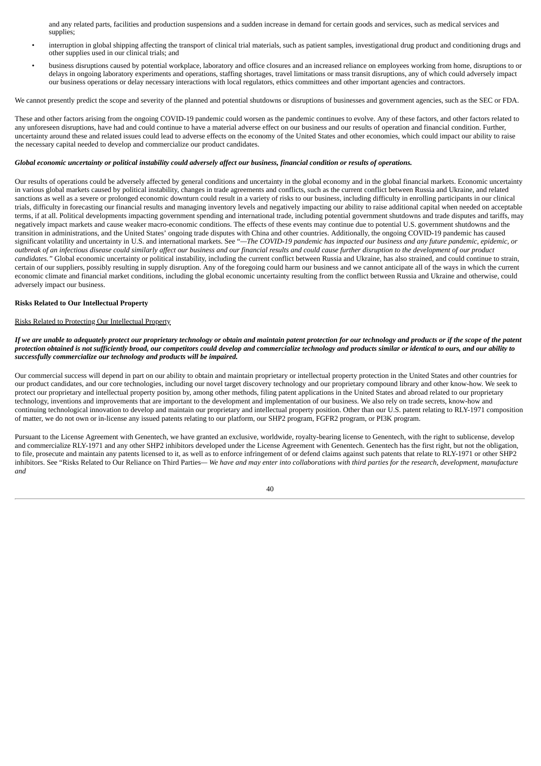and any related parts, facilities and production suspensions and a sudden increase in demand for certain goods and services, such as medical services and supplies;

- interruption in global shipping affecting the transport of clinical trial materials, such as patient samples, investigational drug product and conditioning drugs and other supplies used in our clinical trials; and
- business disruptions caused by potential workplace, laboratory and office closures and an increased reliance on employees working from home, disruptions to or delays in ongoing laboratory experiments and operations, staffing shortages, travel limitations or mass transit disruptions, any of which could adversely impact our business operations or delay necessary interactions with local regulators, ethics committees and other important agencies and contractors.

We cannot presently predict the scope and severity of the planned and potential shutdowns or disruptions of businesses and government agencies, such as the SEC or FDA.

These and other factors arising from the ongoing COVID-19 pandemic could worsen as the pandemic continues to evolve. Any of these factors, and other factors related to any unforeseen disruptions, have had and could continue to have a material adverse effect on our business and our results of operation and financial condition. Further, uncertainty around these and related issues could lead to adverse effects on the economy of the United States and other economies, which could impact our ability to raise the necessary capital needed to develop and commercialize our product candidates.

***Global economic uncertainty or political instability could adversely affect our business, financial condition or results of operations.***

Our results of operations could be adversely affected by general conditions and uncertainty in the global economy and in the global financial markets. Economic uncertainty in various global markets caused by political instability, changes in trade agreements and conflicts, such as the current conflict between Russia and Ukraine, and related sanctions as well as a severe or prolonged economic downturn could result in a variety of risks to our business, including difficulty in enrolling participants in our clinical trials, difficulty in forecasting our financial results and managing inventory levels and negatively impacting our ability to raise additional capital when needed on acceptable terms, if at all. Political developments impacting government spending and international trade, including potential government shutdowns and trade disputes and tariffs, may negatively impact markets and cause weaker macro-economic conditions. The effects of these events may continue due to potential U.S. government shutdowns and the transition in administrations, and the United States' ongoing trade disputes with China and other countries. Additionally, the ongoing COVID-19 pandemic has caused significant volatility and uncertainty in U.S. and international markets. See "—*The COVID-19 pandemic has impacted our business and any future pandemic, epidemic, or outbreak of an infectious disease could similarly affect our business and our financial results and could cause further disruption to the development of our product candidates.*" Global economic uncertainty or political instability, including the current conflict between Russia and Ukraine, has also strained, and could continue to strain, certain of our suppliers, possibly resulting in supply disruption. Any of the foregoing could harm our business and we cannot anticipate all of the ways in which the current economic climate and financial market conditions, including the global economic uncertainty resulting from the conflict between Russia and Ukraine and otherwise, could adversely impact our business.

**Risks Related to Our Intellectual Property**

Risks Related to Protecting Our Intellectual Property

***If we are unable to adequately protect our proprietary technology or obtain and maintain patent protection for our technology and products or if the scope of the patent protection obtained is not sufficiently broad, our competitors could develop and commercialize technology and products similar or identical to ours, and our ability to successfully commercialize our technology and products will be impaired.***

Our commercial success will depend in part on our ability to obtain and maintain proprietary or intellectual property protection in the United States and other countries for our product candidates, and our core technologies, including our novel target discovery technology and our proprietary compound library and other know-how. We seek to protect our proprietary and intellectual property position by, among other methods, filing patent applications in the United States and abroad related to our proprietary technology, inventions and improvements that are important to the development and implementation of our business. We also rely on trade secrets, know-how and continuing technological innovation to develop and maintain our proprietary and intellectual property position. Other than our U.S. patent relating to RLY-1971 composition of matter, we do not own or in-license any issued patents relating to our platform, our SHP2 program, FGFR2 program, or PI3K program.

Pursuant to the License Agreement with Genentech, we have granted an exclusive, worldwide, royalty-bearing license to Genentech, with the right to sublicense, develop and commercialize RLY-1971 and any other SHP2 inhibitors developed under the License Agreement with Genentech. Genentech has the first right, but not the obligation, to file, prosecute and maintain any patents licensed to it, as well as to enforce infringement of or defend claims against such patents that relate to RLY-1971 or other SHP2 inhibitors. See "Risks Related to Our Reliance on Third Parties— *We have and may enter into collaborations with third parties for the research, development, manufacture and*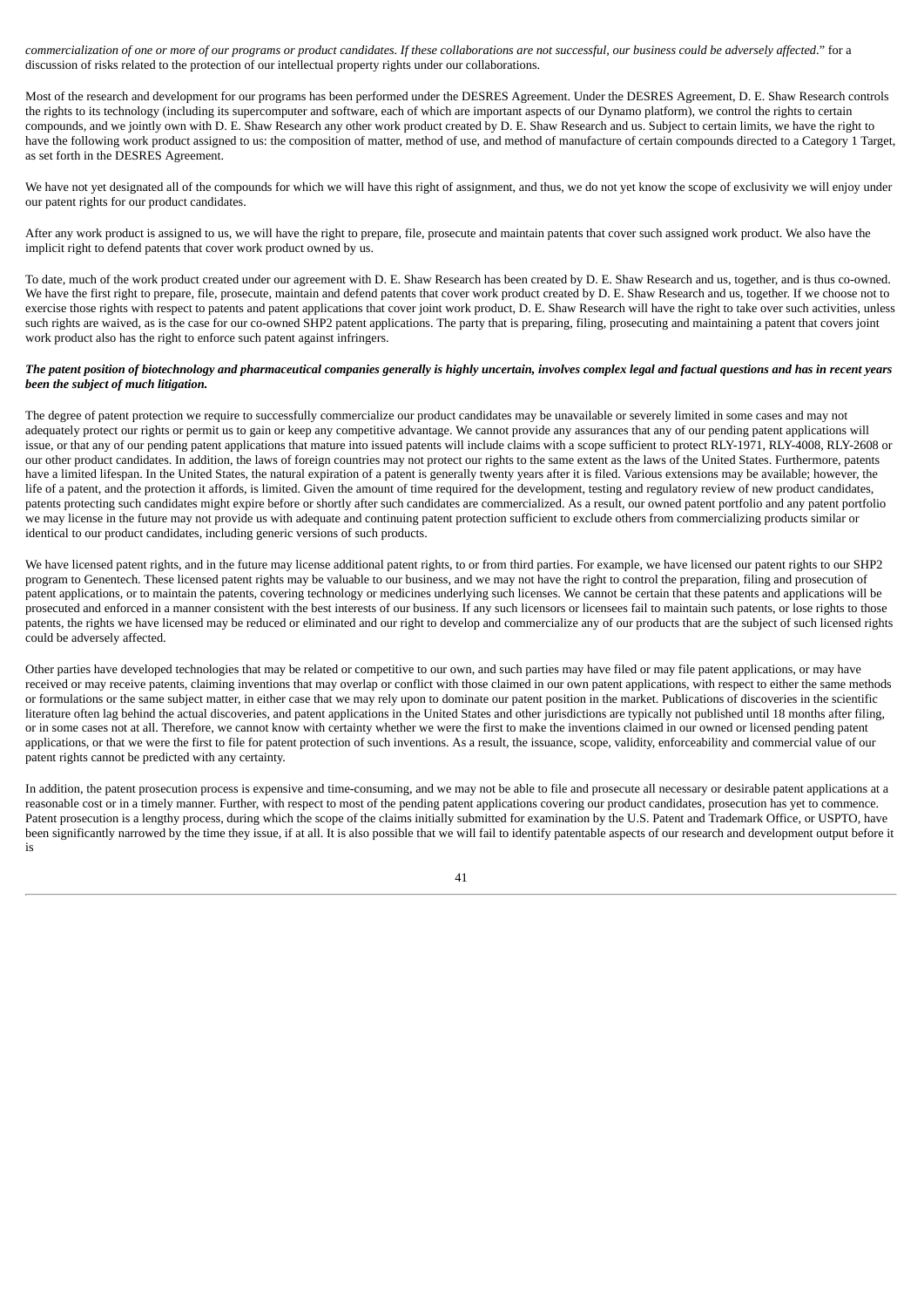*commercialization of one or more of our programs or product candidates. If these collaborations are not successful, our business could be adversely affected*." for a discussion of risks related to the protection of our intellectual property rights under our collaborations.

Most of the research and development for our programs has been performed under the DESRES Agreement. Under the DESRES Agreement, D. E. Shaw Research controls the rights to its technology (including its supercomputer and software, each of which are important aspects of our Dynamo platform), we control the rights to certain compounds, and we jointly own with D. E. Shaw Research any other work product created by D. E. Shaw Research and us. Subject to certain limits, we have the right to have the following work product assigned to us: the composition of matter, method of use, and method of manufacture of certain compounds directed to a Category 1 Target, as set forth in the DESRES Agreement.

We have not yet designated all of the compounds for which we will have this right of assignment, and thus, we do not yet know the scope of exclusivity we will enjoy under our patent rights for our product candidates.

After any work product is assigned to us, we will have the right to prepare, file, prosecute and maintain patents that cover such assigned work product. We also have the implicit right to defend patents that cover work product owned by us.

To date, much of the work product created under our agreement with D. E. Shaw Research has been created by D. E. Shaw Research and us, together, and is thus co-owned. We have the first right to prepare, file, prosecute, maintain and defend patents that cover work product created by D. E. Shaw Research and us, together. If we choose not to exercise those rights with respect to patents and patent applications that cover joint work product, D. E. Shaw Research will have the right to take over such activities, unless such rights are waived, as is the case for our co-owned SHP2 patent applications. The party that is preparing, filing, prosecuting and maintaining a patent that covers joint work product also has the right to enforce such patent against infringers.

***The patent position of biotechnology and pharmaceutical companies generally is highly uncertain, involves complex legal and factual questions and has in recent years been the subject of much litigation.***

The degree of patent protection we require to successfully commercialize our product candidates may be unavailable or severely limited in some cases and may not adequately protect our rights or permit us to gain or keep any competitive advantage. We cannot provide any assurances that any of our pending patent applications will issue, or that any of our pending patent applications that mature into issued patents will include claims with a scope sufficient to protect RLY-1971, RLY-4008, RLY-2608 or our other product candidates. In addition, the laws of foreign countries may not protect our rights to the same extent as the laws of the United States. Furthermore, patents have a limited lifespan. In the United States, the natural expiration of a patent is generally twenty years after it is filed. Various extensions may be available; however, the life of a patent, and the protection it affords, is limited. Given the amount of time required for the development, testing and regulatory review of new product candidates, patents protecting such candidates might expire before or shortly after such candidates are commercialized. As a result, our owned patent portfolio and any patent portfolio we may license in the future may not provide us with adequate and continuing patent protection sufficient to exclude others from commercializing products similar or identical to our product candidates, including generic versions of such products.

We have licensed patent rights, and in the future may license additional patent rights, to or from third parties. For example, we have licensed our patent rights to our SHP2 program to Genentech. These licensed patent rights may be valuable to our business, and we may not have the right to control the preparation, filing and prosecution of patent applications, or to maintain the patents, covering technology or medicines underlying such licenses. We cannot be certain that these patents and applications will be prosecuted and enforced in a manner consistent with the best interests of our business. If any such licensors or licensees fail to maintain such patents, or lose rights to those patents, the rights we have licensed may be reduced or eliminated and our right to develop and commercialize any of our products that are the subject of such licensed rights could be adversely affected.

Other parties have developed technologies that may be related or competitive to our own, and such parties may have filed or may file patent applications, or may have received or may receive patents, claiming inventions that may overlap or conflict with those claimed in our own patent applications, with respect to either the same methods or formulations or the same subject matter, in either case that we may rely upon to dominate our patent position in the market. Publications of discoveries in the scientific literature often lag behind the actual discoveries, and patent applications in the United States and other jurisdictions are typically not published until 18 months after filing, or in some cases not at all. Therefore, we cannot know with certainty whether we were the first to make the inventions claimed in our owned or licensed pending patent applications, or that we were the first to file for patent protection of such inventions. As a result, the issuance, scope, validity, enforceability and commercial value of our patent rights cannot be predicted with any certainty.

In addition, the patent prosecution process is expensive and time-consuming, and we may not be able to file and prosecute all necessary or desirable patent applications at a reasonable cost or in a timely manner. Further, with respect to most of the pending patent applications covering our product candidates, prosecution has yet to commence. Patent prosecution is a lengthy process, during which the scope of the claims initially submitted for examination by the U.S. Patent and Trademark Office, or USPTO, have been significantly narrowed by the time they issue, if at all. It is also possible that we will fail to identify patentable aspects of our research and development output before it is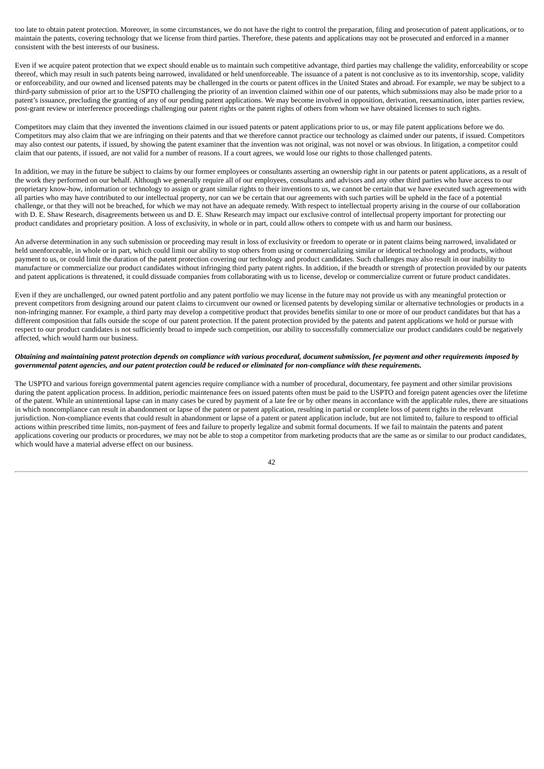too late to obtain patent protection. Moreover, in some circumstances, we do not have the right to control the preparation, filing and prosecution of patent applications, or to maintain the patents, covering technology that we license from third parties. Therefore, these patents and applications may not be prosecuted and enforced in a manner consistent with the best interests of our business.

Even if we acquire patent protection that we expect should enable us to maintain such competitive advantage, third parties may challenge the validity, enforceability or scope thereof, which may result in such patents being narrowed, invalidated or held unenforceable. The issuance of a patent is not conclusive as to its inventorship, scope, validity or enforceability, and our owned and licensed patents may be challenged in the courts or patent offices in the United States and abroad. For example, we may be subject to a third-party submission of prior art to the USPTO challenging the priority of an invention claimed within one of our patents, which submissions may also be made prior to a patent's issuance, precluding the granting of any of our pending patent applications. We may become involved in opposition, derivation, reexamination, inter parties review, post-grant review or interference proceedings challenging our patent rights or the patent rights of others from whom we have obtained licenses to such rights.

Competitors may claim that they invented the inventions claimed in our issued patents or patent applications prior to us, or may file patent applications before we do. Competitors may also claim that we are infringing on their patents and that we therefore cannot practice our technology as claimed under our patents, if issued. Competitors may also contest our patents, if issued, by showing the patent examiner that the invention was not original, was not novel or was obvious. In litigation, a competitor could claim that our patents, if issued, are not valid for a number of reasons. If a court agrees, we would lose our rights to those challenged patents.

In addition, we may in the future be subject to claims by our former employees or consultants asserting an ownership right in our patents or patent applications, as a result of the work they performed on our behalf. Although we generally require all of our employees, consultants and advisors and any other third parties who have access to our proprietary know-how, information or technology to assign or grant similar rights to their inventions to us, we cannot be certain that we have executed such agreements with all parties who may have contributed to our intellectual property, nor can we be certain that our agreements with such parties will be upheld in the face of a potential challenge, or that they will not be breached, for which we may not have an adequate remedy. With respect to intellectual property arising in the course of our collaboration with D. E. Shaw Research, disagreements between us and D. E. Shaw Research may impact our exclusive control of intellectual property important for protecting our product candidates and proprietary position. A loss of exclusivity, in whole or in part, could allow others to compete with us and harm our business.

An adverse determination in any such submission or proceeding may result in loss of exclusivity or freedom to operate or in patent claims being narrowed, invalidated or held unenforceable, in whole or in part, which could limit our ability to stop others from using or commercializing similar or identical technology and products, without payment to us, or could limit the duration of the patent protection covering our technology and product candidates. Such challenges may also result in our inability to manufacture or commercialize our product candidates without infringing third party patent rights. In addition, if the breadth or strength of protection provided by our patents and patent applications is threatened, it could dissuade companies from collaborating with us to license, develop or commercialize current or future product candidates.

Even if they are unchallenged, our owned patent portfolio and any patent portfolio we may license in the future may not provide us with any meaningful protection or prevent competitors from designing around our patent claims to circumvent our owned or licensed patents by developing similar or alternative technologies or products in a non-infringing manner. For example, a third party may develop a competitive product that provides benefits similar to one or more of our product candidates but that has a different composition that falls outside the scope of our patent protection. If the patent protection provided by the patents and patent applications we hold or pursue with respect to our product candidates is not sufficiently broad to impede such competition, our ability to successfully commercialize our product candidates could be negatively affected, which would harm our business.

***Obtaining and maintaining patent protection depends on compliance with various procedural, document submission, fee payment and other requirements imposed by governmental patent agencies, and our patent protection could be reduced or eliminated for non-compliance with these requirements.***

The USPTO and various foreign governmental patent agencies require compliance with a number of procedural, documentary, fee payment and other similar provisions during the patent application process. In addition, periodic maintenance fees on issued patents often must be paid to the USPTO and foreign patent agencies over the lifetime of the patent. While an unintentional lapse can in many cases be cured by payment of a late fee or by other means in accordance with the applicable rules, there are situations in which noncompliance can result in abandonment or lapse of the patent or patent application, resulting in partial or complete loss of patent rights in the relevant jurisdiction. Non-compliance events that could result in abandonment or lapse of a patent or patent application include, but are not limited to, failure to respond to official actions within prescribed time limits, non-payment of fees and failure to properly legalize and submit formal documents. If we fail to maintain the patents and patent applications covering our products or procedures, we may not be able to stop a competitor from marketing products that are the same as or similar to our product candidates, which would have a material adverse effect on our business.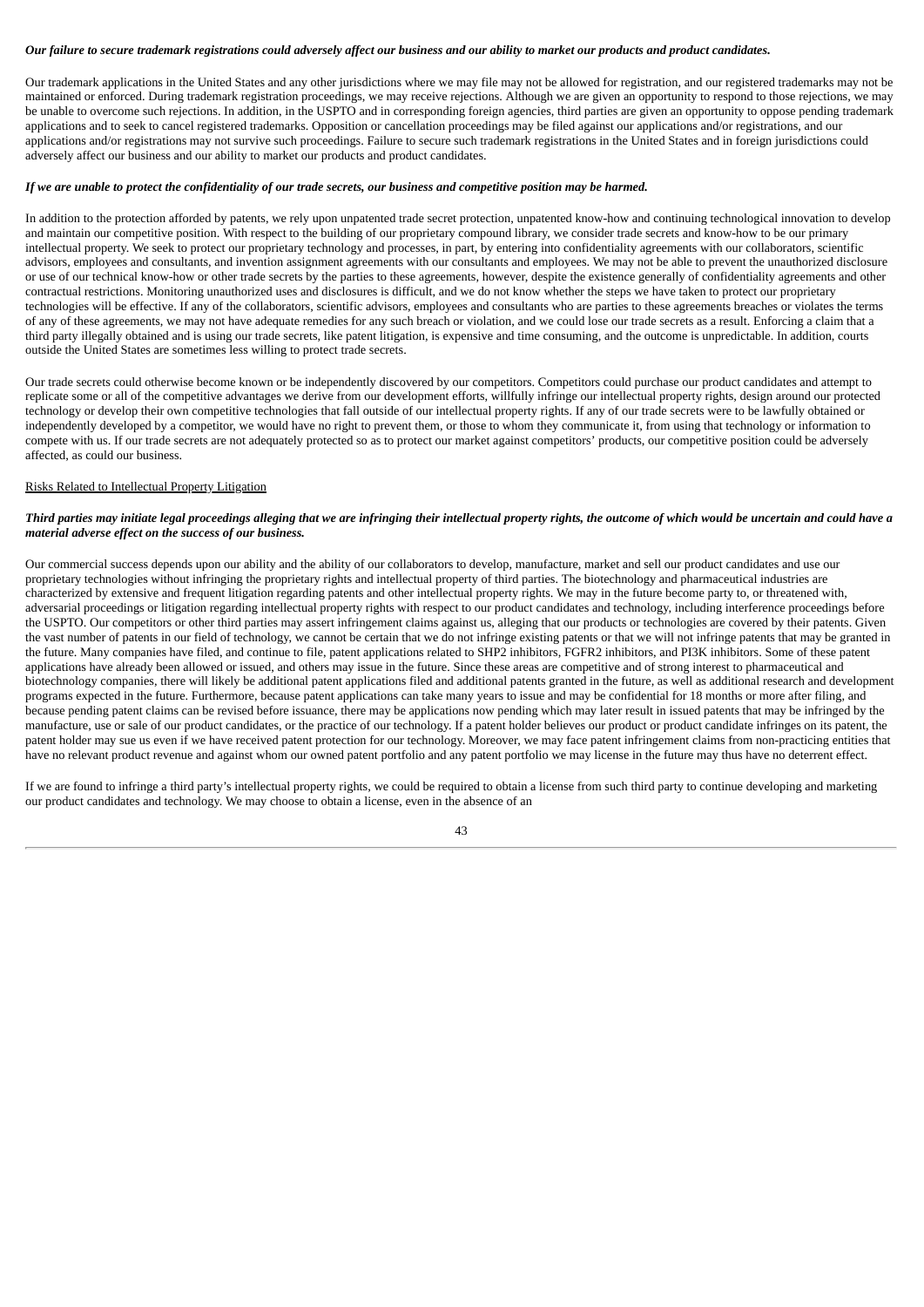***Our failure to secure trademark registrations could adversely affect our business and our ability to market our products and product candidates.***

Our trademark applications in the United States and any other jurisdictions where we may file may not be allowed for registration, and our registered trademarks may not be maintained or enforced. During trademark registration proceedings, we may receive rejections. Although we are given an opportunity to respond to those rejections, we may be unable to overcome such rejections. In addition, in the USPTO and in corresponding foreign agencies, third parties are given an opportunity to oppose pending trademark applications and to seek to cancel registered trademarks. Opposition or cancellation proceedings may be filed against our applications and/or registrations, and our applications and/or registrations may not survive such proceedings. Failure to secure such trademark registrations in the United States and in foreign jurisdictions could adversely affect our business and our ability to market our products and product candidates.

***If we are unable to protect the confidentiality of our trade secrets, our business and competitive position may be harmed.***

In addition to the protection afforded by patents, we rely upon unpatented trade secret protection, unpatented know-how and continuing technological innovation to develop and maintain our competitive position. With respect to the building of our proprietary compound library, we consider trade secrets and know-how to be our primary intellectual property. We seek to protect our proprietary technology and processes, in part, by entering into confidentiality agreements with our collaborators, scientific advisors, employees and consultants, and invention assignment agreements with our consultants and employees. We may not be able to prevent the unauthorized disclosure or use of our technical know-how or other trade secrets by the parties to these agreements, however, despite the existence generally of confidentiality agreements and other contractual restrictions. Monitoring unauthorized uses and disclosures is difficult, and we do not know whether the steps we have taken to protect our proprietary technologies will be effective. If any of the collaborators, scientific advisors, employees and consultants who are parties to these agreements breaches or violates the terms of any of these agreements, we may not have adequate remedies for any such breach or violation, and we could lose our trade secrets as a result. Enforcing a claim that a third party illegally obtained and is using our trade secrets, like patent litigation, is expensive and time consuming, and the outcome is unpredictable. In addition, courts outside the United States are sometimes less willing to protect trade secrets.

Our trade secrets could otherwise become known or be independently discovered by our competitors. Competitors could purchase our product candidates and attempt to replicate some or all of the competitive advantages we derive from our development efforts, willfully infringe our intellectual property rights, design around our protected technology or develop their own competitive technologies that fall outside of our intellectual property rights. If any of our trade secrets were to be lawfully obtained or independently developed by a competitor, we would have no right to prevent them, or those to whom they communicate it, from using that technology or information to compete with us. If our trade secrets are not adequately protected so as to protect our market against competitors' products, our competitive position could be adversely affected, as could our business.

Risks Related to Intellectual Property Litigation

***Third parties may initiate legal proceedings alleging that we are infringing their intellectual property rights, the outcome of which would be uncertain and could have a material adverse effect on the success of our business.***

Our commercial success depends upon our ability and the ability of our collaborators to develop, manufacture, market and sell our product candidates and use our proprietary technologies without infringing the proprietary rights and intellectual property of third parties. The biotechnology and pharmaceutical industries are characterized by extensive and frequent litigation regarding patents and other intellectual property rights. We may in the future become party to, or threatened with, adversarial proceedings or litigation regarding intellectual property rights with respect to our product candidates and technology, including interference proceedings before the USPTO. Our competitors or other third parties may assert infringement claims against us, alleging that our products or technologies are covered by their patents. Given the vast number of patents in our field of technology, we cannot be certain that we do not infringe existing patents or that we will not infringe patents that may be granted in the future. Many companies have filed, and continue to file, patent applications related to SHP2 inhibitors, FGFR2 inhibitors, and PI3K inhibitors. Some of these patent applications have already been allowed or issued, and others may issue in the future. Since these areas are competitive and of strong interest to pharmaceutical and biotechnology companies, there will likely be additional patent applications filed and additional patents granted in the future, as well as additional research and development programs expected in the future. Furthermore, because patent applications can take many years to issue and may be confidential for 18 months or more after filing, and because pending patent claims can be revised before issuance, there may be applications now pending which may later result in issued patents that may be infringed by the manufacture, use or sale of our product candidates, or the practice of our technology. If a patent holder believes our product or product candidate infringes on its patent, the patent holder may sue us even if we have received patent protection for our technology. Moreover, we may face patent infringement claims from non-practicing entities that have no relevant product revenue and against whom our owned patent portfolio and any patent portfolio we may license in the future may thus have no deterrent effect.

If we are found to infringe a third party's intellectual property rights, we could be required to obtain a license from such third party to continue developing and marketing our product candidates and technology. We may choose to obtain a license, even in the absence of an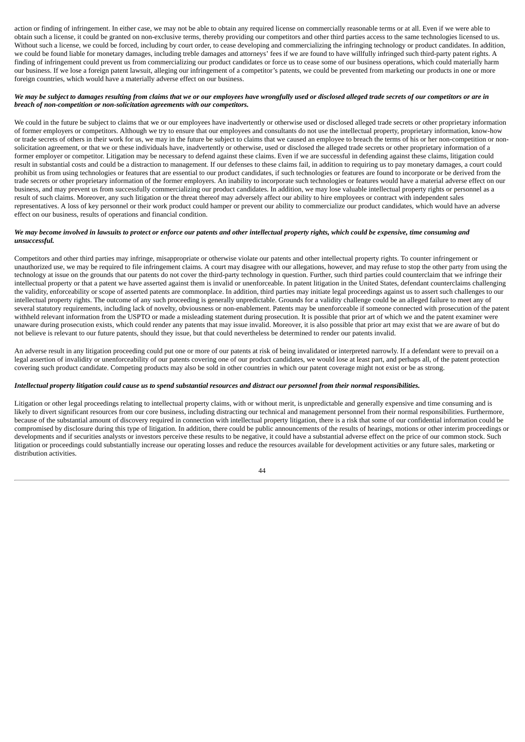action or finding of infringement. In either case, we may not be able to obtain any required license on commercially reasonable terms or at all. Even if we were able to obtain such a license, it could be granted on non-exclusive terms, thereby providing our competitors and other third parties access to the same technologies licensed to us. Without such a license, we could be forced, including by court order, to cease developing and commercializing the infringing technology or product candidates. In addition, we could be found liable for monetary damages, including treble damages and attorneys' fees if we are found to have willfully infringed such third-party patent rights. A finding of infringement could prevent us from commercializing our product candidates or force us to cease some of our business operations, which could materially harm our business. If we lose a foreign patent lawsuit, alleging our infringement of a competitor's patents, we could be prevented from marketing our products in one or more foreign countries, which would have a materially adverse effect on our business.

***We may be subject to damages resulting from claims that we or our employees have wrongfully used or disclosed alleged trade secrets of our competitors or are in breach of non-competition or non-solicitation agreements with our competitors.***

We could in the future be subject to claims that we or our employees have inadvertently or otherwise used or disclosed alleged trade secrets or other proprietary information of former employers or competitors. Although we try to ensure that our employees and consultants do not use the intellectual property, proprietary information, know-how or trade secrets of others in their work for us, we may in the future be subject to claims that we caused an employee to breach the terms of his or her non-competition or non-solicitation agreement, or that we or these individuals have, inadvertently or otherwise, used or disclosed the alleged trade secrets or other proprietary information of a former employer or competitor. Litigation may be necessary to defend against these claims. Even if we are successful in defending against these claims, litigation could result in substantial costs and could be a distraction to management. If our defenses to these claims fail, in addition to requiring us to pay monetary damages, a court could prohibit us from using technologies or features that are essential to our product candidates, if such technologies or features are found to incorporate or be derived from the trade secrets or other proprietary information of the former employers. An inability to incorporate such technologies or features would have a material adverse effect on our business, and may prevent us from successfully commercializing our product candidates. In addition, we may lose valuable intellectual property rights or personnel as a result of such claims. Moreover, any such litigation or the threat thereof may adversely affect our ability to hire employees or contract with independent sales representatives. A loss of key personnel or their work product could hamper or prevent our ability to commercialize our product candidates, which would have an adverse effect on our business, results of operations and financial condition.

***We may become involved in lawsuits to protect or enforce our patents and other intellectual property rights, which could be expensive, time consuming and unsuccessful.***

Competitors and other third parties may infringe, misappropriate or otherwise violate our patents and other intellectual property rights. To counter infringement or unauthorized use, we may be required to file infringement claims. A court may disagree with our allegations, however, and may refuse to stop the other party from using the technology at issue on the grounds that our patents do not cover the third-party technology in question. Further, such third parties could counterclaim that we infringe their intellectual property or that a patent we have asserted against them is invalid or unenforceable. In patent litigation in the United States, defendant counterclaims challenging the validity, enforceability or scope of asserted patents are commonplace. In addition, third parties may initiate legal proceedings against us to assert such challenges to our intellectual property rights. The outcome of any such proceeding is generally unpredictable. Grounds for a validity challenge could be an alleged failure to meet any of several statutory requirements, including lack of novelty, obviousness or non-enablement. Patents may be unenforceable if someone connected with prosecution of the patent withheld relevant information from the USPTO or made a misleading statement during prosecution. It is possible that prior art of which we and the patent examiner were unaware during prosecution exists, which could render any patents that may issue invalid. Moreover, it is also possible that prior art may exist that we are aware of but do not believe is relevant to our future patents, should they issue, but that could nevertheless be determined to render our patents invalid.

An adverse result in any litigation proceeding could put one or more of our patents at risk of being invalidated or interpreted narrowly. If a defendant were to prevail on a legal assertion of invalidity or unenforceability of our patents covering one of our product candidates, we would lose at least part, and perhaps all, of the patent protection covering such product candidate. Competing products may also be sold in other countries in which our patent coverage might not exist or be as strong.

***Intellectual property litigation could cause us to spend substantial resources and distract our personnel from their normal responsibilities.***

Litigation or other legal proceedings relating to intellectual property claims, with or without merit, is unpredictable and generally expensive and time consuming and is likely to divert significant resources from our core business, including distracting our technical and management personnel from their normal responsibilities. Furthermore, because of the substantial amount of discovery required in connection with intellectual property litigation, there is a risk that some of our confidential information could be compromised by disclosure during this type of litigation. In addition, there could be public announcements of the results of hearings, motions or other interim proceedings or developments and if securities analysts or investors perceive these results to be negative, it could have a substantial adverse effect on the price of our common stock. Such litigation or proceedings could substantially increase our operating losses and reduce the resources available for development activities or any future sales, marketing or distribution activities.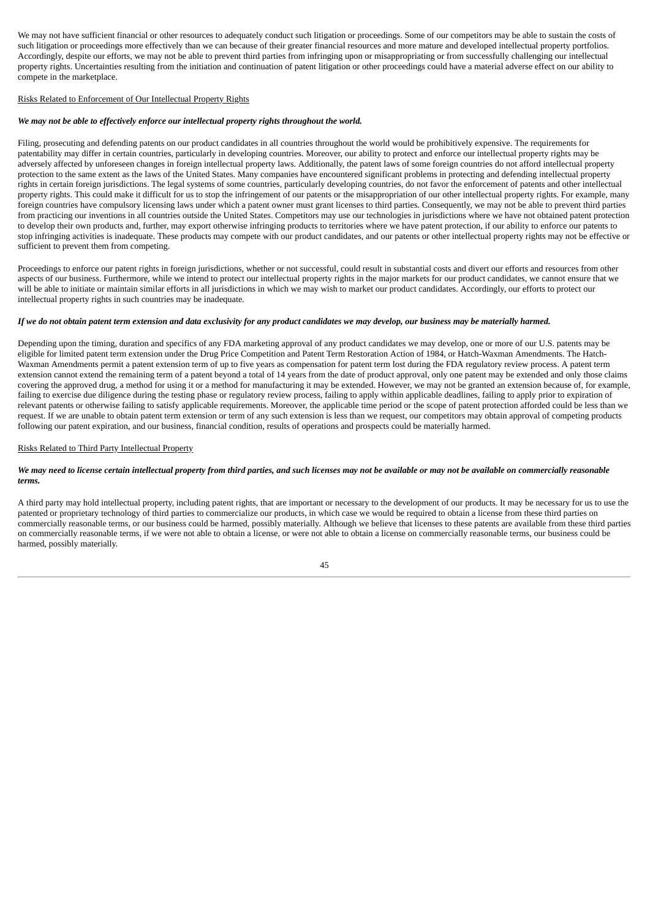We may not have sufficient financial or other resources to adequately conduct such litigation or proceedings. Some of our competitors may be able to sustain the costs of such litigation or proceedings more effectively than we can because of their greater financial resources and more mature and developed intellectual property portfolios. Accordingly, despite our efforts, we may not be able to prevent third parties from infringing upon or misappropriating or from successfully challenging our intellectual property rights. Uncertainties resulting from the initiation and continuation of patent litigation or other proceedings could have a material adverse effect on our ability to compete in the marketplace.

Risks Related to Enforcement of Our Intellectual Property Rights

***We may not be able to effectively enforce our intellectual property rights throughout the world.***

Filing, prosecuting and defending patents on our product candidates in all countries throughout the world would be prohibitively expensive. The requirements for patentability may differ in certain countries, particularly in developing countries. Moreover, our ability to protect and enforce our intellectual property rights may be adversely affected by unforeseen changes in foreign intellectual property laws. Additionally, the patent laws of some foreign countries do not afford intellectual property protection to the same extent as the laws of the United States. Many companies have encountered significant problems in protecting and defending intellectual property rights in certain foreign jurisdictions. The legal systems of some countries, particularly developing countries, do not favor the enforcement of patents and other intellectual property rights. This could make it difficult for us to stop the infringement of our patents or the misappropriation of our other intellectual property rights. For example, many foreign countries have compulsory licensing laws under which a patent owner must grant licenses to third parties. Consequently, we may not be able to prevent third parties from practicing our inventions in all countries outside the United States. Competitors may use our technologies in jurisdictions where we have not obtained patent protection to develop their own products and, further, may export otherwise infringing products to territories where we have patent protection, if our ability to enforce our patents to stop infringing activities is inadequate. These products may compete with our product candidates, and our patents or other intellectual property rights may not be effective or sufficient to prevent them from competing.

Proceedings to enforce our patent rights in foreign jurisdictions, whether or not successful, could result in substantial costs and divert our efforts and resources from other aspects of our business. Furthermore, while we intend to protect our intellectual property rights in the major markets for our product candidates, we cannot ensure that we will be able to initiate or maintain similar efforts in all jurisdictions in which we may wish to market our product candidates. Accordingly, our efforts to protect our intellectual property rights in such countries may be inadequate.

***If we do not obtain patent term extension and data exclusivity for any product candidates we may develop, our business may be materially harmed.***

Depending upon the timing, duration and specifics of any FDA marketing approval of any product candidates we may develop, one or more of our U.S. patents may be eligible for limited patent term extension under the Drug Price Competition and Patent Term Restoration Action of 1984, or Hatch-Waxman Amendments. The Hatch-Waxman Amendments permit a patent extension term of up to five years as compensation for patent term lost during the FDA regulatory review process. A patent term extension cannot extend the remaining term of a patent beyond a total of 14 years from the date of product approval, only one patent may be extended and only those claims covering the approved drug, a method for using it or a method for manufacturing it may be extended. However, we may not be granted an extension because of, for example, failing to exercise due diligence during the testing phase or regulatory review process, failing to apply within applicable deadlines, failing to apply prior to expiration of relevant patents or otherwise failing to satisfy applicable requirements. Moreover, the applicable time period or the scope of patent protection afforded could be less than we request. If we are unable to obtain patent term extension or term of any such extension is less than we request, our competitors may obtain approval of competing products following our patent expiration, and our business, financial condition, results of operations and prospects could be materially harmed.

Risks Related to Third Party Intellectual Property

***We may need to license certain intellectual property from third parties, and such licenses may not be available or may not be available on commercially reasonable terms.***

A third party may hold intellectual property, including patent rights, that are important or necessary to the development of our products. It may be necessary for us to use the patented or proprietary technology of third parties to commercialize our products, in which case we would be required to obtain a license from these third parties on commercially reasonable terms, or our business could be harmed, possibly materially. Although we believe that licenses to these patents are available from these third parties on commercially reasonable terms, if we were not able to obtain a license, or were not able to obtain a license on commercially reasonable terms, our business could be harmed, possibly materially.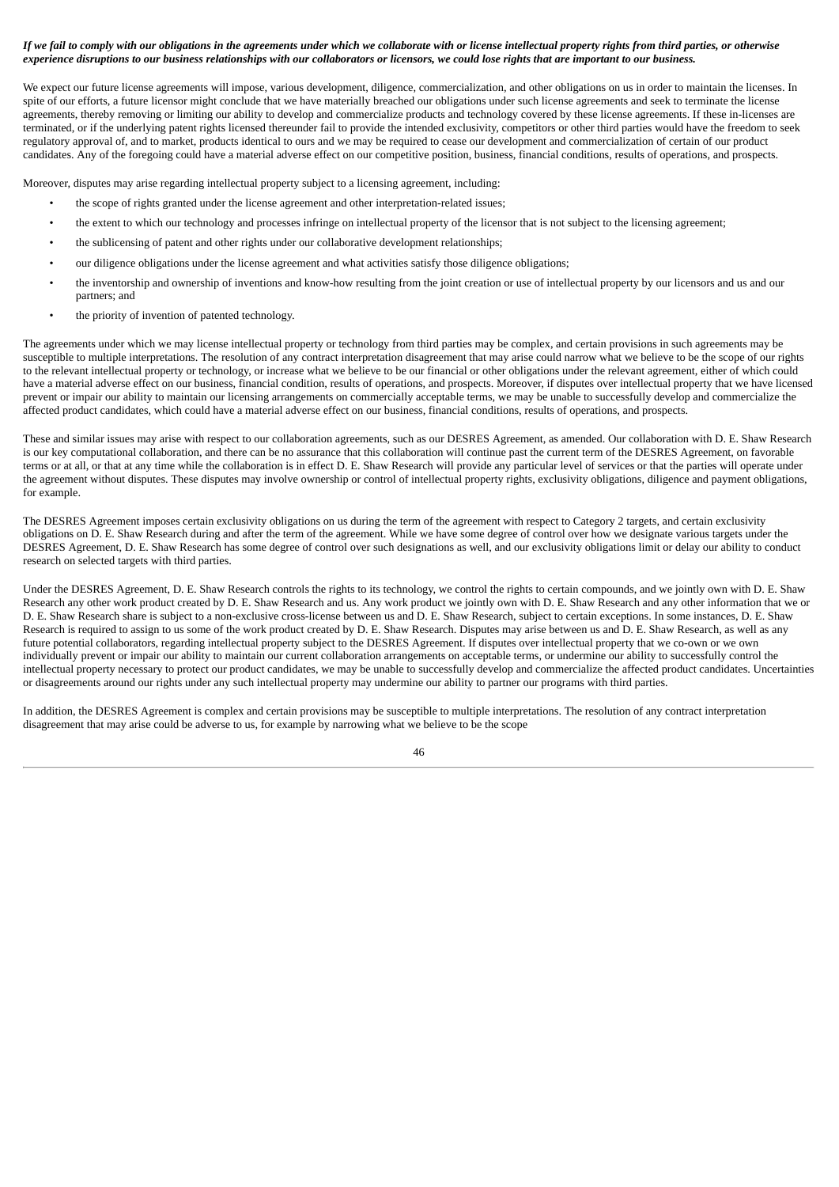***If we fail to comply with our obligations in the agreements under which we collaborate with or license intellectual property rights from third parties, or otherwise experience disruptions to our business relationships with our collaborators or licensors, we could lose rights that are important to our business.***

We expect our future license agreements will impose, various development, diligence, commercialization, and other obligations on us in order to maintain the licenses. In spite of our efforts, a future licensor might conclude that we have materially breached our obligations under such license agreements and seek to terminate the license agreements, thereby removing or limiting our ability to develop and commercialize products and technology covered by these license agreements. If these in-licenses are terminated, or if the underlying patent rights licensed thereunder fail to provide the intended exclusivity, competitors or other third parties would have the freedom to seek regulatory approval of, and to market, products identical to ours and we may be required to cease our development and commercialization of certain of our product candidates. Any of the foregoing could have a material adverse effect on our competitive position, business, financial conditions, results of operations, and prospects.

Moreover, disputes may arise regarding intellectual property subject to a licensing agreement, including:

- the scope of rights granted under the license agreement and other interpretation-related issues;
- the extent to which our technology and processes infringe on intellectual property of the licensor that is not subject to the licensing agreement;
- the sublicensing of patent and other rights under our collaborative development relationships;
- our diligence obligations under the license agreement and what activities satisfy those diligence obligations;
- the inventorship and ownership of inventions and know-how resulting from the joint creation or use of intellectual property by our licensors and us and our partners; and
- the priority of invention of patented technology.

The agreements under which we may license intellectual property or technology from third parties may be complex, and certain provisions in such agreements may be susceptible to multiple interpretations. The resolution of any contract interpretation disagreement that may arise could narrow what we believe to be the scope of our rights to the relevant intellectual property or technology, or increase what we believe to be our financial or other obligations under the relevant agreement, either of which could have a material adverse effect on our business, financial condition, results of operations, and prospects. Moreover, if disputes over intellectual property that we have licensed prevent or impair our ability to maintain our licensing arrangements on commercially acceptable terms, we may be unable to successfully develop and commercialize the affected product candidates, which could have a material adverse effect on our business, financial conditions, results of operations, and prospects.

These and similar issues may arise with respect to our collaboration agreements, such as our DESRES Agreement, as amended. Our collaboration with D. E. Shaw Research is our key computational collaboration, and there can be no assurance that this collaboration will continue past the current term of the DESRES Agreement, on favorable terms or at all, or that at any time while the collaboration is in effect D. E. Shaw Research will provide any particular level of services or that the parties will operate under the agreement without disputes. These disputes may involve ownership or control of intellectual property rights, exclusivity obligations, diligence and payment obligations, for example.

The DESRES Agreement imposes certain exclusivity obligations on us during the term of the agreement with respect to Category 2 targets, and certain exclusivity obligations on D. E. Shaw Research during and after the term of the agreement. While we have some degree of control over how we designate various targets under the DESRES Agreement, D. E. Shaw Research has some degree of control over such designations as well, and our exclusivity obligations limit or delay our ability to conduct research on selected targets with third parties.

Under the DESRES Agreement, D. E. Shaw Research controls the rights to its technology, we control the rights to certain compounds, and we jointly own with D. E. Shaw Research any other work product created by D. E. Shaw Research and us. Any work product we jointly own with D. E. Shaw Research and any other information that we or D. E. Shaw Research share is subject to a non-exclusive cross-license between us and D. E. Shaw Research, subject to certain exceptions. In some instances, D. E. Shaw Research is required to assign to us some of the work product created by D. E. Shaw Research. Disputes may arise between us and D. E. Shaw Research, as well as any future potential collaborators, regarding intellectual property subject to the DESRES Agreement. If disputes over intellectual property that we co-own or we own individually prevent or impair our ability to maintain our current collaboration arrangements on acceptable terms, or undermine our ability to successfully control the intellectual property necessary to protect our product candidates, we may be unable to successfully develop and commercialize the affected product candidates. Uncertainties or disagreements around our rights under any such intellectual property may undermine our ability to partner our programs with third parties.

In addition, the DESRES Agreement is complex and certain provisions may be susceptible to multiple interpretations. The resolution of any contract interpretation disagreement that may arise could be adverse to us, for example by narrowing what we believe to be the scope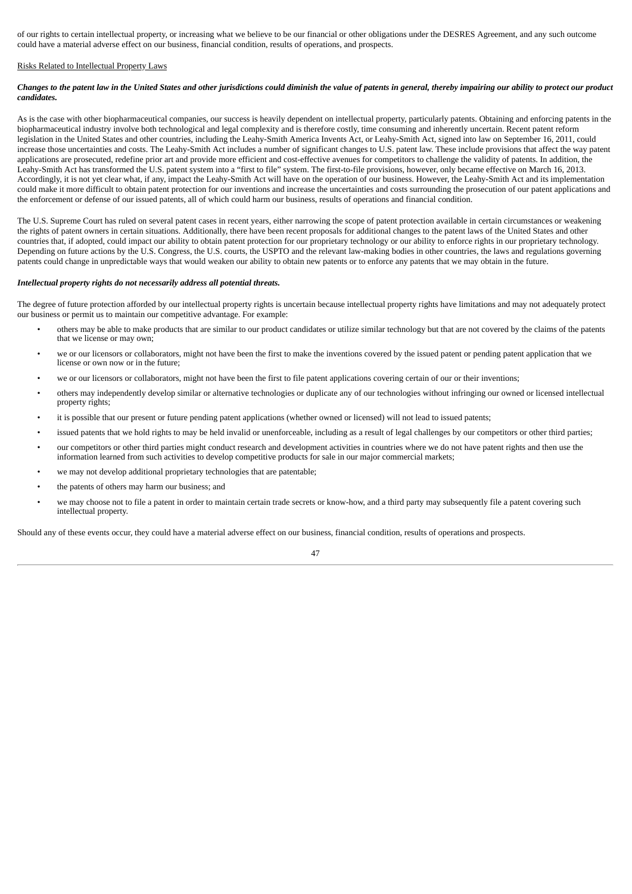of our rights to certain intellectual property, or increasing what we believe to be our financial or other obligations under the DESRES Agreement, and any such outcome could have a material adverse effect on our business, financial condition, results of operations, and prospects.

Risks Related to Intellectual Property Laws

***Changes to the patent law in the United States and other jurisdictions could diminish the value of patents in general, thereby impairing our ability to protect our product candidates.***

As is the case with other biopharmaceutical companies, our success is heavily dependent on intellectual property, particularly patents. Obtaining and enforcing patents in the biopharmaceutical industry involve both technological and legal complexity and is therefore costly, time consuming and inherently uncertain. Recent patent reform legislation in the United States and other countries, including the Leahy-Smith America Invents Act, or Leahy-Smith Act, signed into law on September 16, 2011, could increase those uncertainties and costs. The Leahy-Smith Act includes a number of significant changes to U.S. patent law. These include provisions that affect the way patent applications are prosecuted, redefine prior art and provide more efficient and cost-effective avenues for competitors to challenge the validity of patents. In addition, the Leahy-Smith Act has transformed the U.S. patent system into a "first to file" system. The first-to-file provisions, however, only became effective on March 16, 2013. Accordingly, it is not yet clear what, if any, impact the Leahy-Smith Act will have on the operation of our business. However, the Leahy-Smith Act and its implementation could make it more difficult to obtain patent protection for our inventions and increase the uncertainties and costs surrounding the prosecution of our patent applications and the enforcement or defense of our issued patents, all of which could harm our business, results of operations and financial condition.

The U.S. Supreme Court has ruled on several patent cases in recent years, either narrowing the scope of patent protection available in certain circumstances or weakening the rights of patent owners in certain situations. Additionally, there have been recent proposals for additional changes to the patent laws of the United States and other countries that, if adopted, could impact our ability to obtain patent protection for our proprietary technology or our ability to enforce rights in our proprietary technology. Depending on future actions by the U.S. Congress, the U.S. courts, the USPTO and the relevant law-making bodies in other countries, the laws and regulations governing patents could change in unpredictable ways that would weaken our ability to obtain new patents or to enforce any patents that we may obtain in the future.

***Intellectual property rights do not necessarily address all potential threats.***

The degree of future protection afforded by our intellectual property rights is uncertain because intellectual property rights have limitations and may not adequately protect our business or permit us to maintain our competitive advantage. For example:

- others may be able to make products that are similar to our product candidates or utilize similar technology but that are not covered by the claims of the patents that we license or may own;
- we or our licensors or collaborators, might not have been the first to make the inventions covered by the issued patent or pending patent application that we license or own now or in the future;
- we or our licensors or collaborators, might not have been the first to file patent applications covering certain of our or their inventions;
- others may independently develop similar or alternative technologies or duplicate any of our technologies without infringing our owned or licensed intellectual property rights;
- it is possible that our present or future pending patent applications (whether owned or licensed) will not lead to issued patents;
- issued patents that we hold rights to may be held invalid or unenforceable, including as a result of legal challenges by our competitors or other third parties;
- our competitors or other third parties might conduct research and development activities in countries where we do not have patent rights and then use the information learned from such activities to develop competitive products for sale in our major commercial markets;
- we may not develop additional proprietary technologies that are patentable;
- the patents of others may harm our business; and
- we may choose not to file a patent in order to maintain certain trade secrets or know-how, and a third party may subsequently file a patent covering such intellectual property.

Should any of these events occur, they could have a material adverse effect on our business, financial condition, results of operations and prospects.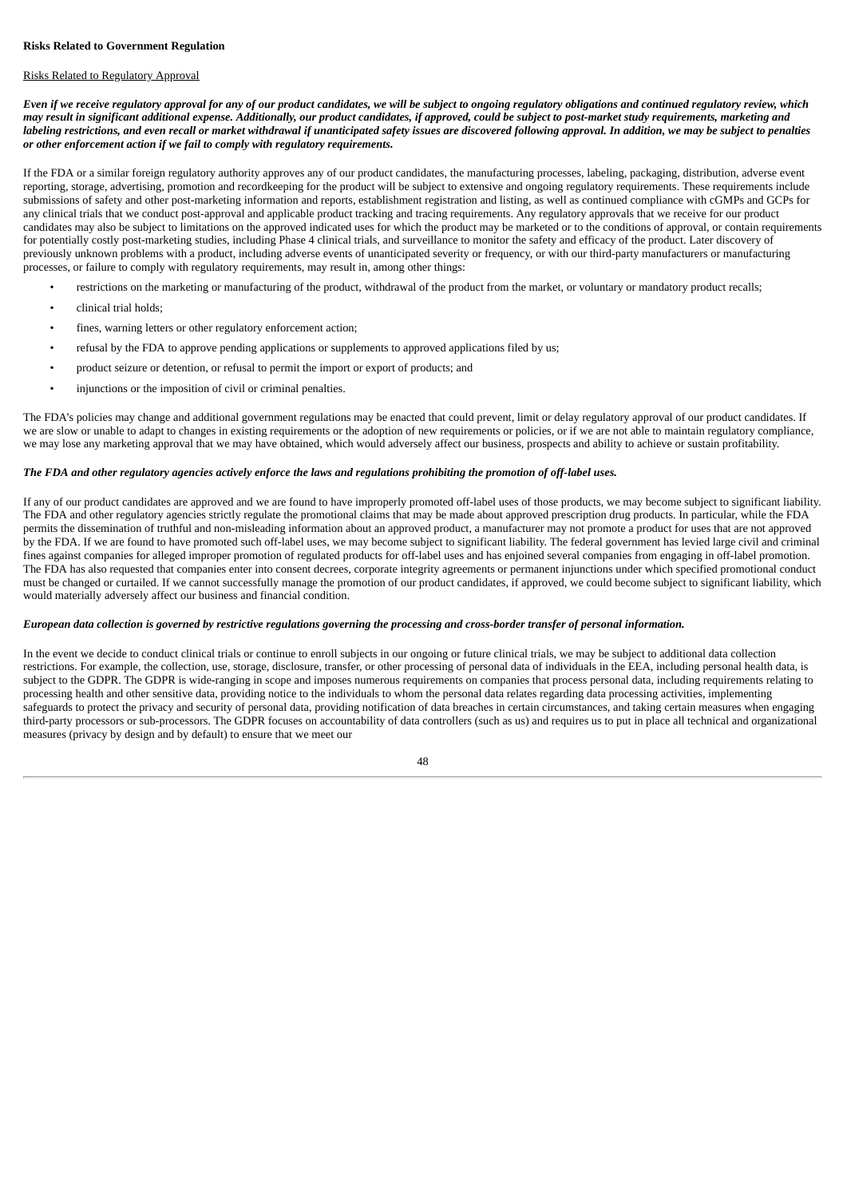**Risks Related to Government Regulation**

Risks Related to Regulatory Approval

***Even if we receive regulatory approval for any of our product candidates, we will be subject to ongoing regulatory obligations and continued regulatory review, which may result in significant additional expense. Additionally, our product candidates, if approved, could be subject to post-market study requirements, marketing and labeling restrictions, and even recall or market withdrawal if unanticipated safety issues are discovered following approval. In addition, we may be subject to penalties or other enforcement action if we fail to comply with regulatory requirements.***

If the FDA or a similar foreign regulatory authority approves any of our product candidates, the manufacturing processes, labeling, packaging, distribution, adverse event reporting, storage, advertising, promotion and recordkeeping for the product will be subject to extensive and ongoing regulatory requirements. These requirements include submissions of safety and other post-marketing information and reports, establishment registration and listing, as well as continued compliance with cGMPs and GCPs for any clinical trials that we conduct post-approval and applicable product tracking and tracing requirements. Any regulatory approvals that we receive for our product candidates may also be subject to limitations on the approved indicated uses for which the product may be marketed or to the conditions of approval, or contain requirements for potentially costly post-marketing studies, including Phase 4 clinical trials, and surveillance to monitor the safety and efficacy of the product. Later discovery of previously unknown problems with a product, including adverse events of unanticipated severity or frequency, or with our third-party manufacturers or manufacturing processes, or failure to comply with regulatory requirements, may result in, among other things:

- restrictions on the marketing or manufacturing of the product, withdrawal of the product from the market, or voluntary or mandatory product recalls;
- clinical trial holds;
- fines, warning letters or other regulatory enforcement action;
- refusal by the FDA to approve pending applications or supplements to approved applications filed by us;
- product seizure or detention, or refusal to permit the import or export of products; and
- injunctions or the imposition of civil or criminal penalties.

The FDA's policies may change and additional government regulations may be enacted that could prevent, limit or delay regulatory approval of our product candidates. If we are slow or unable to adapt to changes in existing requirements or the adoption of new requirements or policies, or if we are not able to maintain regulatory compliance, we may lose any marketing approval that we may have obtained, which would adversely affect our business, prospects and ability to achieve or sustain profitability.

***The FDA and other regulatory agencies actively enforce the laws and regulations prohibiting the promotion of off-label uses.***

If any of our product candidates are approved and we are found to have improperly promoted off-label uses of those products, we may become subject to significant liability. The FDA and other regulatory agencies strictly regulate the promotional claims that may be made about approved prescription drug products. In particular, while the FDA permits the dissemination of truthful and non-misleading information about an approved product, a manufacturer may not promote a product for uses that are not approved by the FDA. If we are found to have promoted such off-label uses, we may become subject to significant liability. The federal government has levied large civil and criminal fines against companies for alleged improper promotion of regulated products for off-label uses and has enjoined several companies from engaging in off-label promotion. The FDA has also requested that companies enter into consent decrees, corporate integrity agreements or permanent injunctions under which specified promotional conduct must be changed or curtailed. If we cannot successfully manage the promotion of our product candidates, if approved, we could become subject to significant liability, which would materially adversely affect our business and financial condition.

***European data collection is governed by restrictive regulations governing the processing and cross-border transfer of personal information.***

In the event we decide to conduct clinical trials or continue to enroll subjects in our ongoing or future clinical trials, we may be subject to additional data collection restrictions. For example, the collection, use, storage, disclosure, transfer, or other processing of personal data of individuals in the EEA, including personal health data, is subject to the GDPR. The GDPR is wide-ranging in scope and imposes numerous requirements on companies that process personal data, including requirements relating to processing health and other sensitive data, providing notice to the individuals to whom the personal data relates regarding data processing activities, implementing safeguards to protect the privacy and security of personal data, providing notification of data breaches in certain circumstances, and taking certain measures when engaging third-party processors or sub-processors. The GDPR focuses on accountability of data controllers (such as us) and requires us to put in place all technical and organizational measures (privacy by design and by default) to ensure that we meet our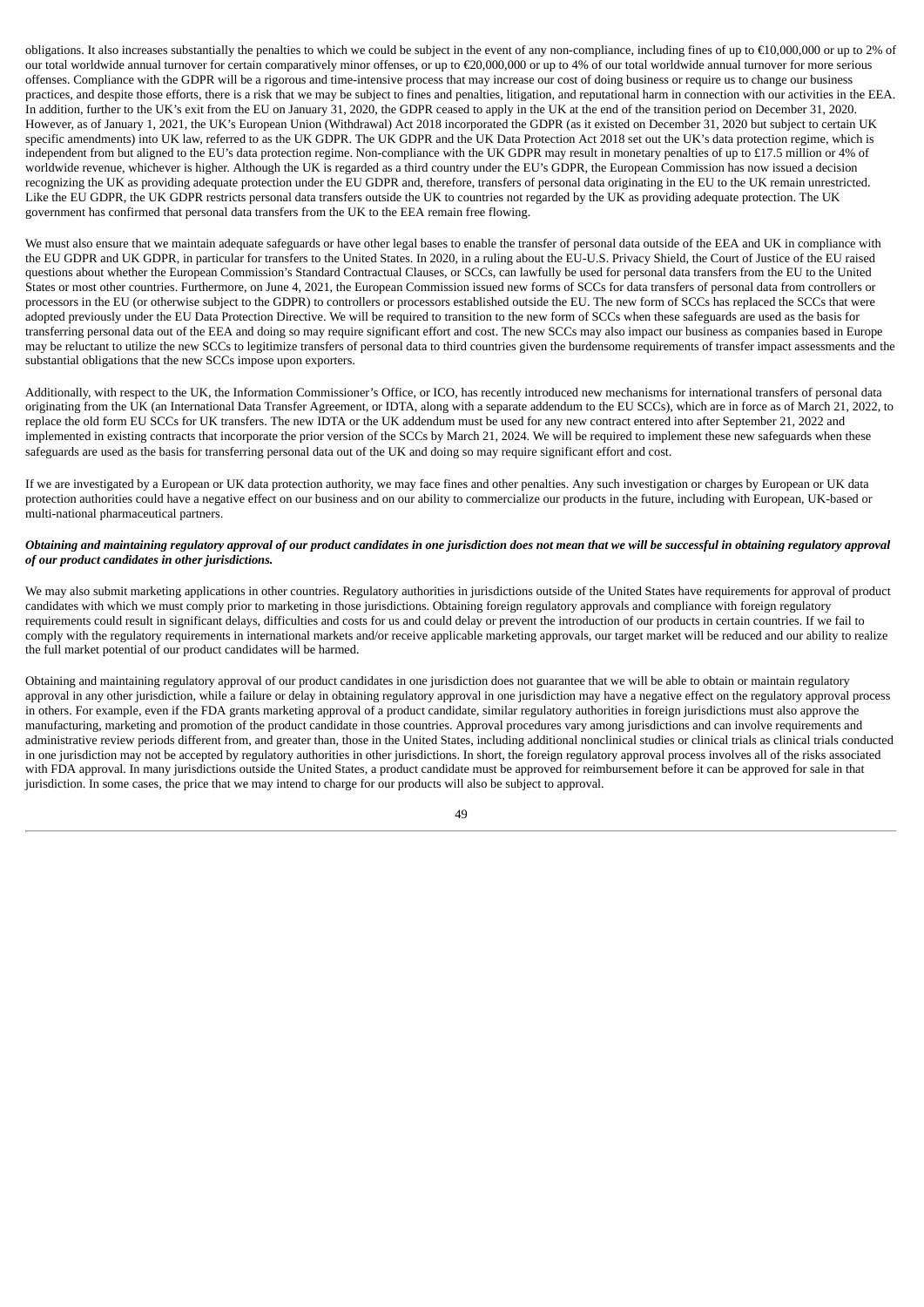obligations. It also increases substantially the penalties to which we could be subject in the event of any non-compliance, including fines of up to €10,000,000 or up to 2% of our total worldwide annual turnover for certain comparatively minor offenses, or up to €20,000,000 or up to 4% of our total worldwide annual turnover for more serious offenses. Compliance with the GDPR will be a rigorous and time-intensive process that may increase our cost of doing business or require us to change our business practices, and despite those efforts, there is a risk that we may be subject to fines and penalties, litigation, and reputational harm in connection with our activities in the EEA. In addition, further to the UK's exit from the EU on January 31, 2020, the GDPR ceased to apply in the UK at the end of the transition period on December 31, 2020. However, as of January 1, 2021, the UK's European Union (Withdrawal) Act 2018 incorporated the GDPR (as it existed on December 31, 2020 but subject to certain UK specific amendments) into UK law, referred to as the UK GDPR. The UK GDPR and the UK Data Protection Act 2018 set out the UK's data protection regime, which is independent from but aligned to the EU's data protection regime. Non-compliance with the UK GDPR may result in monetary penalties of up to £17.5 million or 4% of worldwide revenue, whichever is higher. Although the UK is regarded as a third country under the EU's GDPR, the European Commission has now issued a decision recognizing the UK as providing adequate protection under the EU GDPR and, therefore, transfers of personal data originating in the EU to the UK remain unrestricted. Like the EU GDPR, the UK GDPR restricts personal data transfers outside the UK to countries not regarded by the UK as providing adequate protection. The UK government has confirmed that personal data transfers from the UK to the EEA remain free flowing.

We must also ensure that we maintain adequate safeguards or have other legal bases to enable the transfer of personal data outside of the EEA and UK in compliance with the EU GDPR and UK GDPR, in particular for transfers to the United States. In 2020, in a ruling about the EU-U.S. Privacy Shield, the Court of Justice of the EU raised questions about whether the European Commission's Standard Contractual Clauses, or SCCs, can lawfully be used for personal data transfers from the EU to the United States or most other countries. Furthermore, on June 4, 2021, the European Commission issued new forms of SCCs for data transfers of personal data from controllers or processors in the EU (or otherwise subject to the GDPR) to controllers or processors established outside the EU. The new form of SCCs has replaced the SCCs that were adopted previously under the EU Data Protection Directive. We will be required to transition to the new form of SCCs when these safeguards are used as the basis for transferring personal data out of the EEA and doing so may require significant effort and cost. The new SCCs may also impact our business as companies based in Europe may be reluctant to utilize the new SCCs to legitimize transfers of personal data to third countries given the burdensome requirements of transfer impact assessments and the substantial obligations that the new SCCs impose upon exporters.

Additionally, with respect to the UK, the Information Commissioner's Office, or ICO, has recently introduced new mechanisms for international transfers of personal data originating from the UK (an International Data Transfer Agreement, or IDTA, along with a separate addendum to the EU SCCs), which are in force as of March 21, 2022, to replace the old form EU SCCs for UK transfers. The new IDTA or the UK addendum must be used for any new contract entered into after September 21, 2022 and implemented in existing contracts that incorporate the prior version of the SCCs by March 21, 2024. We will be required to implement these new safeguards when these safeguards are used as the basis for transferring personal data out of the UK and doing so may require significant effort and cost.

If we are investigated by a European or UK data protection authority, we may face fines and other penalties. Any such investigation or charges by European or UK data protection authorities could have a negative effect on our business and on our ability to commercialize our products in the future, including with European, UK-based or multi-national pharmaceutical partners.

***Obtaining and maintaining regulatory approval of our product candidates in one jurisdiction does not mean that we will be successful in obtaining regulatory approval of our product candidates in other jurisdictions.***

We may also submit marketing applications in other countries. Regulatory authorities in jurisdictions outside of the United States have requirements for approval of product candidates with which we must comply prior to marketing in those jurisdictions. Obtaining foreign regulatory approvals and compliance with foreign regulatory requirements could result in significant delays, difficulties and costs for us and could delay or prevent the introduction of our products in certain countries. If we fail to comply with the regulatory requirements in international markets and/or receive applicable marketing approvals, our target market will be reduced and our ability to realize the full market potential of our product candidates will be harmed.

Obtaining and maintaining regulatory approval of our product candidates in one jurisdiction does not guarantee that we will be able to obtain or maintain regulatory approval in any other jurisdiction, while a failure or delay in obtaining regulatory approval in one jurisdiction may have a negative effect on the regulatory approval process in others. For example, even if the FDA grants marketing approval of a product candidate, similar regulatory authorities in foreign jurisdictions must also approve the manufacturing, marketing and promotion of the product candidate in those countries. Approval procedures vary among jurisdictions and can involve requirements and administrative review periods different from, and greater than, those in the United States, including additional nonclinical studies or clinical trials as clinical trials conducted in one jurisdiction may not be accepted by regulatory authorities in other jurisdictions. In short, the foreign regulatory approval process involves all of the risks associated with FDA approval. In many jurisdictions outside the United States, a product candidate must be approved for reimbursement before it can be approved for sale in that jurisdiction. In some cases, the price that we may intend to charge for our products will also be subject to approval.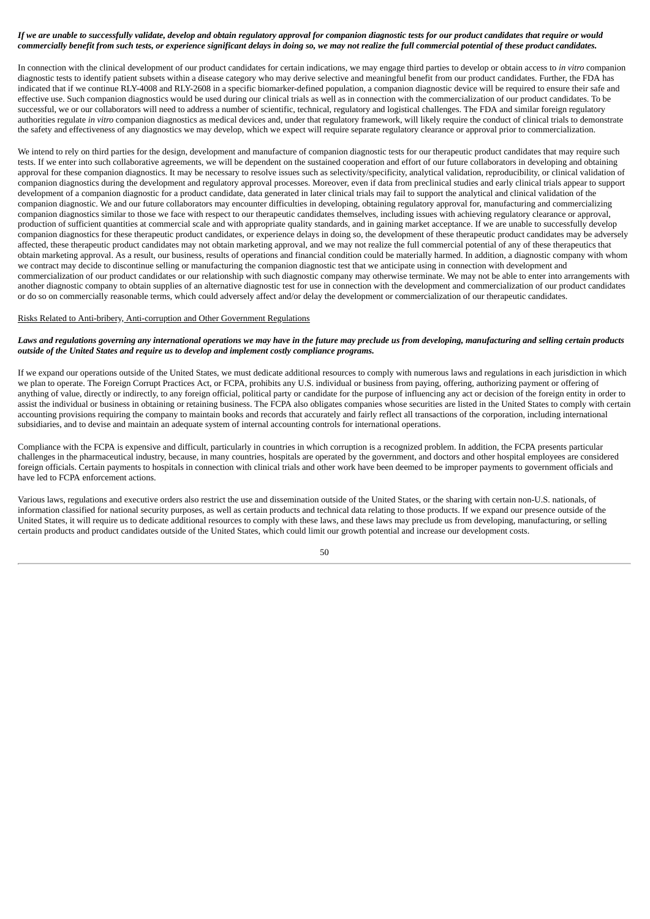***If we are unable to successfully validate, develop and obtain regulatory approval for companion diagnostic tests for our product candidates that require or would commercially benefit from such tests, or experience significant delays in doing so, we may not realize the full commercial potential of these product candidates.***

In connection with the clinical development of our product candidates for certain indications, we may engage third parties to develop or obtain access to *in vitro* companion diagnostic tests to identify patient subsets within a disease category who may derive selective and meaningful benefit from our product candidates. Further, the FDA has indicated that if we continue RLY-4008 and RLY-2608 in a specific biomarker-defined population, a companion diagnostic device will be required to ensure their safe and effective use. Such companion diagnostics would be used during our clinical trials as well as in connection with the commercialization of our product candidates. To be successful, we or our collaborators will need to address a number of scientific, technical, regulatory and logistical challenges. The FDA and similar foreign regulatory authorities regulate *in vitro* companion diagnostics as medical devices and, under that regulatory framework, will likely require the conduct of clinical trials to demonstrate the safety and effectiveness of any diagnostics we may develop, which we expect will require separate regulatory clearance or approval prior to commercialization.

We intend to rely on third parties for the design, development and manufacture of companion diagnostic tests for our therapeutic product candidates that may require such tests. If we enter into such collaborative agreements, we will be dependent on the sustained cooperation and effort of our future collaborators in developing and obtaining approval for these companion diagnostics. It may be necessary to resolve issues such as selectivity/specificity, analytical validation, reproducibility, or clinical validation of companion diagnostics during the development and regulatory approval processes. Moreover, even if data from preclinical studies and early clinical trials appear to support development of a companion diagnostic for a product candidate, data generated in later clinical trials may fail to support the analytical and clinical validation of the companion diagnostic. We and our future collaborators may encounter difficulties in developing, obtaining regulatory approval for, manufacturing and commercializing companion diagnostics similar to those we face with respect to our therapeutic candidates themselves, including issues with achieving regulatory clearance or approval, production of sufficient quantities at commercial scale and with appropriate quality standards, and in gaining market acceptance. If we are unable to successfully develop companion diagnostics for these therapeutic product candidates, or experience delays in doing so, the development of these therapeutic product candidates may be adversely affected, these therapeutic product candidates may not obtain marketing approval, and we may not realize the full commercial potential of any of these therapeutics that obtain marketing approval. As a result, our business, results of operations and financial condition could be materially harmed. In addition, a diagnostic company with whom we contract may decide to discontinue selling or manufacturing the companion diagnostic test that we anticipate using in connection with development and commercialization of our product candidates or our relationship with such diagnostic company may otherwise terminate. We may not be able to enter into arrangements with another diagnostic company to obtain supplies of an alternative diagnostic test for use in connection with the development and commercialization of our product candidates or do so on commercially reasonable terms, which could adversely affect and/or delay the development or commercialization of our therapeutic candidates.

Risks Related to Anti-bribery, Anti-corruption and Other Government Regulations

***Laws and regulations governing any international operations we may have in the future may preclude us from developing, manufacturing and selling certain products outside of the United States and require us to develop and implement costly compliance programs.***

If we expand our operations outside of the United States, we must dedicate additional resources to comply with numerous laws and regulations in each jurisdiction in which we plan to operate. The Foreign Corrupt Practices Act, or FCPA, prohibits any U.S. individual or business from paying, offering, authorizing payment or offering of anything of value, directly or indirectly, to any foreign official, political party or candidate for the purpose of influencing any act or decision of the foreign entity in order to assist the individual or business in obtaining or retaining business. The FCPA also obligates companies whose securities are listed in the United States to comply with certain accounting provisions requiring the company to maintain books and records that accurately and fairly reflect all transactions of the corporation, including international subsidiaries, and to devise and maintain an adequate system of internal accounting controls for international operations.

Compliance with the FCPA is expensive and difficult, particularly in countries in which corruption is a recognized problem. In addition, the FCPA presents particular challenges in the pharmaceutical industry, because, in many countries, hospitals are operated by the government, and doctors and other hospital employees are considered foreign officials. Certain payments to hospitals in connection with clinical trials and other work have been deemed to be improper payments to government officials and have led to FCPA enforcement actions.

Various laws, regulations and executive orders also restrict the use and dissemination outside of the United States, or the sharing with certain non-U.S. nationals, of information classified for national security purposes, as well as certain products and technical data relating to those products. If we expand our presence outside of the United States, it will require us to dedicate additional resources to comply with these laws, and these laws may preclude us from developing, manufacturing, or selling certain products and product candidates outside of the United States, which could limit our growth potential and increase our development costs.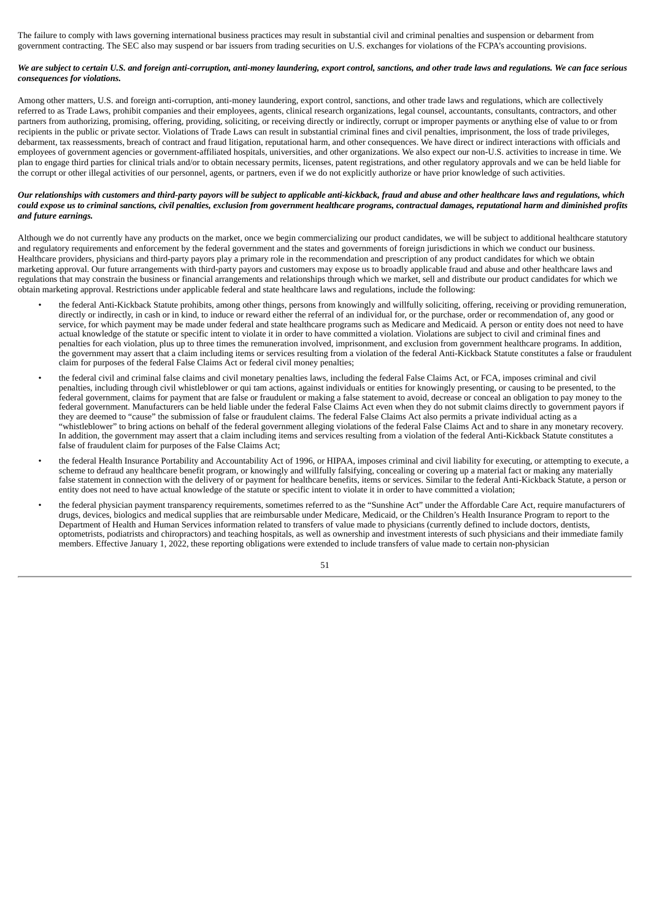The failure to comply with laws governing international business practices may result in substantial civil and criminal penalties and suspension or debarment from government contracting. The SEC also may suspend or bar issuers from trading securities on U.S. exchanges for violations of the FCPA's accounting provisions.

***We are subject to certain U.S. and foreign anti-corruption, anti-money laundering, export control, sanctions, and other trade laws and regulations. We can face serious consequences for violations.***

Among other matters, U.S. and foreign anti-corruption, anti-money laundering, export control, sanctions, and other trade laws and regulations, which are collectively referred to as Trade Laws, prohibit companies and their employees, agents, clinical research organizations, legal counsel, accountants, consultants, contractors, and other partners from authorizing, promising, offering, providing, soliciting, or receiving directly or indirectly, corrupt or improper payments or anything else of value to or from recipients in the public or private sector. Violations of Trade Laws can result in substantial criminal fines and civil penalties, imprisonment, the loss of trade privileges, debarment, tax reassessments, breach of contract and fraud litigation, reputational harm, and other consequences. We have direct or indirect interactions with officials and employees of government agencies or government-affiliated hospitals, universities, and other organizations. We also expect our non-U.S. activities to increase in time. We plan to engage third parties for clinical trials and/or to obtain necessary permits, licenses, patent registrations, and other regulatory approvals and we can be held liable for the corrupt or other illegal activities of our personnel, agents, or partners, even if we do not explicitly authorize or have prior knowledge of such activities.

***Our relationships with customers and third-party payors will be subject to applicable anti-kickback, fraud and abuse and other healthcare laws and regulations, which could expose us to criminal sanctions, civil penalties, exclusion from government healthcare programs, contractual damages, reputational harm and diminished profits and future earnings.***

Although we do not currently have any products on the market, once we begin commercializing our product candidates, we will be subject to additional healthcare statutory and regulatory requirements and enforcement by the federal government and the states and governments of foreign jurisdictions in which we conduct our business. Healthcare providers, physicians and third-party payors play a primary role in the recommendation and prescription of any product candidates for which we obtain marketing approval. Our future arrangements with third-party payors and customers may expose us to broadly applicable fraud and abuse and other healthcare laws and regulations that may constrain the business or financial arrangements and relationships through which we market, sell and distribute our product candidates for which we obtain marketing approval. Restrictions under applicable federal and state healthcare laws and regulations, include the following:

- the federal Anti-Kickback Statute prohibits, among other things, persons from knowingly and willfully soliciting, offering, receiving or providing remuneration, directly or indirectly, in cash or in kind, to induce or reward either the referral of an individual for, or the purchase, order or recommendation of, any good or service, for which payment may be made under federal and state healthcare programs such as Medicare and Medicaid. A person or entity does not need to have actual knowledge of the statute or specific intent to violate it in order to have committed a violation. Violations are subject to civil and criminal fines and penalties for each violation, plus up to three times the remuneration involved, imprisonment, and exclusion from government healthcare programs. In addition, the government may assert that a claim including items or services resulting from a violation of the federal Anti-Kickback Statute constitutes a false or fraudulent claim for purposes of the federal False Claims Act or federal civil money penalties;
- the federal civil and criminal false claims and civil monetary penalties laws, including the federal False Claims Act, or FCA, imposes criminal and civil penalties, including through civil whistleblower or qui tam actions, against individuals or entities for knowingly presenting, or causing to be presented, to the federal government, claims for payment that are false or fraudulent or making a false statement to avoid, decrease or conceal an obligation to pay money to the federal government. Manufacturers can be held liable under the federal False Claims Act even when they do not submit claims directly to government payors if they are deemed to "cause" the submission of false or fraudulent claims. The federal False Claims Act also permits a private individual acting as a "whistleblower" to bring actions on behalf of the federal government alleging violations of the federal False Claims Act and to share in any monetary recovery. In addition, the government may assert that a claim including items and services resulting from a violation of the federal Anti-Kickback Statute constitutes a false of fraudulent claim for purposes of the False Claims Act;
- the federal Health Insurance Portability and Accountability Act of 1996, or HIPAA, imposes criminal and civil liability for executing, or attempting to execute, a scheme to defraud any healthcare benefit program, or knowingly and willfully falsifying, concealing or covering up a material fact or making any materially false statement in connection with the delivery of or payment for healthcare benefits, items or services. Similar to the federal Anti-Kickback Statute, a person or entity does not need to have actual knowledge of the statute or specific intent to violate it in order to have committed a violation;
- the federal physician payment transparency requirements, sometimes referred to as the "Sunshine Act" under the Affordable Care Act, require manufacturers of drugs, devices, biologics and medical supplies that are reimbursable under Medicare, Medicaid, or the Children's Health Insurance Program to report to the Department of Health and Human Services information related to transfers of value made to physicians (currently defined to include doctors, dentists, optometrists, podiatrists and chiropractors) and teaching hospitals, as well as ownership and investment interests of such physicians and their immediate family members. Effective January 1, 2022, these reporting obligations were extended to include transfers of value made to certain non-physician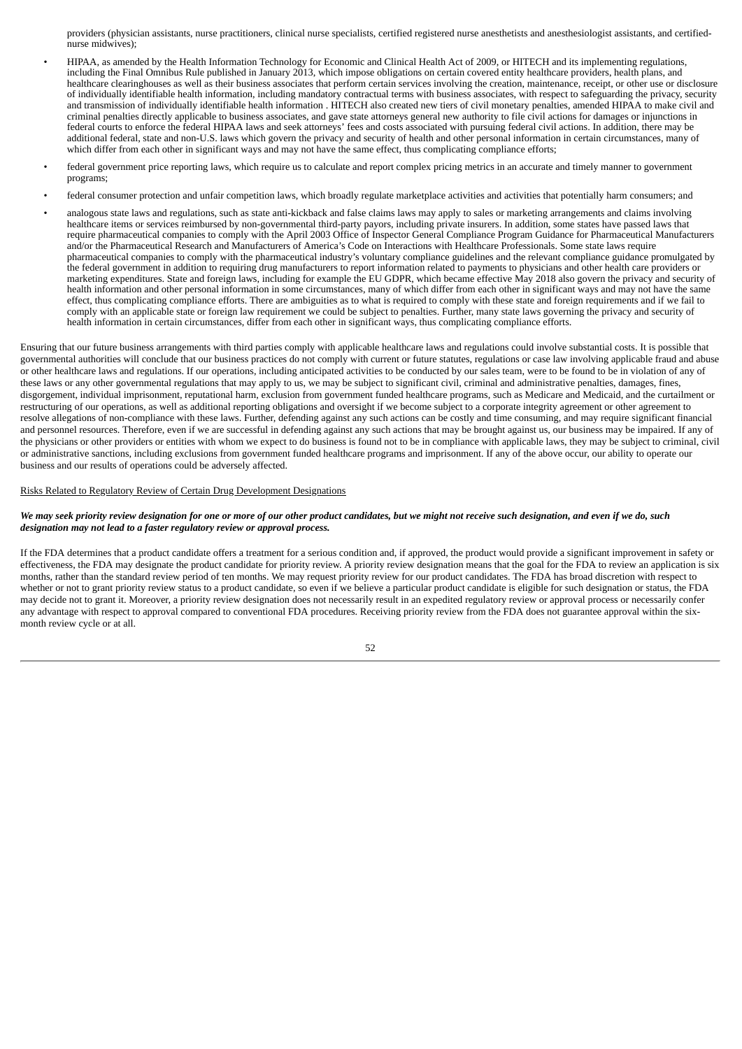providers (physician assistants, nurse practitioners, clinical nurse specialists, certified registered nurse anesthetists and anesthesiologist assistants, and certified-nurse midwives);

- HIPAA, as amended by the Health Information Technology for Economic and Clinical Health Act of 2009, or HITECH and its implementing regulations, including the Final Omnibus Rule published in January 2013, which impose obligations on certain covered entity healthcare providers, health plans, and healthcare clearinghouses as well as their business associates that perform certain services involving the creation, maintenance, receipt, or other use or disclosure of individually identifiable health information, including mandatory contractual terms with business associates, with respect to safeguarding the privacy, security and transmission of individually identifiable health information . HITECH also created new tiers of civil monetary penalties, amended HIPAA to make civil and criminal penalties directly applicable to business associates, and gave state attorneys general new authority to file civil actions for damages or injunctions in federal courts to enforce the federal HIPAA laws and seek attorneys' fees and costs associated with pursuing federal civil actions. In addition, there may be additional federal, state and non-U.S. laws which govern the privacy and security of health and other personal information in certain circumstances, many of which differ from each other in significant ways and may not have the same effect, thus complicating compliance efforts;
- federal government price reporting laws, which require us to calculate and report complex pricing metrics in an accurate and timely manner to government programs;
- federal consumer protection and unfair competition laws, which broadly regulate marketplace activities and activities that potentially harm consumers; and
- analogous state laws and regulations, such as state anti-kickback and false claims laws may apply to sales or marketing arrangements and claims involving healthcare items or services reimbursed by non-governmental third-party payors, including private insurers. In addition, some states have passed laws that require pharmaceutical companies to comply with the April 2003 Office of Inspector General Compliance Program Guidance for Pharmaceutical Manufacturers and/or the Pharmaceutical Research and Manufacturers of America's Code on Interactions with Healthcare Professionals. Some state laws require pharmaceutical companies to comply with the pharmaceutical industry's voluntary compliance guidelines and the relevant compliance guidance promulgated by the federal government in addition to requiring drug manufacturers to report information related to payments to physicians and other health care providers or marketing expenditures. State and foreign laws, including for example the EU GDPR, which became effective May 2018 also govern the privacy and security of health information and other personal information in some circumstances, many of which differ from each other in significant ways and may not have the same effect, thus complicating compliance efforts. There are ambiguities as to what is required to comply with these state and foreign requirements and if we fail to comply with an applicable state or foreign law requirement we could be subject to penalties. Further, many state laws governing the privacy and security of health information in certain circumstances, differ from each other in significant ways, thus complicating compliance efforts.

Ensuring that our future business arrangements with third parties comply with applicable healthcare laws and regulations could involve substantial costs. It is possible that governmental authorities will conclude that our business practices do not comply with current or future statutes, regulations or case law involving applicable fraud and abuse or other healthcare laws and regulations. If our operations, including anticipated activities to be conducted by our sales team, were to be found to be in violation of any of these laws or any other governmental regulations that may apply to us, we may be subject to significant civil, criminal and administrative penalties, damages, fines, disgorgement, individual imprisonment, reputational harm, exclusion from government funded healthcare programs, such as Medicare and Medicaid, and the curtailment or restructuring of our operations, as well as additional reporting obligations and oversight if we become subject to a corporate integrity agreement or other agreement to resolve allegations of non-compliance with these laws. Further, defending against any such actions can be costly and time consuming, and may require significant financial and personnel resources. Therefore, even if we are successful in defending against any such actions that may be brought against us, our business may be impaired. If any of the physicians or other providers or entities with whom we expect to do business is found not to be in compliance with applicable laws, they may be subject to criminal, civil or administrative sanctions, including exclusions from government funded healthcare programs and imprisonment. If any of the above occur, our ability to operate our business and our results of operations could be adversely affected.

Risks Related to Regulatory Review of Certain Drug Development Designations

***We may seek priority review designation for one or more of our other product candidates, but we might not receive such designation, and even if we do, such designation may not lead to a faster regulatory review or approval process.***

If the FDA determines that a product candidate offers a treatment for a serious condition and, if approved, the product would provide a significant improvement in safety or effectiveness, the FDA may designate the product candidate for priority review. A priority review designation means that the goal for the FDA to review an application is six months, rather than the standard review period of ten months. We may request priority review for our product candidates. The FDA has broad discretion with respect to whether or not to grant priority review status to a product candidate, so even if we believe a particular product candidate is eligible for such designation or status, the FDA may decide not to grant it. Moreover, a priority review designation does not necessarily result in an expedited regulatory review or approval process or necessarily confer any advantage with respect to approval compared to conventional FDA procedures. Receiving priority review from the FDA does not guarantee approval within the six-month review cycle or at all.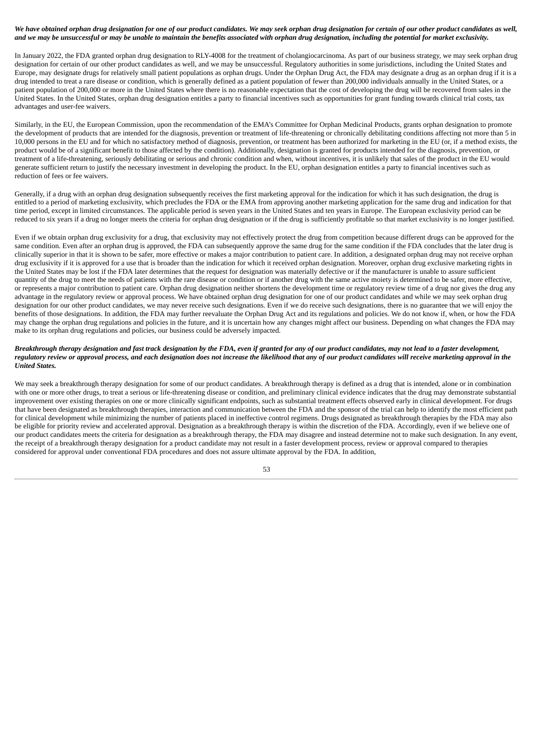***We have obtained orphan drug designation for one of our product candidates. We may seek orphan drug designation for certain of our other product candidates as well, and we may be unsuccessful or may be unable to maintain the benefits associated with orphan drug designation, including the potential for market exclusivity.***

In January 2022, the FDA granted orphan drug designation to RLY-4008 for the treatment of cholangiocarcinoma. As part of our business strategy, we may seek orphan drug designation for certain of our other product candidates as well, and we may be unsuccessful. Regulatory authorities in some jurisdictions, including the United States and Europe, may designate drugs for relatively small patient populations as orphan drugs. Under the Orphan Drug Act, the FDA may designate a drug as an orphan drug if it is a drug intended to treat a rare disease or condition, which is generally defined as a patient population of fewer than 200,000 individuals annually in the United States, or a patient population of 200,000 or more in the United States where there is no reasonable expectation that the cost of developing the drug will be recovered from sales in the United States. In the United States, orphan drug designation entitles a party to financial incentives such as opportunities for grant funding towards clinical trial costs, tax advantages and user-fee waivers.

Similarly, in the EU, the European Commission, upon the recommendation of the EMA's Committee for Orphan Medicinal Products, grants orphan designation to promote the development of products that are intended for the diagnosis, prevention or treatment of life-threatening or chronically debilitating conditions affecting not more than 5 in 10,000 persons in the EU and for which no satisfactory method of diagnosis, prevention, or treatment has been authorized for marketing in the EU (or, if a method exists, the product would be of a significant benefit to those affected by the condition). Additionally, designation is granted for products intended for the diagnosis, prevention, or treatment of a life-threatening, seriously debilitating or serious and chronic condition and when, without incentives, it is unlikely that sales of the product in the EU would generate sufficient return to justify the necessary investment in developing the product. In the EU, orphan designation entitles a party to financial incentives such as reduction of fees or fee waivers.

Generally, if a drug with an orphan drug designation subsequently receives the first marketing approval for the indication for which it has such designation, the drug is entitled to a period of marketing exclusivity, which precludes the FDA or the EMA from approving another marketing application for the same drug and indication for that time period, except in limited circumstances. The applicable period is seven years in the United States and ten years in Europe. The European exclusivity period can be reduced to six years if a drug no longer meets the criteria for orphan drug designation or if the drug is sufficiently profitable so that market exclusivity is no longer justified.

Even if we obtain orphan drug exclusivity for a drug, that exclusivity may not effectively protect the drug from competition because different drugs can be approved for the same condition. Even after an orphan drug is approved, the FDA can subsequently approve the same drug for the same condition if the FDA concludes that the later drug is clinically superior in that it is shown to be safer, more effective or makes a major contribution to patient care. In addition, a designated orphan drug may not receive orphan drug exclusivity if it is approved for a use that is broader than the indication for which it received orphan designation. Moreover, orphan drug exclusive marketing rights in the United States may be lost if the FDA later determines that the request for designation was materially defective or if the manufacturer is unable to assure sufficient quantity of the drug to meet the needs of patients with the rare disease or condition or if another drug with the same active moiety is determined to be safer, more effective, or represents a major contribution to patient care. Orphan drug designation neither shortens the development time or regulatory review time of a drug nor gives the drug any advantage in the regulatory review or approval process. We have obtained orphan drug designation for one of our product candidates and while we may seek orphan drug designation for our other product candidates, we may never receive such designations. Even if we do receive such designations, there is no guarantee that we will enjoy the benefits of those designations. In addition, the FDA may further reevaluate the Orphan Drug Act and its regulations and policies. We do not know if, when, or how the FDA may change the orphan drug regulations and policies in the future, and it is uncertain how any changes might affect our business. Depending on what changes the FDA may make to its orphan drug regulations and policies, our business could be adversely impacted.

***Breakthrough therapy designation and fast track designation by the FDA, even if granted for any of our product candidates, may not lead to a faster development, regulatory review or approval process, and each designation does not increase the likelihood that any of our product candidates will receive marketing approval in the United States.***

We may seek a breakthrough therapy designation for some of our product candidates. A breakthrough therapy is defined as a drug that is intended, alone or in combination with one or more other drugs, to treat a serious or life-threatening disease or condition, and preliminary clinical evidence indicates that the drug may demonstrate substantial improvement over existing therapies on one or more clinically significant endpoints, such as substantial treatment effects observed early in clinical development. For drugs that have been designated as breakthrough therapies, interaction and communication between the FDA and the sponsor of the trial can help to identify the most efficient path for clinical development while minimizing the number of patients placed in ineffective control regimens. Drugs designated as breakthrough therapies by the FDA may also be eligible for priority review and accelerated approval. Designation as a breakthrough therapy is within the discretion of the FDA. Accordingly, even if we believe one of our product candidates meets the criteria for designation as a breakthrough therapy, the FDA may disagree and instead determine not to make such designation. In any event, the receipt of a breakthrough therapy designation for a product candidate may not result in a faster development process, review or approval compared to therapies considered for approval under conventional FDA procedures and does not assure ultimate approval by the FDA. In addition,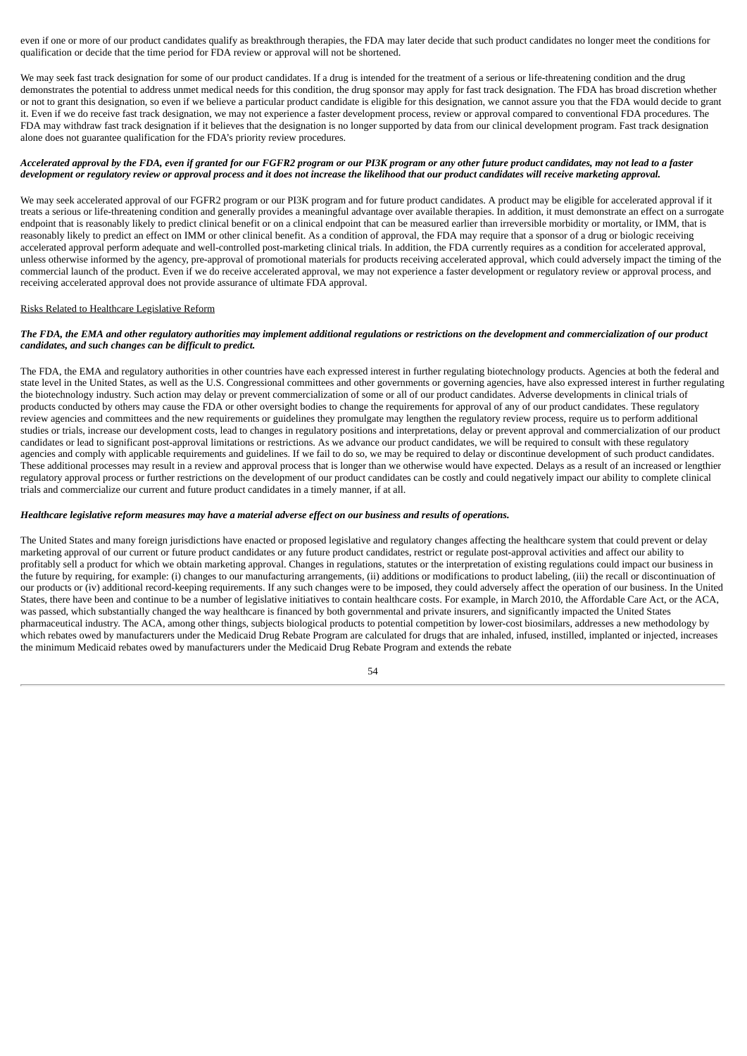even if one or more of our product candidates qualify as breakthrough therapies, the FDA may later decide that such product candidates no longer meet the conditions for qualification or decide that the time period for FDA review or approval will not be shortened.

We may seek fast track designation for some of our product candidates. If a drug is intended for the treatment of a serious or life-threatening condition and the drug demonstrates the potential to address unmet medical needs for this condition, the drug sponsor may apply for fast track designation. The FDA has broad discretion whether or not to grant this designation, so even if we believe a particular product candidate is eligible for this designation, we cannot assure you that the FDA would decide to grant it. Even if we do receive fast track designation, we may not experience a faster development process, review or approval compared to conventional FDA procedures. The FDA may withdraw fast track designation if it believes that the designation is no longer supported by data from our clinical development program. Fast track designation alone does not guarantee qualification for the FDA's priority review procedures.

***Accelerated approval by the FDA, even if granted for our FGFR2 program or our PI3K program or any other future product candidates, may not lead to a faster development or regulatory review or approval process and it does not increase the likelihood that our product candidates will receive marketing approval.***

We may seek accelerated approval of our FGFR2 program or our PI3K program and for future product candidates. A product may be eligible for accelerated approval if it treats a serious or life-threatening condition and generally provides a meaningful advantage over available therapies. In addition, it must demonstrate an effect on a surrogate endpoint that is reasonably likely to predict clinical benefit or on a clinical endpoint that can be measured earlier than irreversible morbidity or mortality, or IMM, that is reasonably likely to predict an effect on IMM or other clinical benefit. As a condition of approval, the FDA may require that a sponsor of a drug or biologic receiving accelerated approval perform adequate and well-controlled post-marketing clinical trials. In addition, the FDA currently requires as a condition for accelerated approval, unless otherwise informed by the agency, pre-approval of promotional materials for products receiving accelerated approval, which could adversely impact the timing of the commercial launch of the product. Even if we do receive accelerated approval, we may not experience a faster development or regulatory review or approval process, and receiving accelerated approval does not provide assurance of ultimate FDA approval.

Risks Related to Healthcare Legislative Reform

***The FDA, the EMA and other regulatory authorities may implement additional regulations or restrictions on the development and commercialization of our product candidates, and such changes can be difficult to predict.***

The FDA, the EMA and regulatory authorities in other countries have each expressed interest in further regulating biotechnology products. Agencies at both the federal and state level in the United States, as well as the U.S. Congressional committees and other governments or governing agencies, have also expressed interest in further regulating the biotechnology industry. Such action may delay or prevent commercialization of some or all of our product candidates. Adverse developments in clinical trials of products conducted by others may cause the FDA or other oversight bodies to change the requirements for approval of any of our product candidates. These regulatory review agencies and committees and the new requirements or guidelines they promulgate may lengthen the regulatory review process, require us to perform additional studies or trials, increase our development costs, lead to changes in regulatory positions and interpretations, delay or prevent approval and commercialization of our product candidates or lead to significant post-approval limitations or restrictions. As we advance our product candidates, we will be required to consult with these regulatory agencies and comply with applicable requirements and guidelines. If we fail to do so, we may be required to delay or discontinue development of such product candidates. These additional processes may result in a review and approval process that is longer than we otherwise would have expected. Delays as a result of an increased or lengthier regulatory approval process or further restrictions on the development of our product candidates can be costly and could negatively impact our ability to complete clinical trials and commercialize our current and future product candidates in a timely manner, if at all.

***Healthcare legislative reform measures may have a material adverse effect on our business and results of operations.***

The United States and many foreign jurisdictions have enacted or proposed legislative and regulatory changes affecting the healthcare system that could prevent or delay marketing approval of our current or future product candidates or any future product candidates, restrict or regulate post-approval activities and affect our ability to profitably sell a product for which we obtain marketing approval. Changes in regulations, statutes or the interpretation of existing regulations could impact our business in the future by requiring, for example: (i) changes to our manufacturing arrangements, (ii) additions or modifications to product labeling, (iii) the recall or discontinuation of our products or (iv) additional record-keeping requirements. If any such changes were to be imposed, they could adversely affect the operation of our business. In the United States, there have been and continue to be a number of legislative initiatives to contain healthcare costs. For example, in March 2010, the Affordable Care Act, or the ACA, was passed, which substantially changed the way healthcare is financed by both governmental and private insurers, and significantly impacted the United States pharmaceutical industry. The ACA, among other things, subjects biological products to potential competition by lower-cost biosimilars, addresses a new methodology by which rebates owed by manufacturers under the Medicaid Drug Rebate Program are calculated for drugs that are inhaled, infused, instilled, implanted or injected, increases the minimum Medicaid rebates owed by manufacturers under the Medicaid Drug Rebate Program and extends the rebate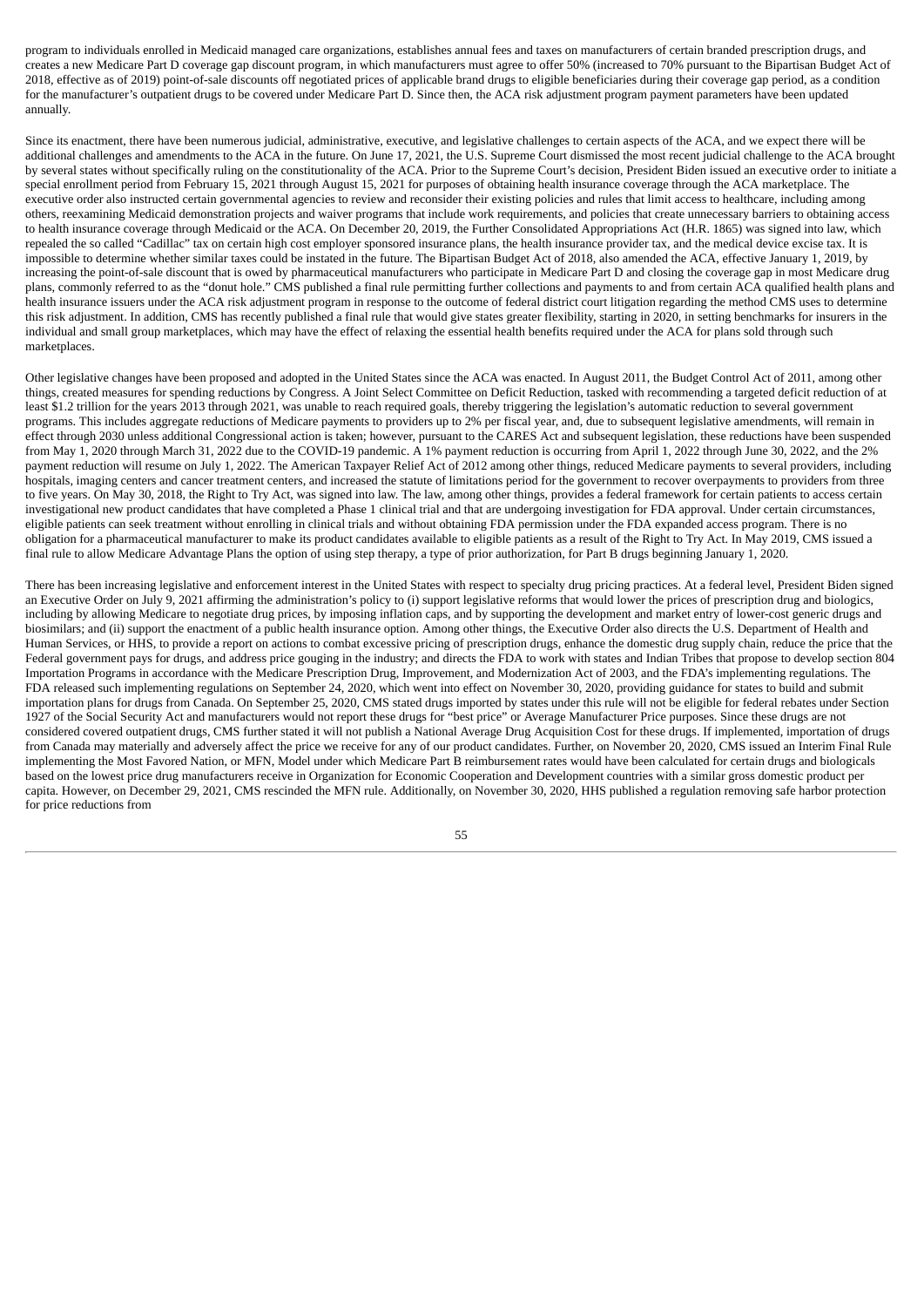program to individuals enrolled in Medicaid managed care organizations, establishes annual fees and taxes on manufacturers of certain branded prescription drugs, and creates a new Medicare Part D coverage gap discount program, in which manufacturers must agree to offer 50% (increased to 70% pursuant to the Bipartisan Budget Act of 2018, effective as of 2019) point-of-sale discounts off negotiated prices of applicable brand drugs to eligible beneficiaries during their coverage gap period, as a condition for the manufacturer's outpatient drugs to be covered under Medicare Part D. Since then, the ACA risk adjustment program payment parameters have been updated annually.

Since its enactment, there have been numerous judicial, administrative, executive, and legislative challenges to certain aspects of the ACA, and we expect there will be additional challenges and amendments to the ACA in the future. On June 17, 2021, the U.S. Supreme Court dismissed the most recent judicial challenge to the ACA brought by several states without specifically ruling on the constitutionality of the ACA. Prior to the Supreme Court's decision, President Biden issued an executive order to initiate a special enrollment period from February 15, 2021 through August 15, 2021 for purposes of obtaining health insurance coverage through the ACA marketplace. The executive order also instructed certain governmental agencies to review and reconsider their existing policies and rules that limit access to healthcare, including among others, reexamining Medicaid demonstration projects and waiver programs that include work requirements, and policies that create unnecessary barriers to obtaining access to health insurance coverage through Medicaid or the ACA. On December 20, 2019, the Further Consolidated Appropriations Act (H.R. 1865) was signed into law, which repealed the so called "Cadillac" tax on certain high cost employer sponsored insurance plans, the health insurance provider tax, and the medical device excise tax. It is impossible to determine whether similar taxes could be instated in the future. The Bipartisan Budget Act of 2018, also amended the ACA, effective January 1, 2019, by increasing the point-of-sale discount that is owed by pharmaceutical manufacturers who participate in Medicare Part D and closing the coverage gap in most Medicare drug plans, commonly referred to as the "donut hole." CMS published a final rule permitting further collections and payments to and from certain ACA qualified health plans and health insurance issuers under the ACA risk adjustment program in response to the outcome of federal district court litigation regarding the method CMS uses to determine this risk adjustment. In addition, CMS has recently published a final rule that would give states greater flexibility, starting in 2020, in setting benchmarks for insurers in the individual and small group marketplaces, which may have the effect of relaxing the essential health benefits required under the ACA for plans sold through such marketplaces.

Other legislative changes have been proposed and adopted in the United States since the ACA was enacted. In August 2011, the Budget Control Act of 2011, among other things, created measures for spending reductions by Congress. A Joint Select Committee on Deficit Reduction, tasked with recommending a targeted deficit reduction of at least $1.2 trillion for the years 2013 through 2021, was unable to reach required goals, thereby triggering the legislation's automatic reduction to several government programs. This includes aggregate reductions of Medicare payments to providers up to 2% per fiscal year, and, due to subsequent legislative amendments, will remain in effect through 2030 unless additional Congressional action is taken; however, pursuant to the CARES Act and subsequent legislation, these reductions have been suspended from May 1, 2020 through March 31, 2022 due to the COVID-19 pandemic. A 1% payment reduction is occurring from April 1, 2022 through June 30, 2022, and the 2% payment reduction will resume on July 1, 2022. The American Taxpayer Relief Act of 2012 among other things, reduced Medicare payments to several providers, including hospitals, imaging centers and cancer treatment centers, and increased the statute of limitations period for the government to recover overpayments to providers from three to five years. On May 30, 2018, the Right to Try Act, was signed into law. The law, among other things, provides a federal framework for certain patients to access certain investigational new product candidates that have completed a Phase 1 clinical trial and that are undergoing investigation for FDA approval. Under certain circumstances, eligible patients can seek treatment without enrolling in clinical trials and without obtaining FDA permission under the FDA expanded access program. There is no obligation for a pharmaceutical manufacturer to make its product candidates available to eligible patients as a result of the Right to Try Act. In May 2019, CMS issued a final rule to allow Medicare Advantage Plans the option of using step therapy, a type of prior authorization, for Part B drugs beginning January 1, 2020.

There has been increasing legislative and enforcement interest in the United States with respect to specialty drug pricing practices. At a federal level, President Biden signed an Executive Order on July 9, 2021 affirming the administration's policy to (i) support legislative reforms that would lower the prices of prescription drug and biologics, including by allowing Medicare to negotiate drug prices, by imposing inflation caps, and by supporting the development and market entry of lower-cost generic drugs and biosimilars; and (ii) support the enactment of a public health insurance option. Among other things, the Executive Order also directs the U.S. Department of Health and Human Services, or HHS, to provide a report on actions to combat excessive pricing of prescription drugs, enhance the domestic drug supply chain, reduce the price that the Federal government pays for drugs, and address price gouging in the industry; and directs the FDA to work with states and Indian Tribes that propose to develop section 804 Importation Programs in accordance with the Medicare Prescription Drug, Improvement, and Modernization Act of 2003, and the FDA's implementing regulations. The FDA released such implementing regulations on September 24, 2020, which went into effect on November 30, 2020, providing guidance for states to build and submit importation plans for drugs from Canada. On September 25, 2020, CMS stated drugs imported by states under this rule will not be eligible for federal rebates under Section 1927 of the Social Security Act and manufacturers would not report these drugs for "best price" or Average Manufacturer Price purposes. Since these drugs are not considered covered outpatient drugs, CMS further stated it will not publish a National Average Drug Acquisition Cost for these drugs. If implemented, importation of drugs from Canada may materially and adversely affect the price we receive for any of our product candidates. Further, on November 20, 2020, CMS issued an Interim Final Rule implementing the Most Favored Nation, or MFN, Model under which Medicare Part B reimbursement rates would have been calculated for certain drugs and biologicals based on the lowest price drug manufacturers receive in Organization for Economic Cooperation and Development countries with a similar gross domestic product per capita. However, on December 29, 2021, CMS rescinded the MFN rule. Additionally, on November 30, 2020, HHS published a regulation removing safe harbor protection for price reductions from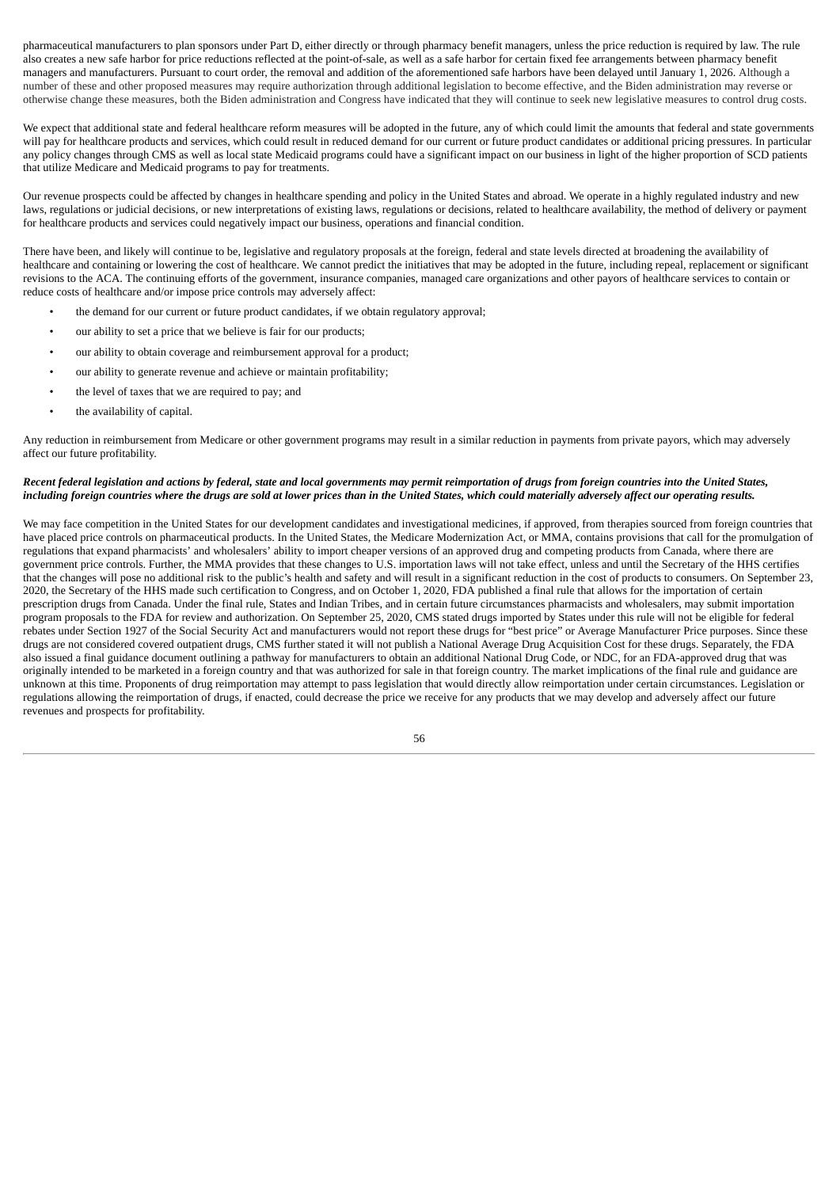pharmaceutical manufacturers to plan sponsors under Part D, either directly or through pharmacy benefit managers, unless the price reduction is required by law. The rule also creates a new safe harbor for price reductions reflected at the point-of-sale, as well as a safe harbor for certain fixed fee arrangements between pharmacy benefit managers and manufacturers. Pursuant to court order, the removal and addition of the aforementioned safe harbors have been delayed until January 1, 2026. Although a number of these and other proposed measures may require authorization through additional legislation to become effective, and the Biden administration may reverse or otherwise change these measures, both the Biden administration and Congress have indicated that they will continue to seek new legislative measures to control drug costs.

We expect that additional state and federal healthcare reform measures will be adopted in the future, any of which could limit the amounts that federal and state governments will pay for healthcare products and services, which could result in reduced demand for our current or future product candidates or additional pricing pressures. In particular any policy changes through CMS as well as local state Medicaid programs could have a significant impact on our business in light of the higher proportion of SCD patients that utilize Medicare and Medicaid programs to pay for treatments.

Our revenue prospects could be affected by changes in healthcare spending and policy in the United States and abroad. We operate in a highly regulated industry and new laws, regulations or judicial decisions, or new interpretations of existing laws, regulations or decisions, related to healthcare availability, the method of delivery or payment for healthcare products and services could negatively impact our business, operations and financial condition.

There have been, and likely will continue to be, legislative and regulatory proposals at the foreign, federal and state levels directed at broadening the availability of healthcare and containing or lowering the cost of healthcare. We cannot predict the initiatives that may be adopted in the future, including repeal, replacement or significant revisions to the ACA. The continuing efforts of the government, insurance companies, managed care organizations and other payors of healthcare services to contain or reduce costs of healthcare and/or impose price controls may adversely affect:

- the demand for our current or future product candidates, if we obtain regulatory approval;
- our ability to set a price that we believe is fair for our products;
- our ability to obtain coverage and reimbursement approval for a product;
- our ability to generate revenue and achieve or maintain profitability;
- the level of taxes that we are required to pay; and
- the availability of capital.

Any reduction in reimbursement from Medicare or other government programs may result in a similar reduction in payments from private payors, which may adversely affect our future profitability.

***Recent federal legislation and actions by federal, state and local governments may permit reimportation of drugs from foreign countries into the United States, including foreign countries where the drugs are sold at lower prices than in the United States, which could materially adversely affect our operating results.***

We may face competition in the United States for our development candidates and investigational medicines, if approved, from therapies sourced from foreign countries that have placed price controls on pharmaceutical products. In the United States, the Medicare Modernization Act, or MMA, contains provisions that call for the promulgation of regulations that expand pharmacists' and wholesalers' ability to import cheaper versions of an approved drug and competing products from Canada, where there are government price controls. Further, the MMA provides that these changes to U.S. importation laws will not take effect, unless and until the Secretary of the HHS certifies that the changes will pose no additional risk to the public's health and safety and will result in a significant reduction in the cost of products to consumers. On September 23, 2020, the Secretary of the HHS made such certification to Congress, and on October 1, 2020, FDA published a final rule that allows for the importation of certain prescription drugs from Canada. Under the final rule, States and Indian Tribes, and in certain future circumstances pharmacists and wholesalers, may submit importation program proposals to the FDA for review and authorization. On September 25, 2020, CMS stated drugs imported by States under this rule will not be eligible for federal rebates under Section 1927 of the Social Security Act and manufacturers would not report these drugs for "best price" or Average Manufacturer Price purposes. Since these drugs are not considered covered outpatient drugs, CMS further stated it will not publish a National Average Drug Acquisition Cost for these drugs. Separately, the FDA also issued a final guidance document outlining a pathway for manufacturers to obtain an additional National Drug Code, or NDC, for an FDA-approved drug that was originally intended to be marketed in a foreign country and that was authorized for sale in that foreign country. The market implications of the final rule and guidance are unknown at this time. Proponents of drug reimportation may attempt to pass legislation that would directly allow reimportation under certain circumstances. Legislation or regulations allowing the reimportation of drugs, if enacted, could decrease the price we receive for any products that we may develop and adversely affect our future revenues and prospects for profitability.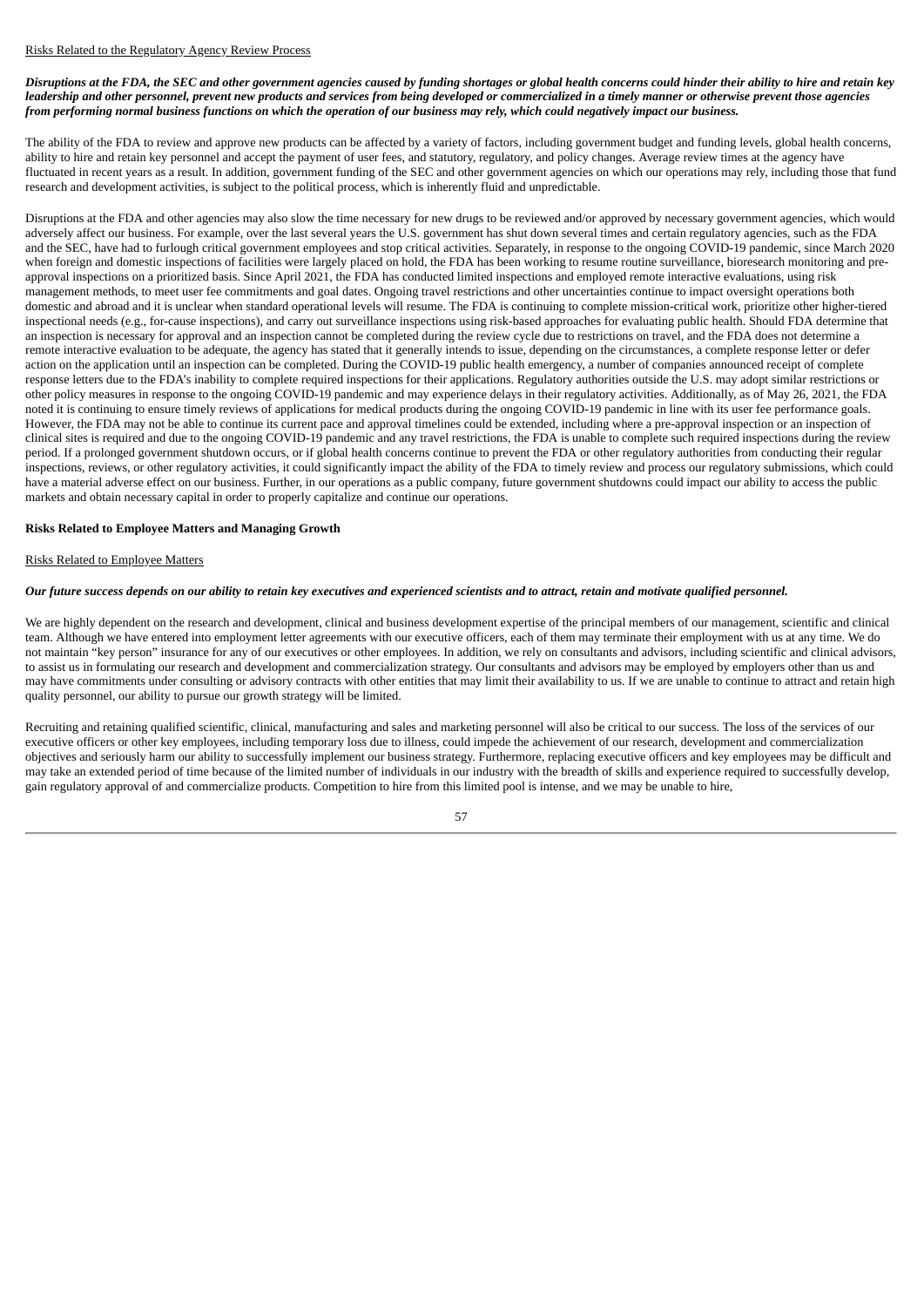Risks Related to the Regulatory Agency Review Process

***Disruptions at the FDA, the SEC and other government agencies caused by funding shortages or global health concerns could hinder their ability to hire and retain key leadership and other personnel, prevent new products and services from being developed or commercialized in a timely manner or otherwise prevent those agencies from performing normal business functions on which the operation of our business may rely, which could negatively impact our business.***

The ability of the FDA to review and approve new products can be affected by a variety of factors, including government budget and funding levels, global health concerns, ability to hire and retain key personnel and accept the payment of user fees, and statutory, regulatory, and policy changes. Average review times at the agency have fluctuated in recent years as a result. In addition, government funding of the SEC and other government agencies on which our operations may rely, including those that fund research and development activities, is subject to the political process, which is inherently fluid and unpredictable.

Disruptions at the FDA and other agencies may also slow the time necessary for new drugs to be reviewed and/or approved by necessary government agencies, which would adversely affect our business. For example, over the last several years the U.S. government has shut down several times and certain regulatory agencies, such as the FDA and the SEC, have had to furlough critical government employees and stop critical activities. Separately, in response to the ongoing COVID-19 pandemic, since March 2020 when foreign and domestic inspections of facilities were largely placed on hold, the FDA has been working to resume routine surveillance, bioresearch monitoring and pre-approval inspections on a prioritized basis. Since April 2021, the FDA has conducted limited inspections and employed remote interactive evaluations, using risk management methods, to meet user fee commitments and goal dates. Ongoing travel restrictions and other uncertainties continue to impact oversight operations both domestic and abroad and it is unclear when standard operational levels will resume. The FDA is continuing to complete mission-critical work, prioritize other higher-tiered inspectional needs (e.g., for-cause inspections), and carry out surveillance inspections using risk-based approaches for evaluating public health. Should FDA determine that an inspection is necessary for approval and an inspection cannot be completed during the review cycle due to restrictions on travel, and the FDA does not determine a remote interactive evaluation to be adequate, the agency has stated that it generally intends to issue, depending on the circumstances, a complete response letter or defer action on the application until an inspection can be completed. During the COVID-19 public health emergency, a number of companies announced receipt of complete response letters due to the FDA's inability to complete required inspections for their applications. Regulatory authorities outside the U.S. may adopt similar restrictions or other policy measures in response to the ongoing COVID-19 pandemic and may experience delays in their regulatory activities. Additionally, as of May 26, 2021, the FDA noted it is continuing to ensure timely reviews of applications for medical products during the ongoing COVID-19 pandemic in line with its user fee performance goals. However, the FDA may not be able to continue its current pace and approval timelines could be extended, including where a pre-approval inspection or an inspection of clinical sites is required and due to the ongoing COVID-19 pandemic and any travel restrictions, the FDA is unable to complete such required inspections during the review period. If a prolonged government shutdown occurs, or if global health concerns continue to prevent the FDA or other regulatory authorities from conducting their regular inspections, reviews, or other regulatory activities, it could significantly impact the ability of the FDA to timely review and process our regulatory submissions, which could have a material adverse effect on our business. Further, in our operations as a public company, future government shutdowns could impact our ability to access the public markets and obtain necessary capital in order to properly capitalize and continue our operations.

**Risks Related to Employee Matters and Managing Growth**

Risks Related to Employee Matters

***Our future success depends on our ability to retain key executives and experienced scientists and to attract, retain and motivate qualified personnel.***

We are highly dependent on the research and development, clinical and business development expertise of the principal members of our management, scientific and clinical team. Although we have entered into employment letter agreements with our executive officers, each of them may terminate their employment with us at any time. We do not maintain "key person" insurance for any of our executives or other employees. In addition, we rely on consultants and advisors, including scientific and clinical advisors, to assist us in formulating our research and development and commercialization strategy. Our consultants and advisors may be employed by employers other than us and may have commitments under consulting or advisory contracts with other entities that may limit their availability to us. If we are unable to continue to attract and retain high quality personnel, our ability to pursue our growth strategy will be limited.

Recruiting and retaining qualified scientific, clinical, manufacturing and sales and marketing personnel will also be critical to our success. The loss of the services of our executive officers or other key employees, including temporary loss due to illness, could impede the achievement of our research, development and commercialization objectives and seriously harm our ability to successfully implement our business strategy. Furthermore, replacing executive officers and key employees may be difficult and may take an extended period of time because of the limited number of individuals in our industry with the breadth of skills and experience required to successfully develop, gain regulatory approval of and commercialize products. Competition to hire from this limited pool is intense, and we may be unable to hire,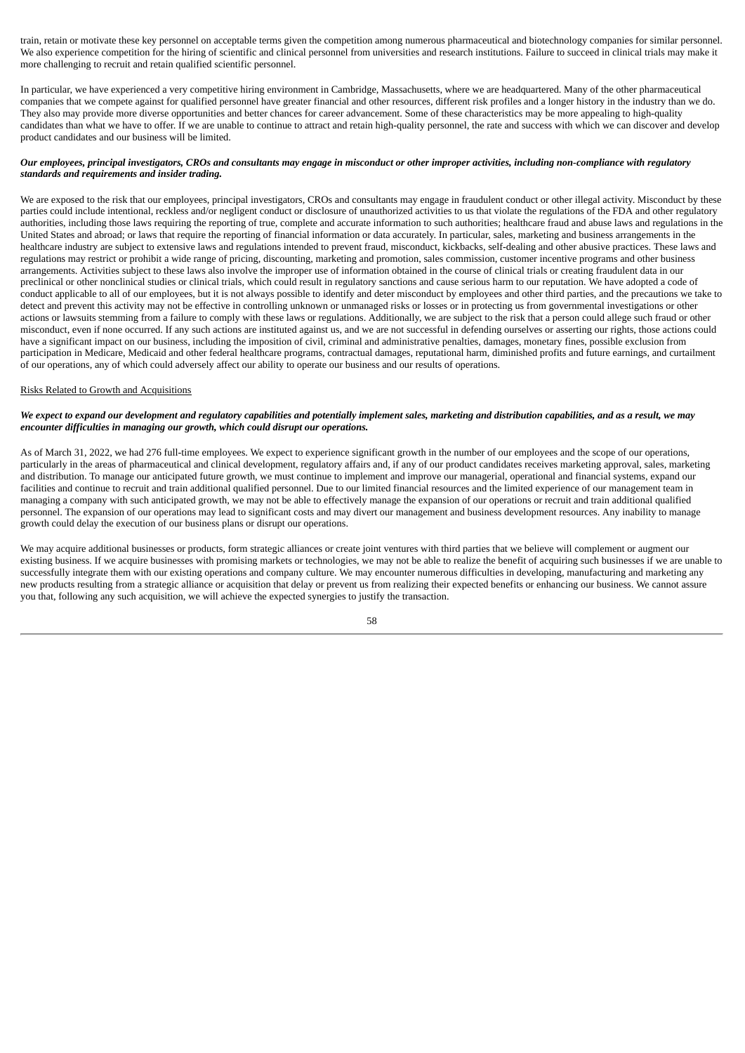train, retain or motivate these key personnel on acceptable terms given the competition among numerous pharmaceutical and biotechnology companies for similar personnel. We also experience competition for the hiring of scientific and clinical personnel from universities and research institutions. Failure to succeed in clinical trials may make it more challenging to recruit and retain qualified scientific personnel.

In particular, we have experienced a very competitive hiring environment in Cambridge, Massachusetts, where we are headquartered. Many of the other pharmaceutical companies that we compete against for qualified personnel have greater financial and other resources, different risk profiles and a longer history in the industry than we do. They also may provide more diverse opportunities and better chances for career advancement. Some of these characteristics may be more appealing to high-quality candidates than what we have to offer. If we are unable to continue to attract and retain high-quality personnel, the rate and success with which we can discover and develop product candidates and our business will be limited.

***Our employees, principal investigators, CROs and consultants may engage in misconduct or other improper activities, including non-compliance with regulatory standards and requirements and insider trading.***

We are exposed to the risk that our employees, principal investigators, CROs and consultants may engage in fraudulent conduct or other illegal activity. Misconduct by these parties could include intentional, reckless and/or negligent conduct or disclosure of unauthorized activities to us that violate the regulations of the FDA and other regulatory authorities, including those laws requiring the reporting of true, complete and accurate information to such authorities; healthcare fraud and abuse laws and regulations in the United States and abroad; or laws that require the reporting of financial information or data accurately. In particular, sales, marketing and business arrangements in the healthcare industry are subject to extensive laws and regulations intended to prevent fraud, misconduct, kickbacks, self-dealing and other abusive practices. These laws and regulations may restrict or prohibit a wide range of pricing, discounting, marketing and promotion, sales commission, customer incentive programs and other business arrangements. Activities subject to these laws also involve the improper use of information obtained in the course of clinical trials or creating fraudulent data in our preclinical or other nonclinical studies or clinical trials, which could result in regulatory sanctions and cause serious harm to our reputation. We have adopted a code of conduct applicable to all of our employees, but it is not always possible to identify and deter misconduct by employees and other third parties, and the precautions we take to detect and prevent this activity may not be effective in controlling unknown or unmanaged risks or losses or in protecting us from governmental investigations or other actions or lawsuits stemming from a failure to comply with these laws or regulations. Additionally, we are subject to the risk that a person could allege such fraud or other misconduct, even if none occurred. If any such actions are instituted against us, and we are not successful in defending ourselves or asserting our rights, those actions could have a significant impact on our business, including the imposition of civil, criminal and administrative penalties, damages, monetary fines, possible exclusion from participation in Medicare, Medicaid and other federal healthcare programs, contractual damages, reputational harm, diminished profits and future earnings, and curtailment of our operations, any of which could adversely affect our ability to operate our business and our results of operations.

Risks Related to Growth and Acquisitions

***We expect to expand our development and regulatory capabilities and potentially implement sales, marketing and distribution capabilities, and as a result, we may encounter difficulties in managing our growth, which could disrupt our operations.***

As of March 31, 2022, we had 276 full-time employees. We expect to experience significant growth in the number of our employees and the scope of our operations, particularly in the areas of pharmaceutical and clinical development, regulatory affairs and, if any of our product candidates receives marketing approval, sales, marketing and distribution. To manage our anticipated future growth, we must continue to implement and improve our managerial, operational and financial systems, expand our facilities and continue to recruit and train additional qualified personnel. Due to our limited financial resources and the limited experience of our management team in managing a company with such anticipated growth, we may not be able to effectively manage the expansion of our operations or recruit and train additional qualified personnel. The expansion of our operations may lead to significant costs and may divert our management and business development resources. Any inability to manage growth could delay the execution of our business plans or disrupt our operations.

We may acquire additional businesses or products, form strategic alliances or create joint ventures with third parties that we believe will complement or augment our existing business. If we acquire businesses with promising markets or technologies, we may not be able to realize the benefit of acquiring such businesses if we are unable to successfully integrate them with our existing operations and company culture. We may encounter numerous difficulties in developing, manufacturing and marketing any new products resulting from a strategic alliance or acquisition that delay or prevent us from realizing their expected benefits or enhancing our business. We cannot assure you that, following any such acquisition, we will achieve the expected synergies to justify the transaction.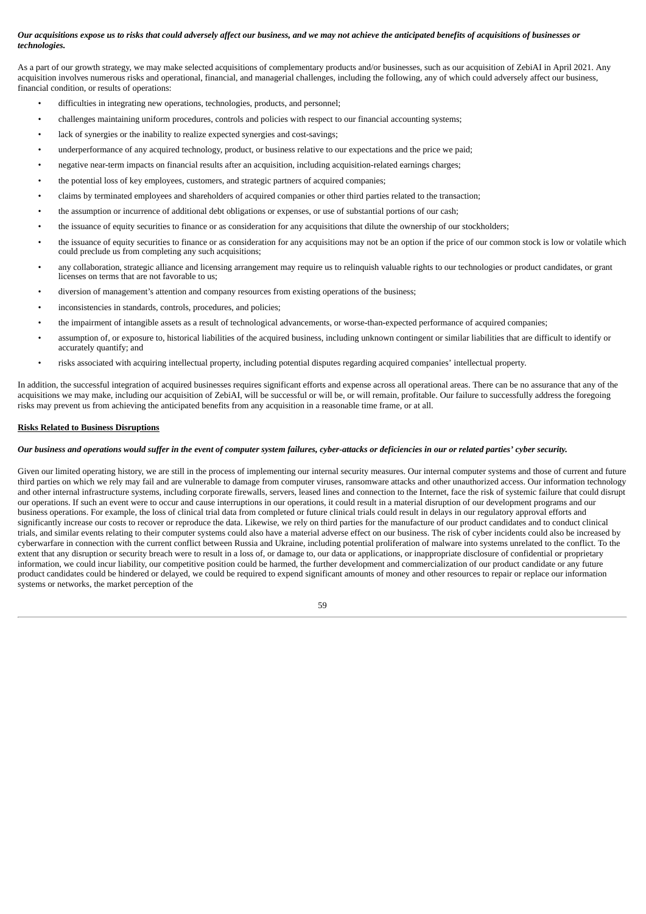***Our acquisitions expose us to risks that could adversely affect our business, and we may not achieve the anticipated benefits of acquisitions of businesses or technologies.***

As a part of our growth strategy, we may make selected acquisitions of complementary products and/or businesses, such as our acquisition of ZebiAI in April 2021. Any acquisition involves numerous risks and operational, financial, and managerial challenges, including the following, any of which could adversely affect our business, financial condition, or results of operations:

- difficulties in integrating new operations, technologies, products, and personnel;
- challenges maintaining uniform procedures, controls and policies with respect to our financial accounting systems;
- lack of synergies or the inability to realize expected synergies and cost-savings;
- underperformance of any acquired technology, product, or business relative to our expectations and the price we paid;
- negative near-term impacts on financial results after an acquisition, including acquisition-related earnings charges;
- the potential loss of key employees, customers, and strategic partners of acquired companies;
- claims by terminated employees and shareholders of acquired companies or other third parties related to the transaction;
- the assumption or incurrence of additional debt obligations or expenses, or use of substantial portions of our cash;
- the issuance of equity securities to finance or as consideration for any acquisitions that dilute the ownership of our stockholders;
- the issuance of equity securities to finance or as consideration for any acquisitions may not be an option if the price of our common stock is low or volatile which could preclude us from completing any such acquisitions;
- any collaboration, strategic alliance and licensing arrangement may require us to relinquish valuable rights to our technologies or product candidates, or grant licenses on terms that are not favorable to us;
- diversion of management's attention and company resources from existing operations of the business;
- inconsistencies in standards, controls, procedures, and policies;
- the impairment of intangible assets as a result of technological advancements, or worse-than-expected performance of acquired companies;
- assumption of, or exposure to, historical liabilities of the acquired business, including unknown contingent or similar liabilities that are difficult to identify or accurately quantify; and
- risks associated with acquiring intellectual property, including potential disputes regarding acquired companies' intellectual property.

In addition, the successful integration of acquired businesses requires significant efforts and expense across all operational areas. There can be no assurance that any of the acquisitions we may make, including our acquisition of ZebiAI, will be successful or will be, or will remain, profitable. Our failure to successfully address the foregoing risks may prevent us from achieving the anticipated benefits from any acquisition in a reasonable time frame, or at all.

**Risks Related to Business Disruptions**

***Our business and operations would suffer in the event of computer system failures, cyber-attacks or deficiencies in our or related parties' cyber security.***

Given our limited operating history, we are still in the process of implementing our internal security measures. Our internal computer systems and those of current and future third parties on which we rely may fail and are vulnerable to damage from computer viruses, ransomware attacks and other unauthorized access. Our information technology and other internal infrastructure systems, including corporate firewalls, servers, leased lines and connection to the Internet, face the risk of systemic failure that could disrupt our operations. If such an event were to occur and cause interruptions in our operations, it could result in a material disruption of our development programs and our business operations. For example, the loss of clinical trial data from completed or future clinical trials could result in delays in our regulatory approval efforts and significantly increase our costs to recover or reproduce the data. Likewise, we rely on third parties for the manufacture of our product candidates and to conduct clinical trials, and similar events relating to their computer systems could also have a material adverse effect on our business. The risk of cyber incidents could also be increased by cyberwarfare in connection with the current conflict between Russia and Ukraine, including potential proliferation of malware into systems unrelated to the conflict. To the extent that any disruption or security breach were to result in a loss of, or damage to, our data or applications, or inappropriate disclosure of confidential or proprietary information, we could incur liability, our competitive position could be harmed, the further development and commercialization of our product candidate or any future product candidates could be hindered or delayed, we could be required to expend significant amounts of money and other resources to repair or replace our information systems or networks, the market perception of the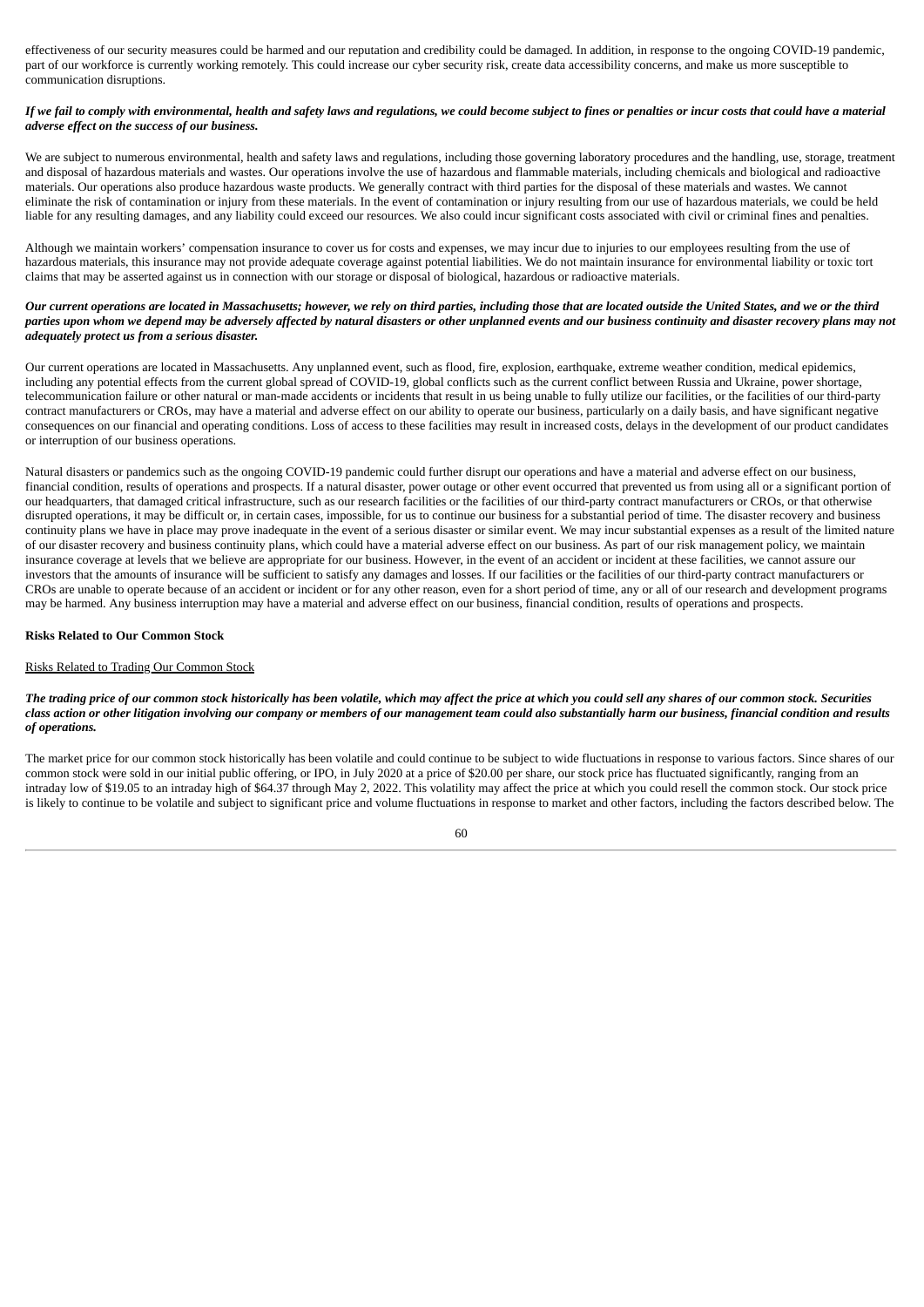effectiveness of our security measures could be harmed and our reputation and credibility could be damaged. In addition, in response to the ongoing COVID-19 pandemic, part of our workforce is currently working remotely. This could increase our cyber security risk, create data accessibility concerns, and make us more susceptible to communication disruptions.

***If we fail to comply with environmental, health and safety laws and regulations, we could become subject to fines or penalties or incur costs that could have a material adverse effect on the success of our business.***

We are subject to numerous environmental, health and safety laws and regulations, including those governing laboratory procedures and the handling, use, storage, treatment and disposal of hazardous materials and wastes. Our operations involve the use of hazardous and flammable materials, including chemicals and biological and radioactive materials. Our operations also produce hazardous waste products. We generally contract with third parties for the disposal of these materials and wastes. We cannot eliminate the risk of contamination or injury from these materials. In the event of contamination or injury resulting from our use of hazardous materials, we could be held liable for any resulting damages, and any liability could exceed our resources. We also could incur significant costs associated with civil or criminal fines and penalties.

Although we maintain workers' compensation insurance to cover us for costs and expenses, we may incur due to injuries to our employees resulting from the use of hazardous materials, this insurance may not provide adequate coverage against potential liabilities. We do not maintain insurance for environmental liability or toxic tort claims that may be asserted against us in connection with our storage or disposal of biological, hazardous or radioactive materials.

***Our current operations are located in Massachusetts; however, we rely on third parties, including those that are located outside the United States, and we or the third parties upon whom we depend may be adversely affected by natural disasters or other unplanned events and our business continuity and disaster recovery plans may not adequately protect us from a serious disaster.***

Our current operations are located in Massachusetts. Any unplanned event, such as flood, fire, explosion, earthquake, extreme weather condition, medical epidemics, including any potential effects from the current global spread of COVID-19, global conflicts such as the current conflict between Russia and Ukraine, power shortage, telecommunication failure or other natural or man-made accidents or incidents that result in us being unable to fully utilize our facilities, or the facilities of our third-party contract manufacturers or CROs, may have a material and adverse effect on our ability to operate our business, particularly on a daily basis, and have significant negative consequences on our financial and operating conditions. Loss of access to these facilities may result in increased costs, delays in the development of our product candidates or interruption of our business operations.

Natural disasters or pandemics such as the ongoing COVID-19 pandemic could further disrupt our operations and have a material and adverse effect on our business, financial condition, results of operations and prospects. If a natural disaster, power outage or other event occurred that prevented us from using all or a significant portion of our headquarters, that damaged critical infrastructure, such as our research facilities or the facilities of our third-party contract manufacturers or CROs, or that otherwise disrupted operations, it may be difficult or, in certain cases, impossible, for us to continue our business for a substantial period of time. The disaster recovery and business continuity plans we have in place may prove inadequate in the event of a serious disaster or similar event. We may incur substantial expenses as a result of the limited nature of our disaster recovery and business continuity plans, which could have a material adverse effect on our business. As part of our risk management policy, we maintain insurance coverage at levels that we believe are appropriate for our business. However, in the event of an accident or incident at these facilities, we cannot assure our investors that the amounts of insurance will be sufficient to satisfy any damages and losses. If our facilities or the facilities of our third-party contract manufacturers or CROs are unable to operate because of an accident or incident or for any other reason, even for a short period of time, any or all of our research and development programs may be harmed. Any business interruption may have a material and adverse effect on our business, financial condition, results of operations and prospects.

**Risks Related to Our Common Stock**

Risks Related to Trading Our Common Stock

***The trading price of our common stock historically has been volatile, which may affect the price at which you could sell any shares of our common stock. Securities class action or other litigation involving our company or members of our management team could also substantially harm our business, financial condition and results of operations.***

The market price for our common stock historically has been volatile and could continue to be subject to wide fluctuations in response to various factors. Since shares of our common stock were sold in our initial public offering, or IPO, in July 2020 at a price of $20.00 per share, our stock price has fluctuated significantly, ranging from an intraday low of $19.05 to an intraday high of $64.37 through May 2, 2022. This volatility may affect the price at which you could resell the common stock. Our stock price is likely to continue to be volatile and subject to significant price and volume fluctuations in response to market and other factors, including the factors described below. The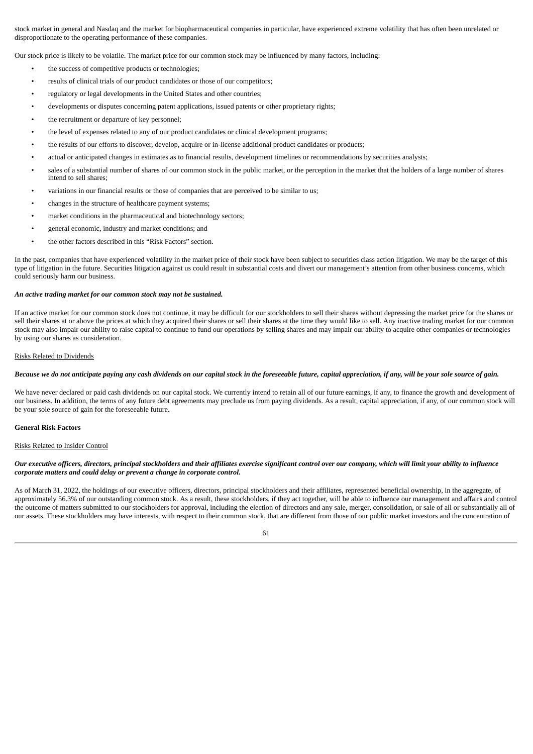stock market in general and Nasdaq and the market for biopharmaceutical companies in particular, have experienced extreme volatility that has often been unrelated or disproportionate to the operating performance of these companies.

Our stock price is likely to be volatile. The market price for our common stock may be influenced by many factors, including:

- the success of competitive products or technologies;
- results of clinical trials of our product candidates or those of our competitors;
- regulatory or legal developments in the United States and other countries;
- developments or disputes concerning patent applications, issued patents or other proprietary rights;
- the recruitment or departure of key personnel;
- the level of expenses related to any of our product candidates or clinical development programs;
- the results of our efforts to discover, develop, acquire or in-license additional product candidates or products;
- actual or anticipated changes in estimates as to financial results, development timelines or recommendations by securities analysts;
- sales of a substantial number of shares of our common stock in the public market, or the perception in the market that the holders of a large number of shares intend to sell shares;
- variations in our financial results or those of companies that are perceived to be similar to us;
- changes in the structure of healthcare payment systems;
- market conditions in the pharmaceutical and biotechnology sectors;
- general economic, industry and market conditions; and
- the other factors described in this "Risk Factors" section.

In the past, companies that have experienced volatility in the market price of their stock have been subject to securities class action litigation. We may be the target of this type of litigation in the future. Securities litigation against us could result in substantial costs and divert our management's attention from other business concerns, which could seriously harm our business.

***An active trading market for our common stock may not be sustained.***

If an active market for our common stock does not continue, it may be difficult for our stockholders to sell their shares without depressing the market price for the shares or sell their shares at or above the prices at which they acquired their shares or sell their shares at the time they would like to sell. Any inactive trading market for our common stock may also impair our ability to raise capital to continue to fund our operations by selling shares and may impair our ability to acquire other companies or technologies by using our shares as consideration.

Risks Related to Dividends

***Because we do not anticipate paying any cash dividends on our capital stock in the foreseeable future, capital appreciation, if any, will be your sole source of gain.***

We have never declared or paid cash dividends on our capital stock. We currently intend to retain all of our future earnings, if any, to finance the growth and development of our business. In addition, the terms of any future debt agreements may preclude us from paying dividends. As a result, capital appreciation, if any, of our common stock will be your sole source of gain for the foreseeable future.

**General Risk Factors**

Risks Related to Insider Control

***Our executive officers, directors, principal stockholders and their affiliates exercise significant control over our company, which will limit your ability to influence corporate matters and could delay or prevent a change in corporate control.***

As of March 31, 2022, the holdings of our executive officers, directors, principal stockholders and their affiliates, represented beneficial ownership, in the aggregate, of approximately 56.3% of our outstanding common stock. As a result, these stockholders, if they act together, will be able to influence our management and affairs and control the outcome of matters submitted to our stockholders for approval, including the election of directors and any sale, merger, consolidation, or sale of all or substantially all of our assets. These stockholders may have interests, with respect to their common stock, that are different from those of our public market investors and the concentration of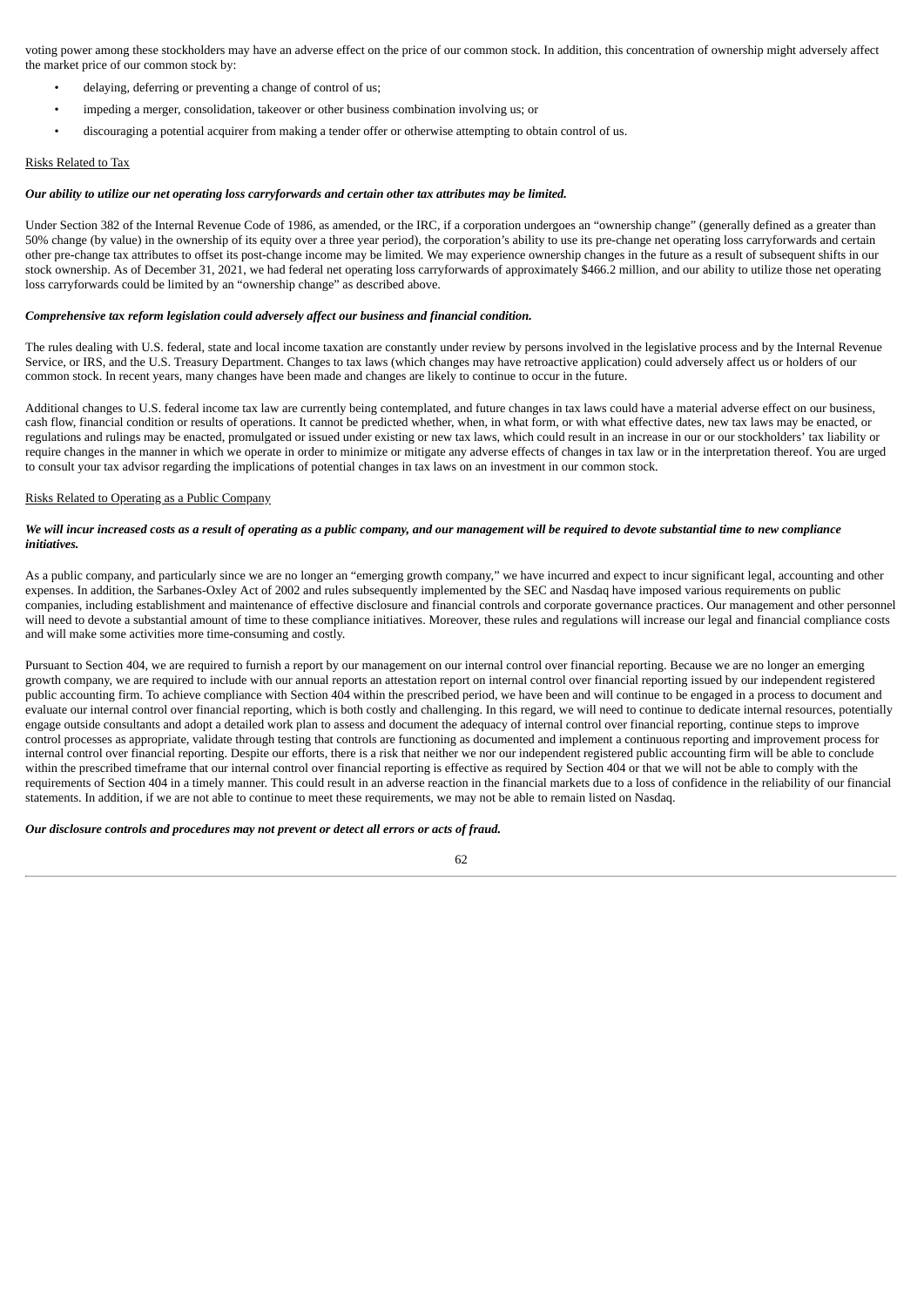voting power among these stockholders may have an adverse effect on the price of our common stock. In addition, this concentration of ownership might adversely affect the market price of our common stock by:

- delaying, deferring or preventing a change of control of us;
- impeding a merger, consolidation, takeover or other business combination involving us; or
- discouraging a potential acquirer from making a tender offer or otherwise attempting to obtain control of us.

Risks Related to Tax

***Our ability to utilize our net operating loss carryforwards and certain other tax attributes may be limited.***

Under Section 382 of the Internal Revenue Code of 1986, as amended, or the IRC, if a corporation undergoes an "ownership change" (generally defined as a greater than 50% change (by value) in the ownership of its equity over a three year period), the corporation's ability to use its pre-change net operating loss carryforwards and certain other pre-change tax attributes to offset its post-change income may be limited. We may experience ownership changes in the future as a result of subsequent shifts in our stock ownership. As of December 31, 2021, we had federal net operating loss carryforwards of approximately $466.2 million, and our ability to utilize those net operating loss carryforwards could be limited by an "ownership change" as described above.

***Comprehensive tax reform legislation could adversely affect our business and financial condition.***

The rules dealing with U.S. federal, state and local income taxation are constantly under review by persons involved in the legislative process and by the Internal Revenue Service, or IRS, and the U.S. Treasury Department. Changes to tax laws (which changes may have retroactive application) could adversely affect us or holders of our common stock. In recent years, many changes have been made and changes are likely to continue to occur in the future.

Additional changes to U.S. federal income tax law are currently being contemplated, and future changes in tax laws could have a material adverse effect on our business, cash flow, financial condition or results of operations. It cannot be predicted whether, when, in what form, or with what effective dates, new tax laws may be enacted, or regulations and rulings may be enacted, promulgated or issued under existing or new tax laws, which could result in an increase in our or our stockholders' tax liability or require changes in the manner in which we operate in order to minimize or mitigate any adverse effects of changes in tax law or in the interpretation thereof. You are urged to consult your tax advisor regarding the implications of potential changes in tax laws on an investment in our common stock.

Risks Related to Operating as a Public Company

***We will incur increased costs as a result of operating as a public company, and our management will be required to devote substantial time to new compliance initiatives.***

As a public company, and particularly since we are no longer an "emerging growth company," we have incurred and expect to incur significant legal, accounting and other expenses. In addition, the Sarbanes-Oxley Act of 2002 and rules subsequently implemented by the SEC and Nasdaq have imposed various requirements on public companies, including establishment and maintenance of effective disclosure and financial controls and corporate governance practices. Our management and other personnel will need to devote a substantial amount of time to these compliance initiatives. Moreover, these rules and regulations will increase our legal and financial compliance costs and will make some activities more time-consuming and costly.

Pursuant to Section 404, we are required to furnish a report by our management on our internal control over financial reporting. Because we are no longer an emerging growth company, we are required to include with our annual reports an attestation report on internal control over financial reporting issued by our independent registered public accounting firm. To achieve compliance with Section 404 within the prescribed period, we have been and will continue to be engaged in a process to document and evaluate our internal control over financial reporting, which is both costly and challenging. In this regard, we will need to continue to dedicate internal resources, potentially engage outside consultants and adopt a detailed work plan to assess and document the adequacy of internal control over financial reporting, continue steps to improve control processes as appropriate, validate through testing that controls are functioning as documented and implement a continuous reporting and improvement process for internal control over financial reporting. Despite our efforts, there is a risk that neither we nor our independent registered public accounting firm will be able to conclude within the prescribed timeframe that our internal control over financial reporting is effective as required by Section 404 or that we will not be able to comply with the requirements of Section 404 in a timely manner. This could result in an adverse reaction in the financial markets due to a loss of confidence in the reliability of our financial statements. In addition, if we are not able to continue to meet these requirements, we may not be able to remain listed on Nasdaq.

***Our disclosure controls and procedures may not prevent or detect all errors or acts of fraud.***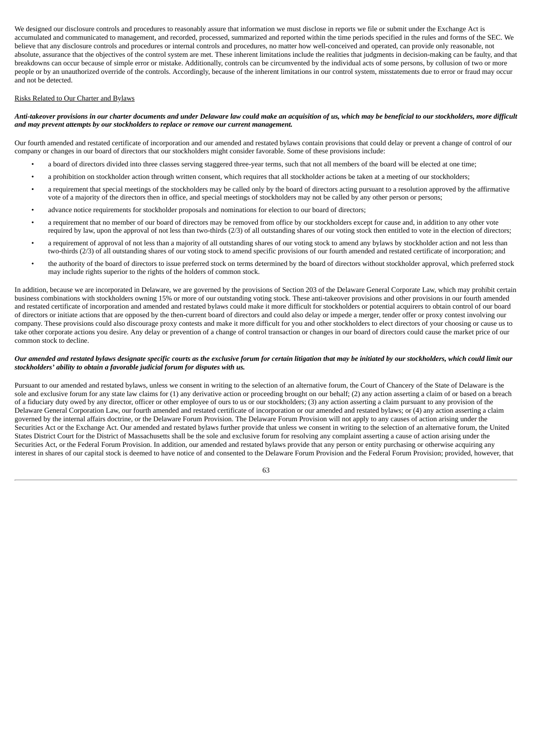We designed our disclosure controls and procedures to reasonably assure that information we must disclose in reports we file or submit under the Exchange Act is accumulated and communicated to management, and recorded, processed, summarized and reported within the time periods specified in the rules and forms of the SEC. We believe that any disclosure controls and procedures or internal controls and procedures, no matter how well-conceived and operated, can provide only reasonable, not absolute, assurance that the objectives of the control system are met. These inherent limitations include the realities that judgments in decision-making can be faulty, and that breakdowns can occur because of simple error or mistake. Additionally, controls can be circumvented by the individual acts of some persons, by collusion of two or more people or by an unauthorized override of the controls. Accordingly, because of the inherent limitations in our control system, misstatements due to error or fraud may occur and not be detected.

Risks Related to Our Charter and Bylaws

***Anti-takeover provisions in our charter documents and under Delaware law could make an acquisition of us, which may be beneficial to our stockholders, more difficult and may prevent attempts by our stockholders to replace or remove our current management.***

Our fourth amended and restated certificate of incorporation and our amended and restated bylaws contain provisions that could delay or prevent a change of control of our company or changes in our board of directors that our stockholders might consider favorable. Some of these provisions include:

- a board of directors divided into three classes serving staggered three-year terms, such that not all members of the board will be elected at one time;
- a prohibition on stockholder action through written consent, which requires that all stockholder actions be taken at a meeting of our stockholders;
- a requirement that special meetings of the stockholders may be called only by the board of directors acting pursuant to a resolution approved by the affirmative vote of a majority of the directors then in office, and special meetings of stockholders may not be called by any other person or persons;
- advance notice requirements for stockholder proposals and nominations for election to our board of directors;
- a requirement that no member of our board of directors may be removed from office by our stockholders except for cause and, in addition to any other vote required by law, upon the approval of not less than two-thirds (2/3) of all outstanding shares of our voting stock then entitled to vote in the election of directors;
- a requirement of approval of not less than a majority of all outstanding shares of our voting stock to amend any bylaws by stockholder action and not less than two-thirds (2/3) of all outstanding shares of our voting stock to amend specific provisions of our fourth amended and restated certificate of incorporation; and
- the authority of the board of directors to issue preferred stock on terms determined by the board of directors without stockholder approval, which preferred stock may include rights superior to the rights of the holders of common stock.

In addition, because we are incorporated in Delaware, we are governed by the provisions of Section 203 of the Delaware General Corporate Law, which may prohibit certain business combinations with stockholders owning 15% or more of our outstanding voting stock. These anti-takeover provisions and other provisions in our fourth amended and restated certificate of incorporation and amended and restated bylaws could make it more difficult for stockholders or potential acquirers to obtain control of our board of directors or initiate actions that are opposed by the then-current board of directors and could also delay or impede a merger, tender offer or proxy contest involving our company. These provisions could also discourage proxy contests and make it more difficult for you and other stockholders to elect directors of your choosing or cause us to take other corporate actions you desire. Any delay or prevention of a change of control transaction or changes in our board of directors could cause the market price of our common stock to decline.

***Our amended and restated bylaws designate specific courts as the exclusive forum for certain litigation that may be initiated by our stockholders, which could limit our stockholders' ability to obtain a favorable judicial forum for disputes with us.***

Pursuant to our amended and restated bylaws, unless we consent in writing to the selection of an alternative forum, the Court of Chancery of the State of Delaware is the sole and exclusive forum for any state law claims for (1) any derivative action or proceeding brought on our behalf; (2) any action asserting a claim of or based on a breach of a fiduciary duty owed by any director, officer or other employee of ours to us or our stockholders; (3) any action asserting a claim pursuant to any provision of the Delaware General Corporation Law, our fourth amended and restated certificate of incorporation or our amended and restated bylaws; or (4) any action asserting a claim governed by the internal affairs doctrine, or the Delaware Forum Provision. The Delaware Forum Provision will not apply to any causes of action arising under the Securities Act or the Exchange Act. Our amended and restated bylaws further provide that unless we consent in writing to the selection of an alternative forum, the United States District Court for the District of Massachusetts shall be the sole and exclusive forum for resolving any complaint asserting a cause of action arising under the Securities Act, or the Federal Forum Provision. In addition, our amended and restated bylaws provide that any person or entity purchasing or otherwise acquiring any interest in shares of our capital stock is deemed to have notice of and consented to the Delaware Forum Provision and the Federal Forum Provision; provided, however, that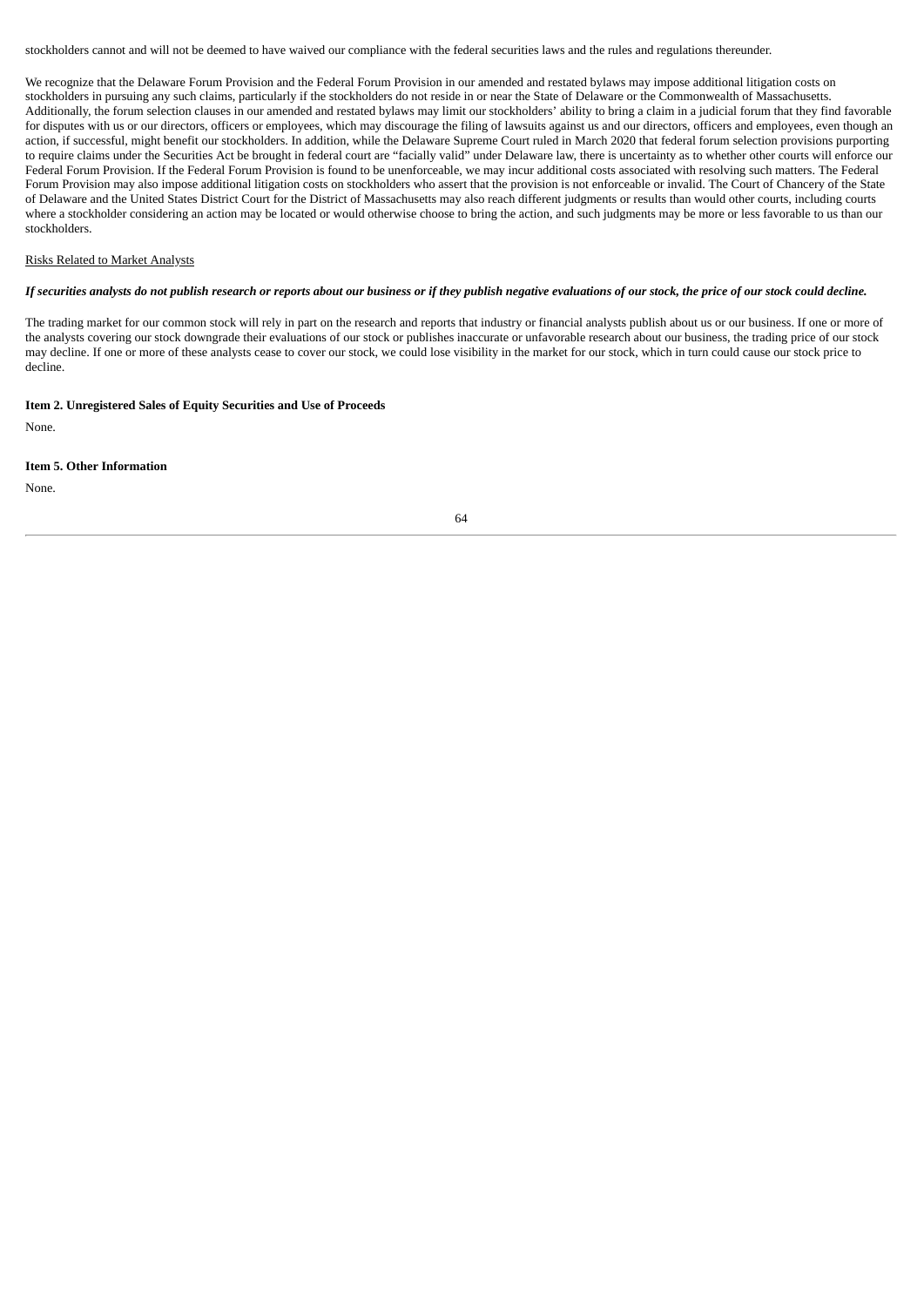stockholders cannot and will not be deemed to have waived our compliance with the federal securities laws and the rules and regulations thereunder.

We recognize that the Delaware Forum Provision and the Federal Forum Provision in our amended and restated bylaws may impose additional litigation costs on stockholders in pursuing any such claims, particularly if the stockholders do not reside in or near the State of Delaware or the Commonwealth of Massachusetts. Additionally, the forum selection clauses in our amended and restated bylaws may limit our stockholders' ability to bring a claim in a judicial forum that they find favorable for disputes with us or our directors, officers or employees, which may discourage the filing of lawsuits against us and our directors, officers and employees, even though an action, if successful, might benefit our stockholders. In addition, while the Delaware Supreme Court ruled in March 2020 that federal forum selection provisions purporting to require claims under the Securities Act be brought in federal court are "facially valid" under Delaware law, there is uncertainty as to whether other courts will enforce our Federal Forum Provision. If the Federal Forum Provision is found to be unenforceable, we may incur additional costs associated with resolving such matters. The Federal Forum Provision may also impose additional litigation costs on stockholders who assert that the provision is not enforceable or invalid. The Court of Chancery of the State of Delaware and the United States District Court for the District of Massachusetts may also reach different judgments or results than would other courts, including courts where a stockholder considering an action may be located or would otherwise choose to bring the action, and such judgments may be more or less favorable to us than our stockholders.

Risks Related to Market Analysts

*If securities analysts do not publish research or reports about our business or if they publish negative evaluations of our stock, the price of our stock could decline.*

The trading market for our common stock will rely in part on the research and reports that industry or financial analysts publish about us or our business. If one or more of the analysts covering our stock downgrade their evaluations of our stock or publishes inaccurate or unfavorable research about our business, the trading price of our stock may decline. If one or more of these analysts cease to cover our stock, we could lose visibility in the market for our stock, which in turn could cause our stock price to decline.

**Item 2. Unregistered Sales of Equity Securities and Use of Proceeds**

None.

**Item 5. Other Information**

None.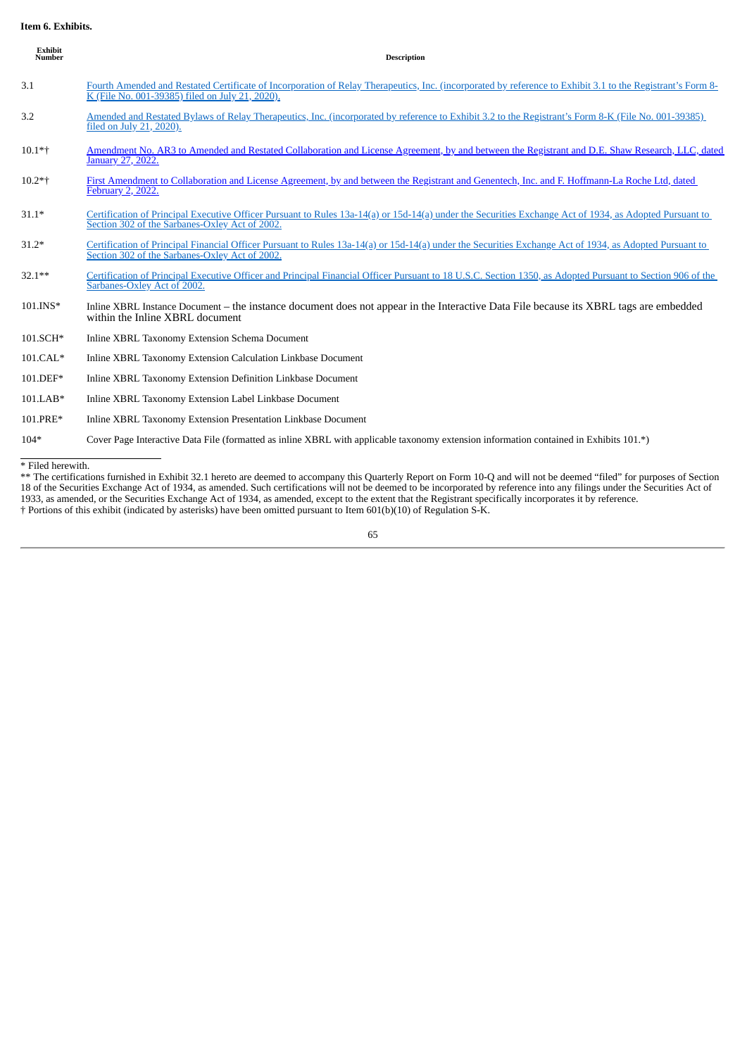**Item 6. Exhibits.**

| Exhibit Number | Description |
|---|---|
| 3.1 | Fourth Amended and Restated Certificate of Incorporation of Relay Therapeutics, Inc. (incorporated by reference to Exhibit 3.1 to the Registrant's Form 8-K (File No. 001-39385) filed on July 21, 2020). |
| 3.2 | Amended and Restated Bylaws of Relay Therapeutics, Inc. (incorporated by reference to Exhibit 3.2 to the Registrant's Form 8-K (File No. 001-39385) filed on July 21, 2020). |
| 10.1*† | Amendment No. AR3 to Amended and Restated Collaboration and License Agreement, by and between the Registrant and D.E. Shaw Research, LLC, dated January 27, 2022. |
| 10.2*† | First Amendment to Collaboration and License Agreement, by and between the Registrant and Genentech, Inc. and F. Hoffmann-La Roche Ltd, dated February 2, 2022. |
| 31.1* | Certification of Principal Executive Officer Pursuant to Rules 13a-14(a) or 15d-14(a) under the Securities Exchange Act of 1934, as Adopted Pursuant to Section 302 of the Sarbanes-Oxley Act of 2002. |
| 31.2* | Certification of Principal Financial Officer Pursuant to Rules 13a-14(a) or 15d-14(a) under the Securities Exchange Act of 1934, as Adopted Pursuant to Section 302 of the Sarbanes-Oxley Act of 2002. |
| 32.1** | Certification of Principal Executive Officer and Principal Financial Officer Pursuant to 18 U.S.C. Section 1350, as Adopted Pursuant to Section 906 of the Sarbanes-Oxley Act of 2002. |
| 101.INS* | Inline XBRL Instance Document – the instance document does not appear in the Interactive Data File because its XBRL tags are embedded within the Inline XBRL document |
| 101.SCH* | Inline XBRL Taxonomy Extension Schema Document |
| 101.CAL* | Inline XBRL Taxonomy Extension Calculation Linkbase Document |
| 101.DEF* | Inline XBRL Taxonomy Extension Definition Linkbase Document |
| 101.LAB* | Inline XBRL Taxonomy Extension Label Linkbase Document |
| 101.PRE* | Inline XBRL Taxonomy Extension Presentation Linkbase Document |
| 104* | Cover Page Interactive Data File (formatted as inline XBRL with applicable taxonomy extension information contained in Exhibits 101.*) |

\* Filed herewith.

** The certifications furnished in Exhibit 32.1 hereto are deemed to accompany this Quarterly Report on Form 10-Q and will not be deemed "filed" for purposes of Section 18 of the Securities Exchange Act of 1934, as amended. Such certifications will not be deemed to be incorporated by reference into any filings under the Securities Act of 1933, as amended, or the Securities Exchange Act of 1934, as amended, except to the extent that the Registrant specifically incorporates it by reference.

† Portions of this exhibit (indicated by asterisks) have been omitted pursuant to Item 601(b)(10) of Regulation S-K.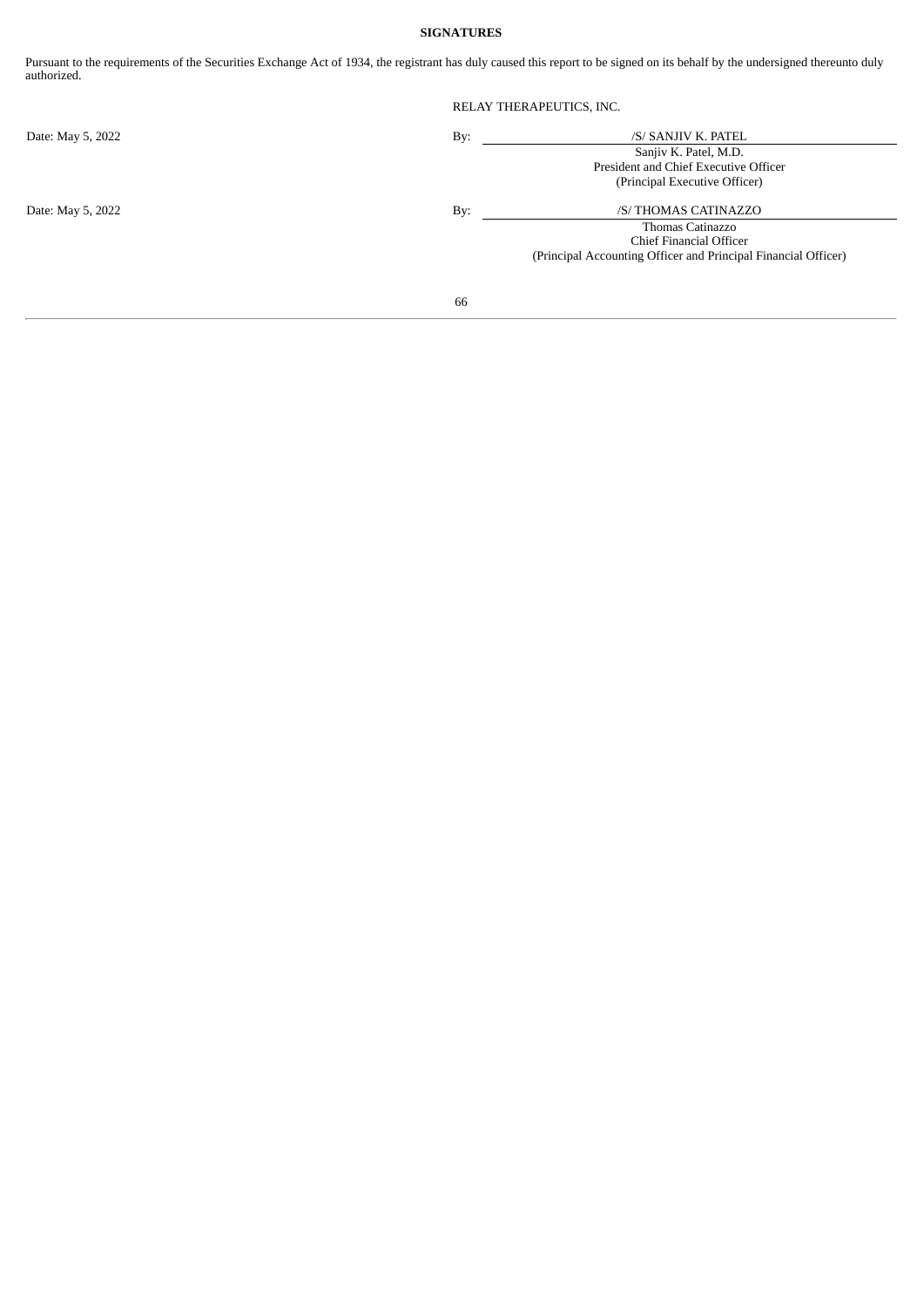**SIGNATURES**

Pursuant to the requirements of the Securities Exchange Act of 1934, the registrant has duly caused this report to be signed on its behalf by the undersigned thereunto duly authorized.

RELAY THERAPEUTICS, INC.

| | | |
|---|---|---|
| Date: May 5, 2022 | By: | /S/ SANJIV K. PATEL |
| | | Sanjiv K. Patel, M.D. |
| | | President and Chief Executive Officer |
| | | (Principal Executive Officer) |
| Date: May 5, 2022 | By: | /S/ THOMAS CATINAZZO |
| | | Thomas Catinazzo |
| | | Chief Financial Officer |
| | | (Principal Accounting Officer and Principal Financial Officer) |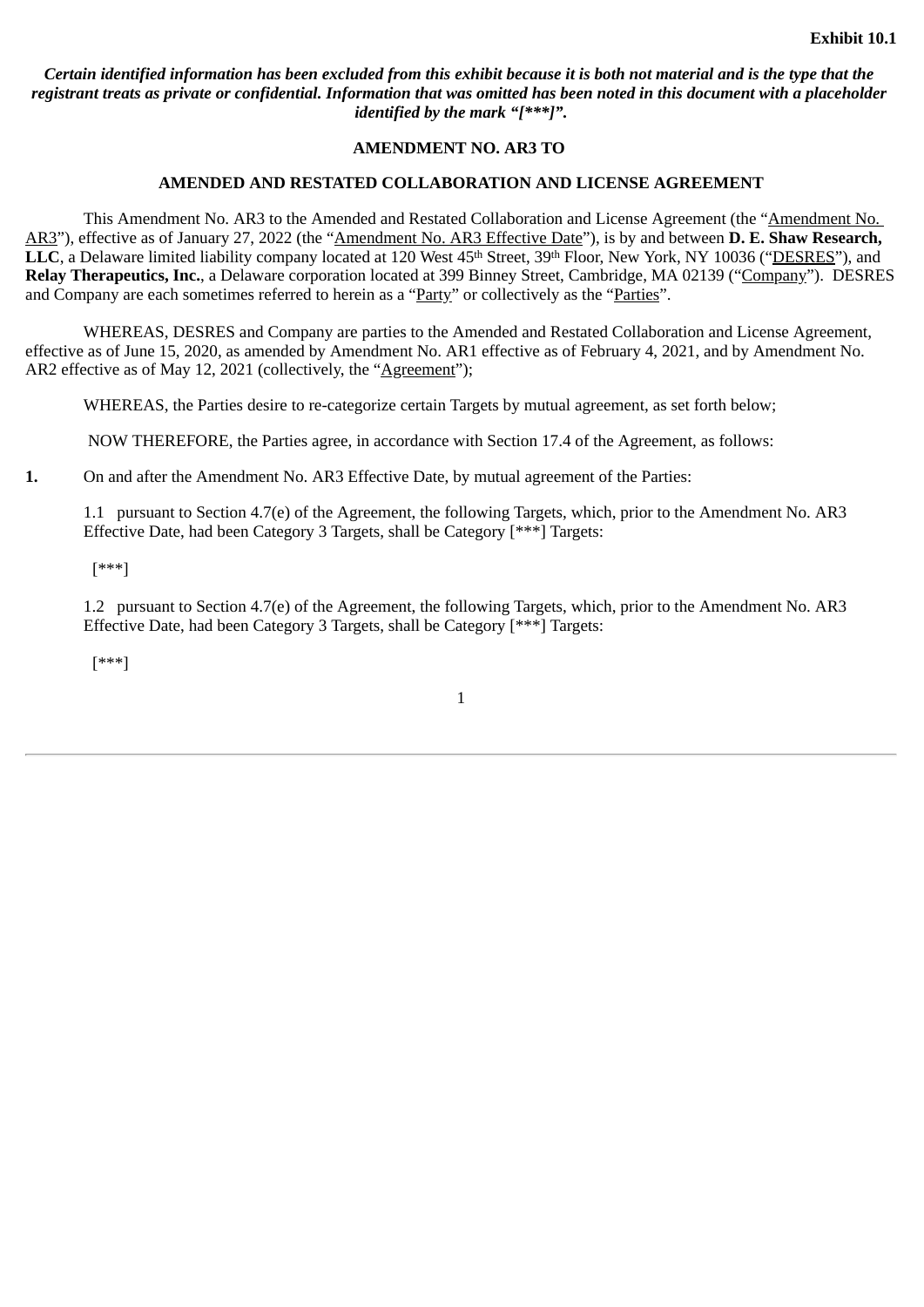**Exhibit 10.1**

***Certain identified information has been excluded from this exhibit because it is both not material and is the type that the registrant treats as private or confidential. Information that was omitted has been noted in this document with a placeholder identified by the mark "[***]".***

**AMENDMENT NO. AR3 TO**

**AMENDED AND RESTATED COLLABORATION AND LICENSE AGREEMENT**

This Amendment No. AR3 to the Amended and Restated Collaboration and License Agreement (the "Amendment No. AR3"), effective as of January 27, 2022 (the "Amendment No. AR3 Effective Date"), is by and between **D. E. Shaw Research, LLC**, a Delaware limited liability company located at 120 West 45th Street, 39th Floor, New York, NY 10036 ("DESRES"), and **Relay Therapeutics, Inc.**, a Delaware corporation located at 399 Binney Street, Cambridge, MA 02139 ("Company"). DESRES and Company are each sometimes referred to herein as a "Party" or collectively as the "Parties".

WHEREAS, DESRES and Company are parties to the Amended and Restated Collaboration and License Agreement, effective as of June 15, 2020, as amended by Amendment No. AR1 effective as of February 4, 2021, and by Amendment No. AR2 effective as of May 12, 2021 (collectively, the "Agreement");

WHEREAS, the Parties desire to re-categorize certain Targets by mutual agreement, as set forth below;

NOW THEREFORE, the Parties agree, in accordance with Section 17.4 of the Agreement, as follows:

**1.** On and after the Amendment No. AR3 Effective Date, by mutual agreement of the Parties:

1.1 pursuant to Section 4.7(e) of the Agreement, the following Targets, which, prior to the Amendment No. AR3 Effective Date, had been Category 3 Targets, shall be Category [***] Targets:

[***]

1.2 pursuant to Section 4.7(e) of the Agreement, the following Targets, which, prior to the Amendment No. AR3 Effective Date, had been Category 3 Targets, shall be Category [***] Targets:

[***]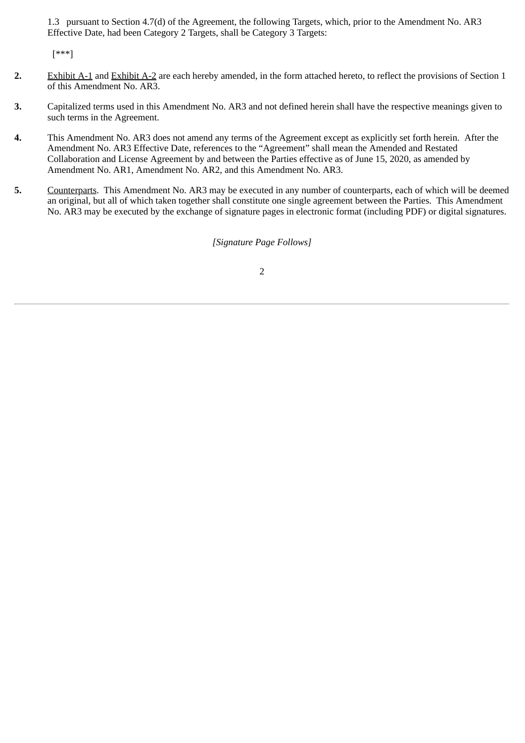1.3 pursuant to Section 4.7(d) of the Agreement, the following Targets, which, prior to the Amendment No. AR3 Effective Date, had been Category 2 Targets, shall be Category 3 Targets:

[***]

**2.** Exhibit A-1 and Exhibit A-2 are each hereby amended, in the form attached hereto, to reflect the provisions of Section 1 of this Amendment No. AR3.

**3.** Capitalized terms used in this Amendment No. AR3 and not defined herein shall have the respective meanings given to such terms in the Agreement.

**4.** This Amendment No. AR3 does not amend any terms of the Agreement except as explicitly set forth herein. After the Amendment No. AR3 Effective Date, references to the "Agreement" shall mean the Amended and Restated Collaboration and License Agreement by and between the Parties effective as of June 15, 2020, as amended by Amendment No. AR1, Amendment No. AR2, and this Amendment No. AR3.

**5.** Counterparts. This Amendment No. AR3 may be executed in any number of counterparts, each of which will be deemed an original, but all of which taken together shall constitute one single agreement between the Parties. This Amendment No. AR3 may be executed by the exchange of signature pages in electronic format (including PDF) or digital signatures.

*[Signature Page Follows]*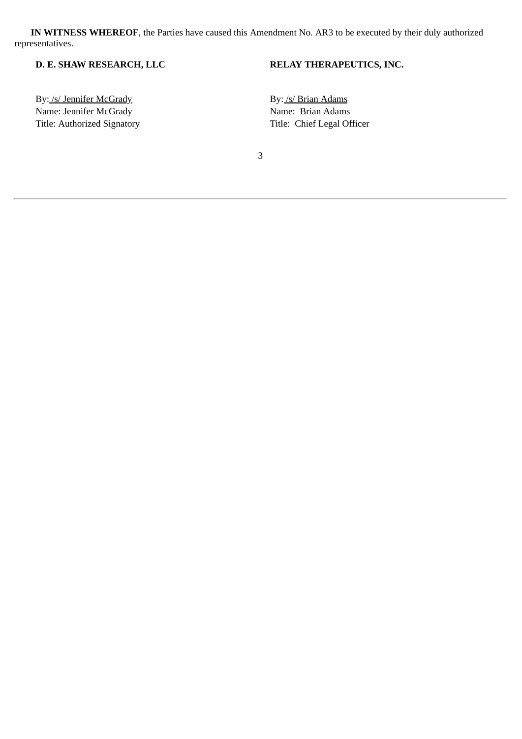**IN WITNESS WHEREOF**, the Parties have caused this Amendment No. AR3 to be executed by their duly authorized representatives.

| **D. E. SHAW RESEARCH, LLC** | **RELAY THERAPEUTICS, INC.** |
| --- | --- |
| By: /s/ Jennifer McGrady | By: /s/ Brian Adams |
| Name: Jennifer McGrady | Name: Brian Adams |
| Title: Authorized Signatory | Title: Chief Legal Officer |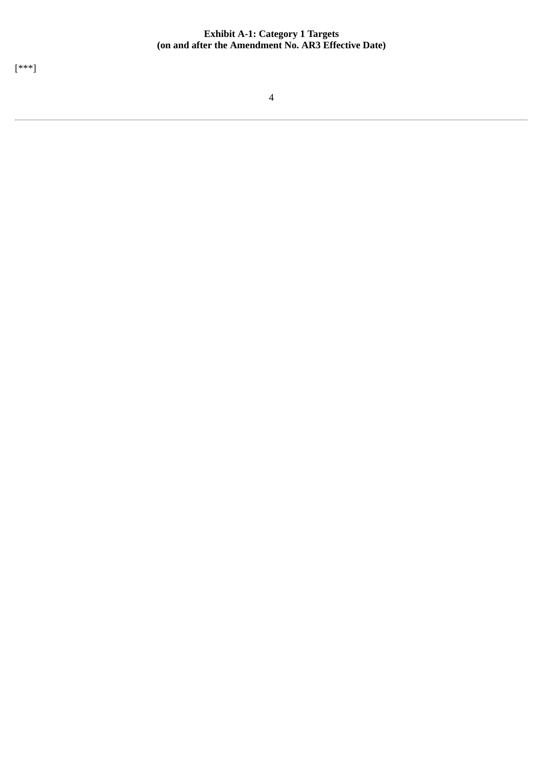**Exhibit A-1: Category 1 Targets**
**(on and after the Amendment No. AR3 Effective Date)**

[***]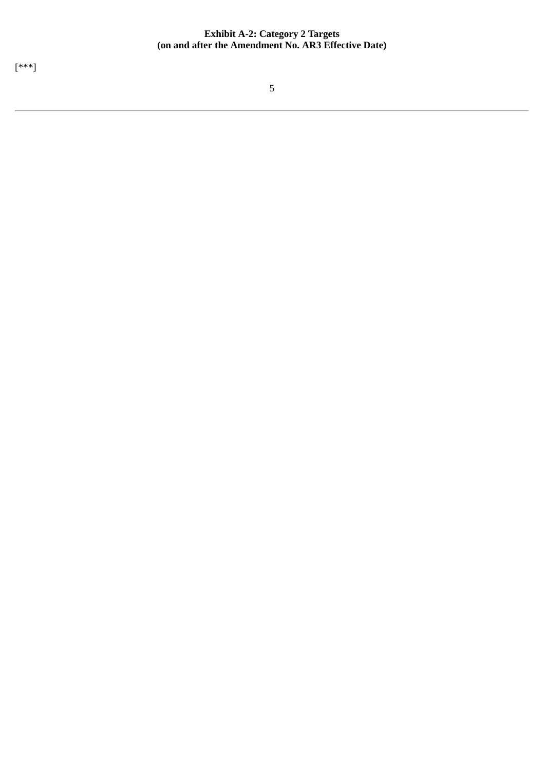**Exhibit A-2: Category 2 Targets**
**(on and after the Amendment No. AR3 Effective Date)**

[***]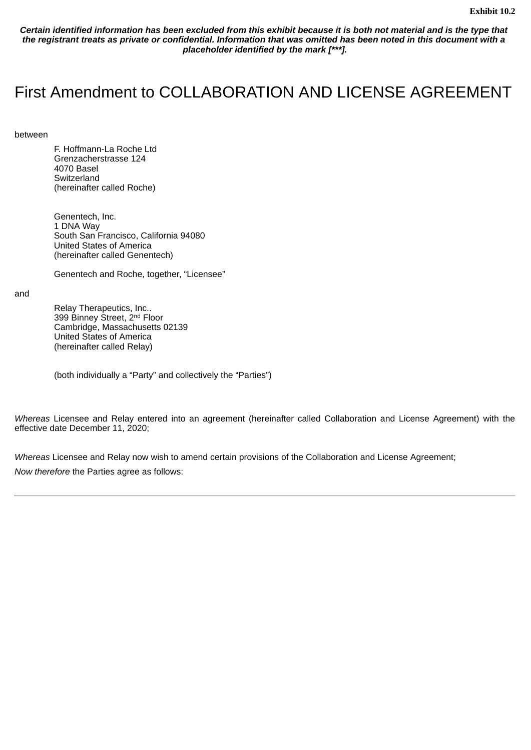**Exhibit 10.2**

***Certain identified information has been excluded from this exhibit because it is both not material and is the type that the registrant treats as private or confidential. Information that was omitted has been noted in this document with a placeholder identified by the mark [***].***

# First Amendment to COLLABORATION AND LICENSE AGREEMENT

between

F. Hoffmann-La Roche Ltd
Grenzacherstrasse 124
4070 Basel
Switzerland
(hereinafter called Roche)

Genentech, Inc.
1 DNA Way
South San Francisco, California 94080
United States of America
(hereinafter called Genentech)

Genentech and Roche, together, “Licensee”

and

Relay Therapeutics, Inc..
399 Binney Street, 2nd Floor
Cambridge, Massachusetts 02139
United States of America
(hereinafter called Relay)

(both individually a “Party” and collectively the “Parties”)

*Whereas* Licensee and Relay entered into an agreement (hereinafter called Collaboration and License Agreement) with the effective date December 11, 2020;

*Whereas* Licensee and Relay now wish to amend certain provisions of the Collaboration and License Agreement;

*Now therefore* the Parties agree as follows: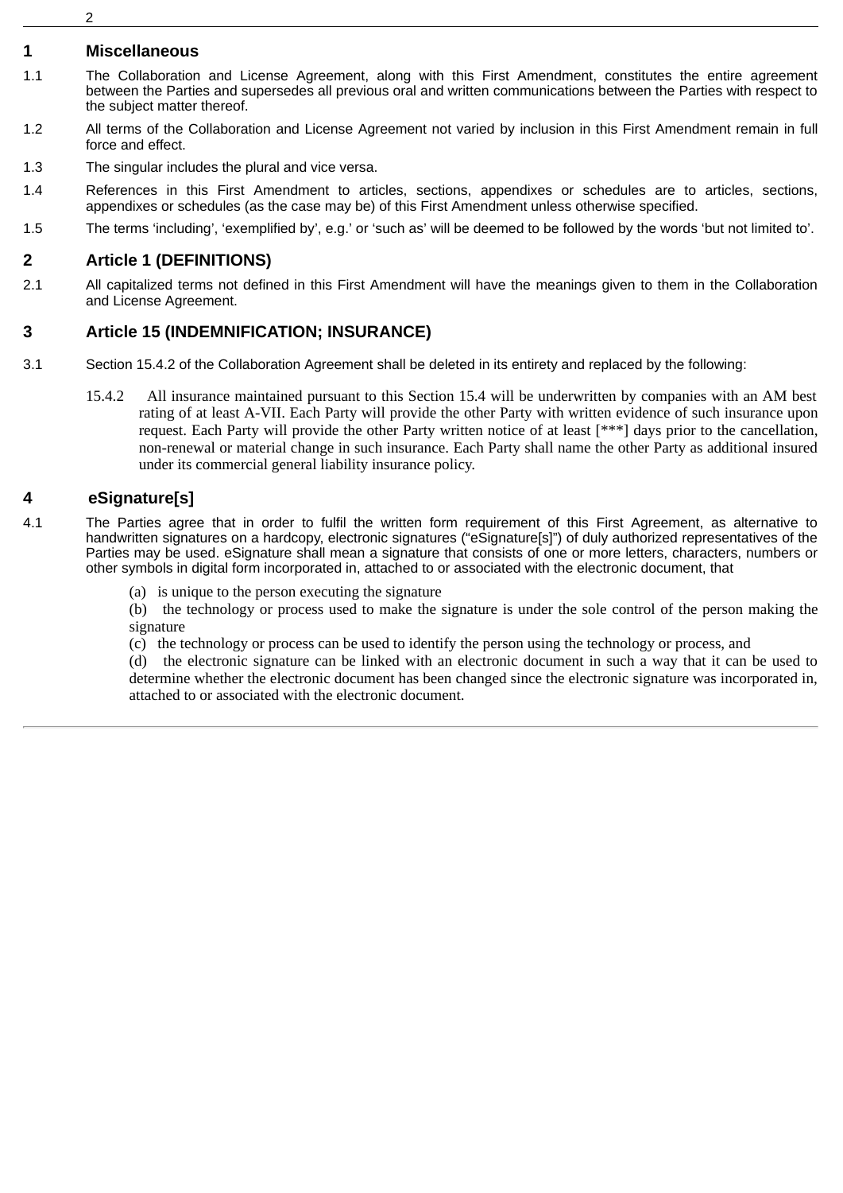## 1 Miscellaneous

1.1 The Collaboration and License Agreement, along with this First Amendment, constitutes the entire agreement between the Parties and supersedes all previous oral and written communications between the Parties with respect to the subject matter thereof.

1.2 All terms of the Collaboration and License Agreement not varied by inclusion in this First Amendment remain in full force and effect.

1.3 The singular includes the plural and vice versa.

1.4 References in this First Amendment to articles, sections, appendixes or schedules are to articles, sections, appendixes or schedules (as the case may be) of this First Amendment unless otherwise specified.

1.5 The terms ‘including’, ‘exemplified by’, e.g.’ or ‘such as’ will be deemed to be followed by the words ‘but not limited to’.

## 2 Article 1 (DEFINITIONS)

2.1 All capitalized terms not defined in this First Amendment will have the meanings given to them in the Collaboration and License Agreement.

## 3 Article 15 (INDEMNIFICATION; INSURANCE)

3.1 Section 15.4.2 of the Collaboration Agreement shall be deleted in its entirety and replaced by the following:

> 15.4.2 All insurance maintained pursuant to this Section 15.4 will be underwritten by companies with an AM best rating of at least A-VII. Each Party will provide the other Party with written evidence of such insurance upon request. Each Party will provide the other Party written notice of at least [***] days prior to the cancellation, non-renewal or material change in such insurance. Each Party shall name the other Party as additional insured under its commercial general liability insurance policy.

## 4 eSignature[s]

4.1 The Parties agree that in order to fulfil the written form requirement of this First Agreement, as alternative to handwritten signatures on a hardcopy, electronic signatures (“eSignature[s]”) of duly authorized representatives of the Parties may be used. eSignature shall mean a signature that consists of one or more letters, characters, numbers or other symbols in digital form incorporated in, attached to or associated with the electronic document, that

(a) is unique to the person executing the signature
(b) the technology or process used to make the signature is under the sole control of the person making the signature
(c) the technology or process can be used to identify the person using the technology or process, and
(d) the electronic signature can be linked with an electronic document in such a way that it can be used to determine whether the electronic document has been changed since the electronic signature was incorporated in, attached to or associated with the electronic document.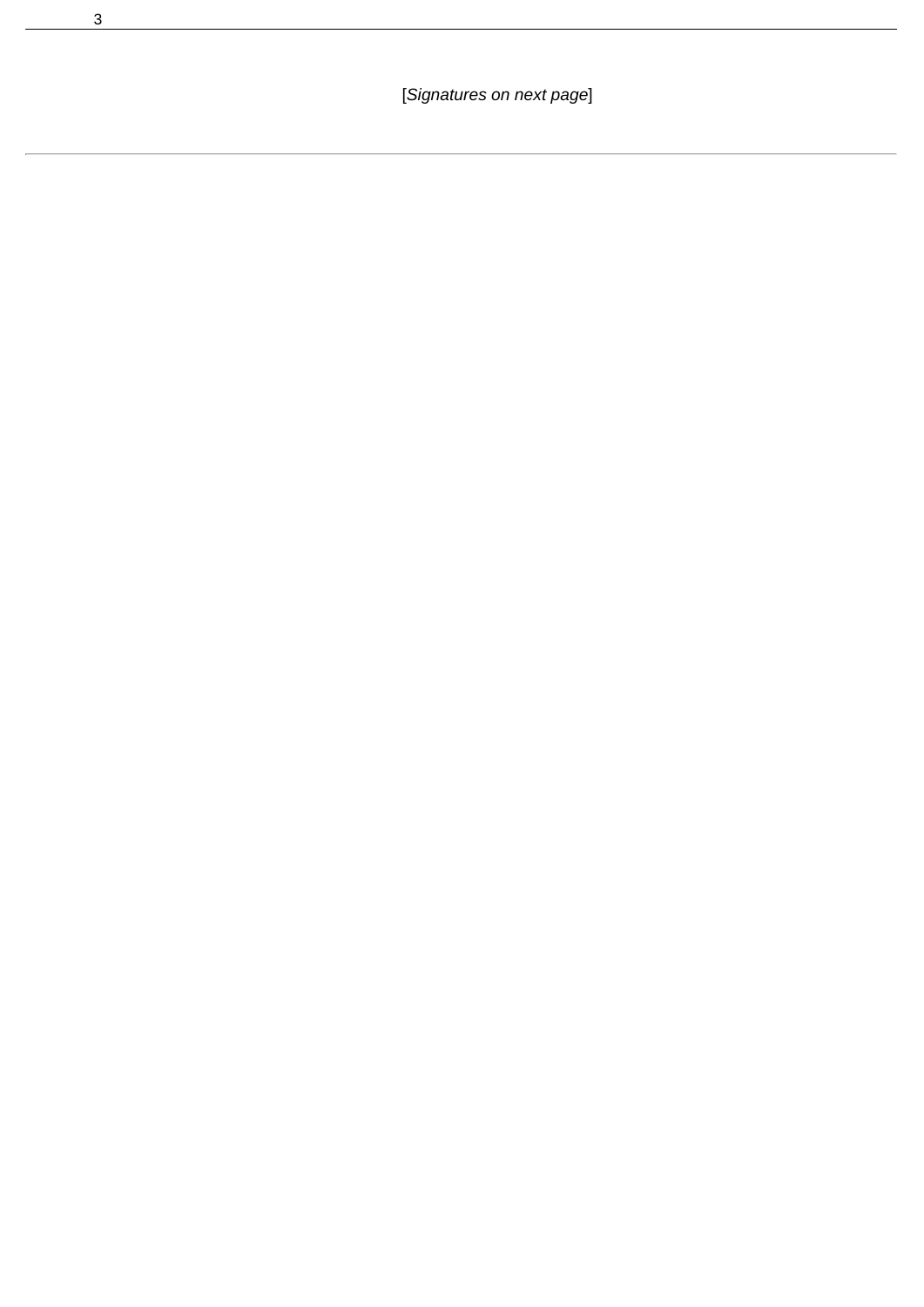[*Signatures on next page*]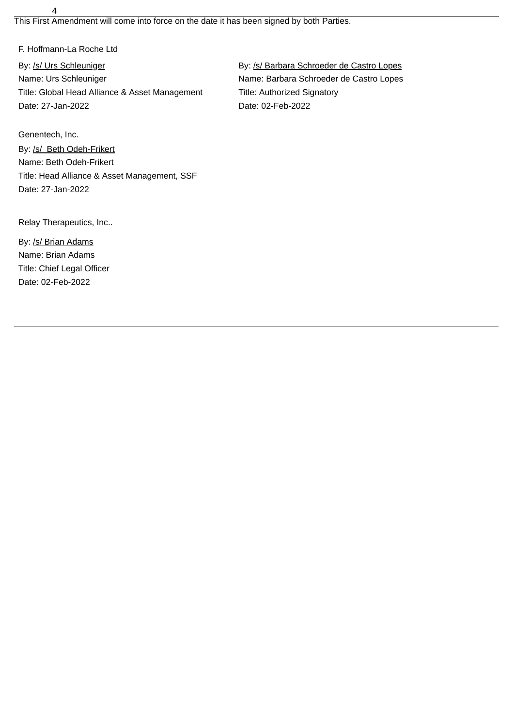This First Amendment will come into force on the date it has been signed by both Parties.

F. Hoffmann-La Roche Ltd

| | |
|---|---|
| By: /s/ Urs Schleuniger | By: /s/ Barbara Schroeder de Castro Lopes |
| Name: Urs Schleuniger | Name: Barbara Schroeder de Castro Lopes |
| Title: Global Head Alliance & Asset Management | Title: Authorized Signatory |
| Date: 27-Jan-2022 | Date: 02-Feb-2022 |

Genentech, Inc.

By: /s/ Beth Odeh-Frikert
Name: Beth Odeh-Frikert
Title: Head Alliance & Asset Management, SSF
Date: 27-Jan-2022

Relay Therapeutics, Inc..

By: /s/ Brian Adams
Name: Brian Adams
Title: Chief Legal Officer
Date: 02-Feb-2022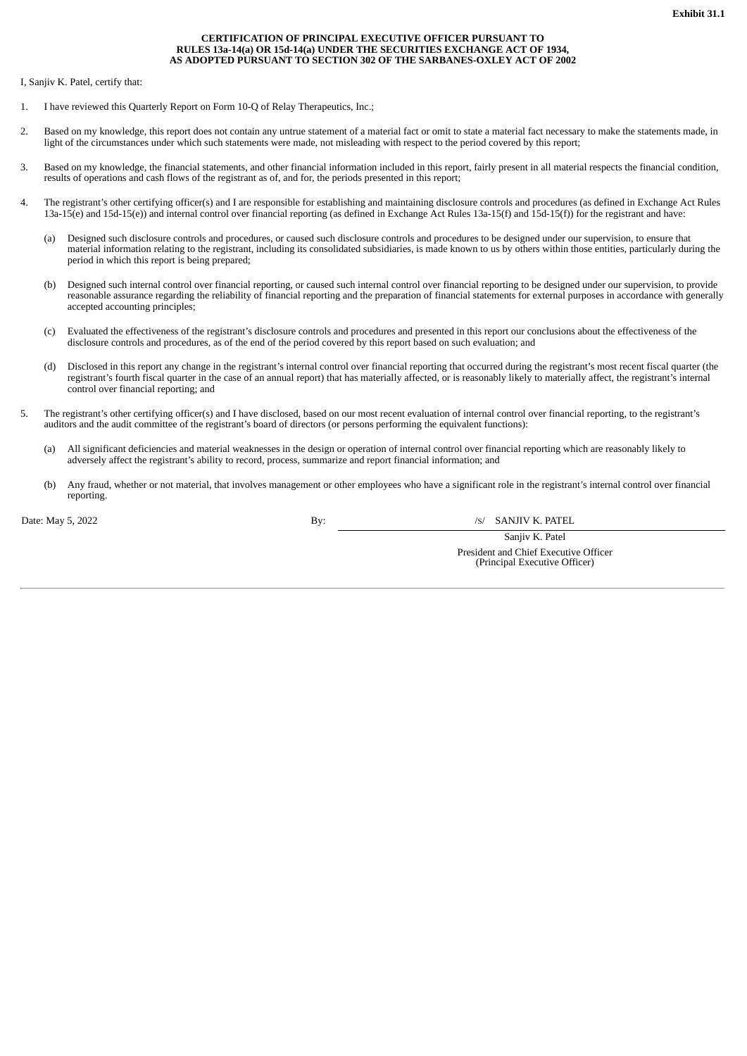**Exhibit 31.1**

**CERTIFICATION OF PRINCIPAL EXECUTIVE OFFICER PURSUANT TO RULES 13a-14(a) OR 15d-14(a) UNDER THE SECURITIES EXCHANGE ACT OF 1934, AS ADOPTED PURSUANT TO SECTION 302 OF THE SARBANES-OXLEY ACT OF 2002**

I, Sanjiv K. Patel, certify that:

1. I have reviewed this Quarterly Report on Form 10-Q of Relay Therapeutics, Inc.;

2. Based on my knowledge, this report does not contain any untrue statement of a material fact or omit to state a material fact necessary to make the statements made, in light of the circumstances under which such statements were made, not misleading with respect to the period covered by this report;

3. Based on my knowledge, the financial statements, and other financial information included in this report, fairly present in all material respects the financial condition, results of operations and cash flows of the registrant as of, and for, the periods presented in this report;

4. The registrant's other certifying officer(s) and I are responsible for establishing and maintaining disclosure controls and procedures (as defined in Exchange Act Rules 13a-15(e) and 15d-15(e)) and internal control over financial reporting (as defined in Exchange Act Rules 13a-15(f) and 15d-15(f)) for the registrant and have:

   (a) Designed such disclosure controls and procedures, or caused such disclosure controls and procedures to be designed under our supervision, to ensure that material information relating to the registrant, including its consolidated subsidiaries, is made known to us by others within those entities, particularly during the period in which this report is being prepared;

   (b) Designed such internal control over financial reporting, or caused such internal control over financial reporting to be designed under our supervision, to provide reasonable assurance regarding the reliability of financial reporting and the preparation of financial statements for external purposes in accordance with generally accepted accounting principles;

   (c) Evaluated the effectiveness of the registrant's disclosure controls and procedures and presented in this report our conclusions about the effectiveness of the disclosure controls and procedures, as of the end of the period covered by this report based on such evaluation; and

   (d) Disclosed in this report any change in the registrant's internal control over financial reporting that occurred during the registrant's most recent fiscal quarter (the registrant's fourth fiscal quarter in the case of an annual report) that has materially affected, or is reasonably likely to materially affect, the registrant's internal control over financial reporting; and

5. The registrant's other certifying officer(s) and I have disclosed, based on our most recent evaluation of internal control over financial reporting, to the registrant's auditors and the audit committee of the registrant's board of directors (or persons performing the equivalent functions):

   (a) All significant deficiencies and material weaknesses in the design or operation of internal control over financial reporting which are reasonably likely to adversely affect the registrant's ability to record, process, summarize and report financial information; and

   (b) Any fraud, whether or not material, that involves management or other employees who have a significant role in the registrant's internal control over financial reporting.

Date: May 5, 2022

By: /s/ SANJIV K. PATEL

Sanjiv K. Patel

President and Chief Executive Officer
(Principal Executive Officer)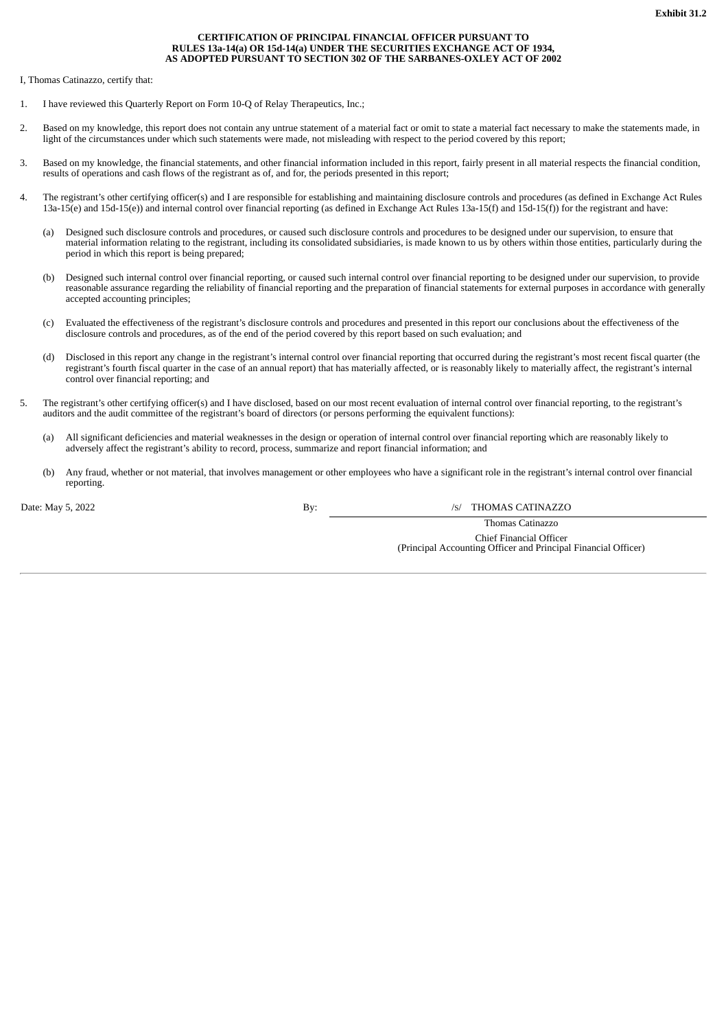**Exhibit 31.2**

**CERTIFICATION OF PRINCIPAL FINANCIAL OFFICER PURSUANT TO RULES 13a-14(a) OR 15d-14(a) UNDER THE SECURITIES EXCHANGE ACT OF 1934, AS ADOPTED PURSUANT TO SECTION 302 OF THE SARBANES-OXLEY ACT OF 2002**

I, Thomas Catinazzo, certify that:

1. I have reviewed this Quarterly Report on Form 10-Q of Relay Therapeutics, Inc.;
2. Based on my knowledge, this report does not contain any untrue statement of a material fact or omit to state a material fact necessary to make the statements made, in light of the circumstances under which such statements were made, not misleading with respect to the period covered by this report;
3. Based on my knowledge, the financial statements, and other financial information included in this report, fairly present in all material respects the financial condition, results of operations and cash flows of the registrant as of, and for, the periods presented in this report;
4. The registrant's other certifying officer(s) and I are responsible for establishing and maintaining disclosure controls and procedures (as defined in Exchange Act Rules 13a-15(e) and 15d-15(e)) and internal control over financial reporting (as defined in Exchange Act Rules 13a-15(f) and 15d-15(f)) for the registrant and have:
   (a) Designed such disclosure controls and procedures, or caused such disclosure controls and procedures to be designed under our supervision, to ensure that material information relating to the registrant, including its consolidated subsidiaries, is made known to us by others within those entities, particularly during the period in which this report is being prepared;
   (b) Designed such internal control over financial reporting, or caused such internal control over financial reporting to be designed under our supervision, to provide reasonable assurance regarding the reliability of financial reporting and the preparation of financial statements for external purposes in accordance with generally accepted accounting principles;
   (c) Evaluated the effectiveness of the registrant's disclosure controls and procedures and presented in this report our conclusions about the effectiveness of the disclosure controls and procedures, as of the end of the period covered by this report based on such evaluation; and
   (d) Disclosed in this report any change in the registrant's internal control over financial reporting that occurred during the registrant's most recent fiscal quarter (the registrant's fourth fiscal quarter in the case of an annual report) that has materially affected, or is reasonably likely to materially affect, the registrant's internal control over financial reporting; and
5. The registrant's other certifying officer(s) and I have disclosed, based on our most recent evaluation of internal control over financial reporting, to the registrant's auditors and the audit committee of the registrant's board of directors (or persons performing the equivalent functions):
   (a) All significant deficiencies and material weaknesses in the design or operation of internal control over financial reporting which are reasonably likely to adversely affect the registrant's ability to record, process, summarize and report financial information; and
   (b) Any fraud, whether or not material, that involves management or other employees who have a significant role in the registrant's internal control over financial reporting.

Date: May 5, 2022

By: /s/ THOMAS CATINAZZO

Thomas Catinazzo

Chief Financial Officer
(Principal Accounting Officer and Principal Financial Officer)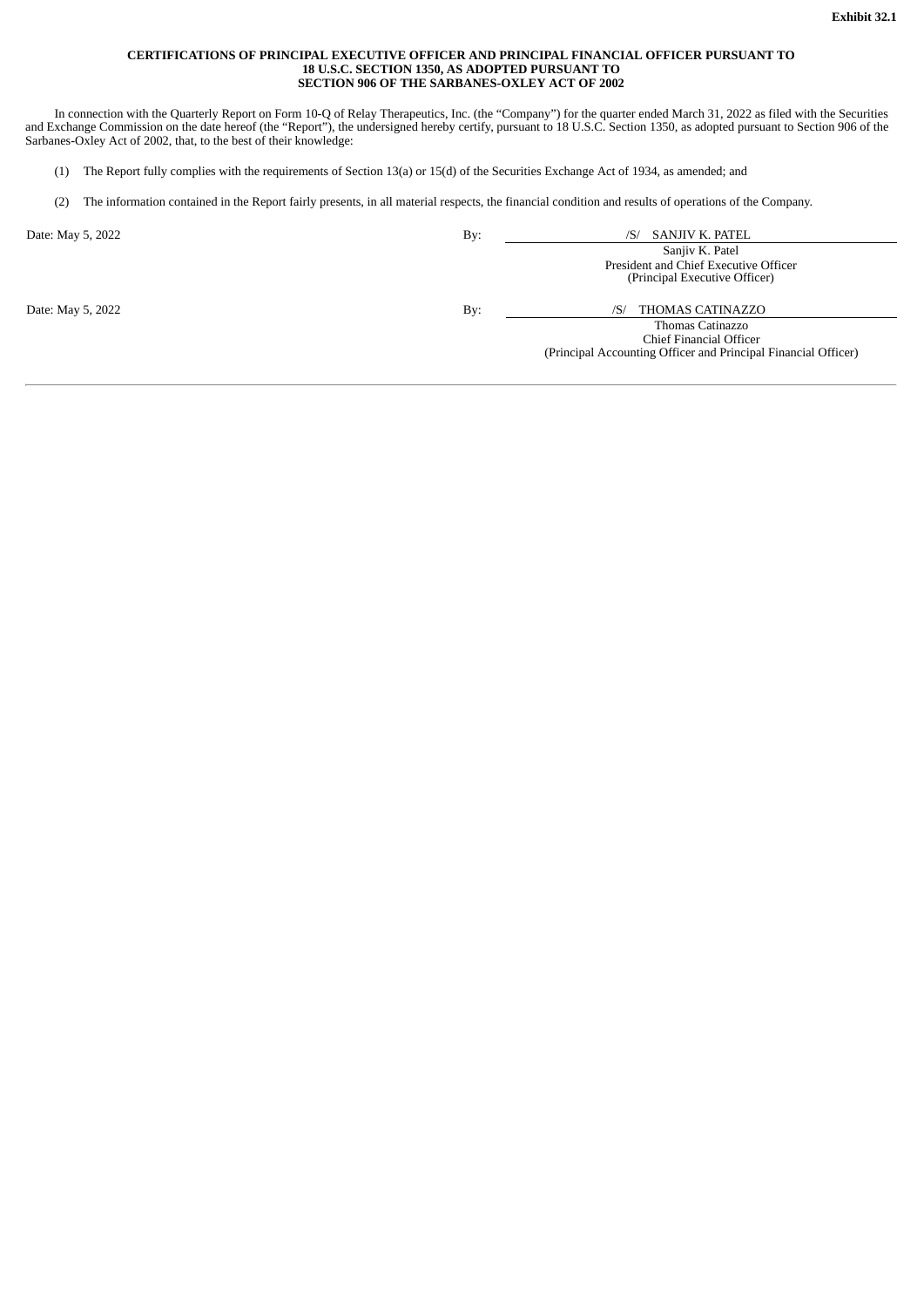**Exhibit 32.1**

**CERTIFICATIONS OF PRINCIPAL EXECUTIVE OFFICER AND PRINCIPAL FINANCIAL OFFICER PURSUANT TO 18 U.S.C. SECTION 1350, AS ADOPTED PURSUANT TO SECTION 906 OF THE SARBANES-OXLEY ACT OF 2002**

In connection with the Quarterly Report on Form 10-Q of Relay Therapeutics, Inc. (the "Company") for the quarter ended March 31, 2022 as filed with the Securities and Exchange Commission on the date hereof (the "Report"), the undersigned hereby certify, pursuant to 18 U.S.C. Section 1350, as adopted pursuant to Section 906 of the Sarbanes-Oxley Act of 2002, that, to the best of their knowledge:

(1) The Report fully complies with the requirements of Section 13(a) or 15(d) of the Securities Exchange Act of 1934, as amended; and

(2) The information contained in the Report fairly presents, in all material respects, the financial condition and results of operations of the Company.

| | | |
|---|---|---|
| Date: May 5, 2022 | By: | /S/ SANJIV K. PATEL |
| | | Sanjiv K. Patel<br>President and Chief Executive Officer<br>(Principal Executive Officer) |
| Date: May 5, 2022 | By: | /S/ THOMAS CATINAZZO |
| | | Thomas Catinazzo<br>Chief Financial Officer<br>(Principal Accounting Officer and Principal Financial Officer) |